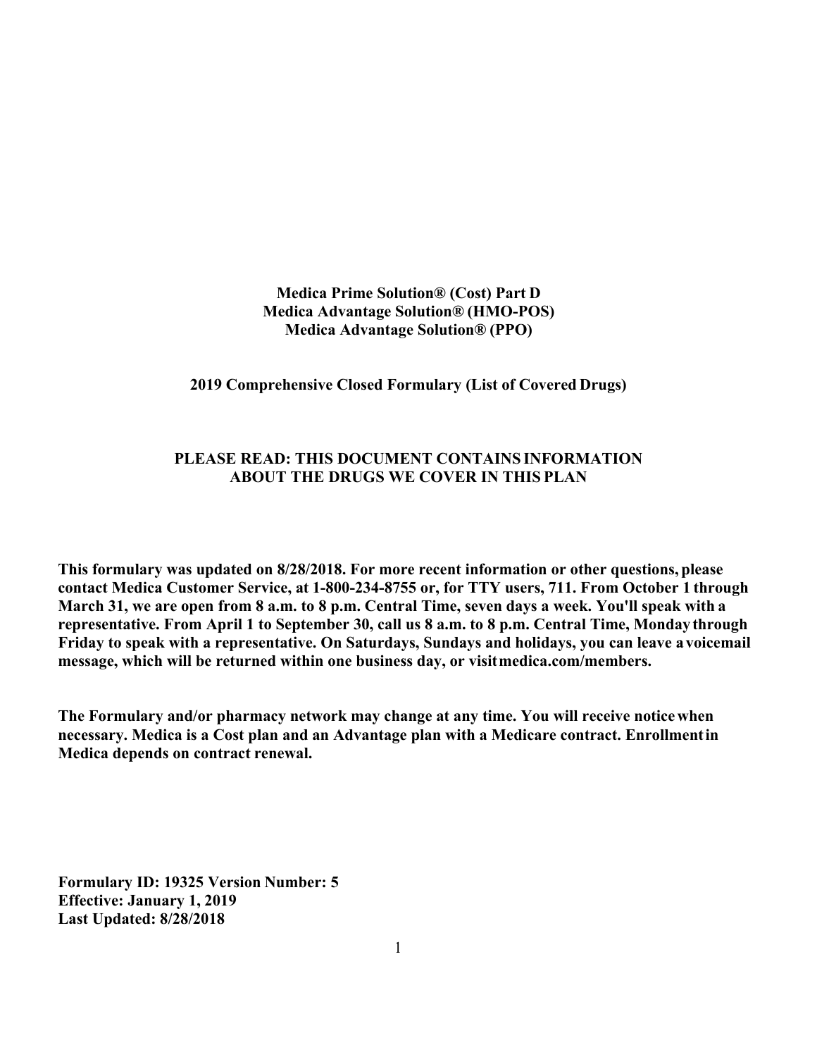**Medica Prime Solution® (Cost) Part D**
**Medica Advantage Solution® (HMO-POS)**
**Medica Advantage Solution® (PPO)**

**2019 Comprehensive Closed Formulary (List of Covered Drugs)**

**PLEASE READ: THIS DOCUMENT CONTAINS INFORMATION ABOUT THE DRUGS WE COVER IN THIS PLAN**

**This formulary was updated on 8/28/2018. For more recent information or other questions, please contact Medica Customer Service, at 1-800-234-8755 or, for TTY users, 711. From October 1 through March 31, we are open from 8 a.m. to 8 p.m. Central Time, seven days a week. You'll speak with a representative. From April 1 to September 30, call us 8 a.m. to 8 p.m. Central Time, Monday through Friday to speak with a representative. On Saturdays, Sundays and holidays, you can leave a voicemail message, which will be returned within one business day, or visit medica.com/members.**

**The Formulary and/or pharmacy network may change at any time. You will receive notice when necessary. Medica is a Cost plan and an Advantage plan with a Medicare contract. Enrollment in Medica depends on contract renewal.**

**Formulary ID: 19325 Version Number: 5**
**Effective: January 1, 2019**
**Last Updated: 8/28/2018**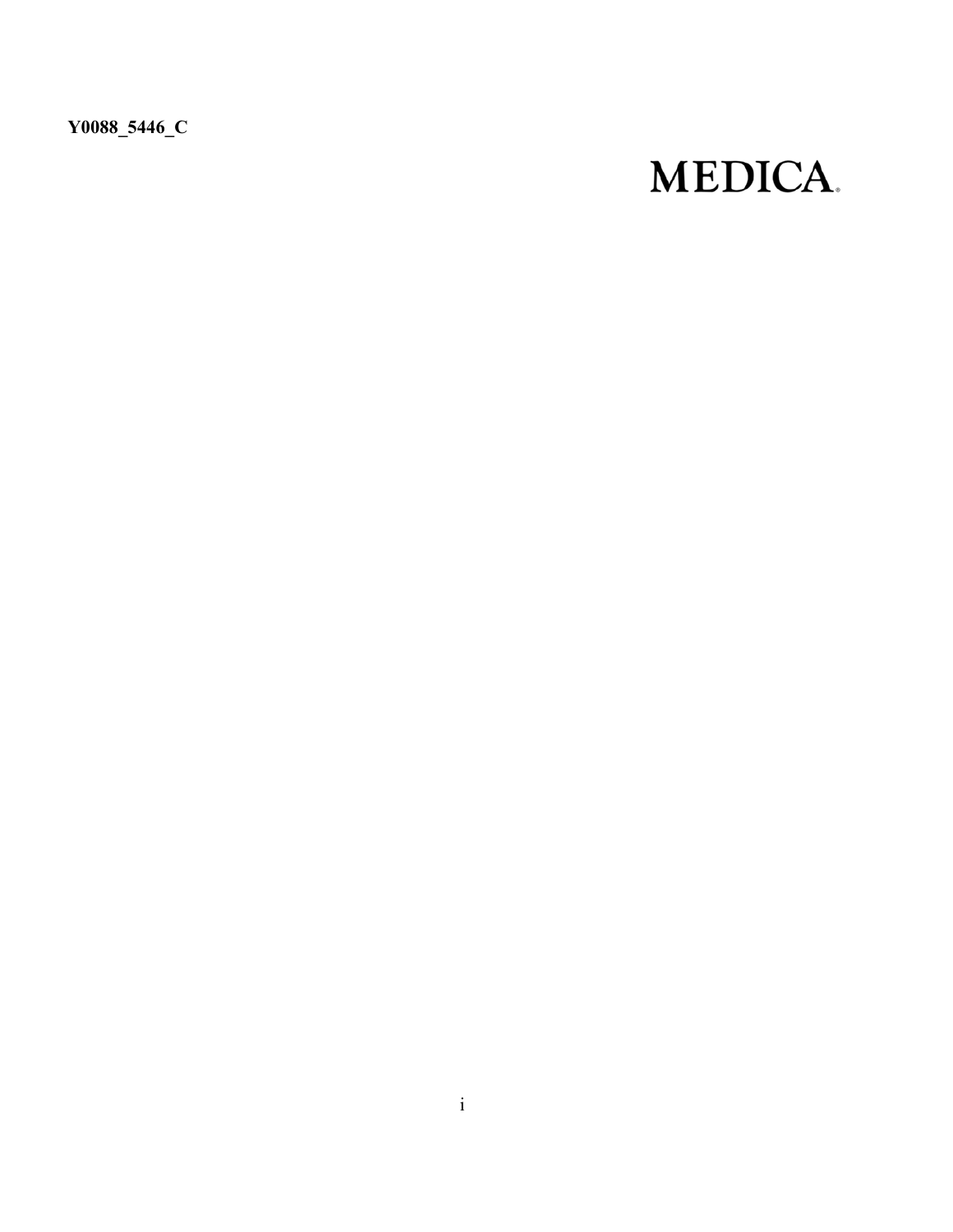**Y0088_5446_C**

MEDICA.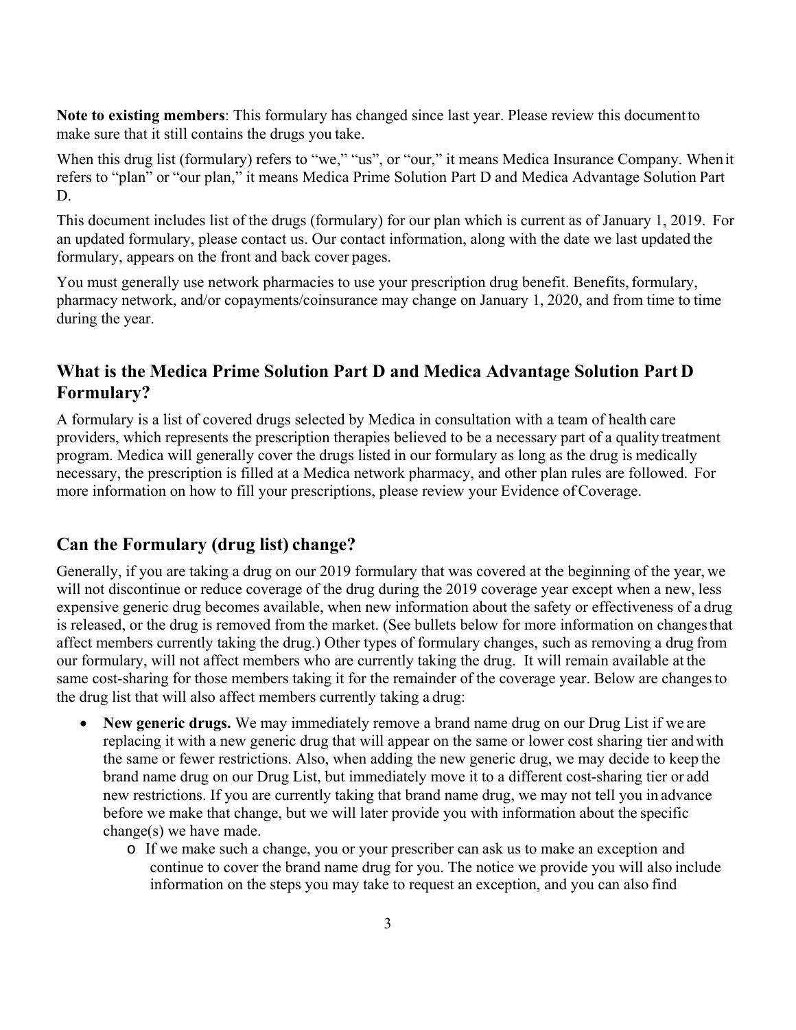**Note to existing members**: This formulary has changed since last year. Please review this document to make sure that it still contains the drugs you take.

When this drug list (formulary) refers to "we," "us", or "our," it means Medica Insurance Company. When it refers to "plan" or "our plan," it means Medica Prime Solution Part D and Medica Advantage Solution Part D.

This document includes list of the drugs (formulary) for our plan which is current as of January 1, 2019. For an updated formulary, please contact us. Our contact information, along with the date we last updated the formulary, appears on the front and back cover pages.

You must generally use network pharmacies to use your prescription drug benefit. Benefits, formulary, pharmacy network, and/or copayments/coinsurance may change on January 1, 2020, and from time to time during the year.

## What is the Medica Prime Solution Part D and Medica Advantage Solution Part D Formulary?

A formulary is a list of covered drugs selected by Medica in consultation with a team of health care providers, which represents the prescription therapies believed to be a necessary part of a quality treatment program. Medica will generally cover the drugs listed in our formulary as long as the drug is medically necessary, the prescription is filled at a Medica network pharmacy, and other plan rules are followed. For more information on how to fill your prescriptions, please review your Evidence of Coverage.

## Can the Formulary (drug list) change?

Generally, if you are taking a drug on our 2019 formulary that was covered at the beginning of the year, we will not discontinue or reduce coverage of the drug during the 2019 coverage year except when a new, less expensive generic drug becomes available, when new information about the safety or effectiveness of a drug is released, or the drug is removed from the market. (See bullets below for more information on changes that affect members currently taking the drug.) Other types of formulary changes, such as removing a drug from our formulary, will not affect members who are currently taking the drug. It will remain available at the same cost-sharing for those members taking it for the remainder of the coverage year. Below are changes to the drug list that will also affect members currently taking a drug:

- **New generic drugs.** We may immediately remove a brand name drug on our Drug List if we are replacing it with a new generic drug that will appear on the same or lower cost sharing tier and with the same or fewer restrictions. Also, when adding the new generic drug, we may decide to keep the brand name drug on our Drug List, but immediately move it to a different cost-sharing tier or add new restrictions. If you are currently taking that brand name drug, we may not tell you in advance before we make that change, but we will later provide you with information about the specific change(s) we have made.
    - If we make such a change, you or your prescriber can ask us to make an exception and continue to cover the brand name drug for you. The notice we provide you will also include information on the steps you may take to request an exception, and you can also find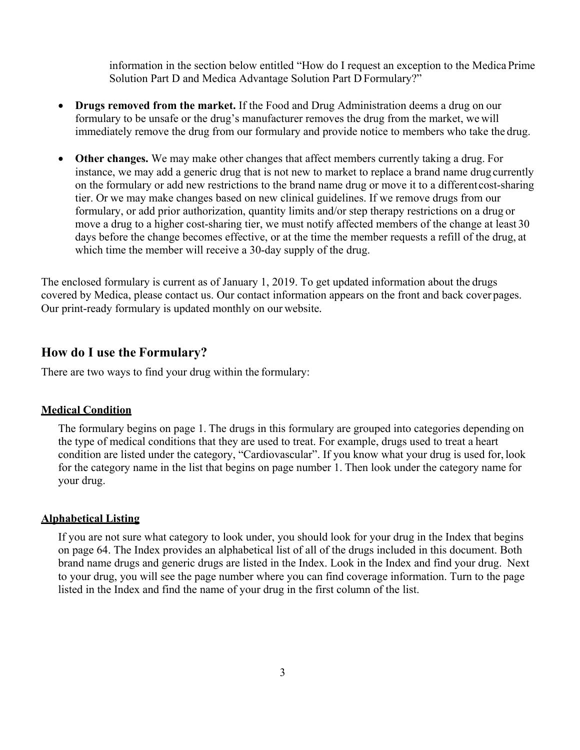information in the section below entitled "How do I request an exception to the Medica Prime Solution Part D and Medica Advantage Solution Part D Formulary?"

- **Drugs removed from the market.** If the Food and Drug Administration deems a drug on our formulary to be unsafe or the drug's manufacturer removes the drug from the market, we will immediately remove the drug from our formulary and provide notice to members who take the drug.

- **Other changes.** We may make other changes that affect members currently taking a drug. For instance, we may add a generic drug that is not new to market to replace a brand name drug currently on the formulary or add new restrictions to the brand name drug or move it to a different cost-sharing tier. Or we may make changes based on new clinical guidelines. If we remove drugs from our formulary, or add prior authorization, quantity limits and/or step therapy restrictions on a drug or move a drug to a higher cost-sharing tier, we must notify affected members of the change at least 30 days before the change becomes effective, or at the time the member requests a refill of the drug, at which time the member will receive a 30-day supply of the drug.

The enclosed formulary is current as of January 1, 2019. To get updated information about the drugs covered by Medica, please contact us. Our contact information appears on the front and back cover pages. Our print-ready formulary is updated monthly on our website.

## How do I use the Formulary?

There are two ways to find your drug within the formulary:

### Medical Condition

The formulary begins on page 1. The drugs in this formulary are grouped into categories depending on the type of medical conditions that they are used to treat. For example, drugs used to treat a heart condition are listed under the category, "Cardiovascular". If you know what your drug is used for, look for the category name in the list that begins on page number 1. Then look under the category name for your drug.

### Alphabetical Listing

If you are not sure what category to look under, you should look for your drug in the Index that begins on page 64. The Index provides an alphabetical list of all of the drugs included in this document. Both brand name drugs and generic drugs are listed in the Index. Look in the Index and find your drug. Next to your drug, you will see the page number where you can find coverage information. Turn to the page listed in the Index and find the name of your drug in the first column of the list.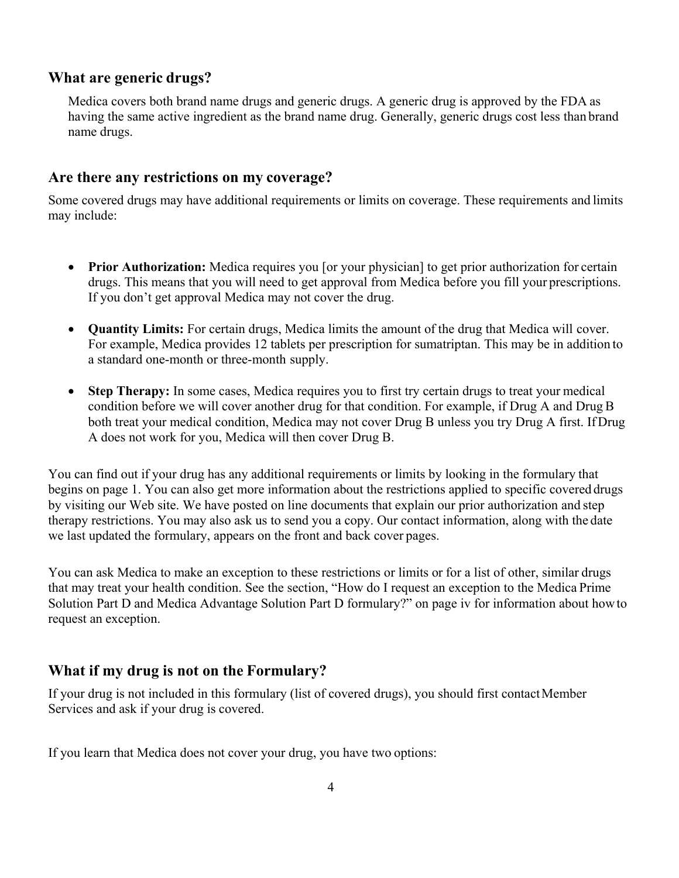## What are generic drugs?

Medica covers both brand name drugs and generic drugs. A generic drug is approved by the FDA as having the same active ingredient as the brand name drug. Generally, generic drugs cost less than brand name drugs.

## Are there any restrictions on my coverage?

Some covered drugs may have additional requirements or limits on coverage. These requirements and limits may include:

- **Prior Authorization:** Medica requires you [or your physician] to get prior authorization for certain drugs. This means that you will need to get approval from Medica before you fill your prescriptions. If you don't get approval Medica may not cover the drug.
- **Quantity Limits:** For certain drugs, Medica limits the amount of the drug that Medica will cover. For example, Medica provides 12 tablets per prescription for sumatriptan. This may be in addition to a standard one-month or three-month supply.
- **Step Therapy:** In some cases, Medica requires you to first try certain drugs to treat your medical condition before we will cover another drug for that condition. For example, if Drug A and Drug B both treat your medical condition, Medica may not cover Drug B unless you try Drug A first. If Drug A does not work for you, Medica will then cover Drug B.

You can find out if your drug has any additional requirements or limits by looking in the formulary that begins on page 1. You can also get more information about the restrictions applied to specific covered drugs by visiting our Web site. We have posted on line documents that explain our prior authorization and step therapy restrictions. You may also ask us to send you a copy. Our contact information, along with the date we last updated the formulary, appears on the front and back cover pages.

You can ask Medica to make an exception to these restrictions or limits or for a list of other, similar drugs that may treat your health condition. See the section, "How do I request an exception to the Medica Prime Solution Part D and Medica Advantage Solution Part D formulary?" on page iv for information about how to request an exception.

## What if my drug is not on the Formulary?

If your drug is not included in this formulary (list of covered drugs), you should first contact Member Services and ask if your drug is covered.

If you learn that Medica does not cover your drug, you have two options: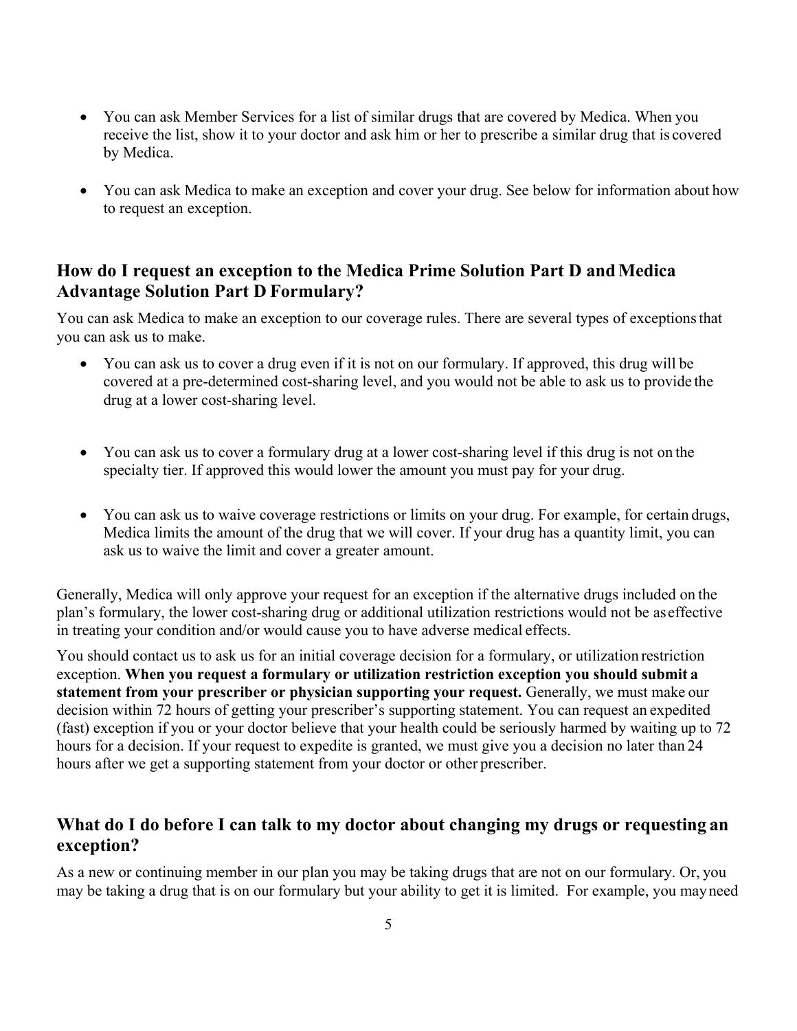- You can ask Member Services for a list of similar drugs that are covered by Medica. When you receive the list, show it to your doctor and ask him or her to prescribe a similar drug that is covered by Medica.
- You can ask Medica to make an exception and cover your drug. See below for information about how to request an exception.

## How do I request an exception to the Medica Prime Solution Part D and Medica Advantage Solution Part D Formulary?

You can ask Medica to make an exception to our coverage rules. There are several types of exceptions that you can ask us to make.

- You can ask us to cover a drug even if it is not on our formulary. If approved, this drug will be covered at a pre-determined cost-sharing level, and you would not be able to ask us to provide the drug at a lower cost-sharing level.
- You can ask us to cover a formulary drug at a lower cost-sharing level if this drug is not on the specialty tier. If approved this would lower the amount you must pay for your drug.
- You can ask us to waive coverage restrictions or limits on your drug. For example, for certain drugs, Medica limits the amount of the drug that we will cover. If your drug has a quantity limit, you can ask us to waive the limit and cover a greater amount.

Generally, Medica will only approve your request for an exception if the alternative drugs included on the plan's formulary, the lower cost-sharing drug or additional utilization restrictions would not be as effective in treating your condition and/or would cause you to have adverse medical effects.

You should contact us to ask us for an initial coverage decision for a formulary, or utilization restriction exception. **When you request a formulary or utilization restriction exception you should submit a statement from your prescriber or physician supporting your request.** Generally, we must make our decision within 72 hours of getting your prescriber's supporting statement. You can request an expedited (fast) exception if you or your doctor believe that your health could be seriously harmed by waiting up to 72 hours for a decision. If your request to expedite is granted, we must give you a decision no later than 24 hours after we get a supporting statement from your doctor or other prescriber.

## What do I do before I can talk to my doctor about changing my drugs or requesting an exception?

As a new or continuing member in our plan you may be taking drugs that are not on our formulary. Or, you may be taking a drug that is on our formulary but your ability to get it is limited. For example, you may need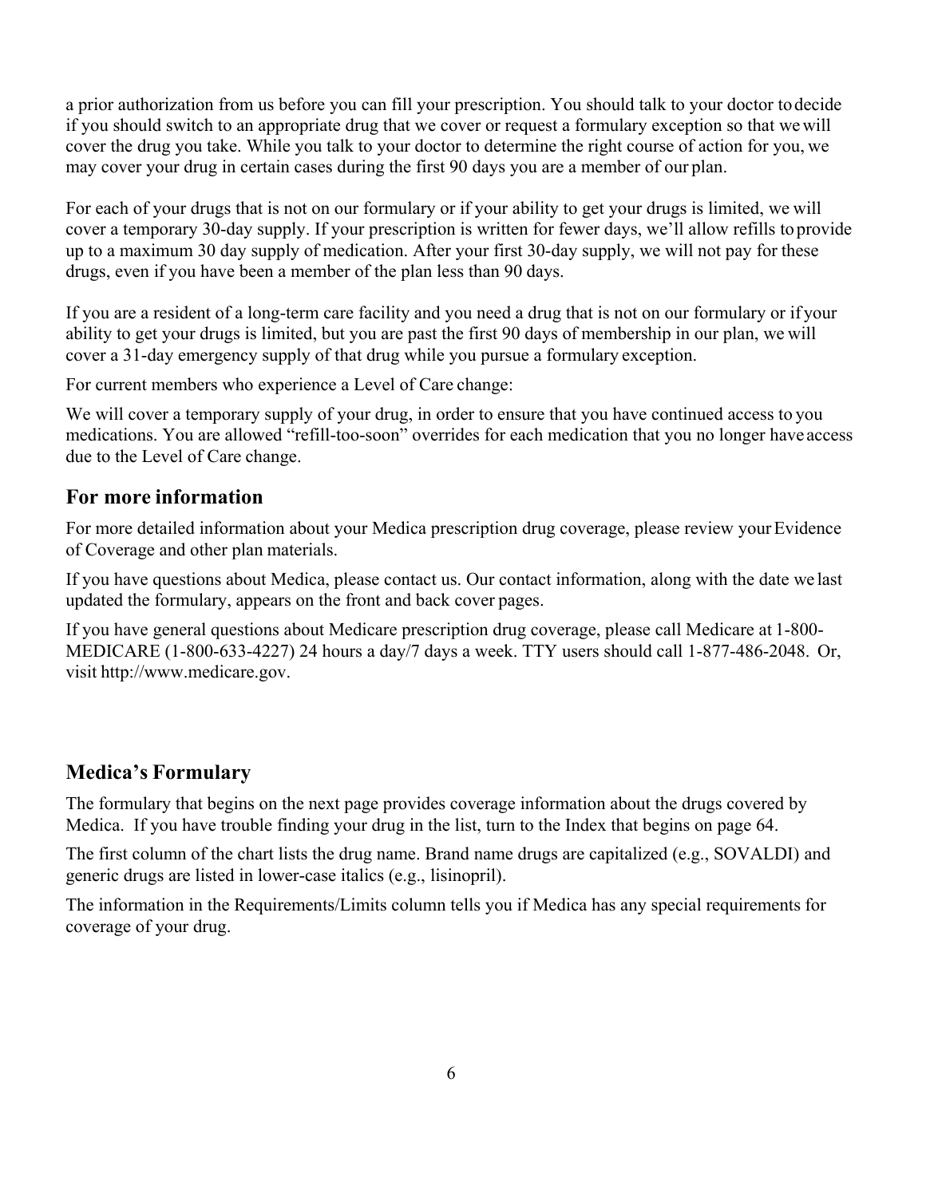a prior authorization from us before you can fill your prescription. You should talk to your doctor to decide if you should switch to an appropriate drug that we cover or request a formulary exception so that we will cover the drug you take. While you talk to your doctor to determine the right course of action for you, we may cover your drug in certain cases during the first 90 days you are a member of our plan.

For each of your drugs that is not on our formulary or if your ability to get your drugs is limited, we will cover a temporary 30-day supply. If your prescription is written for fewer days, we'll allow refills to provide up to a maximum 30 day supply of medication. After your first 30-day supply, we will not pay for these drugs, even if you have been a member of the plan less than 90 days.

If you are a resident of a long-term care facility and you need a drug that is not on our formulary or if your ability to get your drugs is limited, but you are past the first 90 days of membership in our plan, we will cover a 31-day emergency supply of that drug while you pursue a formulary exception.

For current members who experience a Level of Care change:

We will cover a temporary supply of your drug, in order to ensure that you have continued access to you medications. You are allowed "refill-too-soon" overrides for each medication that you no longer have access due to the Level of Care change.

## For more information

For more detailed information about your Medica prescription drug coverage, please review your Evidence of Coverage and other plan materials.

If you have questions about Medica, please contact us. Our contact information, along with the date we last updated the formulary, appears on the front and back cover pages.

If you have general questions about Medicare prescription drug coverage, please call Medicare at 1-800-MEDICARE (1-800-633-4227) 24 hours a day/7 days a week. TTY users should call 1-877-486-2048. Or, visit http://www.medicare.gov.

## Medica's Formulary

The formulary that begins on the next page provides coverage information about the drugs covered by Medica. If you have trouble finding your drug in the list, turn to the Index that begins on page 64.

The first column of the chart lists the drug name. Brand name drugs are capitalized (e.g., SOVALDI) and generic drugs are listed in lower-case italics (e.g., *lisinopril*).

The information in the Requirements/Limits column tells you if Medica has any special requirements for coverage of your drug.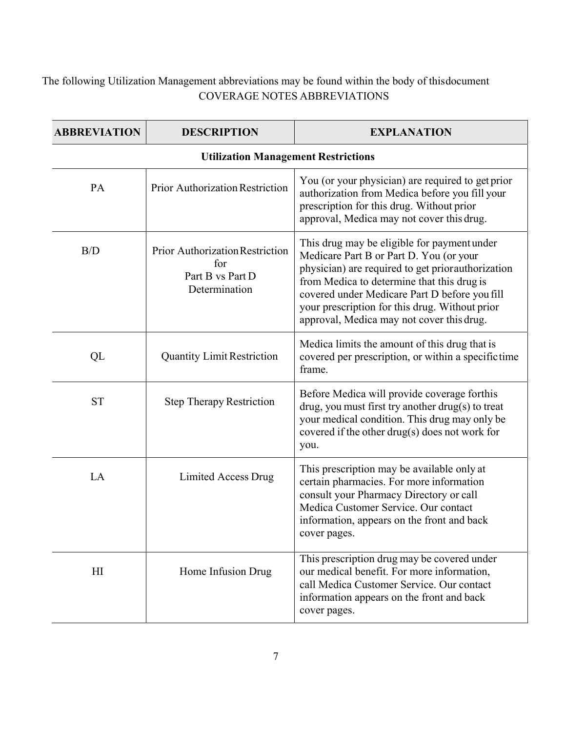The following Utilization Management abbreviations may be found within the body of this document

COVERAGE NOTES ABBREVIATIONS

| ABBREVIATION | DESCRIPTION | EXPLANATION |
| --- | --- | --- |
| **Utilization Management Restrictions** | | |
| PA | Prior Authorization Restriction | You (or your physician) are required to get prior authorization from Medica before you fill your prescription for this drug. Without prior approval, Medica may not cover this drug. |
| B/D | Prior Authorization Restriction for Part B vs Part D Determination | This drug may be eligible for payment under Medicare Part B or Part D. You (or your physician) are required to get prior authorization from Medica to determine that this drug is covered under Medicare Part D before you fill your prescription for this drug. Without prior approval, Medica may not cover this drug. |
| QL | Quantity Limit Restriction | Medica limits the amount of this drug that is covered per prescription, or within a specific time frame. |
| ST | Step Therapy Restriction | Before Medica will provide coverage for this drug, you must first try another drug(s) to treat your medical condition. This drug may only be covered if the other drug(s) does not work for you. |
| LA | Limited Access Drug | This prescription may be available only at certain pharmacies. For more information consult your Pharmacy Directory or call Medica Customer Service. Our contact information, appears on the front and back cover pages. |
| HI | Home Infusion Drug | This prescription drug may be covered under our medical benefit. For more information, call Medica Customer Service. Our contact information appears on the front and back cover pages. |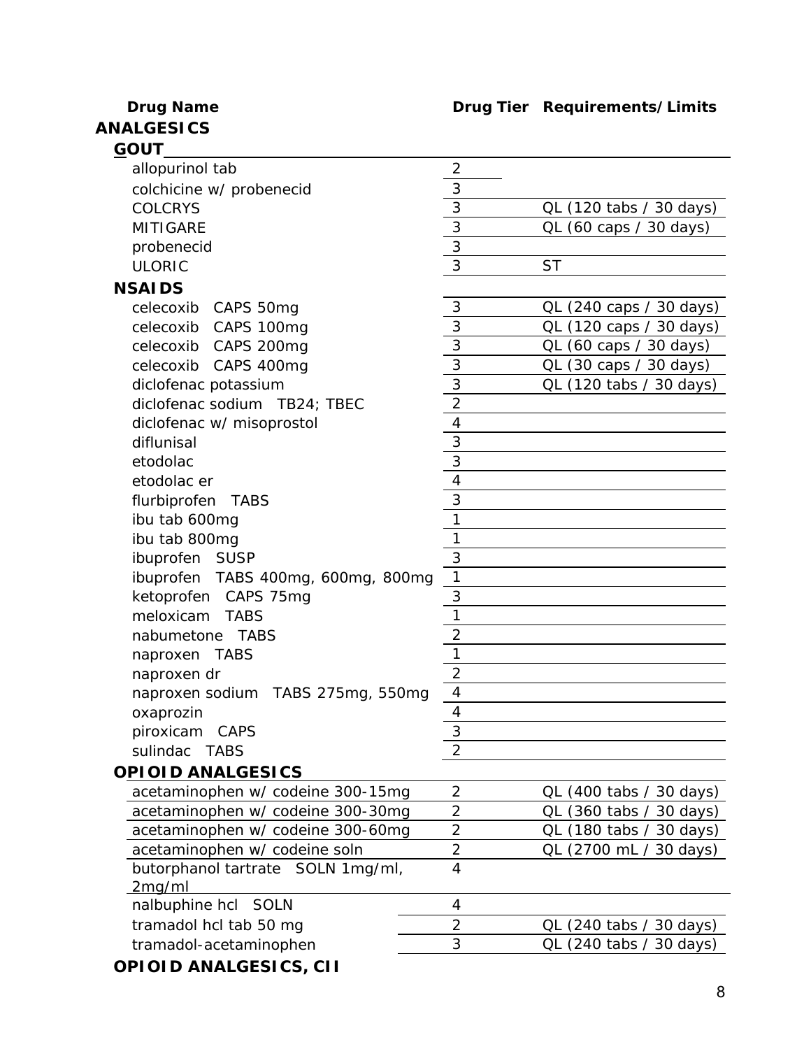| Drug Name | Drug Tier | Requirements/Limits |
|---|---|---|
| **ANALGESICS** | | |
| **GOUT** | | |
| allopurinol tab | 2 | |
| colchicine w/ probenecid | 3 | |
| COLCRYS | 3 | QL (120 tabs / 30 days) |
| MITIGARE | 3 | QL (60 caps / 30 days) |
| probenecid | 3 | |
| ULORIC | 3 | ST |
| **NSAIDS** | | |
| celecoxib CAPS 50mg | 3 | QL (240 caps / 30 days) |
| celecoxib CAPS 100mg | 3 | QL (120 caps / 30 days) |
| celecoxib CAPS 200mg | 3 | QL (60 caps / 30 days) |
| celecoxib CAPS 400mg | 3 | QL (30 caps / 30 days) |
| diclofenac potassium | 3 | QL (120 tabs / 30 days) |
| diclofenac sodium TB24; TBEC | 2 | |
| diclofenac w/ misoprostol | 4 | |
| diflunisal | 3 | |
| etodolac | 3 | |
| etodolac er | 4 | |
| flurbiprofen TABS | 3 | |
| ibu tab 600mg | 1 | |
| ibu tab 800mg | 1 | |
| ibuprofen SUSP | 3 | |
| ibuprofen TABS 400mg, 600mg, 800mg | 1 | |
| ketoprofen CAPS 75mg | 3 | |
| meloxicam TABS | 1 | |
| nabumetone TABS | 2 | |
| naproxen TABS | 1 | |
| naproxen dr | 2 | |
| naproxen sodium TABS 275mg, 550mg | 4 | |
| oxaprozin | 4 | |
| piroxicam CAPS | 3 | |
| sulindac TABS | 2 | |
| **OPIOID ANALGESICS** | | |
| acetaminophen w/ codeine 300-15mg | 2 | QL (400 tabs / 30 days) |
| acetaminophen w/ codeine 300-30mg | 2 | QL (360 tabs / 30 days) |
| acetaminophen w/ codeine 300-60mg | 2 | QL (180 tabs / 30 days) |
| acetaminophen w/ codeine soln | 2 | QL (2700 mL / 30 days) |
| butorphanol tartrate SOLN 1mg/ml, 2mg/ml | 4 | |
| nalbuphine hcl SOLN | 4 | |
| tramadol hcl tab 50 mg | 2 | QL (240 tabs / 30 days) |
| tramadol-acetaminophen | 3 | QL (240 tabs / 30 days) |
| **OPIOID ANALGESICS, CII** | | |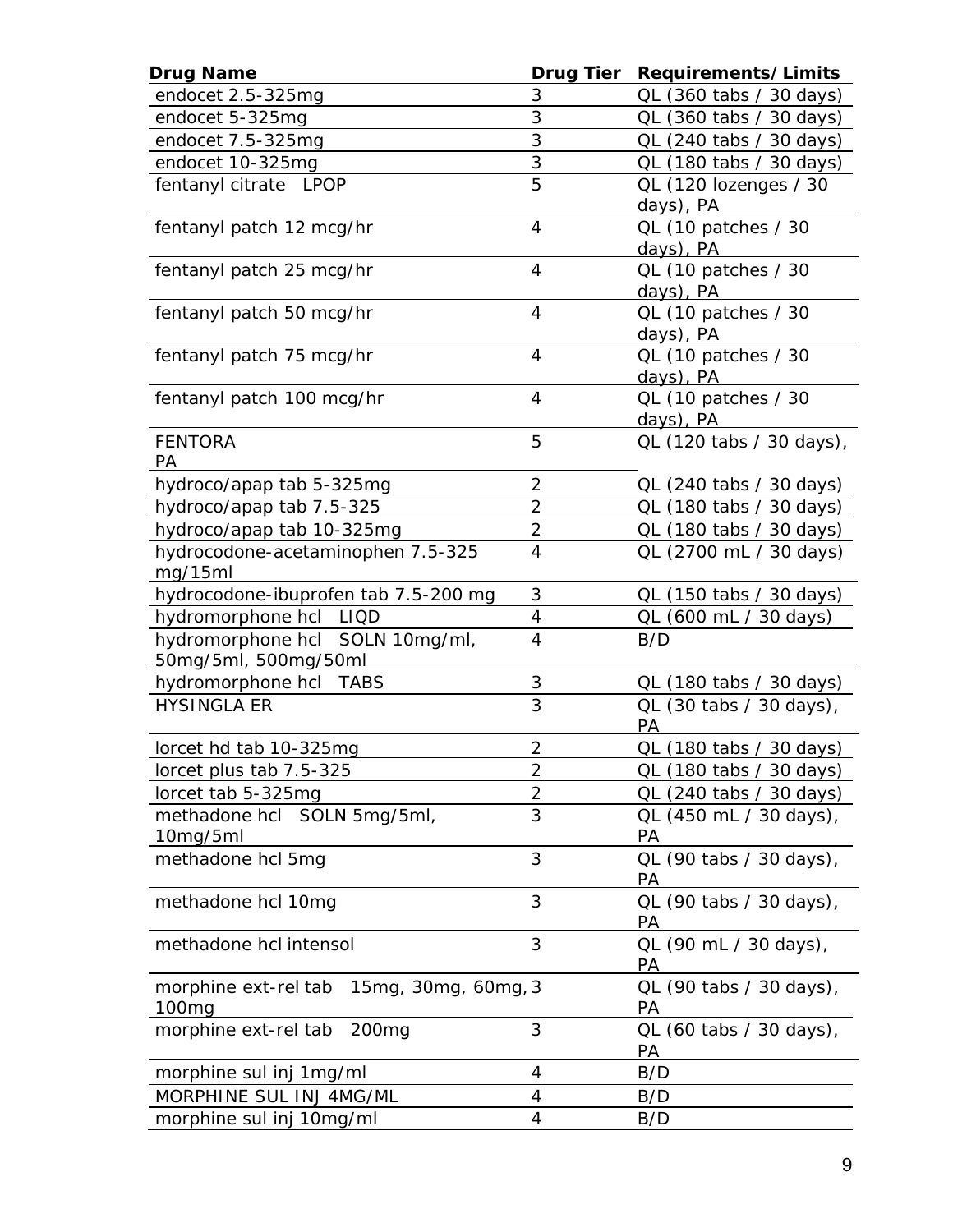| Drug Name | Drug Tier | Requirements/Limits |
|---|---|---|
| endocet 2.5-325mg | 3 | QL (360 tabs / 30 days) |
| endocet 5-325mg | 3 | QL (360 tabs / 30 days) |
| endocet 7.5-325mg | 3 | QL (240 tabs / 30 days) |
| endocet 10-325mg | 3 | QL (180 tabs / 30 days) |
| fentanyl citrate LPOP | 5 | QL (120 lozenges / 30 days), PA |
| fentanyl patch 12 mcg/hr | 4 | QL (10 patches / 30 days), PA |
| fentanyl patch 25 mcg/hr | 4 | QL (10 patches / 30 days), PA |
| fentanyl patch 50 mcg/hr | 4 | QL (10 patches / 30 days), PA |
| fentanyl patch 75 mcg/hr | 4 | QL (10 patches / 30 days), PA |
| fentanyl patch 100 mcg/hr | 4 | QL (10 patches / 30 days), PA |
| FENTORA PA | 5 | QL (120 tabs / 30 days), |
| hydroco/apap tab 5-325mg | 2 | QL (240 tabs / 30 days) |
| hydroco/apap tab 7.5-325 | 2 | QL (180 tabs / 30 days) |
| hydroco/apap tab 10-325mg | 2 | QL (180 tabs / 30 days) |
| hydrocodone-acetaminophen 7.5-325 mg/15ml | 4 | QL (2700 mL / 30 days) |
| hydrocodone-ibuprofen tab 7.5-200 mg | 3 | QL (150 tabs / 30 days) |
| hydromorphone hcl LIQD | 4 | QL (600 mL / 30 days) |
| hydromorphone hcl SOLN 10mg/ml, 50mg/5ml, 500mg/50ml | 4 | B/D |
| hydromorphone hcl TABS | 3 | QL (180 tabs / 30 days) |
| HYSINGLA ER | 3 | QL (30 tabs / 30 days), PA |
| lorcet hd tab 10-325mg | 2 | QL (180 tabs / 30 days) |
| lorcet plus tab 7.5-325 | 2 | QL (180 tabs / 30 days) |
| lorcet tab 5-325mg | 2 | QL (240 tabs / 30 days) |
| methadone hcl SOLN 5mg/5ml, 10mg/5ml | 3 | QL (450 mL / 30 days), PA |
| methadone hcl 5mg | 3 | QL (90 tabs / 30 days), PA |
| methadone hcl 10mg | 3 | QL (90 tabs / 30 days), PA |
| methadone hcl intensol | 3 | QL (90 mL / 30 days), PA |
| morphine ext-rel tab 15mg, 30mg, 60mg, 100mg | 3 | QL (90 tabs / 30 days), PA |
| morphine ext-rel tab 200mg | 3 | QL (60 tabs / 30 days), PA |
| morphine sul inj 1mg/ml | 4 | B/D |
| MORPHINE SUL INJ 4MG/ML | 4 | B/D |
| morphine sul inj 10mg/ml | 4 | B/D |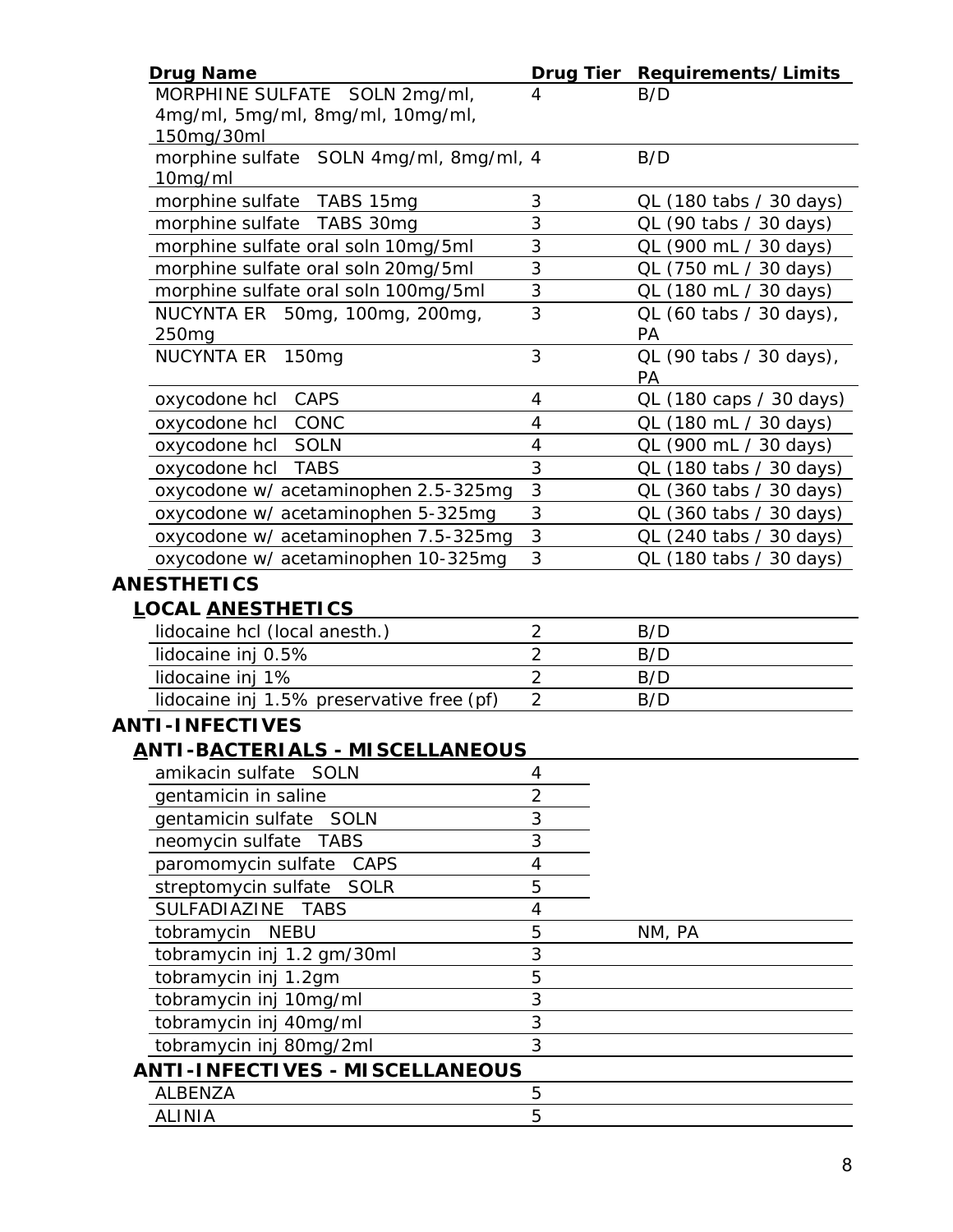| Drug Name | Drug Tier | Requirements/Limits |
|---|---|---|
| MORPHINE SULFATE SOLN 2mg/ml, 4mg/ml, 5mg/ml, 8mg/ml, 10mg/ml, 150mg/30ml | 4 | B/D |
| morphine sulfate SOLN 4mg/ml, 8mg/ml, 10mg/ml | 4 | B/D |
| morphine sulfate TABS 15mg | 3 | QL (180 tabs / 30 days) |
| morphine sulfate TABS 30mg | 3 | QL (90 tabs / 30 days) |
| morphine sulfate oral soln 10mg/5ml | 3 | QL (900 mL / 30 days) |
| morphine sulfate oral soln 20mg/5ml | 3 | QL (750 mL / 30 days) |
| morphine sulfate oral soln 100mg/5ml | 3 | QL (180 mL / 30 days) |
| NUCYNTA ER 50mg, 100mg, 200mg, 250mg | 3 | QL (60 tabs / 30 days), PA |
| NUCYNTA ER 150mg | 3 | QL (90 tabs / 30 days), PA |
| oxycodone hcl CAPS | 4 | QL (180 caps / 30 days) |
| oxycodone hcl CONC | 4 | QL (180 mL / 30 days) |
| oxycodone hcl SOLN | 4 | QL (900 mL / 30 days) |
| oxycodone hcl TABS | 3 | QL (180 tabs / 30 days) |
| oxycodone w/ acetaminophen 2.5-325mg | 3 | QL (360 tabs / 30 days) |
| oxycodone w/ acetaminophen 5-325mg | 3 | QL (360 tabs / 30 days) |
| oxycodone w/ acetaminophen 7.5-325mg | 3 | QL (240 tabs / 30 days) |
| oxycodone w/ acetaminophen 10-325mg | 3 | QL (180 tabs / 30 days) |

# ANESTHETICS

## LOCAL ANESTHETICS

| Drug Name | Drug Tier | Requirements/Limits |
|---|---|---|
| lidocaine hcl (local anesth.) | 2 | B/D |
| lidocaine inj 0.5% | 2 | B/D |
| lidocaine inj 1% | 2 | B/D |
| lidocaine inj 1.5% preservative free (pf) | 2 | B/D |

# ANTI-INFECTIVES

## ANTI-BACTERIALS - MISCELLANEOUS

| Drug Name | Drug Tier | Requirements/Limits |
|---|---|---|
| amikacin sulfate SOLN | 4 | |
| gentamicin in saline | 2 | |
| gentamicin sulfate SOLN | 3 | |
| neomycin sulfate TABS | 3 | |
| paromomycin sulfate CAPS | 4 | |
| streptomycin sulfate SOLR | 5 | |
| SULFADIAZINE TABS | 4 | |
| tobramycin NEBU | 5 | NM, PA |
| tobramycin inj 1.2 gm/30ml | 3 | |
| tobramycin inj 1.2gm | 5 | |
| tobramycin inj 10mg/ml | 3 | |
| tobramycin inj 40mg/ml | 3 | |
| tobramycin inj 80mg/2ml | 3 | |

## ANTI-INFECTIVES - MISCELLANEOUS

| Drug Name | Drug Tier | Requirements/Limits |
|---|---|---|
| ALBENZA | 5 | |
| ALINIA | 5 | |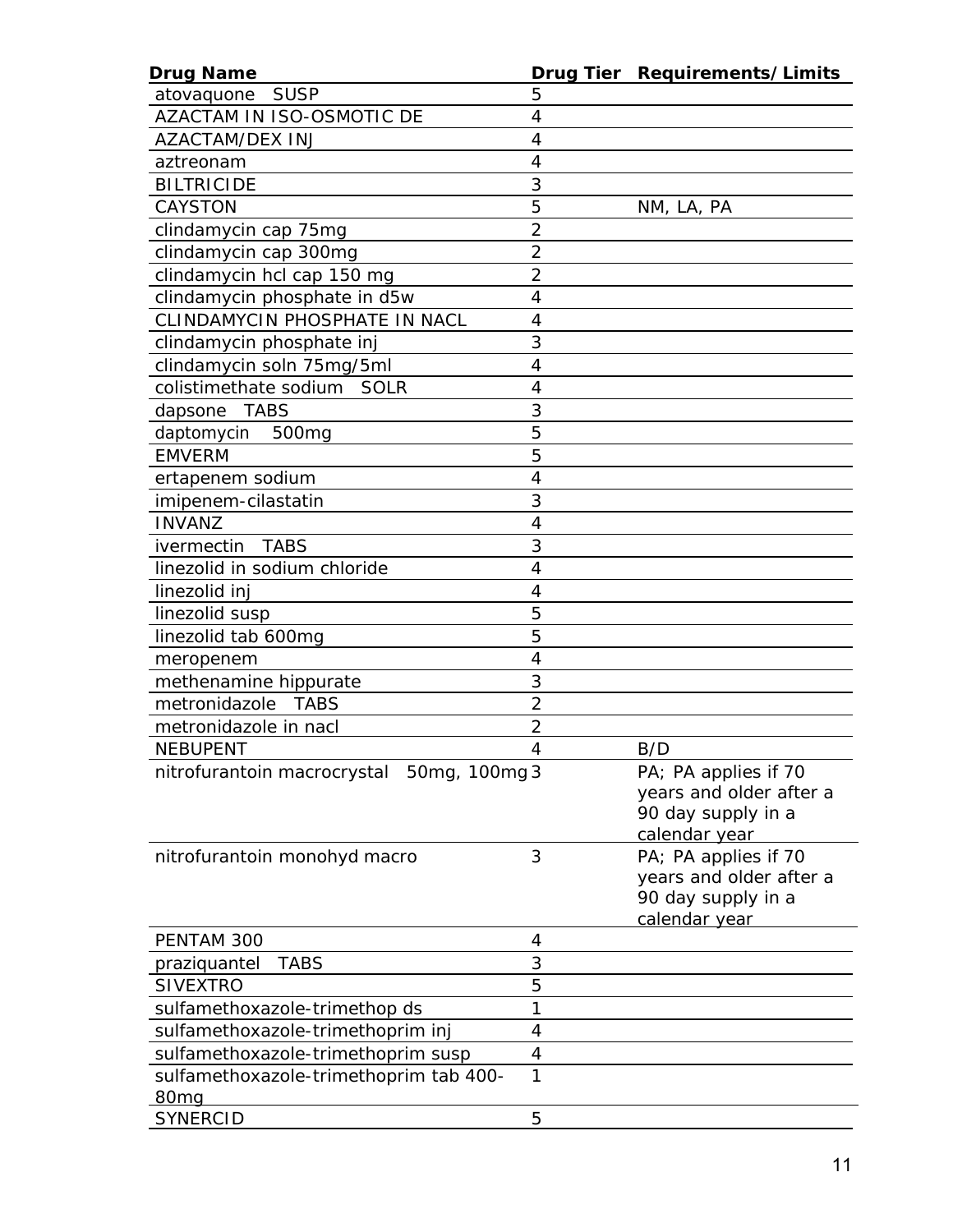| Drug Name | Drug Tier | Requirements/Limits |
| --- | --- | --- |
| atovaquone SUSP | 5 | |
| AZACTAM IN ISO-OSMOTIC DE | 4 | |
| AZACTAM/DEX INJ | 4 | |
| aztreonam | 4 | |
| BILTRICIDE | 3 | |
| CAYSTON | 5 | NM, LA, PA |
| clindamycin cap 75mg | 2 | |
| clindamycin cap 300mg | 2 | |
| clindamycin hcl cap 150 mg | 2 | |
| clindamycin phosphate in d5w | 4 | |
| CLINDAMYCIN PHOSPHATE IN NACL | 4 | |
| clindamycin phosphate inj | 3 | |
| clindamycin soln 75mg/5ml | 4 | |
| colistimethate sodium SOLR | 4 | |
| dapsone TABS | 3 | |
| daptomycin 500mg | 5 | |
| EMVERM | 5 | |
| ertapenem sodium | 4 | |
| imipenem-cilastatin | 3 | |
| INVANZ | 4 | |
| ivermectin TABS | 3 | |
| linezolid in sodium chloride | 4 | |
| linezolid inj | 4 | |
| linezolid susp | 5 | |
| linezolid tab 600mg | 5 | |
| meropenem | 4 | |
| methenamine hippurate | 3 | |
| metronidazole TABS | 2 | |
| metronidazole in nacl | 2 | |
| NEBUPENT | 4 | B/D |
| nitrofurantoin macrocrystal 50mg, 100mg | 3 | PA; PA applies if 70 years and older after a 90 day supply in a calendar year |
| nitrofurantoin monohyd macro | 3 | PA; PA applies if 70 years and older after a 90 day supply in a calendar year |
| PENTAM 300 | 4 | |
| praziquantel TABS | 3 | |
| SIVEXTRO | 5 | |
| sulfamethoxazole-trimethop ds | 1 | |
| sulfamethoxazole-trimethoprim inj | 4 | |
| sulfamethoxazole-trimethoprim susp | 4 | |
| sulfamethoxazole-trimethoprim tab 400-80mg | 1 | |
| SYNERCID | 5 | |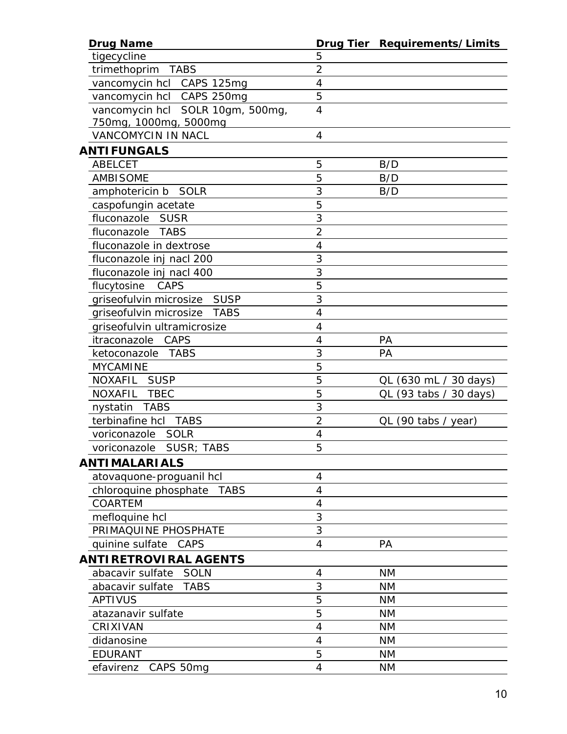| Drug Name | Drug Tier | Requirements/Limits |
|---|---|---|
| tigecycline | 5 | |
| trimethoprim TABS | 2 | |
| vancomycin hcl CAPS 125mg | 4 | |
| vancomycin hcl CAPS 250mg | 5 | |
| vancomycin hcl SOLR 10gm, 500mg, 750mg, 1000mg, 5000mg | 4 | |
| VANCOMYCIN IN NACL | 4 | |
| **ANTIFUNGALS** | | |
| ABELCET | 5 | B/D |
| AMBISOME | 5 | B/D |
| amphotericin b SOLR | 3 | B/D |
| caspofungin acetate | 5 | |
| fluconazole SUSR | 3 | |
| fluconazole TABS | 2 | |
| fluconazole in dextrose | 4 | |
| fluconazole inj nacl 200 | 3 | |
| fluconazole inj nacl 400 | 3 | |
| flucytosine CAPS | 5 | |
| griseofulvin microsize SUSP | 3 | |
| griseofulvin microsize TABS | 4 | |
| griseofulvin ultramicrosize | 4 | |
| itraconazole CAPS | 4 | PA |
| ketoconazole TABS | 3 | PA |
| MYCAMINE | 5 | |
| NOXAFIL SUSP | 5 | QL (630 mL / 30 days) |
| NOXAFIL TBEC | 5 | QL (93 tabs / 30 days) |
| nystatin TABS | 3 | |
| terbinafine hcl TABS | 2 | QL (90 tabs / year) |
| voriconazole SOLR | 4 | |
| voriconazole SUSR; TABS | 5 | |
| **ANTIMALARIALS** | | |
| atovaquone-proguanil hcl | 4 | |
| chloroquine phosphate TABS | 4 | |
| COARTEM | 4 | |
| mefloquine hcl | 3 | |
| PRIMAQUINE PHOSPHATE | 3 | |
| quinine sulfate CAPS | 4 | PA |
| **ANTIRETROVIRAL AGENTS** | | |
| abacavir sulfate SOLN | 4 | NM |
| abacavir sulfate TABS | 3 | NM |
| APTIVUS | 5 | NM |
| atazanavir sulfate | 5 | NM |
| CRIXIVAN | 4 | NM |
| didanosine | 4 | NM |
| EDURANT | 5 | NM |
| efavirenz CAPS 50mg | 4 | NM |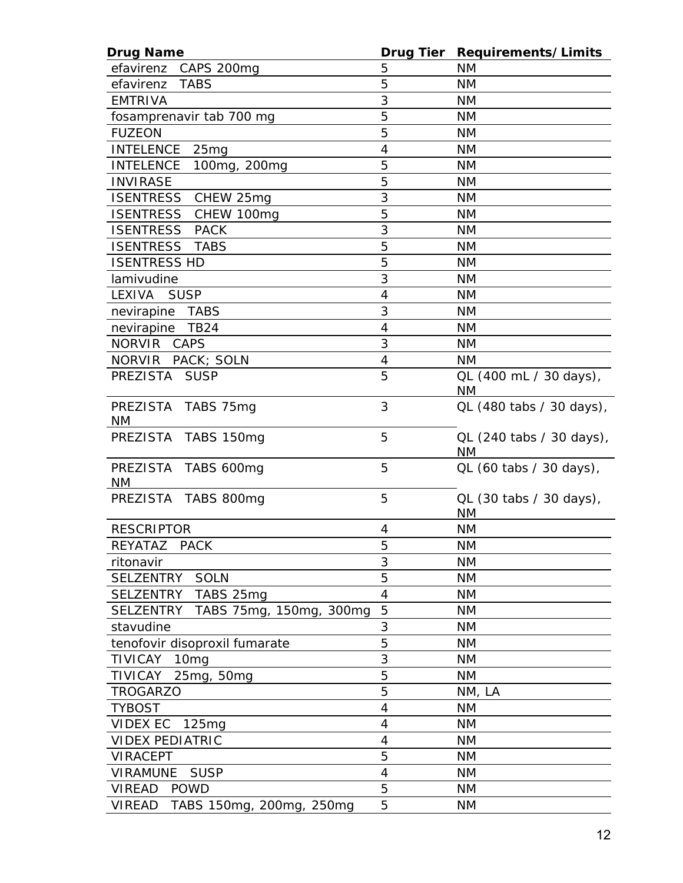| Drug Name | Drug Tier | Requirements/Limits |
| --- | --- | --- |
| efavirenz CAPS 200mg | 5 | NM |
| efavirenz TABS | 5 | NM |
| EMTRIVA | 3 | NM |
| fosamprenavir tab 700 mg | 5 | NM |
| FUZEON | 5 | NM |
| INTELENCE 25mg | 4 | NM |
| INTELENCE 100mg, 200mg | 5 | NM |
| INVIRASE | 5 | NM |
| ISENTRESS CHEW 25mg | 3 | NM |
| ISENTRESS CHEW 100mg | 5 | NM |
| ISENTRESS PACK | 3 | NM |
| ISENTRESS TABS | 5 | NM |
| ISENTRESS HD | 5 | NM |
| lamivudine | 3 | NM |
| LEXIVA SUSP | 4 | NM |
| nevirapine TABS | 3 | NM |
| nevirapine TB24 | 4 | NM |
| NORVIR CAPS | 3 | NM |
| NORVIR PACK; SOLN | 4 | NM |
| PREZISTA SUSP | 5 | QL (400 mL / 30 days), NM |
| PREZISTA TABS 75mg | 3 | QL (480 tabs / 30 days), NM |
| PREZISTA TABS 150mg | 5 | QL (240 tabs / 30 days), NM |
| PREZISTA TABS 600mg | 5 | QL (60 tabs / 30 days), NM |
| PREZISTA TABS 800mg | 5 | QL (30 tabs / 30 days), NM |
| RESCRIPTOR | 4 | NM |
| REYATAZ PACK | 5 | NM |
| ritonavir | 3 | NM |
| SELZENTRY SOLN | 5 | NM |
| SELZENTRY TABS 25mg | 4 | NM |
| SELZENTRY TABS 75mg, 150mg, 300mg | 5 | NM |
| stavudine | 3 | NM |
| tenofovir disoproxil fumarate | 5 | NM |
| TIVICAY 10mg | 3 | NM |
| TIVICAY 25mg, 50mg | 5 | NM |
| TROGARZO | 5 | NM, LA |
| TYBOST | 4 | NM |
| VIDEX EC 125mg | 4 | NM |
| VIDEX PEDIATRIC | 4 | NM |
| VIRACEPT | 5 | NM |
| VIRAMUNE SUSP | 4 | NM |
| VIREAD POWD | 5 | NM |
| VIREAD TABS 150mg, 200mg, 250mg | 5 | NM |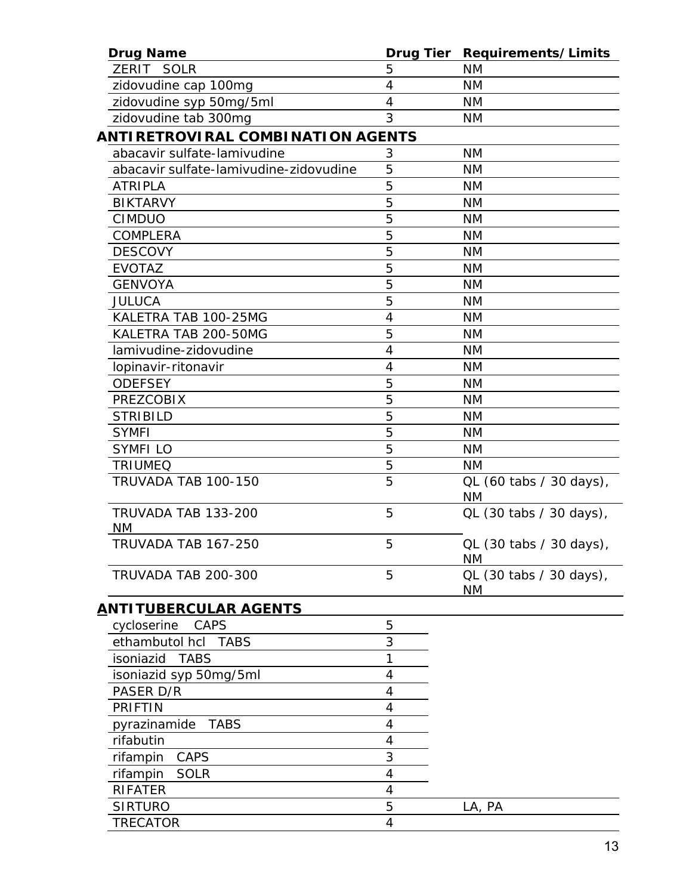| Drug Name | Drug Tier | Requirements/Limits |
|---|---|---|
| ZERIT SOLR | 5 | NM |
| zidovudine cap 100mg | 4 | NM |
| zidovudine syp 50mg/5ml | 4 | NM |
| zidovudine tab 300mg | 3 | NM |
| **ANTIRETROVIRAL COMBINATION AGENTS** | | |
| abacavir sulfate-lamivudine | 3 | NM |
| abacavir sulfate-lamivudine-zidovudine | 5 | NM |
| ATRIPLA | 5 | NM |
| BIKTARVY | 5 | NM |
| CIMDUO | 5 | NM |
| COMPLERA | 5 | NM |
| DESCOVY | 5 | NM |
| EVOTAZ | 5 | NM |
| GENVOYA | 5 | NM |
| JULUCA | 5 | NM |
| KALETRA TAB 100-25MG | 4 | NM |
| KALETRA TAB 200-50MG | 5 | NM |
| lamivudine-zidovudine | 4 | NM |
| lopinavir-ritonavir | 4 | NM |
| ODEFSEY | 5 | NM |
| PREZCOBIX | 5 | NM |
| STRIBILD | 5 | NM |
| SYMFI | 5 | NM |
| SYMFI LO | 5 | NM |
| TRIUMEQ | 5 | NM |
| TRUVADA TAB 100-150 | 5 | QL (60 tabs / 30 days), NM |
| TRUVADA TAB 133-200 | 5 | QL (30 tabs / 30 days), NM |
| TRUVADA TAB 167-250 | 5 | QL (30 tabs / 30 days), NM |
| TRUVADA TAB 200-300 | 5 | QL (30 tabs / 30 days), NM |
| **ANTITUBERCULAR AGENTS** | | |
| cycloserine CAPS | 5 | |
| ethambutol hcl TABS | 3 | |
| isoniazid TABS | 1 | |
| isoniazid syp 50mg/5ml | 4 | |
| PASER D/R | 4 | |
| PRIFTIN | 4 | |
| pyrazinamide TABS | 4 | |
| rifabutin | 4 | |
| rifampin CAPS | 3 | |
| rifampin SOLR | 4 | |
| RIFATER | 4 | |
| SIRTURO | 5 | LA, PA |
| TRECATOR | 4 | |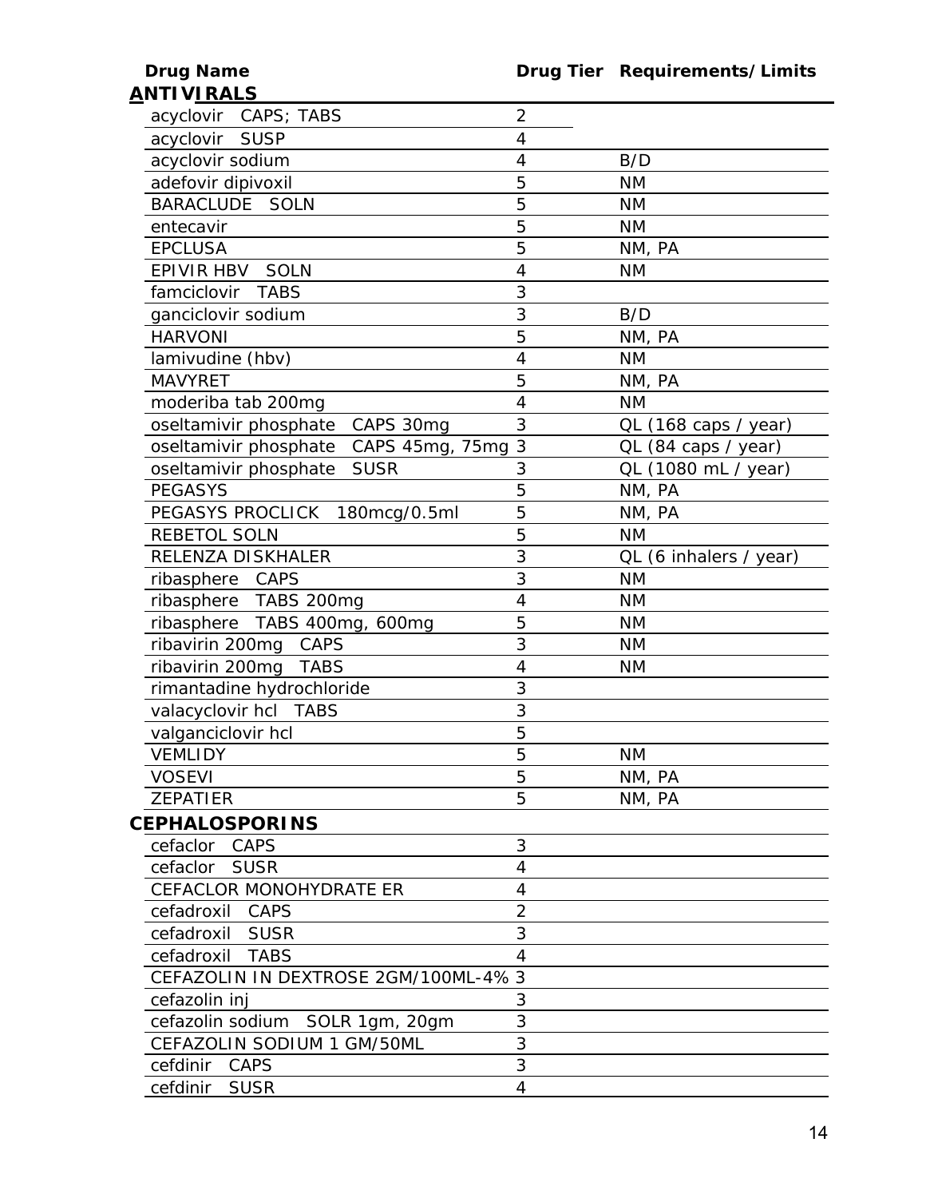| Drug Name | Drug Tier | Requirements/Limits |
|---|---|---|
| **ANTIVIRALS** | | |
| acyclovir CAPS; TABS | 2 | |
| acyclovir SUSP | 4 | |
| acyclovir sodium | 4 | B/D |
| adefovir dipivoxil | 5 | NM |
| BARACLUDE SOLN | 5 | NM |
| entecavir | 5 | NM |
| EPCLUSA | 5 | NM, PA |
| EPIVIR HBV SOLN | 4 | NM |
| famciclovir TABS | 3 | |
| ganciclovir sodium | 3 | B/D |
| HARVONI | 5 | NM, PA |
| lamivudine (hbv) | 4 | NM |
| MAVYRET | 5 | NM, PA |
| moderiba tab 200mg | 4 | NM |
| oseltamivir phosphate CAPS 30mg | 3 | QL (168 caps / year) |
| oseltamivir phosphate CAPS 45mg, 75mg | 3 | QL (84 caps / year) |
| oseltamivir phosphate SUSR | 3 | QL (1080 mL / year) |
| PEGASYS | 5 | NM, PA |
| PEGASYS PROCLICK 180mcg/0.5ml | 5 | NM, PA |
| REBETOL SOLN | 5 | NM |
| RELENZA DISKHALER | 3 | QL (6 inhalers / year) |
| ribasphere CAPS | 3 | NM |
| ribasphere TABS 200mg | 4 | NM |
| ribasphere TABS 400mg, 600mg | 5 | NM |
| ribavirin 200mg CAPS | 3 | NM |
| ribavirin 200mg TABS | 4 | NM |
| rimantadine hydrochloride | 3 | |
| valacyclovir hcl TABS | 3 | |
| valganciclovir hcl | 5 | |
| VEMLIDY | 5 | NM |
| VOSEVI | 5 | NM, PA |
| ZEPATIER | 5 | NM, PA |
| **CEPHALOSPORINS** | | |
| cefaclor CAPS | 3 | |
| cefaclor SUSR | 4 | |
| CEFACLOR MONOHYDRATE ER | 4 | |
| cefadroxil CAPS | 2 | |
| cefadroxil SUSR | 3 | |
| cefadroxil TABS | 4 | |
| CEFAZOLIN IN DEXTROSE 2GM/100ML-4% | 3 | |
| cefazolin inj | 3 | |
| cefazolin sodium SOLR 1gm, 20gm | 3 | |
| CEFAZOLIN SODIUM 1 GM/50ML | 3 | |
| cefdinir CAPS | 3 | |
| cefdinir SUSR | 4 | |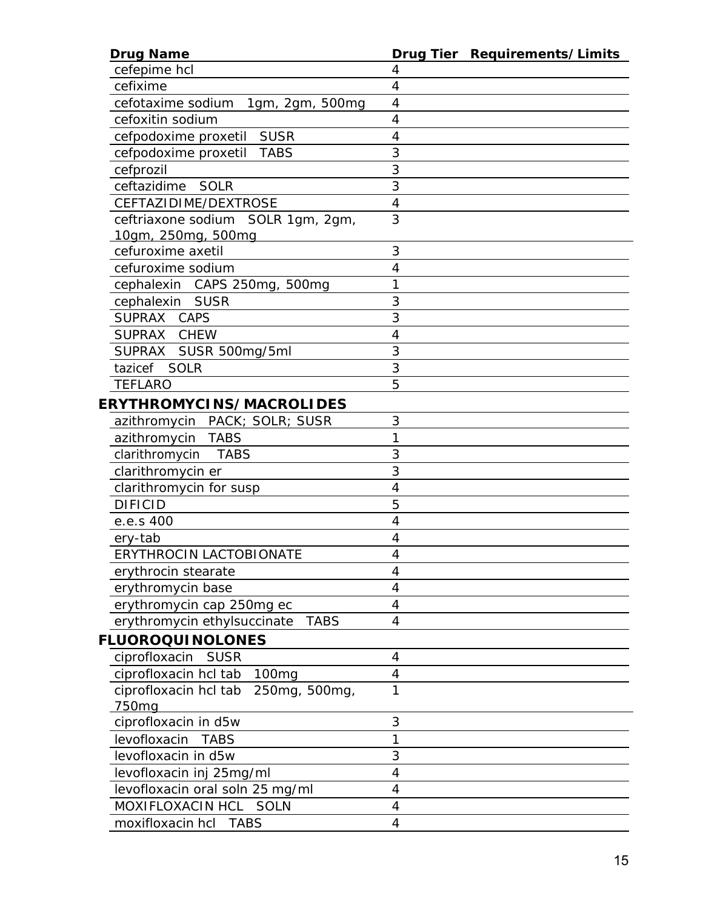| Drug Name | Drug Tier | Requirements/Limits |
|---|---|---|
| cefepime hcl | 4 | |
| cefixime | 4 | |
| cefotaxime sodium 1gm, 2gm, 500mg | 4 | |
| cefoxitin sodium | 4 | |
| cefpodoxime proxetil SUSR | 4 | |
| cefpodoxime proxetil TABS | 3 | |
| cefprozil | 3 | |
| ceftazidime SOLR | 3 | |
| CEFTAZIDIME/DEXTROSE | 4 | |
| ceftriaxone sodium SOLR 1gm, 2gm, 10gm, 250mg, 500mg | 3 | |
| cefuroxime axetil | 3 | |
| cefuroxime sodium | 4 | |
| cephalexin CAPS 250mg, 500mg | 1 | |
| cephalexin SUSR | 3 | |
| SUPRAX CAPS | 3 | |
| SUPRAX CHEW | 4 | |
| SUPRAX SUSR 500mg/5ml | 3 | |
| tazicef SOLR | 3 | |
| TEFLARO | 5 | |
| **ERYTHROMYCINS/MACROLIDES** | | |
| azithromycin PACK; SOLR; SUSR | 3 | |
| azithromycin TABS | 1 | |
| clarithromycin TABS | 3 | |
| clarithromycin er | 3 | |
| clarithromycin for susp | 4 | |
| DIFICID | 5 | |
| e.e.s 400 | 4 | |
| ery-tab | 4 | |
| ERYTHROCIN LACTOBIONATE | 4 | |
| erythrocin stearate | 4 | |
| erythromycin base | 4 | |
| erythromycin cap 250mg ec | 4 | |
| erythromycin ethylsuccinate TABS | 4 | |
| **FLUOROQUINOLONES** | | |
| ciprofloxacin SUSR | 4 | |
| ciprofloxacin hcl tab 100mg | 4 | |
| ciprofloxacin hcl tab 250mg, 500mg, 750mg | 1 | |
| ciprofloxacin in d5w | 3 | |
| levofloxacin TABS | 1 | |
| levofloxacin in d5w | 3 | |
| levofloxacin inj 25mg/ml | 4 | |
| levofloxacin oral soln 25 mg/ml | 4 | |
| MOXIFLOXACIN HCL SOLN | 4 | |
| moxifloxacin hcl TABS | 4 | |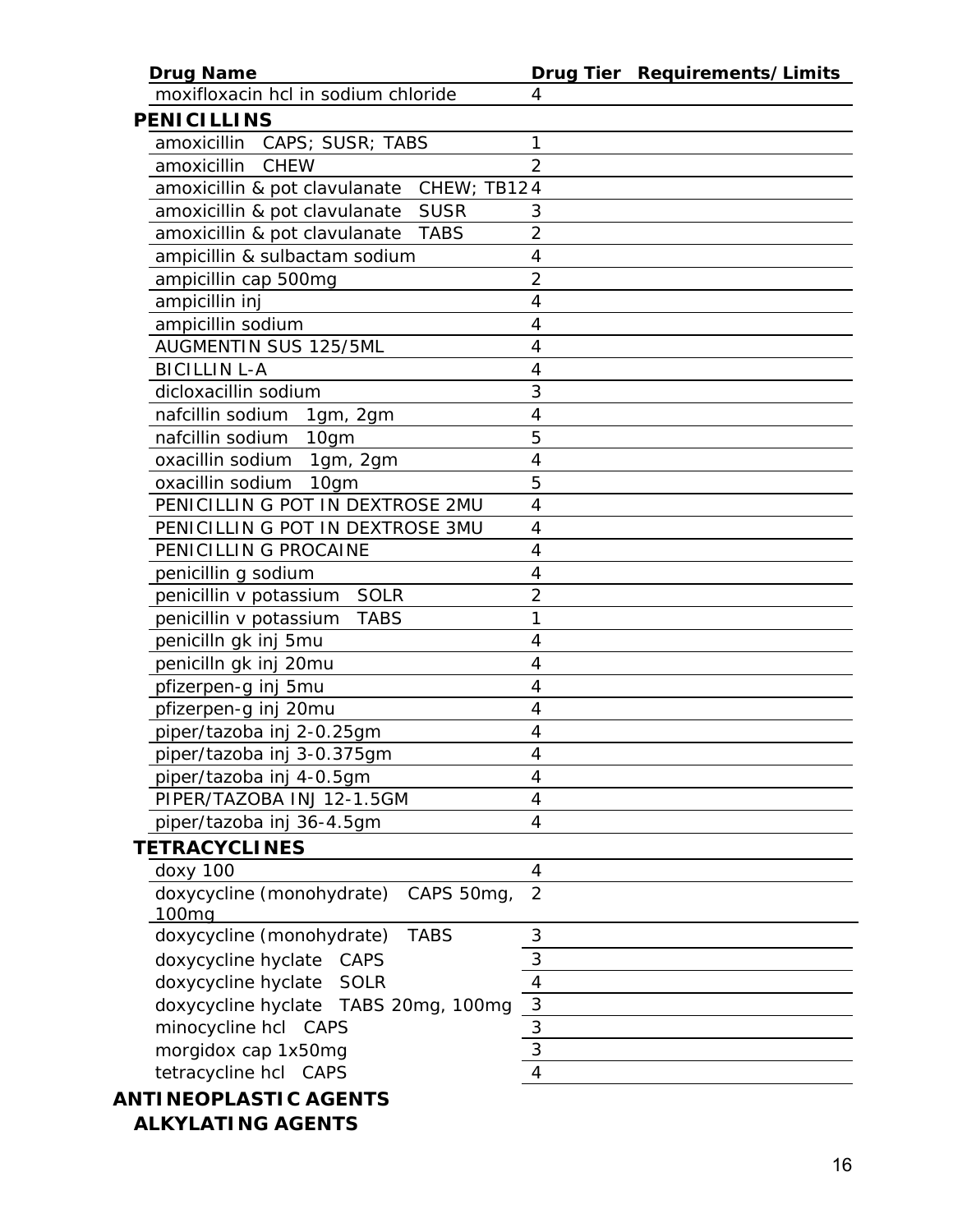| Drug Name | Drug Tier | Requirements/Limits |
|---|---|---|
| moxifloxacin hcl in sodium chloride | 4 | |
| **PENICILLINS** | | |
| amoxicillin CAPS; SUSR; TABS | 1 | |
| amoxicillin CHEW | 2 | |
| amoxicillin & pot clavulanate CHEW; TB12 | 4 | |
| amoxicillin & pot clavulanate SUSR | 3 | |
| amoxicillin & pot clavulanate TABS | 2 | |
| ampicillin & sulbactam sodium | 4 | |
| ampicillin cap 500mg | 2 | |
| ampicillin inj | 4 | |
| ampicillin sodium | 4 | |
| AUGMENTIN SUS 125/5ML | 4 | |
| BICILLIN L-A | 4 | |
| dicloxacillin sodium | 3 | |
| nafcillin sodium 1gm, 2gm | 4 | |
| nafcillin sodium 10gm | 5 | |
| oxacillin sodium 1gm, 2gm | 4 | |
| oxacillin sodium 10gm | 5 | |
| PENICILLIN G POT IN DEXTROSE 2MU | 4 | |
| PENICILLIN G POT IN DEXTROSE 3MU | 4 | |
| PENICILLIN G PROCAINE | 4 | |
| penicillin g sodium | 4 | |
| penicillin v potassium SOLR | 2 | |
| penicillin v potassium TABS | 1 | |
| penicilln gk inj 5mu | 4 | |
| penicilln gk inj 20mu | 4 | |
| pfizerpen-g inj 5mu | 4 | |
| pfizerpen-g inj 20mu | 4 | |
| piper/tazoba inj 2-0.25gm | 4 | |
| piper/tazoba inj 3-0.375gm | 4 | |
| piper/tazoba inj 4-0.5gm | 4 | |
| PIPER/TAZOBA INJ 12-1.5GM | 4 | |
| piper/tazoba inj 36-4.5gm | 4 | |
| **TETRACYCLINES** | | |
| doxy 100 | 4 | |
| doxycycline (monohydrate) CAPS 50mg, 100mg | 2 | |
| doxycycline (monohydrate) TABS | 3 | |
| doxycycline hyclate CAPS | 3 | |
| doxycycline hyclate SOLR | 4 | |
| doxycycline hyclate TABS 20mg, 100mg | 3 | |
| minocycline hcl CAPS | 3 | |
| morgidox cap 1x50mg | 3 | |
| tetracycline hcl CAPS | 4 | |

## ANTINEOPLASTIC AGENTS

### ALKYLATING AGENTS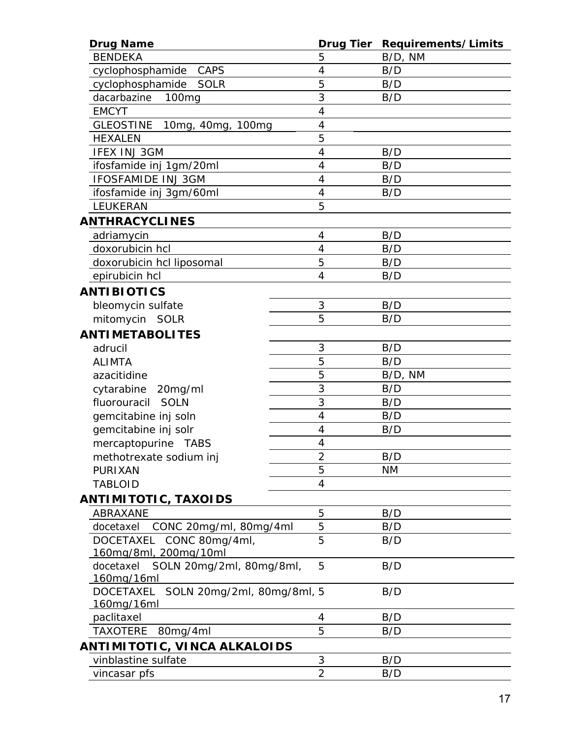| Drug Name | Drug Tier | Requirements/Limits |
|---|---|---|
| BENDEKA | 5 | B/D, NM |
| cyclophosphamide CAPS | 4 | B/D |
| cyclophosphamide SOLR | 5 | B/D |
| dacarbazine 100mg | 3 | B/D |
| EMCYT | 4 | |
| GLEOSTINE 10mg, 40mg, 100mg | 4 | |
| HEXALEN | 5 | |
| IFEX INJ 3GM | 4 | B/D |
| ifosfamide inj 1gm/20ml | 4 | B/D |
| IFOSFAMIDE INJ 3GM | 4 | B/D |
| ifosfamide inj 3gm/60ml | 4 | B/D |
| LEUKERAN | 5 | |
| **ANTHRACYCLINES** | | |
| adriamycin | 4 | B/D |
| doxorubicin hcl | 4 | B/D |
| doxorubicin hcl liposomal | 5 | B/D |
| epirubicin hcl | 4 | B/D |
| **ANTIBIOTICS** | | |
| bleomycin sulfate | 3 | B/D |
| mitomycin SOLR | 5 | B/D |
| **ANTIMETABOLITES** | | |
| adrucil | 3 | B/D |
| ALIMTA | 5 | B/D |
| azacitidine | 5 | B/D, NM |
| cytarabine 20mg/ml | 3 | B/D |
| fluorouracil SOLN | 3 | B/D |
| gemcitabine inj soln | 4 | B/D |
| gemcitabine inj solr | 4 | B/D |
| mercaptopurine TABS | 4 | |
| methotrexate sodium inj | 2 | B/D |
| PURIXAN | 5 | NM |
| TABLOID | 4 | |
| **ANTIMITOTIC, TAXOIDS** | | |
| ABRAXANE | 5 | B/D |
| docetaxel CONC 20mg/ml, 80mg/4ml | 5 | B/D |
| DOCETAXEL CONC 80mg/4ml, 160mg/8ml, 200mg/10ml | 5 | B/D |
| docetaxel SOLN 20mg/2ml, 80mg/8ml, 160mg/16ml | 5 | B/D |
| DOCETAXEL SOLN 20mg/2ml, 80mg/8ml, 160mg/16ml | 5 | B/D |
| paclitaxel | 4 | B/D |
| TAXOTERE 80mg/4ml | 5 | B/D |
| **ANTIMITOTIC, VINCA ALKALOIDS** | | |
| vinblastine sulfate | 3 | B/D |
| vincasar pfs | 2 | B/D |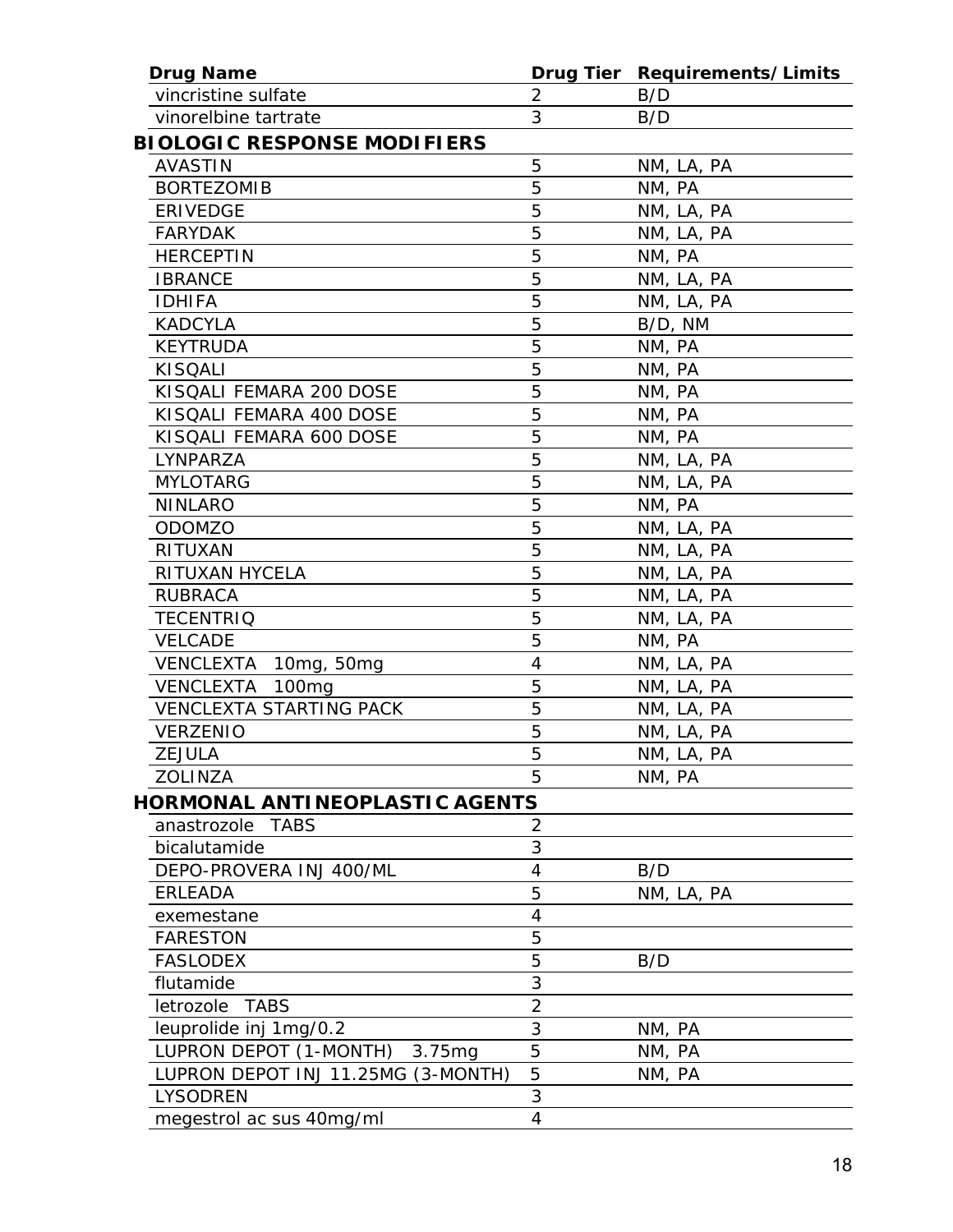| Drug Name | Drug Tier | Requirements/Limits |
|---|---|---|
| vincristine sulfate | 2 | B/D |
| vinorelbine tartrate | 3 | B/D |
| **BIOLOGIC RESPONSE MODIFIERS** | | |
| AVASTIN | 5 | NM, LA, PA |
| BORTEZOMIB | 5 | NM, PA |
| ERIVEDGE | 5 | NM, LA, PA |
| FARYDAK | 5 | NM, LA, PA |
| HERCEPTIN | 5 | NM, PA |
| IBRANCE | 5 | NM, LA, PA |
| IDHIFA | 5 | NM, LA, PA |
| KADCYLA | 5 | B/D, NM |
| KEYTRUDA | 5 | NM, PA |
| KISQALI | 5 | NM, PA |
| KISQALI FEMARA 200 DOSE | 5 | NM, PA |
| KISQALI FEMARA 400 DOSE | 5 | NM, PA |
| KISQALI FEMARA 600 DOSE | 5 | NM, PA |
| LYNPARZA | 5 | NM, LA, PA |
| MYLOTARG | 5 | NM, LA, PA |
| NINLARO | 5 | NM, PA |
| ODOMZO | 5 | NM, LA, PA |
| RITUXAN | 5 | NM, LA, PA |
| RITUXAN HYCELA | 5 | NM, LA, PA |
| RUBRACA | 5 | NM, LA, PA |
| TECENTRIQ | 5 | NM, LA, PA |
| VELCADE | 5 | NM, PA |
| VENCLEXTA 10mg, 50mg | 4 | NM, LA, PA |
| VENCLEXTA 100mg | 5 | NM, LA, PA |
| VENCLEXTA STARTING PACK | 5 | NM, LA, PA |
| VERZENIO | 5 | NM, LA, PA |
| ZEJULA | 5 | NM, LA, PA |
| ZOLINZA | 5 | NM, PA |
| **HORMONAL ANTINEOPLASTIC AGENTS** | | |
| anastrozole TABS | 2 | |
| bicalutamide | 3 | |
| DEPO-PROVERA INJ 400/ML | 4 | B/D |
| ERLEADA | 5 | NM, LA, PA |
| exemestane | 4 | |
| FARESTON | 5 | |
| FASLODEX | 5 | B/D |
| flutamide | 3 | |
| letrozole TABS | 2 | |
| leuprolide inj 1mg/0.2 | 3 | NM, PA |
| LUPRON DEPOT (1-MONTH) 3.75mg | 5 | NM, PA |
| LUPRON DEPOT INJ 11.25MG (3-MONTH) | 5 | NM, PA |
| LYSODREN | 3 | |
| megestrol ac sus 40mg/ml | 4 | |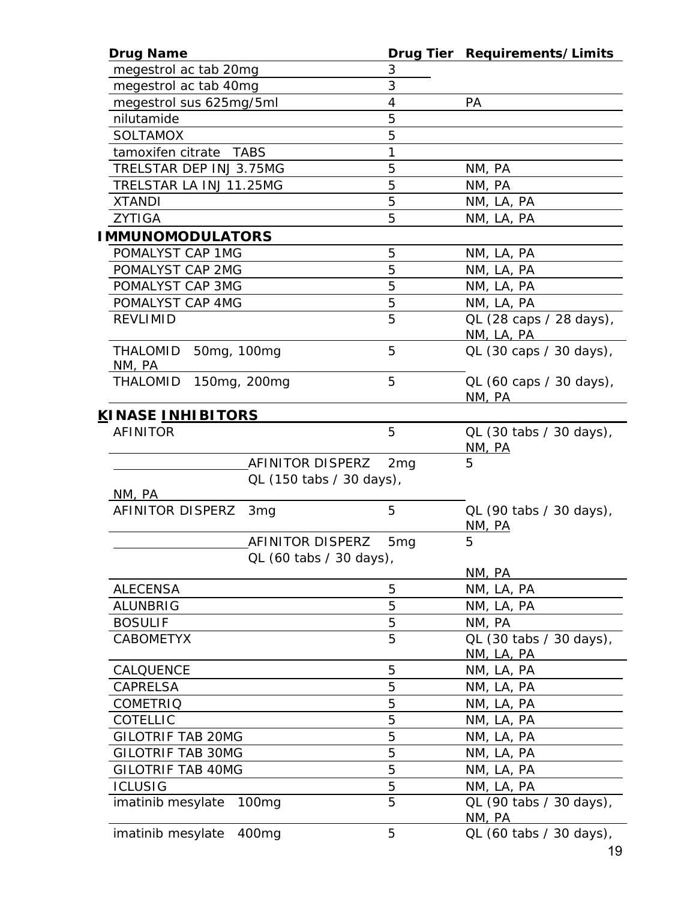| Drug Name | Drug Tier | Requirements/Limits |
|---|---|---|
| megestrol ac tab 20mg | 3 | |
| megestrol ac tab 40mg | 3 | |
| megestrol sus 625mg/5ml | 4 | PA |
| nilutamide | 5 | |
| SOLTAMOX | 5 | |
| tamoxifen citrate TABS | 1 | |
| TRELSTAR DEP INJ 3.75MG | 5 | NM, PA |
| TRELSTAR LA INJ 11.25MG | 5 | NM, PA |
| XTANDI | 5 | NM, LA, PA |
| ZYTIGA | 5 | NM, LA, PA |
| **IMMUNOMODULATORS** | | |
| POMALYST CAP 1MG | 5 | NM, LA, PA |
| POMALYST CAP 2MG | 5 | NM, LA, PA |
| POMALYST CAP 3MG | 5 | NM, LA, PA |
| POMALYST CAP 4MG | 5 | NM, LA, PA |
| REVLIMID | 5 | QL (28 caps / 28 days), NM, LA, PA |
| THALOMID 50mg, 100mg | 5 | QL (30 caps / 30 days), NM, PA |
| THALOMID 150mg, 200mg | 5 | QL (60 caps / 30 days), NM, PA |
| **KINASE INHIBITORS** | | |
| AFINITOR | 5 | QL (30 tabs / 30 days), NM, PA |
| AFINITOR DISPERZ 2mg | 5 | QL (150 tabs / 30 days), NM, PA |
| AFINITOR DISPERZ 3mg | 5 | QL (90 tabs / 30 days), NM, PA |
| AFINITOR DISPERZ 5mg | 5 | QL (60 tabs / 30 days), NM, PA |
| ALECENSA | 5 | NM, LA, PA |
| ALUNBRIG | 5 | NM, LA, PA |
| BOSULIF | 5 | NM, PA |
| CABOMETYX | 5 | QL (30 tabs / 30 days), NM, LA, PA |
| CALQUENCE | 5 | NM, LA, PA |
| CAPRELSA | 5 | NM, LA, PA |
| COMETRIQ | 5 | NM, LA, PA |
| COTELLIC | 5 | NM, LA, PA |
| GILOTRIF TAB 20MG | 5 | NM, LA, PA |
| GILOTRIF TAB 30MG | 5 | NM, LA, PA |
| GILOTRIF TAB 40MG | 5 | NM, LA, PA |
| ICLUSIG | 5 | NM, LA, PA |
| imatinib mesylate 100mg | 5 | QL (90 tabs / 30 days), NM, PA |
| imatinib mesylate 400mg | 5 | QL (60 tabs / 30 days), |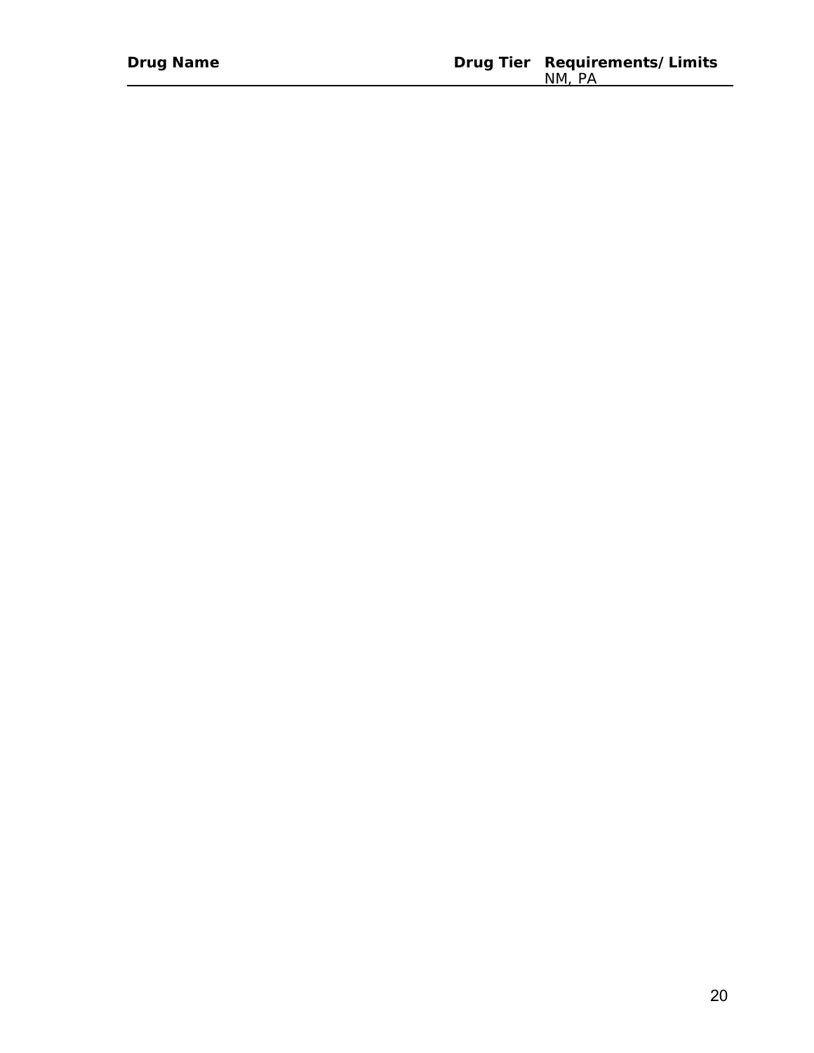| Drug Name | Drug Tier | Requirements/Limits |
| --- | --- | --- |
| | | NM, PA |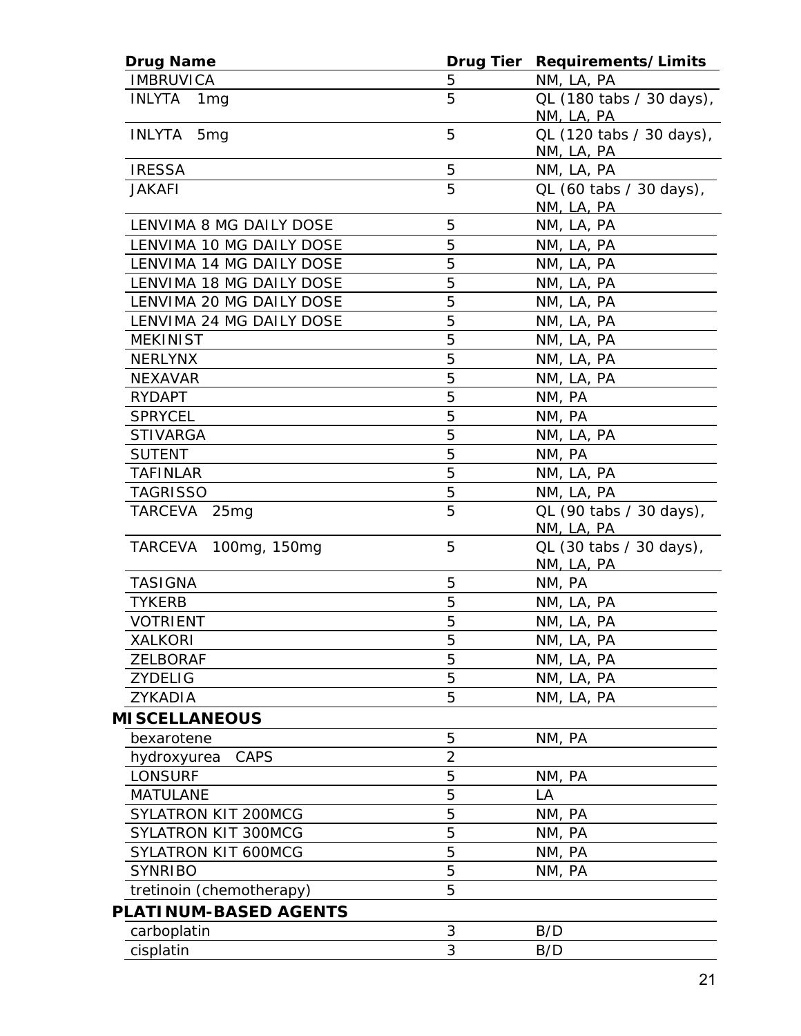| Drug Name | Drug Tier | Requirements/Limits |
|---|---|---|
| IMBRUVICA | 5 | NM, LA, PA |
| INLYTA 1mg | 5 | QL (180 tabs / 30 days), NM, LA, PA |
| INLYTA 5mg | 5 | QL (120 tabs / 30 days), NM, LA, PA |
| IRESSA | 5 | NM, LA, PA |
| JAKAFI | 5 | QL (60 tabs / 30 days), NM, LA, PA |
| LENVIMA 8 MG DAILY DOSE | 5 | NM, LA, PA |
| LENVIMA 10 MG DAILY DOSE | 5 | NM, LA, PA |
| LENVIMA 14 MG DAILY DOSE | 5 | NM, LA, PA |
| LENVIMA 18 MG DAILY DOSE | 5 | NM, LA, PA |
| LENVIMA 20 MG DAILY DOSE | 5 | NM, LA, PA |
| LENVIMA 24 MG DAILY DOSE | 5 | NM, LA, PA |
| MEKINIST | 5 | NM, LA, PA |
| NERLYNX | 5 | NM, LA, PA |
| NEXAVAR | 5 | NM, LA, PA |
| RYDAPT | 5 | NM, PA |
| SPRYCEL | 5 | NM, PA |
| STIVARGA | 5 | NM, LA, PA |
| SUTENT | 5 | NM, PA |
| TAFINLAR | 5 | NM, LA, PA |
| TAGRISSO | 5 | NM, LA, PA |
| TARCEVA 25mg | 5 | QL (90 tabs / 30 days), NM, LA, PA |
| TARCEVA 100mg, 150mg | 5 | QL (30 tabs / 30 days), NM, LA, PA |
| TASIGNA | 5 | NM, PA |
| TYKERB | 5 | NM, LA, PA |
| VOTRIENT | 5 | NM, LA, PA |
| XALKORI | 5 | NM, LA, PA |
| ZELBORAF | 5 | NM, LA, PA |
| ZYDELIG | 5 | NM, LA, PA |
| ZYKADIA | 5 | NM, LA, PA |
| **MISCELLANEOUS** | | |
| bexarotene | 5 | NM, PA |
| hydroxyurea CAPS | 2 | |
| LONSURF | 5 | NM, PA |
| MATULANE | 5 | LA |
| SYLATRON KIT 200MCG | 5 | NM, PA |
| SYLATRON KIT 300MCG | 5 | NM, PA |
| SYLATRON KIT 600MCG | 5 | NM, PA |
| SYNRIBO | 5 | NM, PA |
| tretinoin (chemotherapy) | 5 | |
| **PLATINUM-BASED AGENTS** | | |
| carboplatin | 3 | B/D |
| cisplatin | 3 | B/D |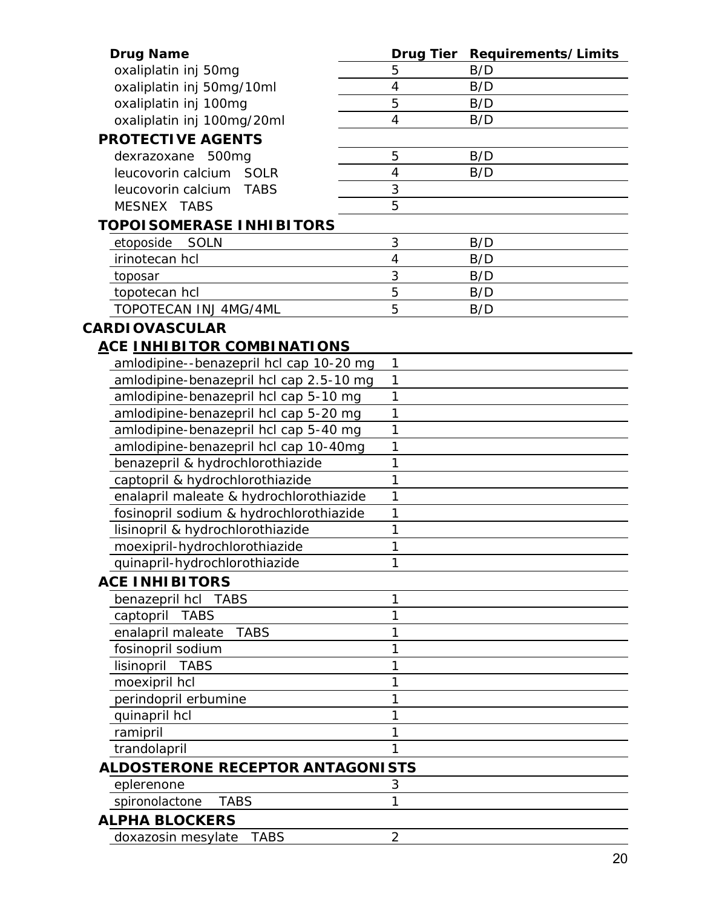| Drug Name | Drug Tier | Requirements/Limits |
|---|---|---|
| oxaliplatin inj 50mg | 5 | B/D |
| oxaliplatin inj 50mg/10ml | 4 | B/D |
| oxaliplatin inj 100mg | 5 | B/D |
| oxaliplatin inj 100mg/20ml | 4 | B/D |
| **PROTECTIVE AGENTS** | | |
| dexrazoxane 500mg | 5 | B/D |
| leucovorin calcium SOLR | 4 | B/D |
| leucovorin calcium TABS | 3 | |
| MESNEX TABS | 5 | |
| **TOPOISOMERASE INHIBITORS** | | |
| etoposide SOLN | 3 | B/D |
| irinotecan hcl | 4 | B/D |
| toposar | 3 | B/D |
| topotecan hcl | 5 | B/D |
| TOPOTECAN INJ 4MG/4ML | 5 | B/D |

## CARDIOVASCULAR

| Drug Name | Drug Tier | Requirements/Limits |
|---|---|---|
| **ACE INHIBITOR COMBINATIONS** | | |
| amlodipine--benazepril hcl cap 10-20 mg | 1 | |
| amlodipine-benazepril hcl cap 2.5-10 mg | 1 | |
| amlodipine-benazepril hcl cap 5-10 mg | 1 | |
| amlodipine-benazepril hcl cap 5-20 mg | 1 | |
| amlodipine-benazepril hcl cap 5-40 mg | 1 | |
| amlodipine-benazepril hcl cap 10-40mg | 1 | |
| benazepril & hydrochlorothiazide | 1 | |
| captopril & hydrochlorothiazide | 1 | |
| enalapril maleate & hydrochlorothiazide | 1 | |
| fosinopril sodium & hydrochlorothiazide | 1 | |
| lisinopril & hydrochlorothiazide | 1 | |
| moexipril-hydrochlorothiazide | 1 | |
| quinapril-hydrochlorothiazide | 1 | |
| **ACE INHIBITORS** | | |
| benazepril hcl TABS | 1 | |
| captopril TABS | 1 | |
| enalapril maleate TABS | 1 | |
| fosinopril sodium | 1 | |
| lisinopril TABS | 1 | |
| moexipril hcl | 1 | |
| perindopril erbumine | 1 | |
| quinapril hcl | 1 | |
| ramipril | 1 | |
| trandolapril | 1 | |
| **ALDOSTERONE RECEPTOR ANTAGONISTS** | | |
| eplerenone | 3 | |
| spironolactone TABS | 1 | |
| **ALPHA BLOCKERS** | | |
| doxazosin mesylate TABS | 2 | |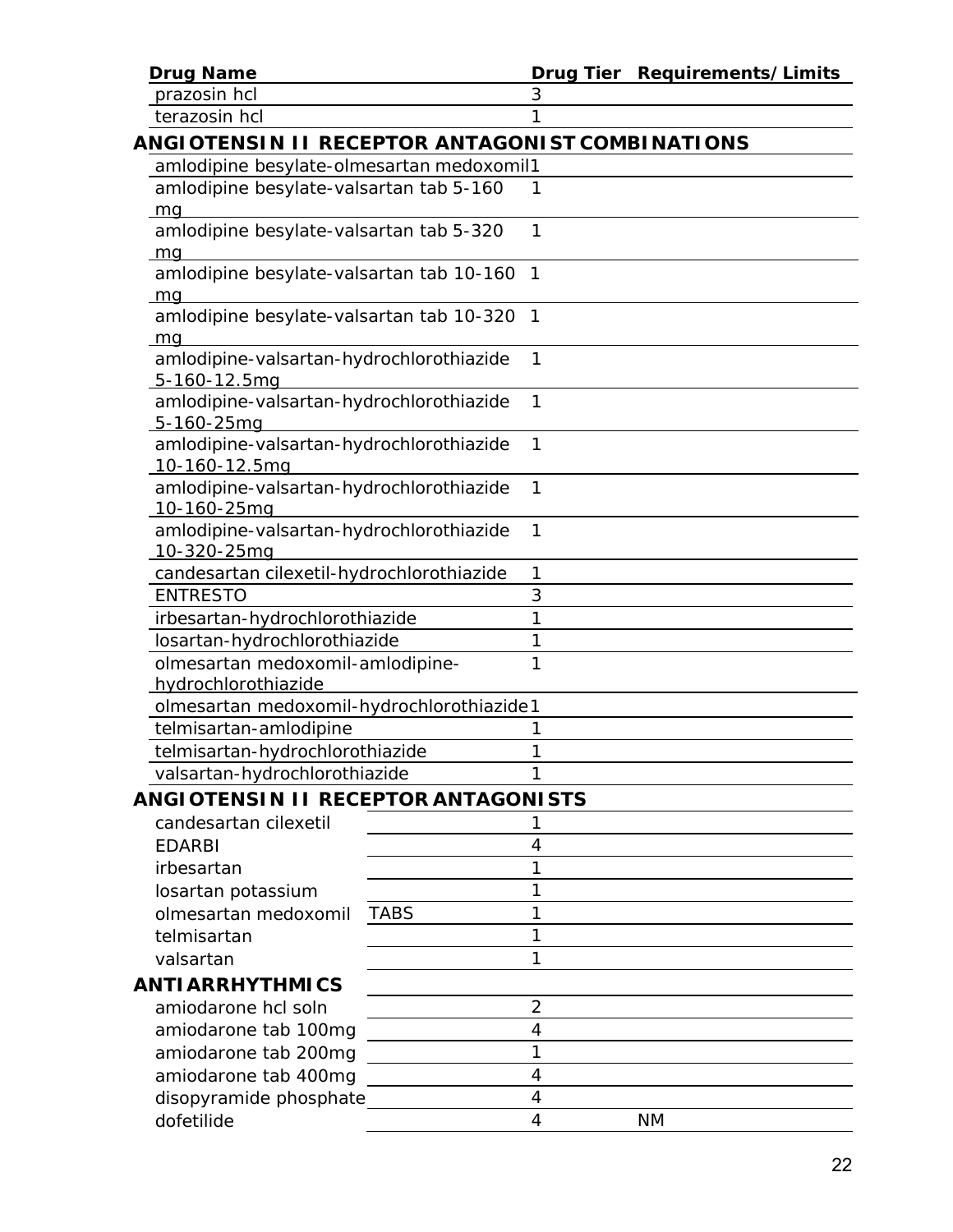| Drug Name | Drug Tier | Requirements/Limits |
|---|---|---|
| prazosin hcl | 3 | |
| terazosin hcl | 1 | |
| **ANGIOTENSIN II RECEPTOR ANTAGONIST COMBINATIONS** | | |
| amlodipine besylate-olmesartan medoxomil | 1 | |
| amlodipine besylate-valsartan tab 5-160 mg | 1 | |
| amlodipine besylate-valsartan tab 5-320 mg | 1 | |
| amlodipine besylate-valsartan tab 10-160 mg | 1 | |
| amlodipine besylate-valsartan tab 10-320 mg | 1 | |
| amlodipine-valsartan-hydrochlorothiazide 5-160-12.5mg | 1 | |
| amlodipine-valsartan-hydrochlorothiazide 5-160-25mg | 1 | |
| amlodipine-valsartan-hydrochlorothiazide 10-160-12.5mg | 1 | |
| amlodipine-valsartan-hydrochlorothiazide 10-160-25mg | 1 | |
| amlodipine-valsartan-hydrochlorothiazide 10-320-25mg | 1 | |
| candesartan cilexetil-hydrochlorothiazide | 1 | |
| ENTRESTO | 3 | |
| irbesartan-hydrochlorothiazide | 1 | |
| losartan-hydrochlorothiazide | 1 | |
| olmesartan medoxomil-amlodipine-hydrochlorothiazide | 1 | |
| olmesartan medoxomil-hydrochlorothiazide | 1 | |
| telmisartan-amlodipine | 1 | |
| telmisartan-hydrochlorothiazide | 1 | |
| valsartan-hydrochlorothiazide | 1 | |
| **ANGIOTENSIN II RECEPTOR ANTAGONISTS** | | |
| candesartan cilexetil | 1 | |
| EDARBI | 4 | |
| irbesartan | 1 | |
| losartan potassium | 1 | |
| olmesartan medoxomil TABS | 1 | |
| telmisartan | 1 | |
| valsartan | 1 | |
| **ANTIARRHYTHMICS** | | |
| amiodarone hcl soln | 2 | |
| amiodarone tab 100mg | 4 | |
| amiodarone tab 200mg | 1 | |
| amiodarone tab 400mg | 4 | |
| disopyramide phosphate | 4 | |
| dofetilide | 4 | NM |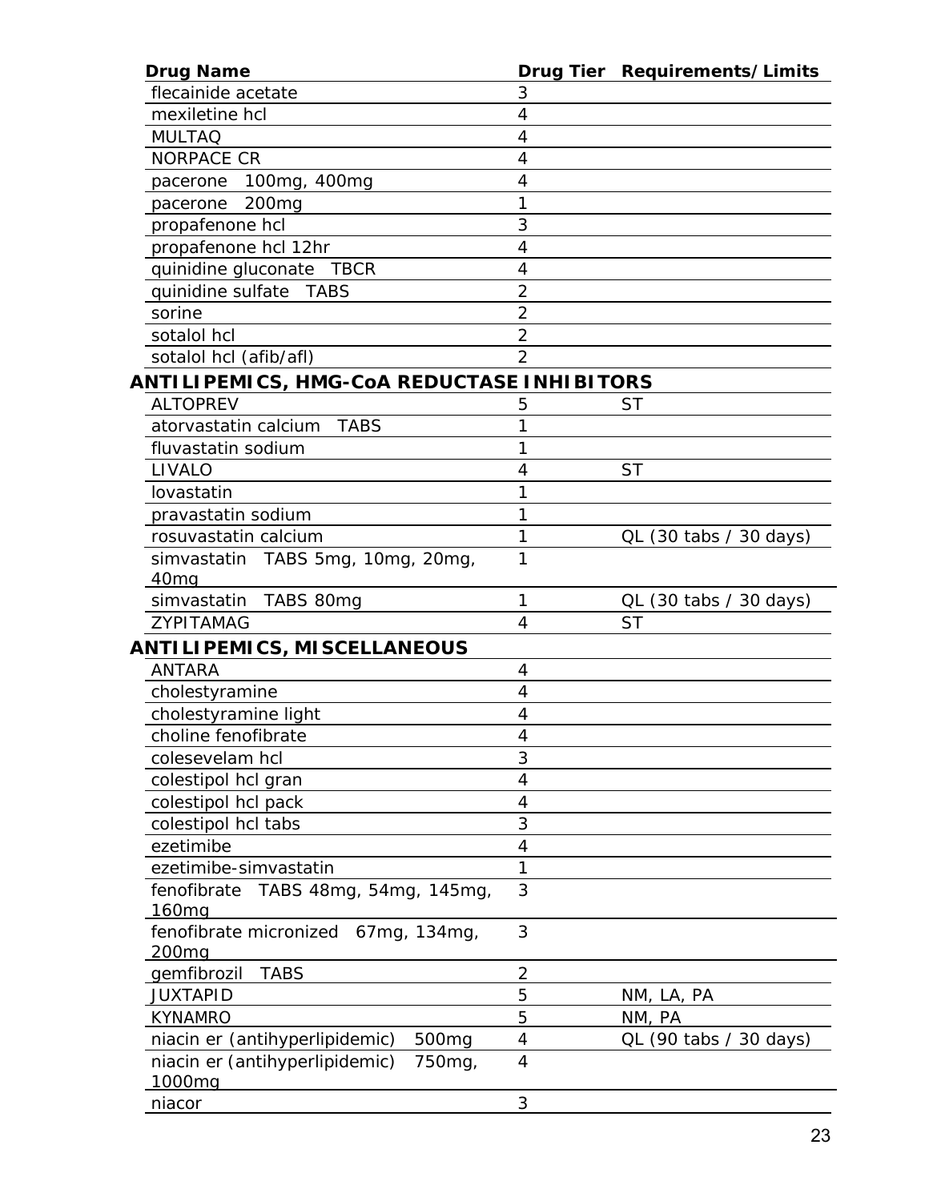| Drug Name | Drug Tier | Requirements/Limits |
|---|---|---|
| flecainide acetate | 3 | |
| mexiletine hcl | 4 | |
| MULTAQ | 4 | |
| NORPACE CR | 4 | |
| pacerone 100mg, 400mg | 4 | |
| pacerone 200mg | 1 | |
| propafenone hcl | 3 | |
| propafenone hcl 12hr | 4 | |
| quinidine gluconate TBCR | 4 | |
| quinidine sulfate TABS | 2 | |
| sorine | 2 | |
| sotalol hcl | 2 | |
| sotalol hcl (afib/afl) | 2 | |
| **ANTILIPEMICS, HMG-CoA REDUCTASE INHIBITORS** | | |
| ALTOPREV | 5 | ST |
| atorvastatin calcium TABS | 1 | |
| fluvastatin sodium | 1 | |
| LIVALO | 4 | ST |
| lovastatin | 1 | |
| pravastatin sodium | 1 | |
| rosuvastatin calcium | 1 | QL (30 tabs / 30 days) |
| simvastatin TABS 5mg, 10mg, 20mg, 40mg | 1 | |
| simvastatin TABS 80mg | 1 | QL (30 tabs / 30 days) |
| ZYPITAMAG | 4 | ST |
| **ANTILIPEMICS, MISCELLANEOUS** | | |
| ANTARA | 4 | |
| cholestyramine | 4 | |
| cholestyramine light | 4 | |
| choline fenofibrate | 4 | |
| colesevelam hcl | 3 | |
| colestipol hcl gran | 4 | |
| colestipol hcl pack | 4 | |
| colestipol hcl tabs | 3 | |
| ezetimibe | 4 | |
| ezetimibe-simvastatin | 1 | |
| fenofibrate TABS 48mg, 54mg, 145mg, 160mg | 3 | |
| fenofibrate micronized 67mg, 134mg, 200mg | 3 | |
| gemfibrozil TABS | 2 | |
| JUXTAPID | 5 | NM, LA, PA |
| KYNAMRO | 5 | NM, PA |
| niacin er (antihyperlipidemic) 500mg | 4 | QL (90 tabs / 30 days) |
| niacin er (antihyperlipidemic) 750mg, 1000mg | 4 | |
| niacor | 3 | |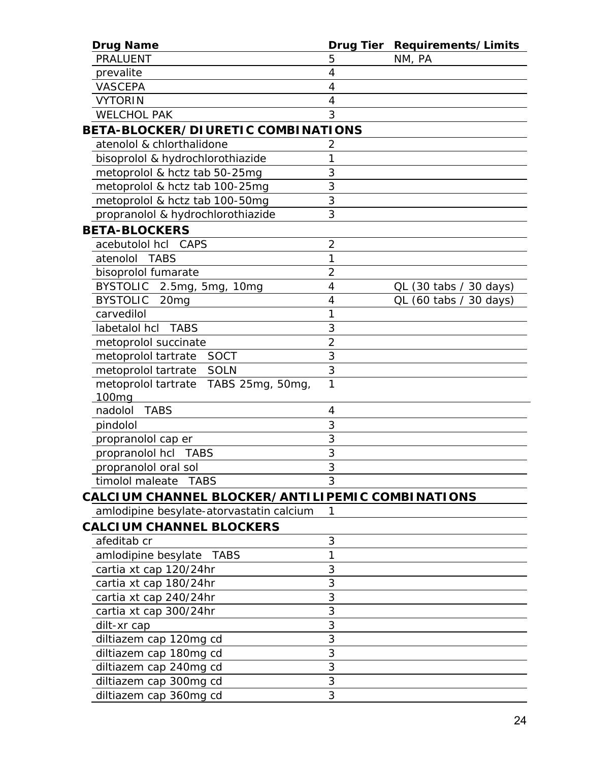| Drug Name | Drug Tier | Requirements/Limits |
|---|---|---|
| PRALUENT | 5 | NM, PA |
| prevalite | 4 | |
| VASCEPA | 4 | |
| VYTORIN | 4 | |
| WELCHOL PAK | 3 | |
| **BETA-BLOCKER/DIURETIC COMBINATIONS** | | |
| atenolol & chlorthalidone | 2 | |
| bisoprolol & hydrochlorothiazide | 1 | |
| metoprolol & hctz tab 50-25mg | 3 | |
| metoprolol & hctz tab 100-25mg | 3 | |
| metoprolol & hctz tab 100-50mg | 3 | |
| propranolol & hydrochlorothiazide | 3 | |
| **BETA-BLOCKERS** | | |
| acebutolol hcl CAPS | 2 | |
| atenolol TABS | 1 | |
| bisoprolol fumarate | 2 | |
| BYSTOLIC 2.5mg, 5mg, 10mg | 4 | QL (30 tabs / 30 days) |
| BYSTOLIC 20mg | 4 | QL (60 tabs / 30 days) |
| carvedilol | 1 | |
| labetalol hcl TABS | 3 | |
| metoprolol succinate | 2 | |
| metoprolol tartrate SOCT | 3 | |
| metoprolol tartrate SOLN | 3 | |
| metoprolol tartrate TABS 25mg, 50mg, 100mg | 1 | |
| nadolol TABS | 4 | |
| pindolol | 3 | |
| propranolol cap er | 3 | |
| propranolol hcl TABS | 3 | |
| propranolol oral sol | 3 | |
| timolol maleate TABS | 3 | |
| **CALCIUM CHANNEL BLOCKER/ANTILIPEMIC COMBINATIONS** | | |
| amlodipine besylate-atorvastatin calcium | 1 | |
| **CALCIUM CHANNEL BLOCKERS** | | |
| afeditab cr | 3 | |
| amlodipine besylate TABS | 1 | |
| cartia xt cap 120/24hr | 3 | |
| cartia xt cap 180/24hr | 3 | |
| cartia xt cap 240/24hr | 3 | |
| cartia xt cap 300/24hr | 3 | |
| dilt-xr cap | 3 | |
| diltiazem cap 120mg cd | 3 | |
| diltiazem cap 180mg cd | 3 | |
| diltiazem cap 240mg cd | 3 | |
| diltiazem cap 300mg cd | 3 | |
| diltiazem cap 360mg cd | 3 | |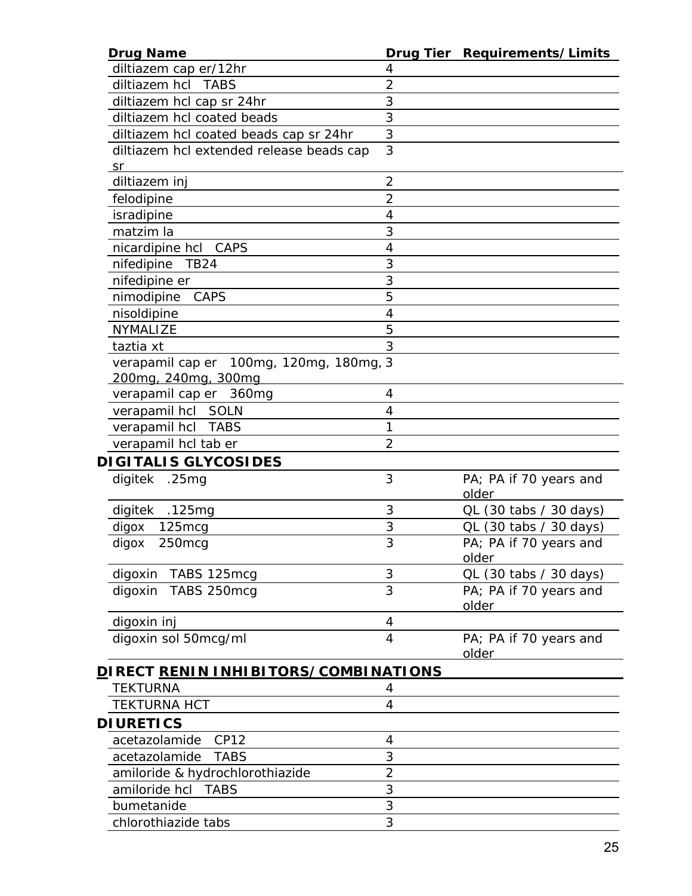| Drug Name | Drug Tier | Requirements/Limits |
|---|---|---|
| diltiazem cap er/12hr | 4 | |
| diltiazem hcl TABS | 2 | |
| diltiazem hcl cap sr 24hr | 3 | |
| diltiazem hcl coated beads | 3 | |
| diltiazem hcl coated beads cap sr 24hr | 3 | |
| diltiazem hcl extended release beads cap sr | 3 | |
| diltiazem inj | 2 | |
| felodipine | 2 | |
| isradipine | 4 | |
| matzim la | 3 | |
| nicardipine hcl CAPS | 4 | |
| nifedipine TB24 | 3 | |
| nifedipine er | 3 | |
| nimodipine CAPS | 5 | |
| nisoldipine | 4 | |
| NYMALIZE | 5 | |
| taztia xt | 3 | |
| verapamil cap er 100mg, 120mg, 180mg, 200mg, 240mg, 300mg | 3 | |
| verapamil cap er 360mg | 4 | |
| verapamil hcl SOLN | 4 | |
| verapamil hcl TABS | 1 | |
| verapamil hcl tab er | 2 | |
| **DIGITALIS GLYCOSIDES** | | |
| digitek .25mg | 3 | PA; PA if 70 years and older |
| digitek .125mg | 3 | QL (30 tabs / 30 days) |
| digox 125mcg | 3 | QL (30 tabs / 30 days) |
| digox 250mcg | 3 | PA; PA if 70 years and older |
| digoxin TABS 125mcg | 3 | QL (30 tabs / 30 days) |
| digoxin TABS 250mcg | 3 | PA; PA if 70 years and older |
| digoxin inj | 4 | |
| digoxin sol 50mcg/ml | 4 | PA; PA if 70 years and older |
| **DIRECT RENIN INHIBITORS/COMBINATIONS** | | |
| TEKTURNA | 4 | |
| TEKTURNA HCT | 4 | |
| **DIURETICS** | | |
| acetazolamide CP12 | 4 | |
| acetazolamide TABS | 3 | |
| amiloride & hydrochlorothiazide | 2 | |
| amiloride hcl TABS | 3 | |
| bumetanide | 3 | |
| chlorothiazide tabs | 3 | |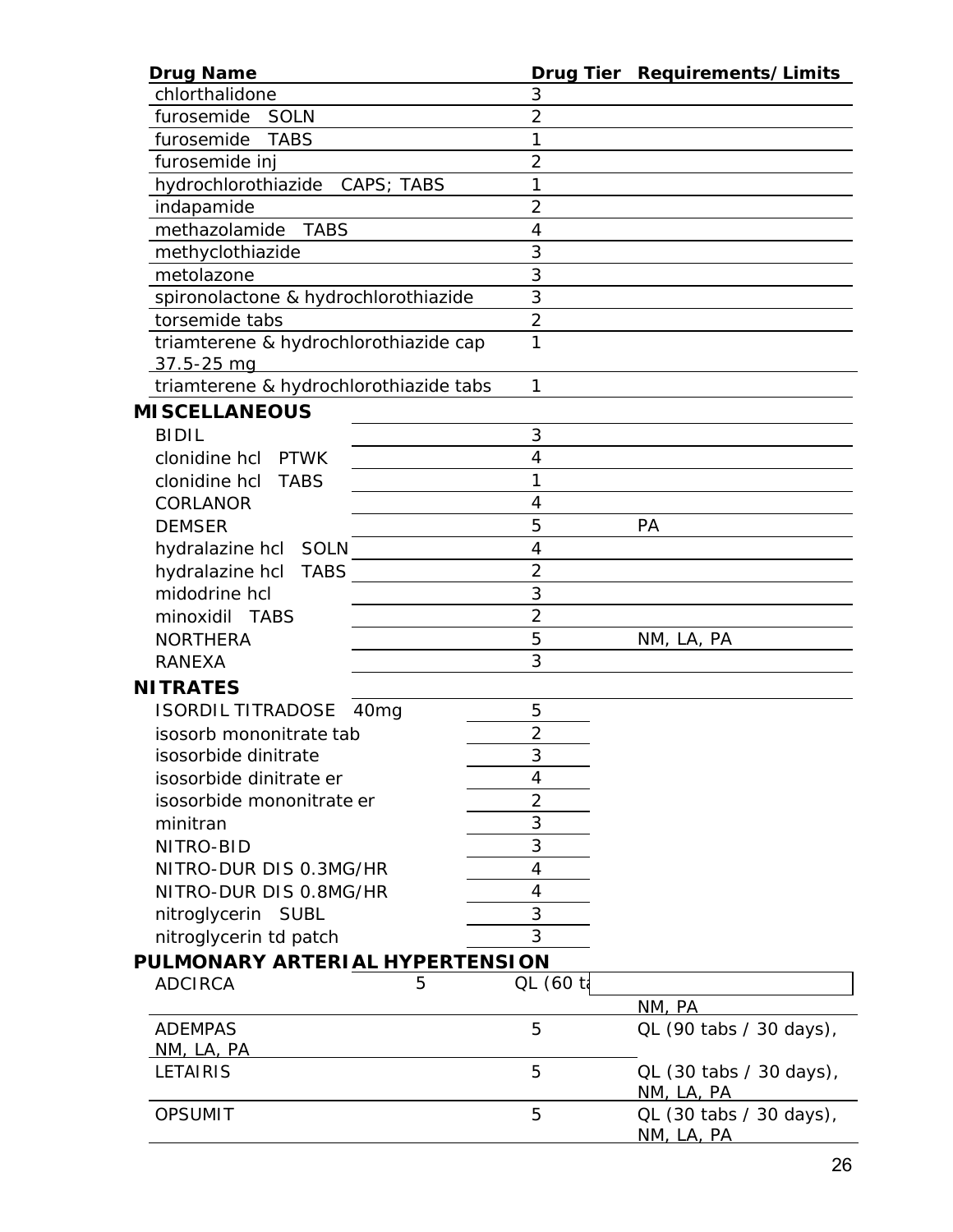| Drug Name | Drug Tier | Requirements/Limits |
|---|---|---|
| chlorthalidone | 3 | |
| furosemide SOLN | 2 | |
| furosemide TABS | 1 | |
| furosemide inj | 2 | |
| hydrochlorothiazide CAPS; TABS | 1 | |
| indapamide | 2 | |
| methazolamide TABS | 4 | |
| methyclothiazide | 3 | |
| metolazone | 3 | |
| spironolactone & hydrochlorothiazide | 3 | |
| torsemide tabs | 2 | |
| triamterene & hydrochlorothiazide cap 37.5-25 mg | 1 | |
| triamterene & hydrochlorothiazide tabs | 1 | |
| **MISCELLANEOUS** | | |
| BIDIL | 3 | |
| clonidine hcl PTWK | 4 | |
| clonidine hcl TABS | 1 | |
| CORLANOR | 4 | |
| DEMSER | 5 | PA |
| hydralazine hcl SOLN | 4 | |
| hydralazine hcl TABS | 2 | |
| midodrine hcl | 3 | |
| minoxidil TABS | 2 | |
| NORTHERA | 5 | NM, LA, PA |
| RANEXA | 3 | |
| **NITRATES** | | |
| ISORDIL TITRADOSE 40mg | 5 | |
| isosorb mononitrate tab | 2 | |
| isosorbide dinitrate | 3 | |
| isosorbide dinitrate er | 4 | |
| isosorbide mononitrate er | 2 | |
| minitran | 3 | |
| NITRO-BID | 3 | |
| NITRO-DUR DIS 0.3MG/HR | 4 | |
| NITRO-DUR DIS 0.8MG/HR | 4 | |
| nitroglycerin SUBL | 3 | |
| nitroglycerin td patch | 3 | |
| **PULMONARY ARTERIAL HYPERTENSION** | | |
| ADCIRCA | 5 | QL (60 ta NM, PA |
| ADEMPAS | 5 | QL (90 tabs / 30 days), NM, LA, PA |
| LETAIRIS | 5 | QL (30 tabs / 30 days), NM, LA, PA |
| OPSUMIT | 5 | QL (30 tabs / 30 days), NM, LA, PA |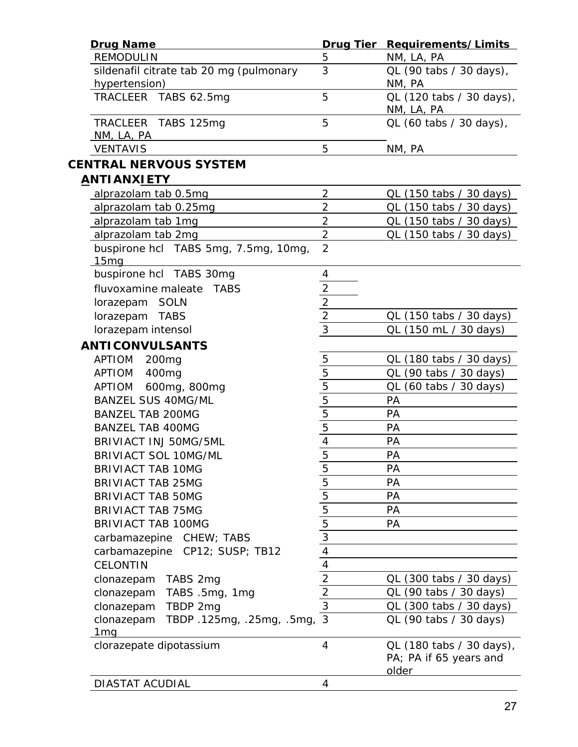| Drug Name | Drug Tier | Requirements/Limits |
|---|---|---|
| REMODULIN | 5 | NM, LA, PA |
| sildenafil citrate tab 20 mg (pulmonary hypertension) | 3 | QL (90 tabs / 30 days), NM, PA |
| TRACLEER TABS 62.5mg | 5 | QL (120 tabs / 30 days), NM, LA, PA |
| TRACLEER TABS 125mg | 5 | QL (60 tabs / 30 days), NM, LA, PA |
| VENTAVIS | 5 | NM, PA |
| **CENTRAL NERVOUS SYSTEM** | | |
| **ANTIANXIETY** | | |
| alprazolam tab 0.5mg | 2 | QL (150 tabs / 30 days) |
| alprazolam tab 0.25mg | 2 | QL (150 tabs / 30 days) |
| alprazolam tab 1mg | 2 | QL (150 tabs / 30 days) |
| alprazolam tab 2mg | 2 | QL (150 tabs / 30 days) |
| buspirone hcl TABS 5mg, 7.5mg, 10mg, 15mg | 2 | |
| buspirone hcl TABS 30mg | 4 | |
| fluvoxamine maleate TABS | 2 | |
| lorazepam SOLN | 2 | |
| lorazepam TABS | 2 | QL (150 tabs / 30 days) |
| lorazepam intensol | 3 | QL (150 mL / 30 days) |
| **ANTICONVULSANTS** | | |
| APTIOM 200mg | 5 | QL (180 tabs / 30 days) |
| APTIOM 400mg | 5 | QL (90 tabs / 30 days) |
| APTIOM 600mg, 800mg | 5 | QL (60 tabs / 30 days) |
| BANZEL SUS 40MG/ML | 5 | PA |
| BANZEL TAB 200MG | 5 | PA |
| BANZEL TAB 400MG | 5 | PA |
| BRIVIACT INJ 50MG/5ML | 4 | PA |
| BRIVIACT SOL 10MG/ML | 5 | PA |
| BRIVIACT TAB 10MG | 5 | PA |
| BRIVIACT TAB 25MG | 5 | PA |
| BRIVIACT TAB 50MG | 5 | PA |
| BRIVIACT TAB 75MG | 5 | PA |
| BRIVIACT TAB 100MG | 5 | PA |
| carbamazepine CHEW; TABS | 3 | |
| carbamazepine CP12; SUSP; TB12 | 4 | |
| CELONTIN | 4 | |
| clonazepam TABS 2mg | 2 | QL (300 tabs / 30 days) |
| clonazepam TABS .5mg, 1mg | 2 | QL (90 tabs / 30 days) |
| clonazepam TBDP 2mg | 3 | QL (300 tabs / 30 days) |
| clonazepam TBDP .125mg, .25mg, .5mg, 1mg | 3 | QL (90 tabs / 30 days) |
| clorazepate dipotassium | 4 | QL (180 tabs / 30 days), PA; PA if 65 years and older |
| DIASTAT ACUDIAL | 4 | |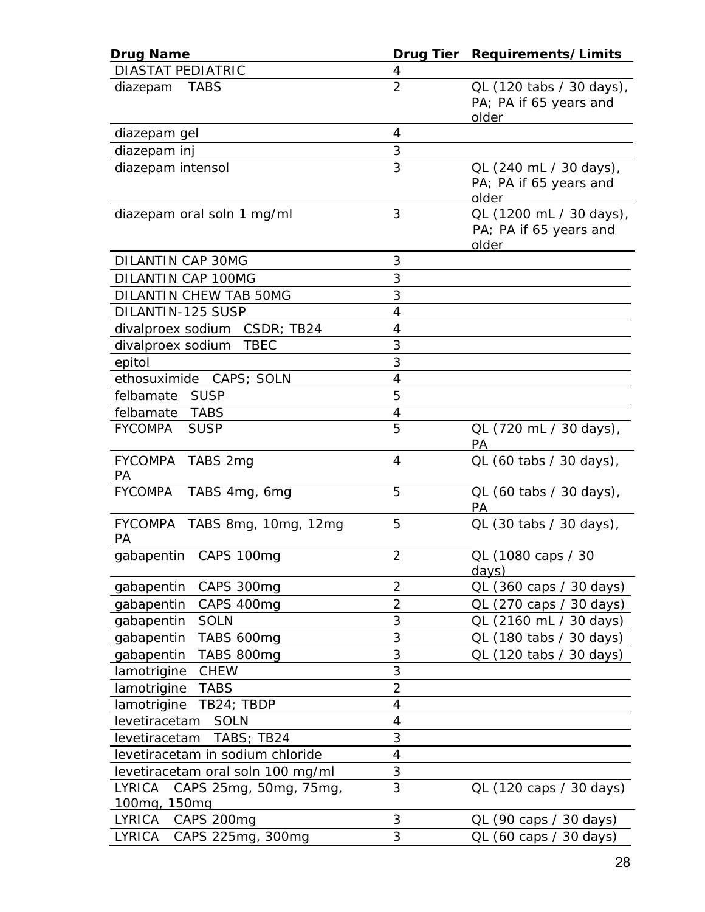| Drug Name | Drug Tier | Requirements/Limits |
|---|---|---|
| DIASTAT PEDIATRIC | 4 | |
| diazepam TABS | 2 | QL (120 tabs / 30 days), PA; PA if 65 years and older |
| diazepam gel | 4 | |
| diazepam inj | 3 | |
| diazepam intensol | 3 | QL (240 mL / 30 days), PA; PA if 65 years and older |
| diazepam oral soln 1 mg/ml | 3 | QL (1200 mL / 30 days), PA; PA if 65 years and older |
| DILANTIN CAP 30MG | 3 | |
| DILANTIN CAP 100MG | 3 | |
| DILANTIN CHEW TAB 50MG | 3 | |
| DILANTIN-125 SUSP | 4 | |
| divalproex sodium CSDR; TB24 | 4 | |
| divalproex sodium TBEC | 3 | |
| epitol | 3 | |
| ethosuximide CAPS; SOLN | 4 | |
| felbamate SUSP | 5 | |
| felbamate TABS | 4 | |
| FYCOMPA SUSP | 5 | QL (720 mL / 30 days), PA |
| FYCOMPA TABS 2mg | 4 | QL (60 tabs / 30 days), PA |
| FYCOMPA TABS 4mg, 6mg | 5 | QL (60 tabs / 30 days), PA |
| FYCOMPA TABS 8mg, 10mg, 12mg | 5 | QL (30 tabs / 30 days), PA |
| gabapentin CAPS 100mg | 2 | QL (1080 caps / 30 days) |
| gabapentin CAPS 300mg | 2 | QL (360 caps / 30 days) |
| gabapentin CAPS 400mg | 2 | QL (270 caps / 30 days) |
| gabapentin SOLN | 3 | QL (2160 mL / 30 days) |
| gabapentin TABS 600mg | 3 | QL (180 tabs / 30 days) |
| gabapentin TABS 800mg | 3 | QL (120 tabs / 30 days) |
| lamotrigine CHEW | 3 | |
| lamotrigine TABS | 2 | |
| lamotrigine TB24; TBDP | 4 | |
| levetiracetam SOLN | 4 | |
| levetiracetam TABS; TB24 | 3 | |
| levetiracetam in sodium chloride | 4 | |
| levetiracetam oral soln 100 mg/ml | 3 | |
| LYRICA CAPS 25mg, 50mg, 75mg, 100mg, 150mg | 3 | QL (120 caps / 30 days) |
| LYRICA CAPS 200mg | 3 | QL (90 caps / 30 days) |
| LYRICA CAPS 225mg, 300mg | 3 | QL (60 caps / 30 days) |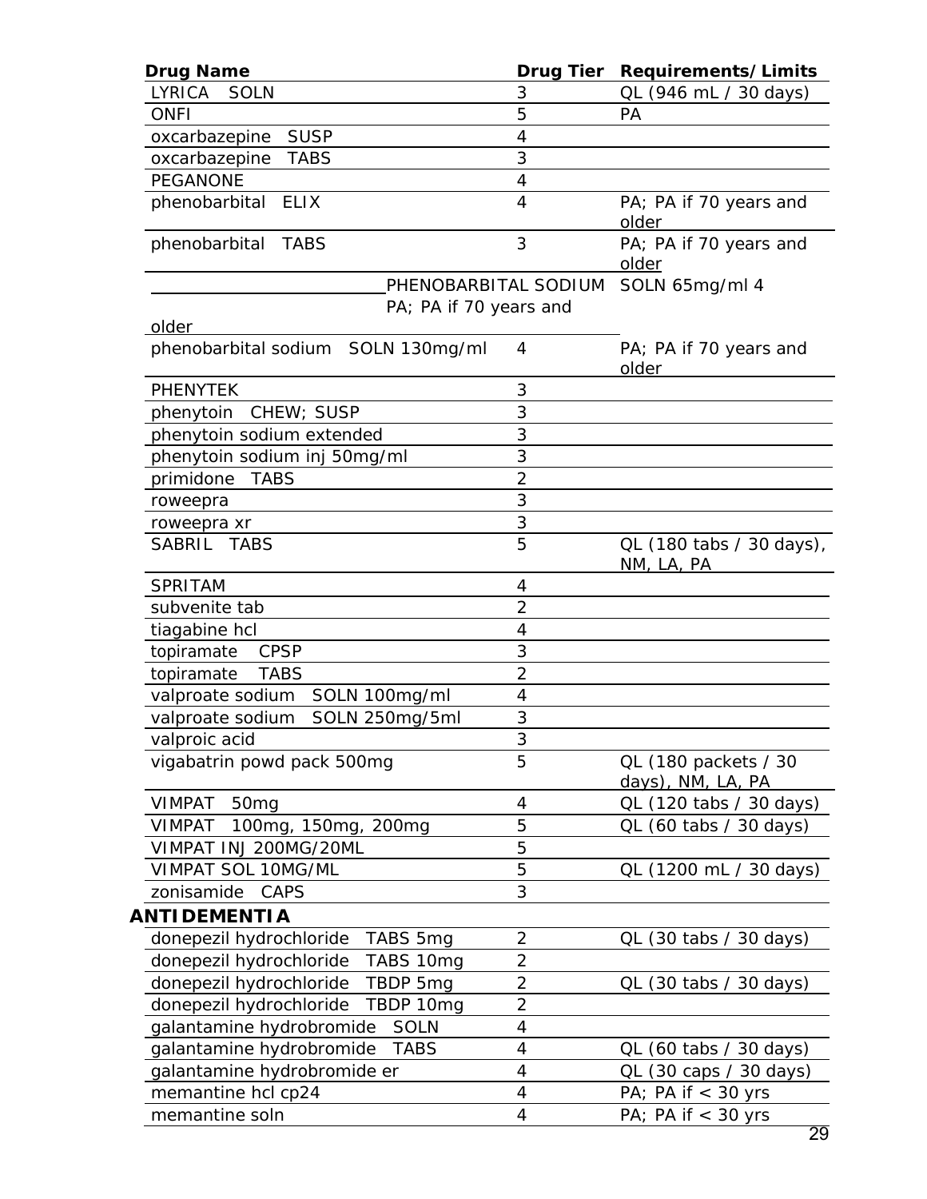| Drug Name | Drug Tier | Requirements/Limits |
| --- | --- | --- |
| LYRICA SOLN | 3 | QL (946 mL / 30 days) |
| ONFI | 5 | PA |
| oxcarbazepine SUSP | 4 | |
| oxcarbazepine TABS | 3 | |
| PEGANONE | 4 | |
| phenobarbital ELIX | 4 | PA; PA if 70 years and older |
| phenobarbital TABS | 3 | PA; PA if 70 years and older |
| PHENOBARBITAL SODIUM SOLN 65mg/ml | 4 | PA; PA if 70 years and older |
| phenobarbital sodium SOLN 130mg/ml | 4 | PA; PA if 70 years and older |
| PHENYTEK | 3 | |
| phenytoin CHEW; SUSP | 3 | |
| phenytoin sodium extended | 3 | |
| phenytoin sodium inj 50mg/ml | 3 | |
| primidone TABS | 2 | |
| roweepra | 3 | |
| roweepra xr | 3 | |
| SABRIL TABS | 5 | QL (180 tabs / 30 days), NM, LA, PA |
| SPRITAM | 4 | |
| subvenite tab | 2 | |
| tiagabine hcl | 4 | |
| topiramate CPSP | 3 | |
| topiramate TABS | 2 | |
| valproate sodium SOLN 100mg/ml | 4 | |
| valproate sodium SOLN 250mg/5ml | 3 | |
| valproic acid | 3 | |
| vigabatrin powd pack 500mg | 5 | QL (180 packets / 30 days), NM, LA, PA |
| VIMPAT 50mg | 4 | QL (120 tabs / 30 days) |
| VIMPAT 100mg, 150mg, 200mg | 5 | QL (60 tabs / 30 days) |
| VIMPAT INJ 200MG/20ML | 5 | |
| VIMPAT SOL 10MG/ML | 5 | QL (1200 mL / 30 days) |
| zonisamide CAPS | 3 | |
| **ANTIDEMENTIA** | | |
| donepezil hydrochloride TABS 5mg | 2 | QL (30 tabs / 30 days) |
| donepezil hydrochloride TABS 10mg | 2 | |
| donepezil hydrochloride TBDP 5mg | 2 | QL (30 tabs / 30 days) |
| donepezil hydrochloride TBDP 10mg | 2 | |
| galantamine hydrobromide SOLN | 4 | |
| galantamine hydrobromide TABS | 4 | QL (60 tabs / 30 days) |
| galantamine hydrobromide er | 4 | QL (30 caps / 30 days) |
| memantine hcl cp24 | 4 | PA; PA if < 30 yrs |
| memantine soln | 4 | PA; PA if < 30 yrs |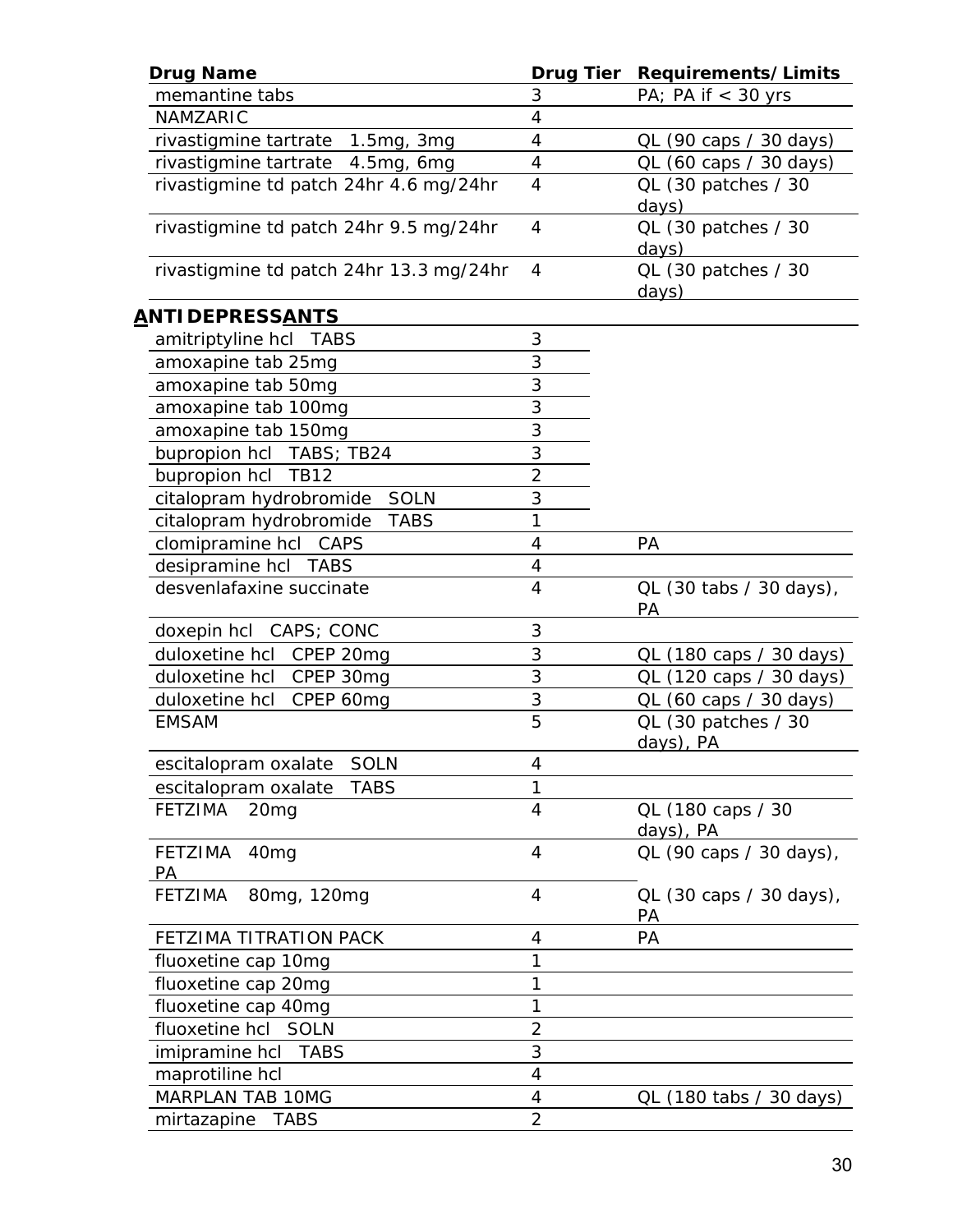| Drug Name | Drug Tier | Requirements/Limits |
|---|---|---|
| memantine tabs | 3 | PA; PA if < 30 yrs |
| NAMZARIC | 4 | |
| rivastigmine tartrate 1.5mg, 3mg | 4 | QL (90 caps / 30 days) |
| rivastigmine tartrate 4.5mg, 6mg | 4 | QL (60 caps / 30 days) |
| rivastigmine td patch 24hr 4.6 mg/24hr | 4 | QL (30 patches / 30 days) |
| rivastigmine td patch 24hr 9.5 mg/24hr | 4 | QL (30 patches / 30 days) |
| rivastigmine td patch 24hr 13.3 mg/24hr | 4 | QL (30 patches / 30 days) |

## ANTIDEPRESSANTS

| Drug Name | Drug Tier | Requirements/Limits |
|---|---|---|
| amitriptyline hcl TABS | 3 | |
| amoxapine tab 25mg | 3 | |
| amoxapine tab 50mg | 3 | |
| amoxapine tab 100mg | 3 | |
| amoxapine tab 150mg | 3 | |
| bupropion hcl TABS; TB24 | 3 | |
| bupropion hcl TB12 | 2 | |
| citalopram hydrobromide SOLN | 3 | |
| citalopram hydrobromide TABS | 1 | |
| clomipramine hcl CAPS | 4 | PA |
| desipramine hcl TABS | 4 | |
| desvenlafaxine succinate | 4 | QL (30 tabs / 30 days), PA |
| doxepin hcl CAPS; CONC | 3 | |
| duloxetine hcl CPEP 20mg | 3 | QL (180 caps / 30 days) |
| duloxetine hcl CPEP 30mg | 3 | QL (120 caps / 30 days) |
| duloxetine hcl CPEP 60mg | 3 | QL (60 caps / 30 days) |
| EMSAM | 5 | QL (30 patches / 30 days), PA |
| escitalopram oxalate SOLN | 4 | |
| escitalopram oxalate TABS | 1 | |
| FETZIMA 20mg | 4 | QL (180 caps / 30 days), PA |
| FETZIMA 40mg | 4 | QL (90 caps / 30 days), PA |
| FETZIMA 80mg, 120mg | 4 | QL (30 caps / 30 days), PA |
| FETZIMA TITRATION PACK | 4 | PA |
| fluoxetine cap 10mg | 1 | |
| fluoxetine cap 20mg | 1 | |
| fluoxetine cap 40mg | 1 | |
| fluoxetine hcl SOLN | 2 | |
| imipramine hcl TABS | 3 | |
| maprotiline hcl | 4 | |
| MARPLAN TAB 10MG | 4 | QL (180 tabs / 30 days) |
| mirtazapine TABS | 2 | |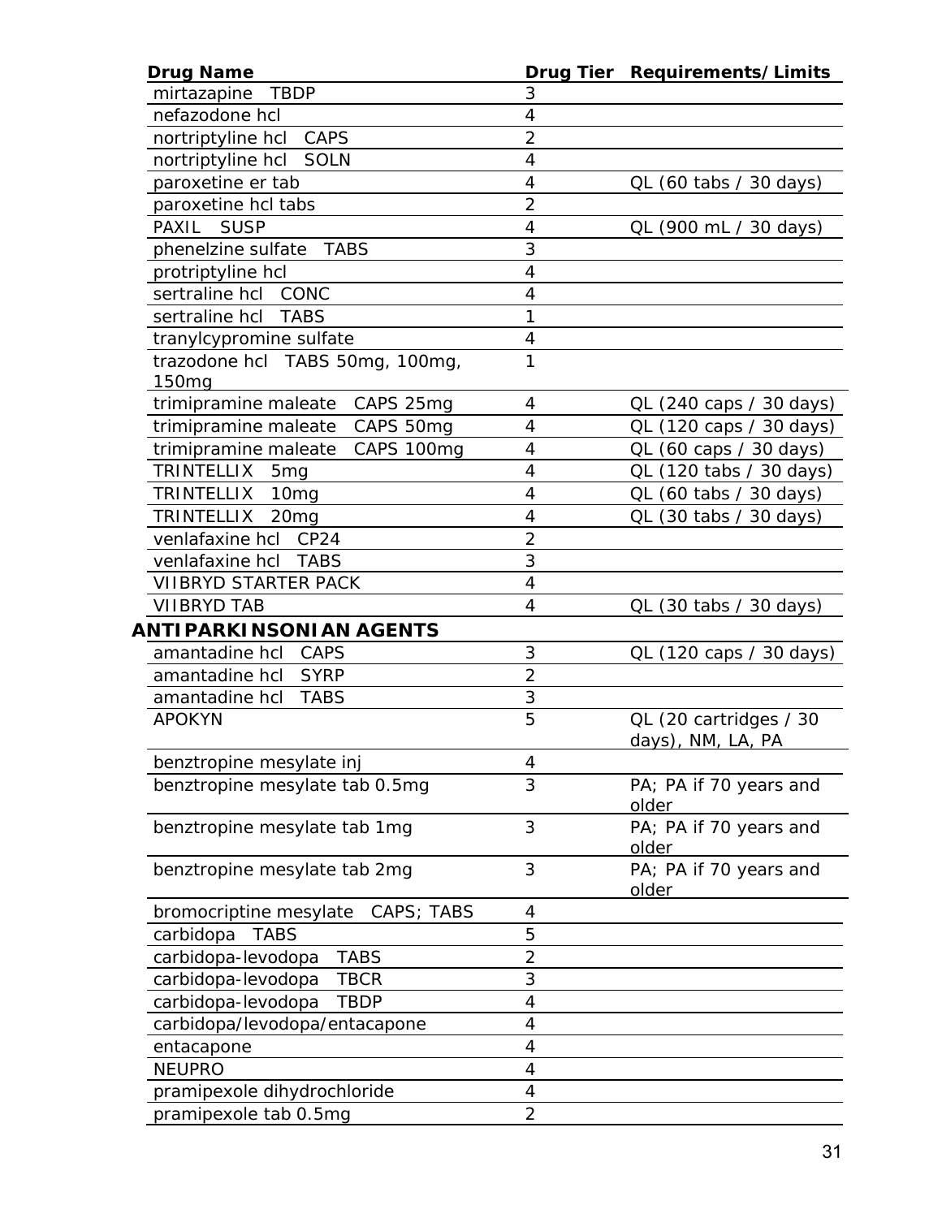| Drug Name | Drug Tier | Requirements/Limits |
|---|---|---|
| mirtazapine TBDP | 3 | |
| nefazodone hcl | 4 | |
| nortriptyline hcl CAPS | 2 | |
| nortriptyline hcl SOLN | 4 | |
| paroxetine er tab | 4 | QL (60 tabs / 30 days) |
| paroxetine hcl tabs | 2 | |
| PAXIL SUSP | 4 | QL (900 mL / 30 days) |
| phenelzine sulfate TABS | 3 | |
| protriptyline hcl | 4 | |
| sertraline hcl CONC | 4 | |
| sertraline hcl TABS | 1 | |
| tranylcypromine sulfate | 4 | |
| trazodone hcl TABS 50mg, 100mg, 150mg | 1 | |
| trimipramine maleate CAPS 25mg | 4 | QL (240 caps / 30 days) |
| trimipramine maleate CAPS 50mg | 4 | QL (120 caps / 30 days) |
| trimipramine maleate CAPS 100mg | 4 | QL (60 caps / 30 days) |
| TRINTELLIX 5mg | 4 | QL (120 tabs / 30 days) |
| TRINTELLIX 10mg | 4 | QL (60 tabs / 30 days) |
| TRINTELLIX 20mg | 4 | QL (30 tabs / 30 days) |
| venlafaxine hcl CP24 | 2 | |
| venlafaxine hcl TABS | 3 | |
| VIIBRYD STARTER PACK | 4 | |
| VIIBRYD TAB | 4 | QL (30 tabs / 30 days) |
| **ANTIPARKINSONIAN AGENTS** | | |
| amantadine hcl CAPS | 3 | QL (120 caps / 30 days) |
| amantadine hcl SYRP | 2 | |
| amantadine hcl TABS | 3 | |
| APOKYN | 5 | QL (20 cartridges / 30 days), NM, LA, PA |
| benztropine mesylate inj | 4 | |
| benztropine mesylate tab 0.5mg | 3 | PA; PA if 70 years and older |
| benztropine mesylate tab 1mg | 3 | PA; PA if 70 years and older |
| benztropine mesylate tab 2mg | 3 | PA; PA if 70 years and older |
| bromocriptine mesylate CAPS; TABS | 4 | |
| carbidopa TABS | 5 | |
| carbidopa-levodopa TABS | 2 | |
| carbidopa-levodopa TBCR | 3 | |
| carbidopa-levodopa TBDP | 4 | |
| carbidopa/levodopa/entacapone | 4 | |
| entacapone | 4 | |
| NEUPRO | 4 | |
| pramipexole dihydrochloride | 4 | |
| pramipexole tab 0.5mg | 2 | |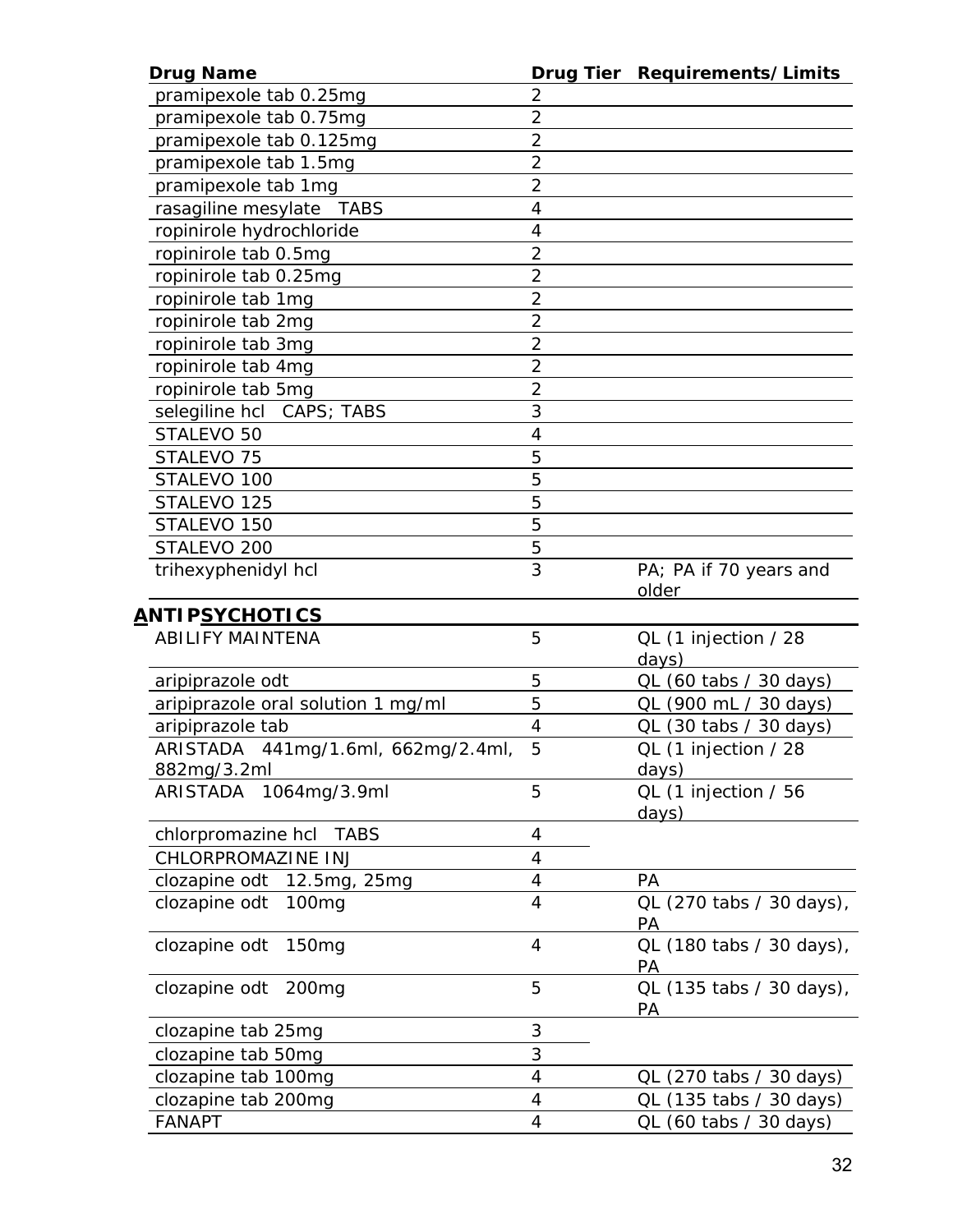| Drug Name | Drug Tier | Requirements/Limits |
|---|---|---|
| pramipexole tab 0.25mg | 2 | |
| pramipexole tab 0.75mg | 2 | |
| pramipexole tab 0.125mg | 2 | |
| pramipexole tab 1.5mg | 2 | |
| pramipexole tab 1mg | 2 | |
| rasagiline mesylate TABS | 4 | |
| ropinirole hydrochloride | 4 | |
| ropinirole tab 0.5mg | 2 | |
| ropinirole tab 0.25mg | 2 | |
| ropinirole tab 1mg | 2 | |
| ropinirole tab 2mg | 2 | |
| ropinirole tab 3mg | 2 | |
| ropinirole tab 4mg | 2 | |
| ropinirole tab 5mg | 2 | |
| selegiline hcl CAPS; TABS | 3 | |
| STALEVO 50 | 4 | |
| STALEVO 75 | 5 | |
| STALEVO 100 | 5 | |
| STALEVO 125 | 5 | |
| STALEVO 150 | 5 | |
| STALEVO 200 | 5 | |
| trihexyphenidyl hcl | 3 | PA; PA if 70 years and older |
| **ANTIPSYCHOTICS** | | |
| ABILIFY MAINTENA | 5 | QL (1 injection / 28 days) |
| aripiprazole odt | 5 | QL (60 tabs / 30 days) |
| aripiprazole oral solution 1 mg/ml | 5 | QL (900 mL / 30 days) |
| aripiprazole tab | 4 | QL (30 tabs / 30 days) |
| ARISTADA 441mg/1.6ml, 662mg/2.4ml, 882mg/3.2ml | 5 | QL (1 injection / 28 days) |
| ARISTADA 1064mg/3.9ml | 5 | QL (1 injection / 56 days) |
| chlorpromazine hcl TABS | 4 | |
| CHLORPROMAZINE INJ | 4 | |
| clozapine odt 12.5mg, 25mg | 4 | PA |
| clozapine odt 100mg | 4 | QL (270 tabs / 30 days), PA |
| clozapine odt 150mg | 4 | QL (180 tabs / 30 days), PA |
| clozapine odt 200mg | 5 | QL (135 tabs / 30 days), PA |
| clozapine tab 25mg | 3 | |
| clozapine tab 50mg | 3 | |
| clozapine tab 100mg | 4 | QL (270 tabs / 30 days) |
| clozapine tab 200mg | 4 | QL (135 tabs / 30 days) |
| FANAPT | 4 | QL (60 tabs / 30 days) |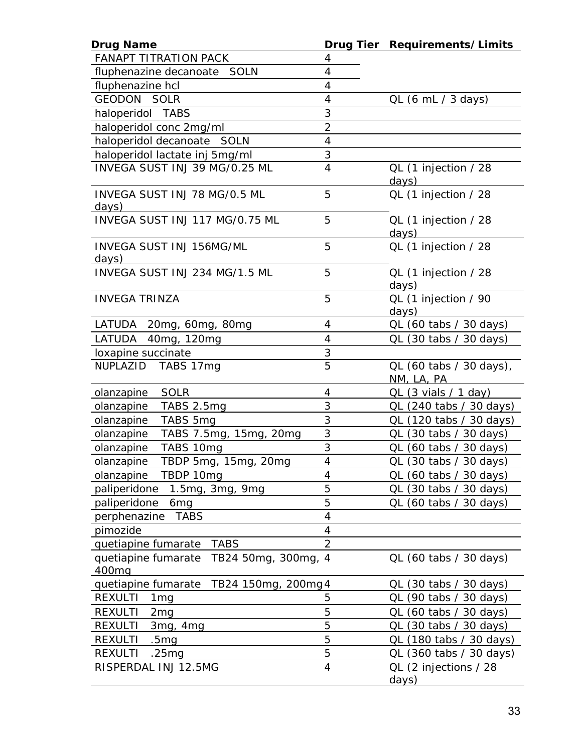| Drug Name | Drug Tier | Requirements/Limits |
|---|---|---|
| FANAPT TITRATION PACK | 4 | |
| fluphenazine decanoate SOLN | 4 | |
| fluphenazine hcl | 4 | |
| GEODON SOLR | 4 | QL (6 mL / 3 days) |
| haloperidol TABS | 3 | |
| haloperidol conc 2mg/ml | 2 | |
| haloperidol decanoate SOLN | 4 | |
| haloperidol lactate inj 5mg/ml | 3 | |
| INVEGA SUST INJ 39 MG/0.25 ML | 4 | QL (1 injection / 28 days) |
| INVEGA SUST INJ 78 MG/0.5 ML | 5 | QL (1 injection / 28 days) |
| INVEGA SUST INJ 117 MG/0.75 ML | 5 | QL (1 injection / 28 days) |
| INVEGA SUST INJ 156MG/ML | 5 | QL (1 injection / 28 days) |
| INVEGA SUST INJ 234 MG/1.5 ML | 5 | QL (1 injection / 28 days) |
| INVEGA TRINZA | 5 | QL (1 injection / 90 days) |
| LATUDA 20mg, 60mg, 80mg | 4 | QL (60 tabs / 30 days) |
| LATUDA 40mg, 120mg | 4 | QL (30 tabs / 30 days) |
| loxapine succinate | 3 | |
| NUPLAZID TABS 17mg | 5 | QL (60 tabs / 30 days), NM, LA, PA |
| olanzapine SOLR | 4 | QL (3 vials / 1 day) |
| olanzapine TABS 2.5mg | 3 | QL (240 tabs / 30 days) |
| olanzapine TABS 5mg | 3 | QL (120 tabs / 30 days) |
| olanzapine TABS 7.5mg, 15mg, 20mg | 3 | QL (30 tabs / 30 days) |
| olanzapine TABS 10mg | 3 | QL (60 tabs / 30 days) |
| olanzapine TBDP 5mg, 15mg, 20mg | 4 | QL (30 tabs / 30 days) |
| olanzapine TBDP 10mg | 4 | QL (60 tabs / 30 days) |
| paliperidone 1.5mg, 3mg, 9mg | 5 | QL (30 tabs / 30 days) |
| paliperidone 6mg | 5 | QL (60 tabs / 30 days) |
| perphenazine TABS | 4 | |
| pimozide | 4 | |
| quetiapine fumarate TABS | 2 | |
| quetiapine fumarate TB24 50mg, 300mg, 400mg | 4 | QL (60 tabs / 30 days) |
| quetiapine fumarate TB24 150mg, 200mg | 4 | QL (30 tabs / 30 days) |
| REXULTI 1mg | 5 | QL (90 tabs / 30 days) |
| REXULTI 2mg | 5 | QL (60 tabs / 30 days) |
| REXULTI 3mg, 4mg | 5 | QL (30 tabs / 30 days) |
| REXULTI .5mg | 5 | QL (180 tabs / 30 days) |
| REXULTI .25mg | 5 | QL (360 tabs / 30 days) |
| RISPERDAL INJ 12.5MG | 4 | QL (2 injections / 28 days) |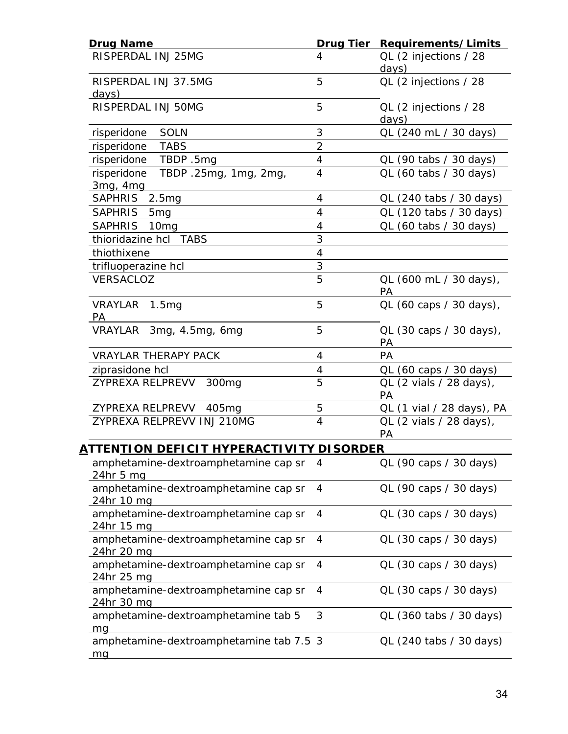| Drug Name | Drug Tier | Requirements/Limits |
|---|---|---|
| RISPERDAL INJ 25MG | 4 | QL (2 injections / 28 days) |
| RISPERDAL INJ 37.5MG | 5 | QL (2 injections / 28 days) |
| RISPERDAL INJ 50MG | 5 | QL (2 injections / 28 days) |
| risperidone SOLN | 3 | QL (240 mL / 30 days) |
| risperidone TABS | 2 | |
| risperidone TBDP .5mg | 4 | QL (90 tabs / 30 days) |
| risperidone TBDP .25mg, 1mg, 2mg, 3mg, 4mg | 4 | QL (60 tabs / 30 days) |
| SAPHRIS 2.5mg | 4 | QL (240 tabs / 30 days) |
| SAPHRIS 5mg | 4 | QL (120 tabs / 30 days) |
| SAPHRIS 10mg | 4 | QL (60 tabs / 30 days) |
| thioridazine hcl TABS | 3 | |
| thiothixene | 4 | |
| trifluoperazine hcl | 3 | |
| VERSACLOZ | 5 | QL (600 mL / 30 days), PA |
| VRAYLAR 1.5mg | 5 | QL (60 caps / 30 days), PA |
| VRAYLAR 3mg, 4.5mg, 6mg | 5 | QL (30 caps / 30 days), PA |
| VRAYLAR THERAPY PACK | 4 | PA |
| ziprasidone hcl | 4 | QL (60 caps / 30 days) |
| ZYPREXA RELPREVV 300mg | 5 | QL (2 vials / 28 days), PA |
| ZYPREXA RELPREVV 405mg | 5 | QL (1 vial / 28 days), PA |
| ZYPREXA RELPREVV INJ 210MG | 4 | QL (2 vials / 28 days), PA |

## ATTENTION DEFICIT HYPERACTIVITY DISORDER

| Drug Name | Drug Tier | Requirements/Limits |
|---|---|---|
| amphetamine-dextroamphetamine cap sr 24hr 5 mg | 4 | QL (90 caps / 30 days) |
| amphetamine-dextroamphetamine cap sr 24hr 10 mg | 4 | QL (90 caps / 30 days) |
| amphetamine-dextroamphetamine cap sr 24hr 15 mg | 4 | QL (30 caps / 30 days) |
| amphetamine-dextroamphetamine cap sr 24hr 20 mg | 4 | QL (30 caps / 30 days) |
| amphetamine-dextroamphetamine cap sr 24hr 25 mg | 4 | QL (30 caps / 30 days) |
| amphetamine-dextroamphetamine cap sr 24hr 30 mg | 4 | QL (30 caps / 30 days) |
| amphetamine-dextroamphetamine tab 5 mg | 3 | QL (360 tabs / 30 days) |
| amphetamine-dextroamphetamine tab 7.5 mg | 3 | QL (240 tabs / 30 days) |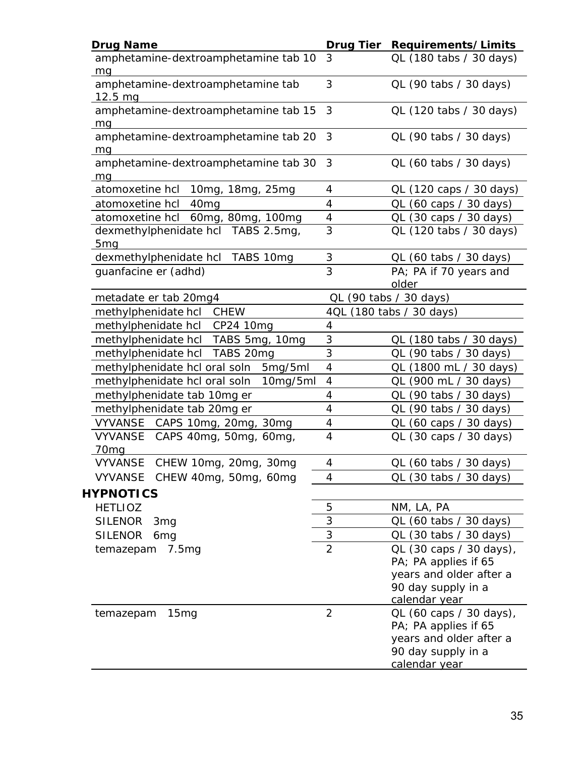| Drug Name | Drug Tier | Requirements/Limits |
|---|---|---|
| amphetamine-dextroamphetamine tab 10 mg | 3 | QL (180 tabs / 30 days) |
| amphetamine-dextroamphetamine tab 12.5 mg | 3 | QL (90 tabs / 30 days) |
| amphetamine-dextroamphetamine tab 15 mg | 3 | QL (120 tabs / 30 days) |
| amphetamine-dextroamphetamine tab 20 mg | 3 | QL (90 tabs / 30 days) |
| amphetamine-dextroamphetamine tab 30 mg | 3 | QL (60 tabs / 30 days) |
| atomoxetine hcl 10mg, 18mg, 25mg | 4 | QL (120 caps / 30 days) |
| atomoxetine hcl 40mg | 4 | QL (60 caps / 30 days) |
| atomoxetine hcl 60mg, 80mg, 100mg | 4 | QL (30 caps / 30 days) |
| dexmethylphenidate hcl TABS 2.5mg, 5mg | 3 | QL (120 tabs / 30 days) |
| dexmethylphenidate hcl TABS 10mg | 3 | QL (60 tabs / 30 days) |
| guanfacine er (adhd) | 3 | PA; PA if 70 years and older |
| metadate er tab 20mg | 4 | QL (90 tabs / 30 days) |
| methylphenidate hcl CHEW | 4 | QL (180 tabs / 30 days) |
| methylphenidate hcl CP24 10mg | 4 | |
| methylphenidate hcl TABS 5mg, 10mg | 3 | QL (180 tabs / 30 days) |
| methylphenidate hcl TABS 20mg | 3 | QL (90 tabs / 30 days) |
| methylphenidate hcl oral soln 5mg/5ml | 4 | QL (1800 mL / 30 days) |
| methylphenidate hcl oral soln 10mg/5ml | 4 | QL (900 mL / 30 days) |
| methylphenidate tab 10mg er | 4 | QL (90 tabs / 30 days) |
| methylphenidate tab 20mg er | 4 | QL (90 tabs / 30 days) |
| VYVANSE CAPS 10mg, 20mg, 30mg | 4 | QL (60 caps / 30 days) |
| VYVANSE CAPS 40mg, 50mg, 60mg, 70mg | 4 | QL (30 caps / 30 days) |
| VYVANSE CHEW 10mg, 20mg, 30mg | 4 | QL (60 tabs / 30 days) |
| VYVANSE CHEW 40mg, 50mg, 60mg | 4 | QL (30 tabs / 30 days) |
| **HYPNOTICS** | | |
| HETLIOZ | 5 | NM, LA, PA |
| SILENOR 3mg | 3 | QL (60 tabs / 30 days) |
| SILENOR 6mg | 3 | QL (30 tabs / 30 days) |
| temazepam 7.5mg | 2 | QL (30 caps / 30 days), PA; PA applies if 65 years and older after a 90 day supply in a calendar year |
| temazepam 15mg | 2 | QL (60 caps / 30 days), PA; PA applies if 65 years and older after a 90 day supply in a calendar year |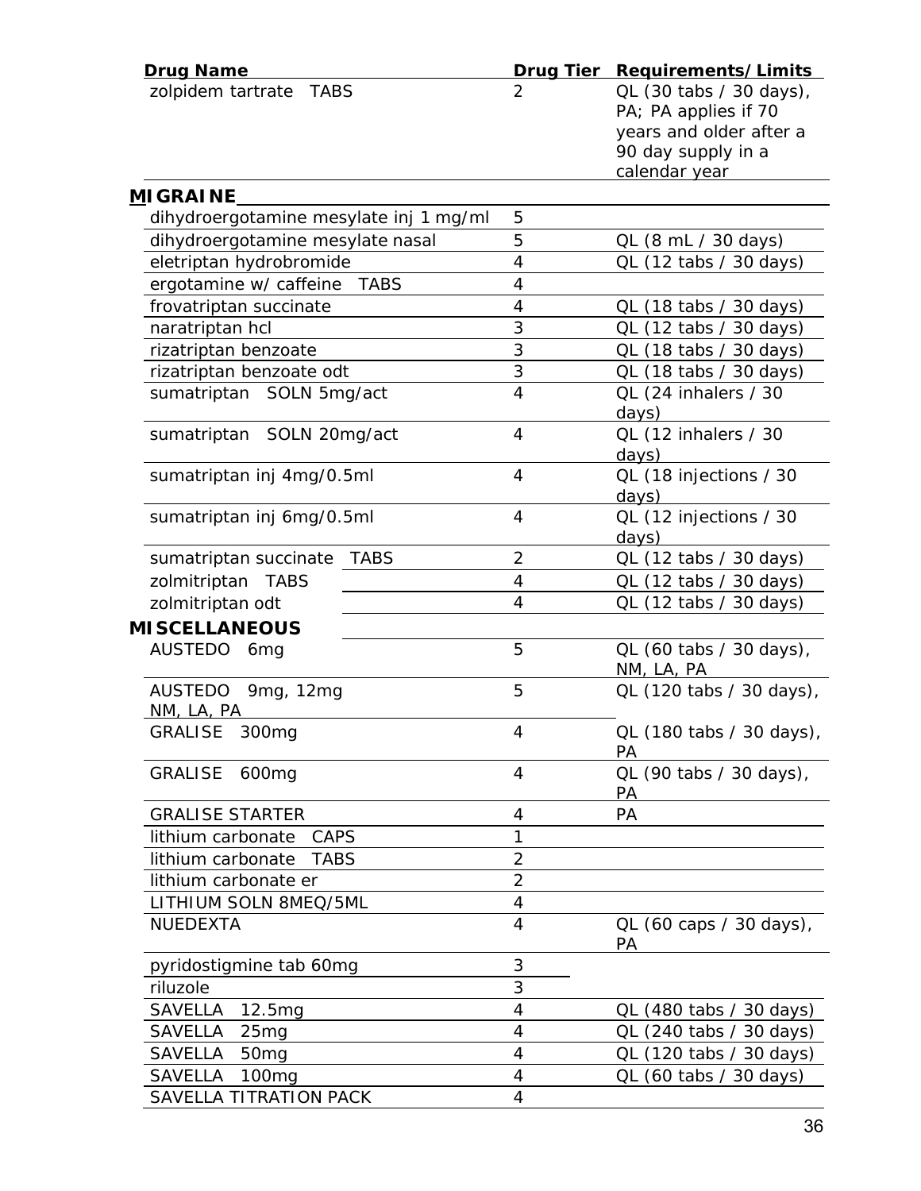| Drug Name | Drug Tier | Requirements/Limits |
|---|---|---|
| zolpidem tartrate TABS | 2 | QL (30 tabs / 30 days), PA; PA applies if 70 years and older after a 90 day supply in a calendar year |
| **MIGRAINE** | | |
| dihydroergotamine mesylate inj 1 mg/ml | 5 | |
| dihydroergotamine mesylate nasal | 5 | QL (8 mL / 30 days) |
| eletriptan hydrobromide | 4 | QL (12 tabs / 30 days) |
| ergotamine w/ caffeine TABS | 4 | |
| frovatriptan succinate | 4 | QL (18 tabs / 30 days) |
| naratriptan hcl | 3 | QL (12 tabs / 30 days) |
| rizatriptan benzoate | 3 | QL (18 tabs / 30 days) |
| rizatriptan benzoate odt | 3 | QL (18 tabs / 30 days) |
| sumatriptan SOLN 5mg/act | 4 | QL (24 inhalers / 30 days) |
| sumatriptan SOLN 20mg/act | 4 | QL (12 inhalers / 30 days) |
| sumatriptan inj 4mg/0.5ml | 4 | QL (18 injections / 30 days) |
| sumatriptan inj 6mg/0.5ml | 4 | QL (12 injections / 30 days) |
| sumatriptan succinate TABS | 2 | QL (12 tabs / 30 days) |
| zolmitriptan TABS | 4 | QL (12 tabs / 30 days) |
| zolmitriptan odt | 4 | QL (12 tabs / 30 days) |
| **MISCELLANEOUS** | | |
| AUSTEDO 6mg | 5 | QL (60 tabs / 30 days), NM, LA, PA |
| AUSTEDO 9mg, 12mg | 5 | QL (120 tabs / 30 days), NM, LA, PA |
| GRALISE 300mg | 4 | QL (180 tabs / 30 days), PA |
| GRALISE 600mg | 4 | QL (90 tabs / 30 days), PA |
| GRALISE STARTER | 4 | PA |
| lithium carbonate CAPS | 1 | |
| lithium carbonate TABS | 2 | |
| lithium carbonate er | 2 | |
| LITHIUM SOLN 8MEQ/5ML | 4 | |
| NUEDEXTA | 4 | QL (60 caps / 30 days), PA |
| pyridostigmine tab 60mg | 3 | |
| riluzole | 3 | |
| SAVELLA 12.5mg | 4 | QL (480 tabs / 30 days) |
| SAVELLA 25mg | 4 | QL (240 tabs / 30 days) |
| SAVELLA 50mg | 4 | QL (120 tabs / 30 days) |
| SAVELLA 100mg | 4 | QL (60 tabs / 30 days) |
| SAVELLA TITRATION PACK | 4 | |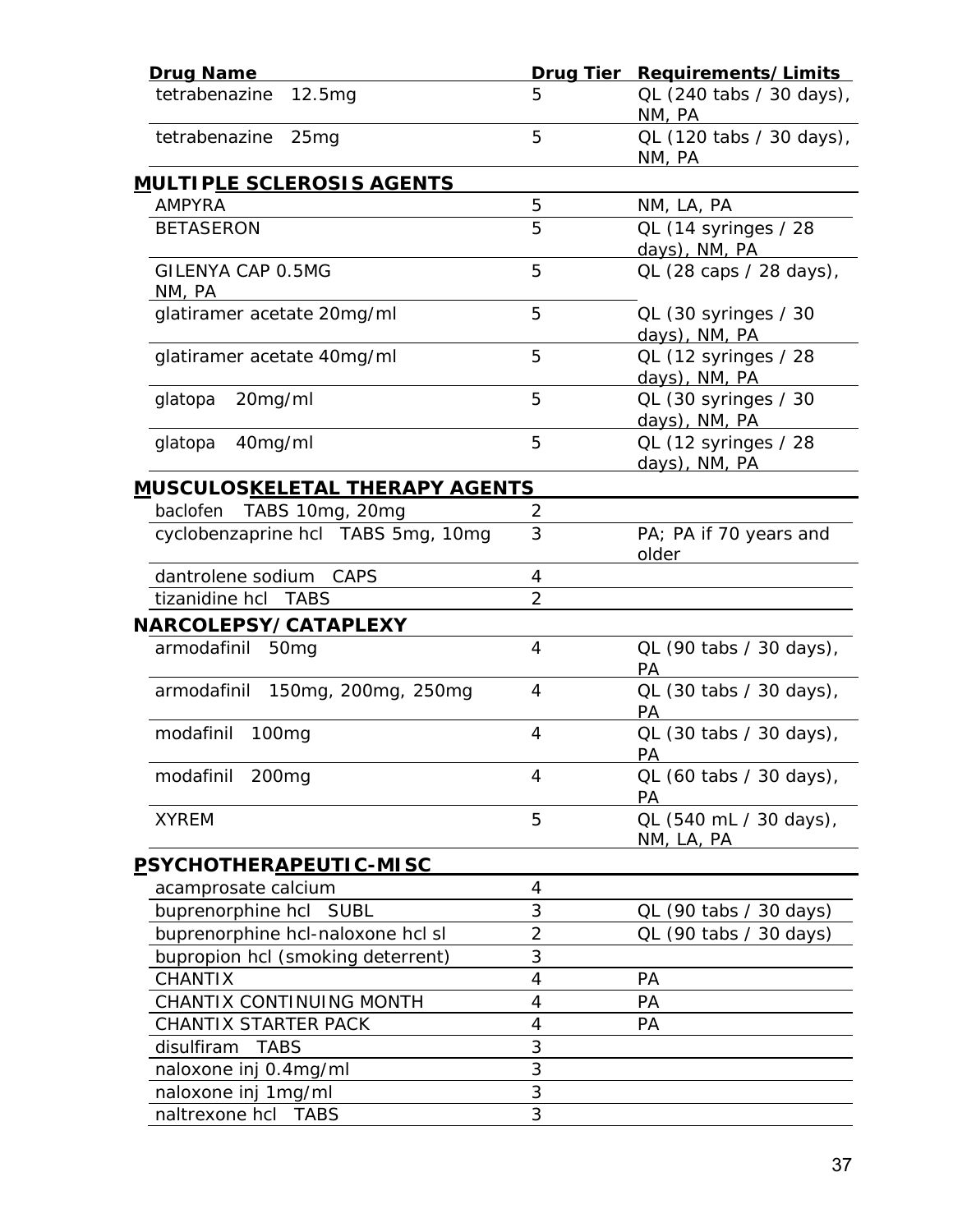| Drug Name | Drug Tier | Requirements/Limits |
|---|---|---|
| tetrabenazine 12.5mg | 5 | QL (240 tabs / 30 days), NM, PA |
| tetrabenazine 25mg | 5 | QL (120 tabs / 30 days), NM, PA |
| **MULTIPLE SCLEROSIS AGENTS** | | |
| AMPYRA | 5 | NM, LA, PA |
| BETASERON | 5 | QL (14 syringes / 28 days), NM, PA |
| GILENYA CAP 0.5MG | 5 | QL (28 caps / 28 days), NM, PA |
| glatiramer acetate 20mg/ml | 5 | QL (30 syringes / 30 days), NM, PA |
| glatiramer acetate 40mg/ml | 5 | QL (12 syringes / 28 days), NM, PA |
| glatopa 20mg/ml | 5 | QL (30 syringes / 30 days), NM, PA |
| glatopa 40mg/ml | 5 | QL (12 syringes / 28 days), NM, PA |
| **MUSCULOSKELETAL THERAPY AGENTS** | | |
| baclofen TABS 10mg, 20mg | 2 | |
| cyclobenzaprine hcl TABS 5mg, 10mg | 3 | PA; PA if 70 years and older |
| dantrolene sodium CAPS | 4 | |
| tizanidine hcl TABS | 2 | |
| **NARCOLEPSY/CATAPLEXY** | | |
| armodafinil 50mg | 4 | QL (90 tabs / 30 days), PA |
| armodafinil 150mg, 200mg, 250mg | 4 | QL (30 tabs / 30 days), PA |
| modafinil 100mg | 4 | QL (30 tabs / 30 days), PA |
| modafinil 200mg | 4 | QL (60 tabs / 30 days), PA |
| XYREM | 5 | QL (540 mL / 30 days), NM, LA, PA |
| **PSYCHOTHERAPEUTIC-MISC** | | |
| acamprosate calcium | 4 | |
| buprenorphine hcl SUBL | 3 | QL (90 tabs / 30 days) |
| buprenorphine hcl-naloxone hcl sl | 2 | QL (90 tabs / 30 days) |
| bupropion hcl (smoking deterrent) | 3 | |
| CHANTIX | 4 | PA |
| CHANTIX CONTINUING MONTH | 4 | PA |
| CHANTIX STARTER PACK | 4 | PA |
| disulfiram TABS | 3 | |
| naloxone inj 0.4mg/ml | 3 | |
| naloxone inj 1mg/ml | 3 | |
| naltrexone hcl TABS | 3 | |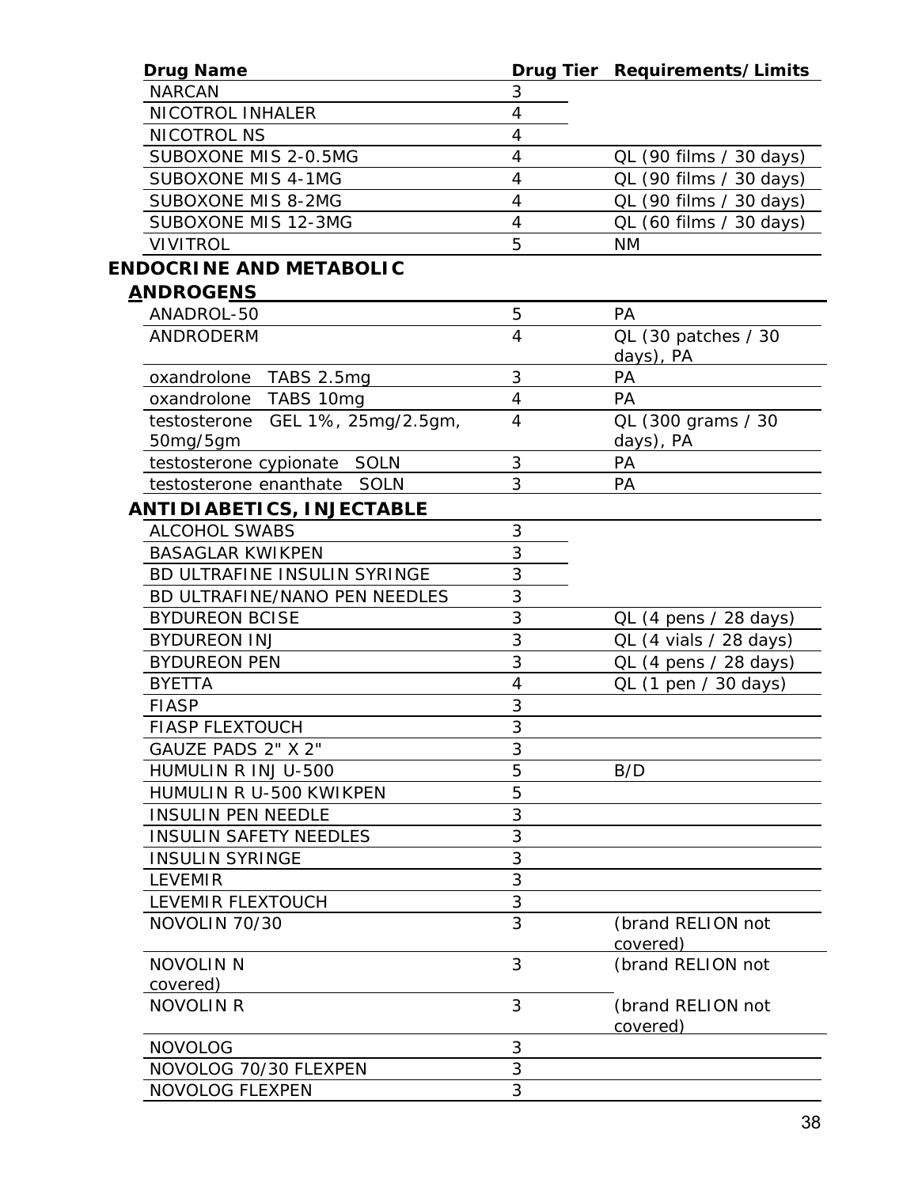| Drug Name | Drug Tier | Requirements/Limits |
|---|---|---|
| NARCAN | 3 | |
| NICOTROL INHALER | 4 | |
| NICOTROL NS | 4 | |
| SUBOXONE MIS 2-0.5MG | 4 | QL (90 films / 30 days) |
| SUBOXONE MIS 4-1MG | 4 | QL (90 films / 30 days) |
| SUBOXONE MIS 8-2MG | 4 | QL (90 films / 30 days) |
| SUBOXONE MIS 12-3MG | 4 | QL (60 films / 30 days) |
| VIVITROL | 5 | NM |

## ENDOCRINE AND METABOLIC

### ANDROGENS

| Drug Name | Drug Tier | Requirements/Limits |
|---|---|---|
| ANADROL-50 | 5 | PA |
| ANDRODERM | 4 | QL (30 patches / 30 days), PA |
| oxandrolone TABS 2.5mg | 3 | PA |
| oxandrolone TABS 10mg | 4 | PA |
| testosterone GEL 1%, 25mg/2.5gm, 50mg/5gm | 4 | QL (300 grams / 30 days), PA |
| testosterone cypionate SOLN | 3 | PA |
| testosterone enanthate SOLN | 3 | PA |

### ANTIDIABETICS, INJECTABLE

| Drug Name | Drug Tier | Requirements/Limits |
|---|---|---|
| ALCOHOL SWABS | 3 | |
| BASAGLAR KWIKPEN | 3 | |
| BD ULTRAFINE INSULIN SYRINGE | 3 | |
| BD ULTRAFINE/NANO PEN NEEDLES | 3 | |
| BYDUREON BCISE | 3 | QL (4 pens / 28 days) |
| BYDUREON INJ | 3 | QL (4 vials / 28 days) |
| BYDUREON PEN | 3 | QL (4 pens / 28 days) |
| BYETTA | 4 | QL (1 pen / 30 days) |
| FIASP | 3 | |
| FIASP FLEXTOUCH | 3 | |
| GAUZE PADS 2" X 2" | 3 | |
| HUMULIN R INJ U-500 | 5 | B/D |
| HUMULIN R U-500 KWIKPEN | 5 | |
| INSULIN PEN NEEDLE | 3 | |
| INSULIN SAFETY NEEDLES | 3 | |
| INSULIN SYRINGE | 3 | |
| LEVEMIR | 3 | |
| LEVEMIR FLEXTOUCH | 3 | |
| NOVOLIN 70/30 | 3 | (brand RELION not covered) |
| NOVOLIN N | 3 | (brand RELION not covered) |
| NOVOLIN R | 3 | (brand RELION not covered) |
| NOVOLOG | 3 | |
| NOVOLOG 70/30 FLEXPEN | 3 | |
| NOVOLOG FLEXPEN | 3 | |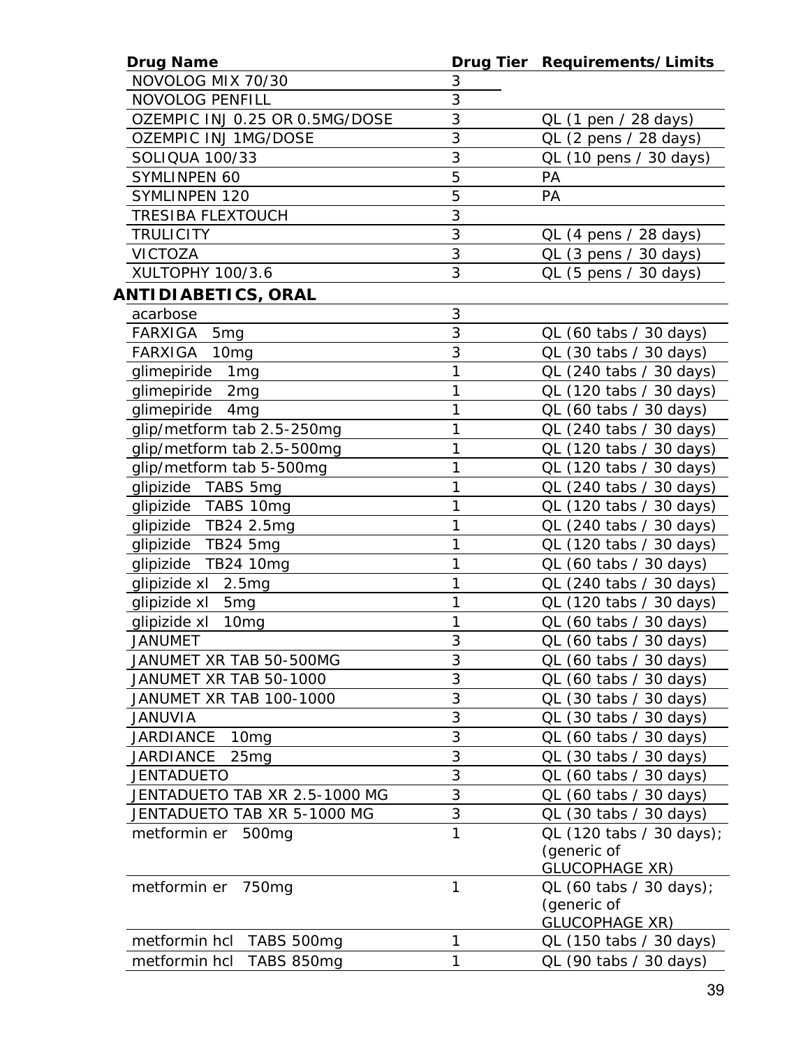| Drug Name | Drug Tier | Requirements/Limits |
|---|---|---|
| NOVOLOG MIX 70/30 | 3 | |
| NOVOLOG PENFILL | 3 | |
| OZEMPIC INJ 0.25 OR 0.5MG/DOSE | 3 | QL (1 pen / 28 days) |
| OZEMPIC INJ 1MG/DOSE | 3 | QL (2 pens / 28 days) |
| SOLIQUA 100/33 | 3 | QL (10 pens / 30 days) |
| SYMLINPEN 60 | 5 | PA |
| SYMLINPEN 120 | 5 | PA |
| TRESIBA FLEXTOUCH | 3 | |
| TRULICITY | 3 | QL (4 pens / 28 days) |
| VICTOZA | 3 | QL (3 pens / 30 days) |
| XULTOPHY 100/3.6 | 3 | QL (5 pens / 30 days) |
| **ANTIDIABETICS, ORAL** | | |
| acarbose | 3 | |
| FARXIGA 5mg | 3 | QL (60 tabs / 30 days) |
| FARXIGA 10mg | 3 | QL (30 tabs / 30 days) |
| glimepiride 1mg | 1 | QL (240 tabs / 30 days) |
| glimepiride 2mg | 1 | QL (120 tabs / 30 days) |
| glimepiride 4mg | 1 | QL (60 tabs / 30 days) |
| glip/metform tab 2.5-250mg | 1 | QL (240 tabs / 30 days) |
| glip/metform tab 2.5-500mg | 1 | QL (120 tabs / 30 days) |
| glip/metform tab 5-500mg | 1 | QL (120 tabs / 30 days) |
| glipizide TABS 5mg | 1 | QL (240 tabs / 30 days) |
| glipizide TABS 10mg | 1 | QL (120 tabs / 30 days) |
| glipizide TB24 2.5mg | 1 | QL (240 tabs / 30 days) |
| glipizide TB24 5mg | 1 | QL (120 tabs / 30 days) |
| glipizide TB24 10mg | 1 | QL (60 tabs / 30 days) |
| glipizide xl 2.5mg | 1 | QL (240 tabs / 30 days) |
| glipizide xl 5mg | 1 | QL (120 tabs / 30 days) |
| glipizide xl 10mg | 1 | QL (60 tabs / 30 days) |
| JANUMET | 3 | QL (60 tabs / 30 days) |
| JANUMET XR TAB 50-500MG | 3 | QL (60 tabs / 30 days) |
| JANUMET XR TAB 50-1000 | 3 | QL (60 tabs / 30 days) |
| JANUMET XR TAB 100-1000 | 3 | QL (30 tabs / 30 days) |
| JANUVIA | 3 | QL (30 tabs / 30 days) |
| JARDIANCE 10mg | 3 | QL (60 tabs / 30 days) |
| JARDIANCE 25mg | 3 | QL (30 tabs / 30 days) |
| JENTADUETO | 3 | QL (60 tabs / 30 days) |
| JENTADUETO TAB XR 2.5-1000 MG | 3 | QL (60 tabs / 30 days) |
| JENTADUETO TAB XR 5-1000 MG | 3 | QL (30 tabs / 30 days) |
| metformin er 500mg | 1 | QL (120 tabs / 30 days); (generic of GLUCOPHAGE XR) |
| metformin er 750mg | 1 | QL (60 tabs / 30 days); (generic of GLUCOPHAGE XR) |
| metformin hcl TABS 500mg | 1 | QL (150 tabs / 30 days) |
| metformin hcl TABS 850mg | 1 | QL (90 tabs / 30 days) |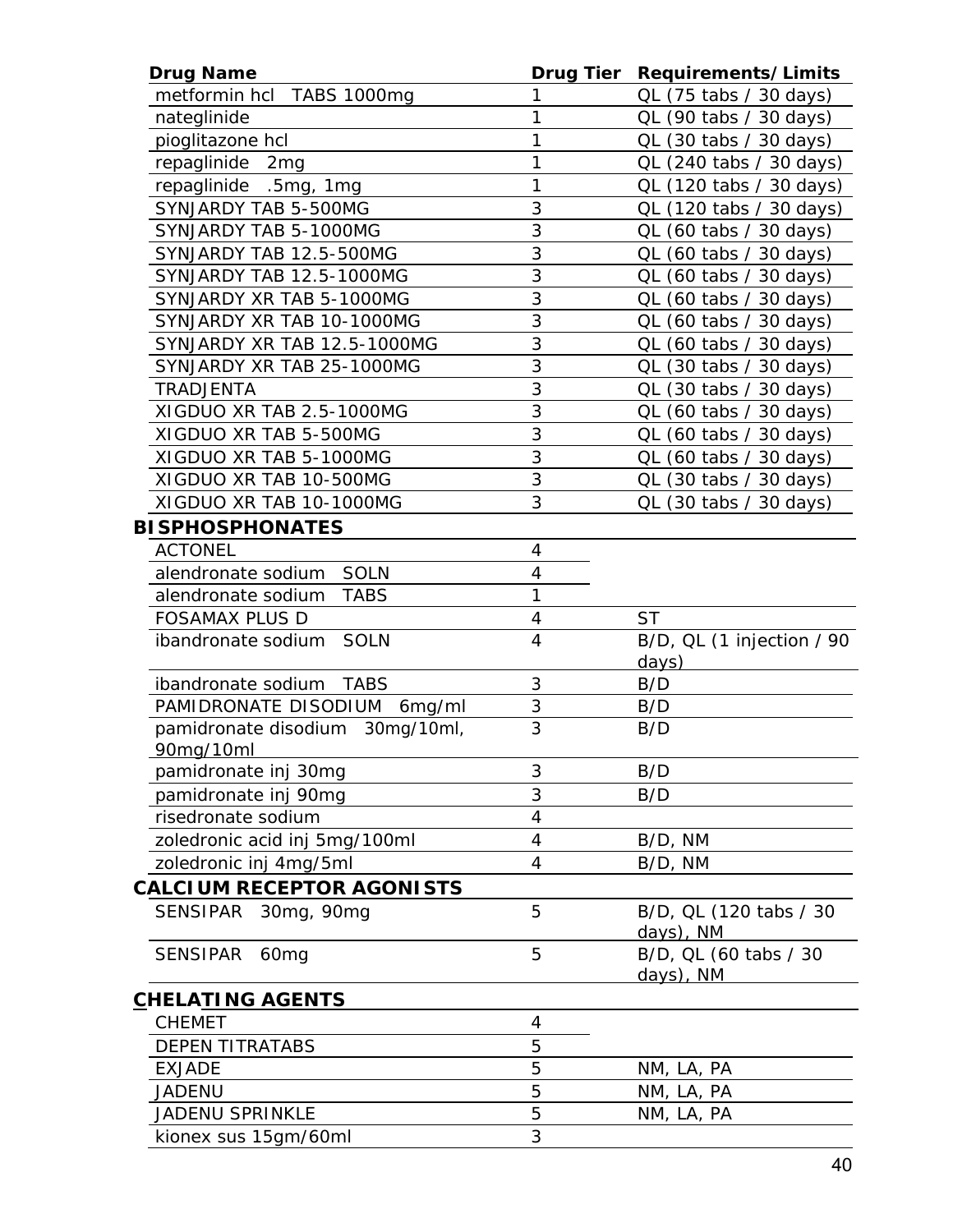| Drug Name | Drug Tier | Requirements/Limits |
|---|---|---|
| metformin hcl TABS 1000mg | 1 | QL (75 tabs / 30 days) |
| nateglinide | 1 | QL (90 tabs / 30 days) |
| pioglitazone hcl | 1 | QL (30 tabs / 30 days) |
| repaglinide 2mg | 1 | QL (240 tabs / 30 days) |
| repaglinide .5mg, 1mg | 1 | QL (120 tabs / 30 days) |
| SYNJARDY TAB 5-500MG | 3 | QL (120 tabs / 30 days) |
| SYNJARDY TAB 5-1000MG | 3 | QL (60 tabs / 30 days) |
| SYNJARDY TAB 12.5-500MG | 3 | QL (60 tabs / 30 days) |
| SYNJARDY TAB 12.5-1000MG | 3 | QL (60 tabs / 30 days) |
| SYNJARDY XR TAB 5-1000MG | 3 | QL (60 tabs / 30 days) |
| SYNJARDY XR TAB 10-1000MG | 3 | QL (60 tabs / 30 days) |
| SYNJARDY XR TAB 12.5-1000MG | 3 | QL (60 tabs / 30 days) |
| SYNJARDY XR TAB 25-1000MG | 3 | QL (30 tabs / 30 days) |
| TRADJENTA | 3 | QL (30 tabs / 30 days) |
| XIGDUO XR TAB 2.5-1000MG | 3 | QL (60 tabs / 30 days) |
| XIGDUO XR TAB 5-500MG | 3 | QL (60 tabs / 30 days) |
| XIGDUO XR TAB 5-1000MG | 3 | QL (60 tabs / 30 days) |
| XIGDUO XR TAB 10-500MG | 3 | QL (30 tabs / 30 days) |
| XIGDUO XR TAB 10-1000MG | 3 | QL (30 tabs / 30 days) |
| **BISPHOSPHONATES** | | |
| ACTONEL | 4 | |
| alendronate sodium SOLN | 4 | |
| alendronate sodium TABS | 1 | |
| FOSAMAX PLUS D | 4 | ST |
| ibandronate sodium SOLN | 4 | B/D, QL (1 injection / 90 days) |
| ibandronate sodium TABS | 3 | B/D |
| PAMIDRONATE DISODIUM 6mg/ml | 3 | B/D |
| pamidronate disodium 30mg/10ml, 90mg/10ml | 3 | B/D |
| pamidronate inj 30mg | 3 | B/D |
| pamidronate inj 90mg | 3 | B/D |
| risedronate sodium | 4 | |
| zoledronic acid inj 5mg/100ml | 4 | B/D, NM |
| zoledronic inj 4mg/5ml | 4 | B/D, NM |
| **CALCIUM RECEPTOR AGONISTS** | | |
| SENSIPAR 30mg, 90mg | 5 | B/D, QL (120 tabs / 30 days), NM |
| SENSIPAR 60mg | 5 | B/D, QL (60 tabs / 30 days), NM |
| **CHELATING AGENTS** | | |
| CHEMET | 4 | |
| DEPEN TITRATABS | 5 | |
| EXJADE | 5 | NM, LA, PA |
| JADENU | 5 | NM, LA, PA |
| JADENU SPRINKLE | 5 | NM, LA, PA |
| kionex sus 15gm/60ml | 3 | |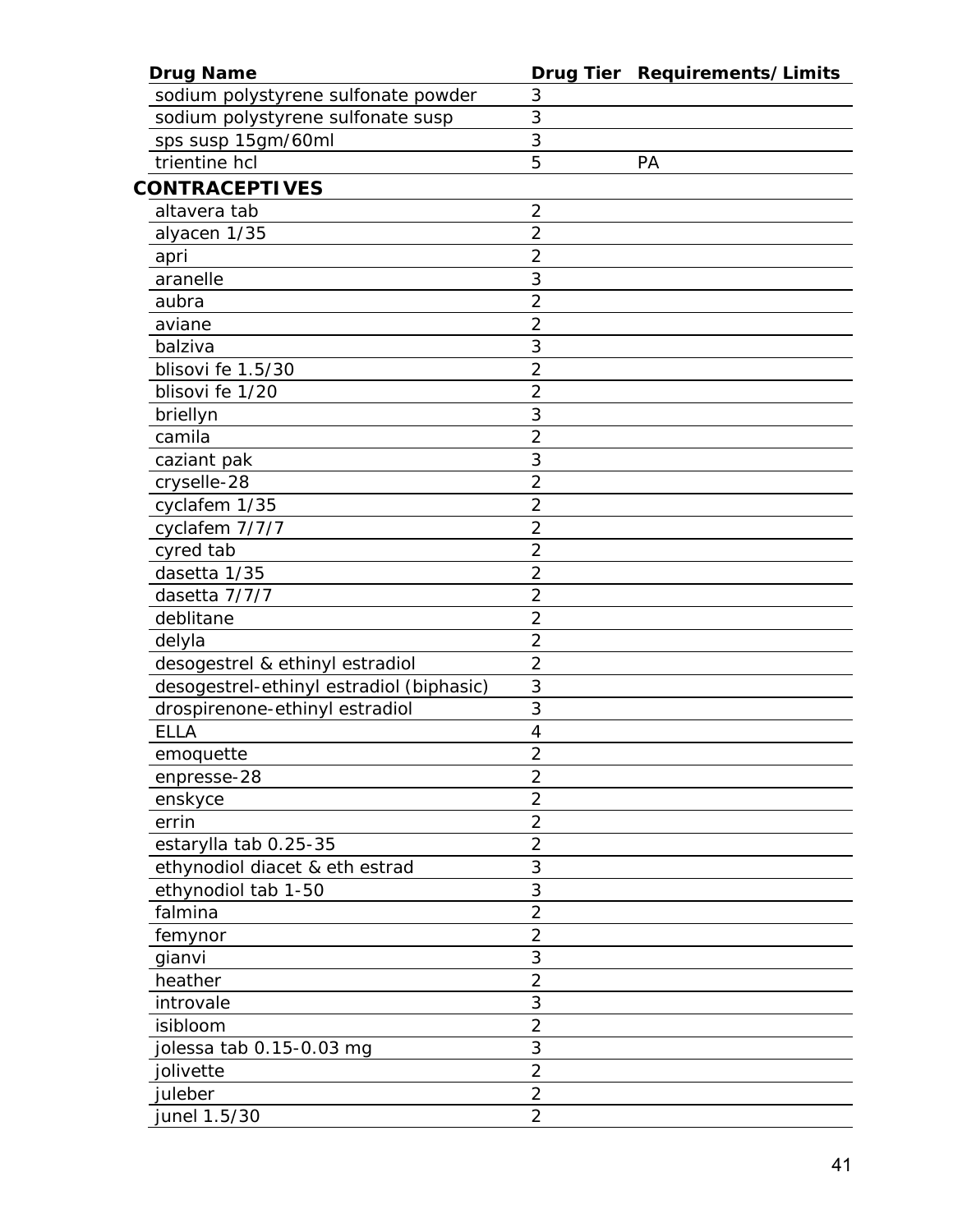| Drug Name | Drug Tier | Requirements/Limits |
|---|---|---|
| sodium polystyrene sulfonate powder | 3 | |
| sodium polystyrene sulfonate susp | 3 | |
| sps susp 15gm/60ml | 3 | |
| trientine hcl | 5 | PA |
| **CONTRACEPTIVES** | | |
| altavera tab | 2 | |
| alyacen 1/35 | 2 | |
| apri | 2 | |
| aranelle | 3 | |
| aubra | 2 | |
| aviane | 2 | |
| balziva | 3 | |
| blisovi fe 1.5/30 | 2 | |
| blisovi fe 1/20 | 2 | |
| briellyn | 3 | |
| camila | 2 | |
| caziant pak | 3 | |
| cryselle-28 | 2 | |
| cyclafem 1/35 | 2 | |
| cyclafem 7/7/7 | 2 | |
| cyred tab | 2 | |
| dasetta 1/35 | 2 | |
| dasetta 7/7/7 | 2 | |
| deblitane | 2 | |
| delyla | 2 | |
| desogestrel & ethinyl estradiol | 2 | |
| desogestrel-ethinyl estradiol (biphasic) | 3 | |
| drospirenone-ethinyl estradiol | 3 | |
| ELLA | 4 | |
| emoquette | 2 | |
| enpresse-28 | 2 | |
| enskyce | 2 | |
| errin | 2 | |
| estarylla tab 0.25-35 | 2 | |
| ethynodiol diacet & eth estrad | 3 | |
| ethynodiol tab 1-50 | 3 | |
| falmina | 2 | |
| femynor | 2 | |
| gianvi | 3 | |
| heather | 2 | |
| introvale | 3 | |
| isibloom | 2 | |
| jolessa tab 0.15-0.03 mg | 3 | |
| jolivette | 2 | |
| juleber | 2 | |
| junel 1.5/30 | 2 | |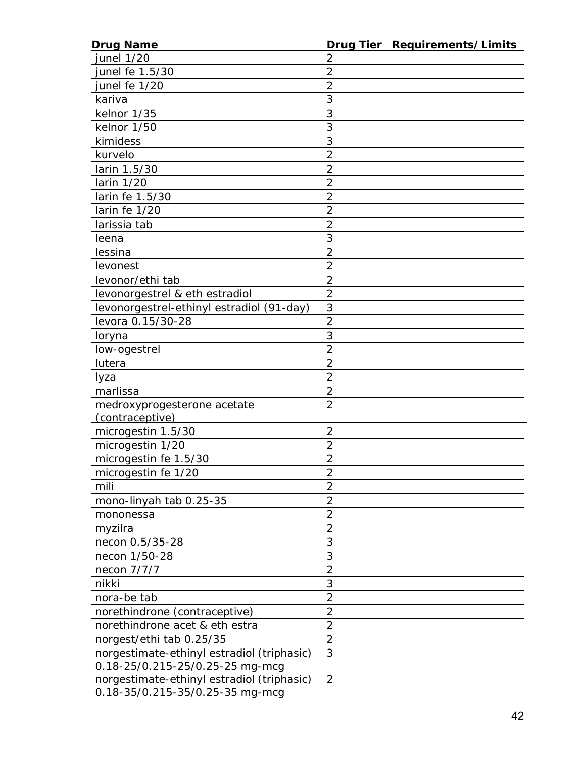| Drug Name | Drug Tier | Requirements/Limits |
| --- | --- | --- |
| junel 1/20 | 2 | |
| junel fe 1.5/30 | 2 | |
| junel fe 1/20 | 2 | |
| kariva | 3 | |
| kelnor 1/35 | 3 | |
| kelnor 1/50 | 3 | |
| kimidess | 3 | |
| kurvelo | 2 | |
| larin 1.5/30 | 2 | |
| larin 1/20 | 2 | |
| larin fe 1.5/30 | 2 | |
| larin fe 1/20 | 2 | |
| larissia tab | 2 | |
| leena | 3 | |
| lessina | 2 | |
| levonest | 2 | |
| levonor/ethi tab | 2 | |
| levonorgestrel & eth estradiol | 2 | |
| levonorgestrel-ethinyl estradiol (91-day) | 3 | |
| levora 0.15/30-28 | 2 | |
| loryna | 3 | |
| low-ogestrel | 2 | |
| lutera | 2 | |
| lyza | 2 | |
| marlissa | 2 | |
| medroxyprogesterone acetate (contraceptive) | 2 | |
| microgestin 1.5/30 | 2 | |
| microgestin 1/20 | 2 | |
| microgestin fe 1.5/30 | 2 | |
| microgestin fe 1/20 | 2 | |
| mili | 2 | |
| mono-linyah tab 0.25-35 | 2 | |
| mononessa | 2 | |
| myzilra | 2 | |
| necon 0.5/35-28 | 3 | |
| necon 1/50-28 | 3 | |
| necon 7/7/7 | 2 | |
| nikki | 3 | |
| nora-be tab | 2 | |
| norethindrone (contraceptive) | 2 | |
| norethindrone acet & eth estra | 2 | |
| norgest/ethi tab 0.25/35 | 2 | |
| norgestimate-ethinyl estradiol (triphasic) 0.18-25/0.215-25/0.25-25 mg-mcg | 3 | |
| norgestimate-ethinyl estradiol (triphasic) 0.18-35/0.215-35/0.25-35 mg-mcg | 2 | |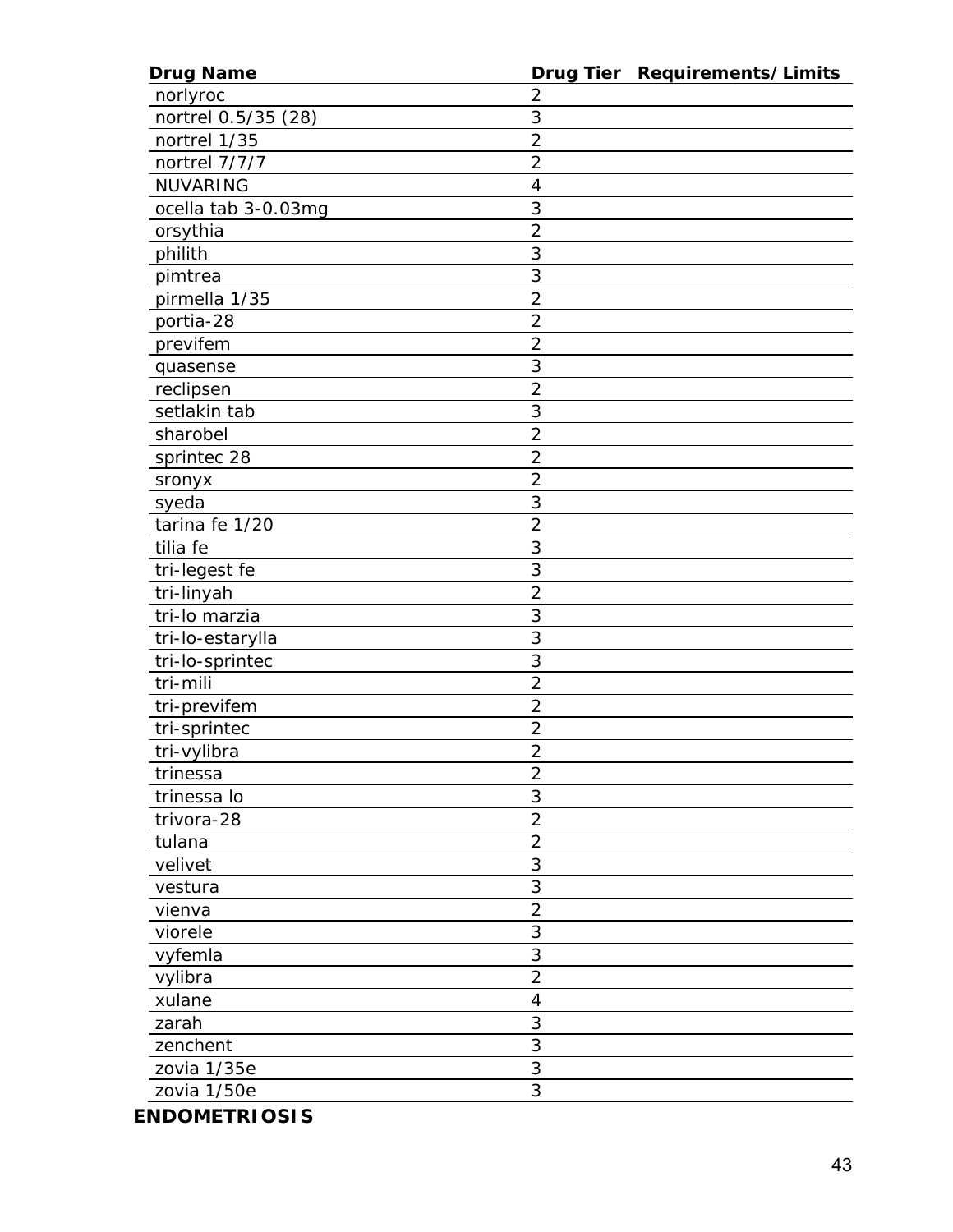| Drug Name | Drug Tier | Requirements/Limits |
|---|---|---|
| norlyroc | 2 | |
| nortrel 0.5/35 (28) | 3 | |
| nortrel 1/35 | 2 | |
| nortrel 7/7/7 | 2 | |
| NUVARING | 4 | |
| ocella tab 3-0.03mg | 3 | |
| orsythia | 2 | |
| philith | 3 | |
| pimtrea | 3 | |
| pirmella 1/35 | 2 | |
| portia-28 | 2 | |
| previfem | 2 | |
| quasense | 3 | |
| reclipsen | 2 | |
| setlakin tab | 3 | |
| sharobel | 2 | |
| sprintec 28 | 2 | |
| sronyx | 2 | |
| syeda | 3 | |
| tarina fe 1/20 | 2 | |
| tilia fe | 3 | |
| tri-legest fe | 3 | |
| tri-linyah | 2 | |
| tri-lo marzia | 3 | |
| tri-lo-estarylla | 3 | |
| tri-lo-sprintec | 3 | |
| tri-mili | 2 | |
| tri-previfem | 2 | |
| tri-sprintec | 2 | |
| tri-vylibra | 2 | |
| trinessa | 2 | |
| trinessa lo | 3 | |
| trivora-28 | 2 | |
| tulana | 2 | |
| velivet | 3 | |
| vestura | 3 | |
| vienva | 2 | |
| viorele | 3 | |
| vyfemla | 3 | |
| vylibra | 2 | |
| xulane | 4 | |
| zarah | 3 | |
| zenchent | 3 | |
| zovia 1/35e | 3 | |
| zovia 1/50e | 3 | |

**ENDOMETRIOSIS**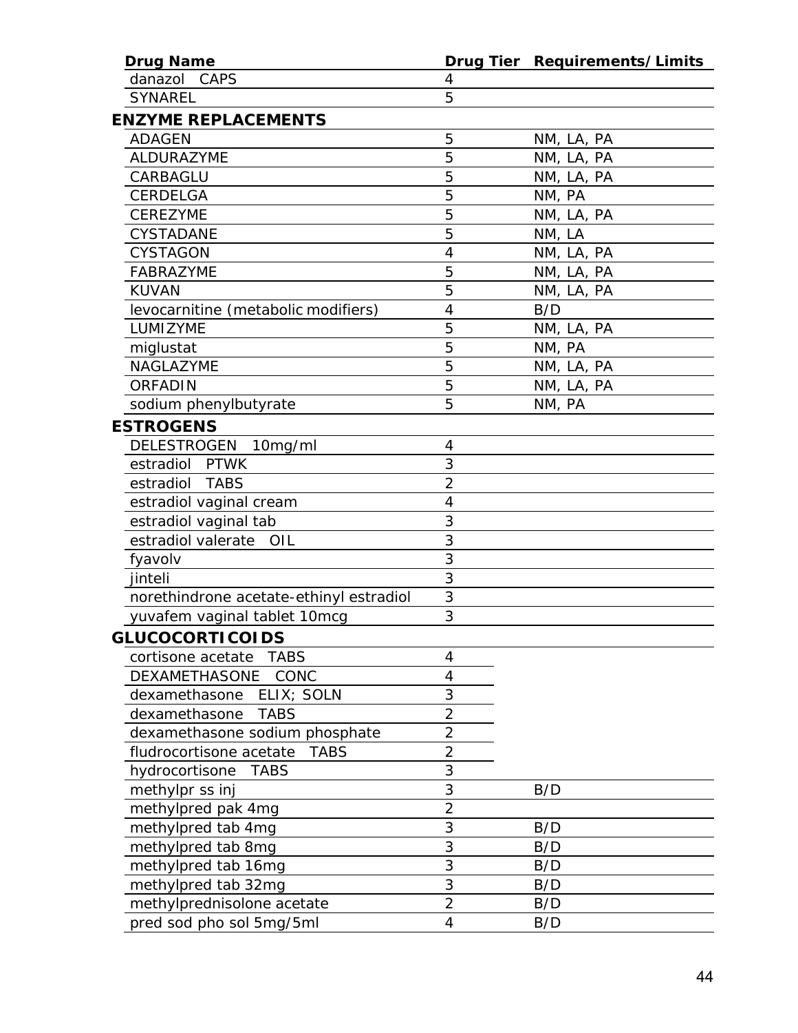| Drug Name | Drug Tier | Requirements/Limits |
|---|---|---|
| danazol CAPS | 4 | |
| SYNAREL | 5 | |
| **ENZYME REPLACEMENTS** | | |
| ADAGEN | 5 | NM, LA, PA |
| ALDURAZYME | 5 | NM, LA, PA |
| CARBAGLU | 5 | NM, LA, PA |
| CERDELGA | 5 | NM, PA |
| CEREZYME | 5 | NM, LA, PA |
| CYSTADANE | 5 | NM, LA |
| CYSTAGON | 4 | NM, LA, PA |
| FABRAZYME | 5 | NM, LA, PA |
| KUVAN | 5 | NM, LA, PA |
| levocarnitine (metabolic modifiers) | 4 | B/D |
| LUMIZYME | 5 | NM, LA, PA |
| miglustat | 5 | NM, PA |
| NAGLAZYME | 5 | NM, LA, PA |
| ORFADIN | 5 | NM, LA, PA |
| sodium phenylbutyrate | 5 | NM, PA |
| **ESTROGENS** | | |
| DELESTROGEN 10mg/ml | 4 | |
| estradiol PTWK | 3 | |
| estradiol TABS | 2 | |
| estradiol vaginal cream | 4 | |
| estradiol vaginal tab | 3 | |
| estradiol valerate OIL | 3 | |
| fyavolv | 3 | |
| jinteli | 3 | |
| norethindrone acetate-ethinyl estradiol | 3 | |
| yuvafem vaginal tablet 10mcg | 3 | |
| **GLUCOCORTICOIDS** | | |
| cortisone acetate TABS | 4 | |
| DEXAMETHASONE CONC | 4 | |
| dexamethasone ELIX; SOLN | 3 | |
| dexamethasone TABS | 2 | |
| dexamethasone sodium phosphate | 2 | |
| fludrocortisone acetate TABS | 2 | |
| hydrocortisone TABS | 3 | |
| methylpr ss inj | 3 | B/D |
| methylpred pak 4mg | 2 | |
| methylpred tab 4mg | 3 | B/D |
| methylpred tab 8mg | 3 | B/D |
| methylpred tab 16mg | 3 | B/D |
| methylpred tab 32mg | 3 | B/D |
| methylprednisolone acetate | 2 | B/D |
| pred sod pho sol 5mg/5ml | 4 | B/D |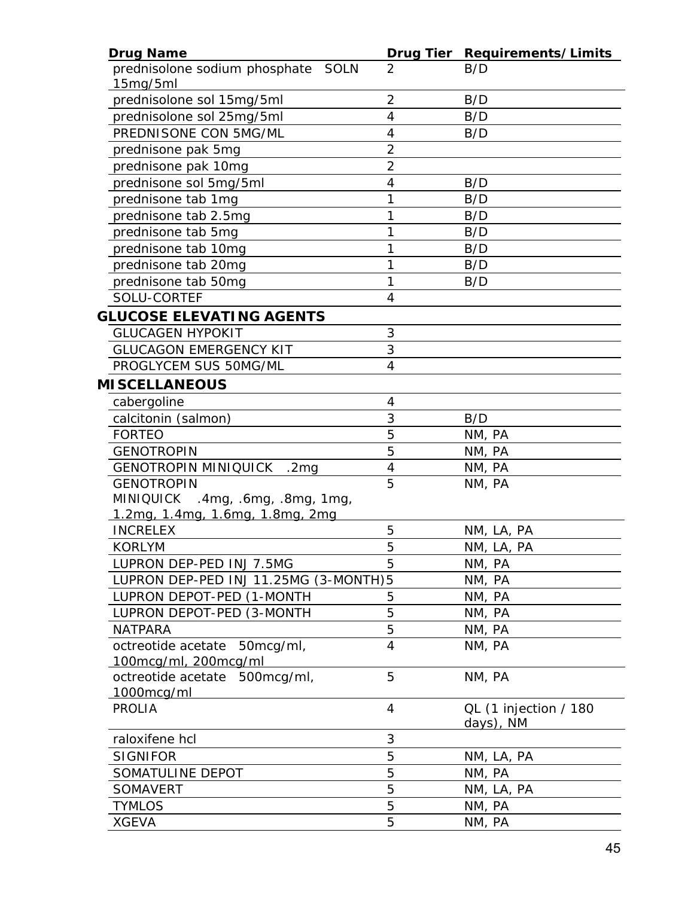| Drug Name | Drug Tier | Requirements/Limits |
|---|---|---|
| prednisolone sodium phosphate SOLN 15mg/5ml | 2 | B/D |
| prednisolone sol 15mg/5ml | 2 | B/D |
| prednisolone sol 25mg/5ml | 4 | B/D |
| PREDNISONE CON 5MG/ML | 4 | B/D |
| prednisone pak 5mg | 2 | |
| prednisone pak 10mg | 2 | |
| prednisone sol 5mg/5ml | 4 | B/D |
| prednisone tab 1mg | 1 | B/D |
| prednisone tab 2.5mg | 1 | B/D |
| prednisone tab 5mg | 1 | B/D |
| prednisone tab 10mg | 1 | B/D |
| prednisone tab 20mg | 1 | B/D |
| prednisone tab 50mg | 1 | B/D |
| SOLU-CORTEF | 4 | |
| **GLUCOSE ELEVATING AGENTS** | | |
| GLUCAGEN HYPOKIT | 3 | |
| GLUCAGON EMERGENCY KIT | 3 | |
| PROGLYCEM SUS 50MG/ML | 4 | |
| **MISCELLANEOUS** | | |
| cabergoline | 4 | |
| calcitonin (salmon) | 3 | B/D |
| FORTEO | 5 | NM, PA |
| GENOTROPIN | 5 | NM, PA |
| GENOTROPIN MINIQUICK .2mg | 4 | NM, PA |
| GENOTROPIN MINIQUICK .4mg, .6mg, .8mg, 1mg, 1.2mg, 1.4mg, 1.6mg, 1.8mg, 2mg | 5 | NM, PA |
| INCRELEX | 5 | NM, LA, PA |
| KORLYM | 5 | NM, LA, PA |
| LUPRON DEP-PED INJ 7.5MG | 5 | NM, PA |
| LUPRON DEP-PED INJ 11.25MG (3-MONTH) | 5 | NM, PA |
| LUPRON DEPOT-PED (1-MONTH | 5 | NM, PA |
| LUPRON DEPOT-PED (3-MONTH | 5 | NM, PA |
| NATPARA | 5 | NM, PA |
| octreotide acetate 50mcg/ml, 100mcg/ml, 200mcg/ml | 4 | NM, PA |
| octreotide acetate 500mcg/ml, 1000mcg/ml | 5 | NM, PA |
| PROLIA | 4 | QL (1 injection / 180 days), NM |
| raloxifene hcl | 3 | |
| SIGNIFOR | 5 | NM, LA, PA |
| SOMATULINE DEPOT | 5 | NM, PA |
| SOMAVERT | 5 | NM, LA, PA |
| TYMLOS | 5 | NM, PA |
| XGEVA | 5 | NM, PA |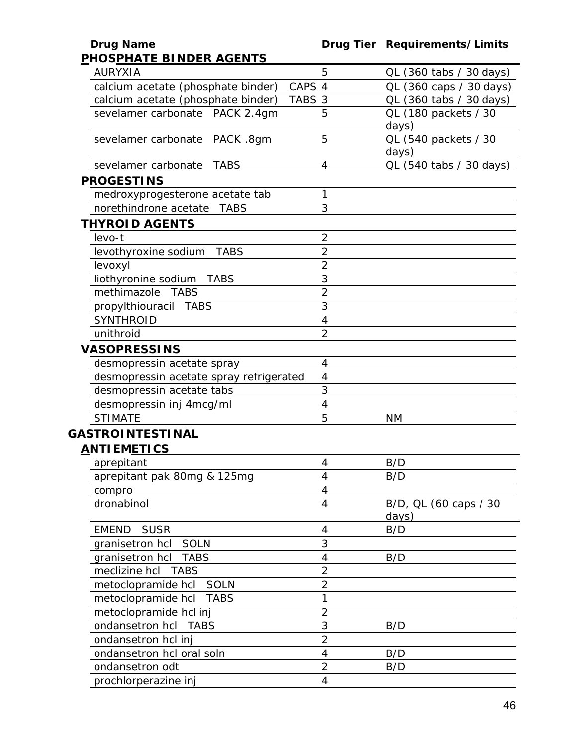| Drug Name | Drug Tier | Requirements/Limits |
|---|---|---|
| **PHOSPHATE BINDER AGENTS** | | |
| AURYXIA | 5 | QL (360 tabs / 30 days) |
| calcium acetate (phosphate binder) CAPS | 4 | QL (360 caps / 30 days) |
| calcium acetate (phosphate binder) TABS | 3 | QL (360 tabs / 30 days) |
| sevelamer carbonate PACK 2.4gm | 5 | QL (180 packets / 30 days) |
| sevelamer carbonate PACK .8gm | 5 | QL (540 packets / 30 days) |
| sevelamer carbonate TABS | 4 | QL (540 tabs / 30 days) |
| **PROGESTINS** | | |
| medroxyprogesterone acetate tab | 1 | |
| norethindrone acetate TABS | 3 | |
| **THYROID AGENTS** | | |
| levo-t | 2 | |
| levothyroxine sodium TABS | 2 | |
| levoxyl | 2 | |
| liothyronine sodium TABS | 3 | |
| methimazole TABS | 2 | |
| propylthiouracil TABS | 3 | |
| SYNTHROID | 4 | |
| unithroid | 2 | |
| **VASOPRESSINS** | | |
| desmopressin acetate spray | 4 | |
| desmopressin acetate spray refrigerated | 4 | |
| desmopressin acetate tabs | 3 | |
| desmopressin inj 4mcg/ml | 4 | |
| STIMATE | 5 | NM |

## GASTROINTESTINAL

| Drug Name | Drug Tier | Requirements/Limits |
|---|---|---|
| **ANTIEMETICS** | | |
| aprepitant | 4 | B/D |
| aprepitant pak 80mg & 125mg | 4 | B/D |
| compro | 4 | |
| dronabinol | 4 | B/D, QL (60 caps / 30 days) |
| EMEND SUSR | 4 | B/D |
| granisetron hcl SOLN | 3 | |
| granisetron hcl TABS | 4 | B/D |
| meclizine hcl TABS | 2 | |
| metoclopramide hcl SOLN | 2 | |
| metoclopramide hcl TABS | 1 | |
| metoclopramide hcl inj | 2 | |
| ondansetron hcl TABS | 3 | B/D |
| ondansetron hcl inj | 2 | |
| ondansetron hcl oral soln | 4 | B/D |
| ondansetron odt | 2 | B/D |
| prochlorperazine inj | 4 | |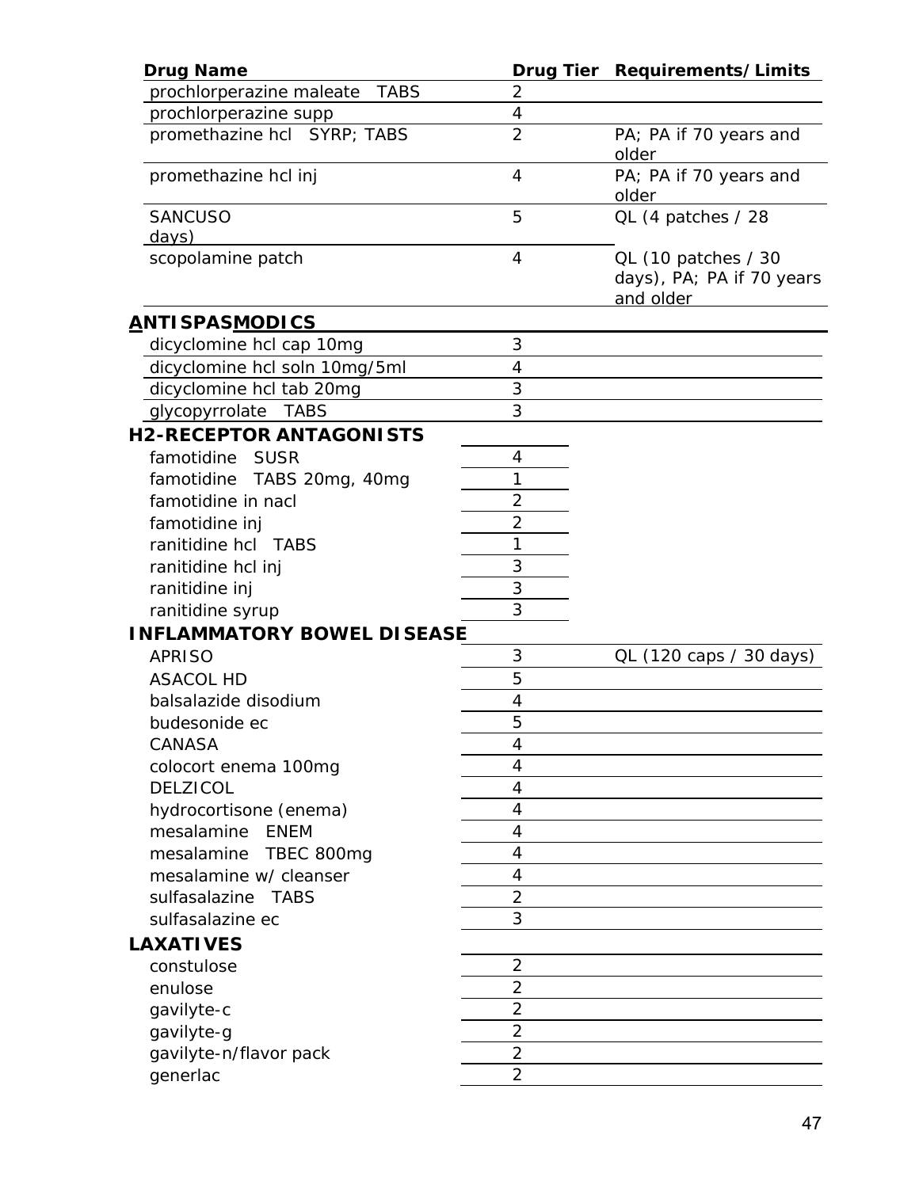| Drug Name | Drug Tier | Requirements/Limits |
|---|---|---|
| prochlorperazine maleate TABS | 2 | |
| prochlorperazine supp | 4 | |
| promethazine hcl SYRP; TABS | 2 | PA; PA if 70 years and older |
| promethazine hcl inj | 4 | PA; PA if 70 years and older |
| SANCUSO | 5 | QL (4 patches / 28 days) |
| scopolamine patch | 4 | QL (10 patches / 30 days), PA; PA if 70 years and older |
| **ANTISPASMODICS** | | |
| dicyclomine hcl cap 10mg | 3 | |
| dicyclomine hcl soln 10mg/5ml | 4 | |
| dicyclomine hcl tab 20mg | 3 | |
| glycopyrrolate TABS | 3 | |
| **H2-RECEPTOR ANTAGONISTS** | | |
| famotidine SUSR | 4 | |
| famotidine TABS 20mg, 40mg | 1 | |
| famotidine in nacl | 2 | |
| famotidine inj | 2 | |
| ranitidine hcl TABS | 1 | |
| ranitidine hcl inj | 3 | |
| ranitidine inj | 3 | |
| ranitidine syrup | 3 | |
| **INFLAMMATORY BOWEL DISEASE** | | |
| APRISO | 3 | QL (120 caps / 30 days) |
| ASACOL HD | 5 | |
| balsalazide disodium | 4 | |
| budesonide ec | 5 | |
| CANASA | 4 | |
| colocort enema 100mg | 4 | |
| DELZICOL | 4 | |
| hydrocortisone (enema) | 4 | |
| mesalamine ENEM | 4 | |
| mesalamine TBEC 800mg | 4 | |
| mesalamine w/ cleanser | 4 | |
| sulfasalazine TABS | 2 | |
| sulfasalazine ec | 3 | |
| **LAXATIVES** | | |
| constulose | 2 | |
| enulose | 2 | |
| gavilyte-c | 2 | |
| gavilyte-g | 2 | |
| gavilyte-n/flavor pack | 2 | |
| generlac | 2 | |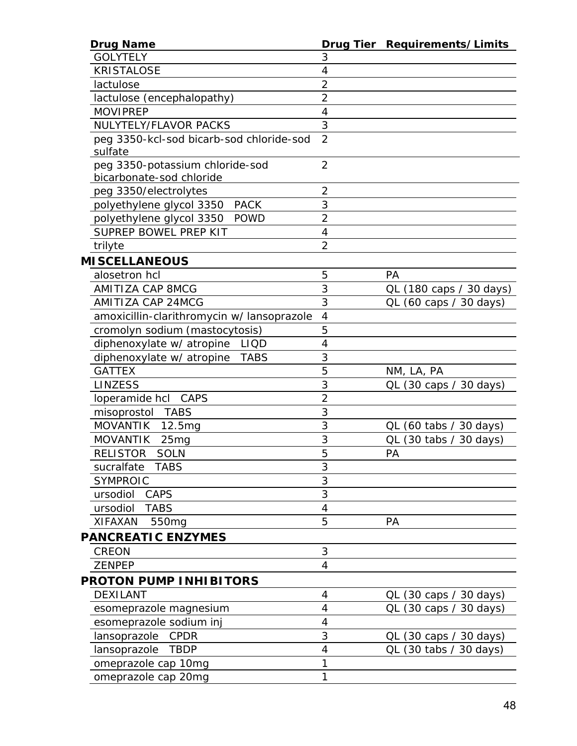| Drug Name | Drug Tier | Requirements/Limits |
|---|---|---|
| GOLYTELY | 3 | |
| KRISTALOSE | 4 | |
| lactulose | 2 | |
| lactulose (encephalopathy) | 2 | |
| MOVIPREP | 4 | |
| NULYTELY/FLAVOR PACKS | 3 | |
| peg 3350-kcl-sod bicarb-sod chloride-sod sulfate | 2 | |
| peg 3350-potassium chloride-sod bicarbonate-sod chloride | 2 | |
| peg 3350/electrolytes | 2 | |
| polyethylene glycol 3350 PACK | 3 | |
| polyethylene glycol 3350 POWD | 2 | |
| SUPREP BOWEL PREP KIT | 4 | |
| trilyte | 2 | |
| **MISCELLANEOUS** | | |
| alosetron hcl | 5 | PA |
| AMITIZA CAP 8MCG | 3 | QL (180 caps / 30 days) |
| AMITIZA CAP 24MCG | 3 | QL (60 caps / 30 days) |
| amoxicillin-clarithromycin w/ lansoprazole | 4 | |
| cromolyn sodium (mastocytosis) | 5 | |
| diphenoxylate w/ atropine LIQD | 4 | |
| diphenoxylate w/ atropine TABS | 3 | |
| GATTEX | 5 | NM, LA, PA |
| LINZESS | 3 | QL (30 caps / 30 days) |
| loperamide hcl CAPS | 2 | |
| misoprostol TABS | 3 | |
| MOVANTIK 12.5mg | 3 | QL (60 tabs / 30 days) |
| MOVANTIK 25mg | 3 | QL (30 tabs / 30 days) |
| RELISTOR SOLN | 5 | PA |
| sucralfate TABS | 3 | |
| SYMPROIC | 3 | |
| ursodiol CAPS | 3 | |
| ursodiol TABS | 4 | |
| XIFAXAN 550mg | 5 | PA |
| **PANCREATIC ENZYMES** | | |
| CREON | 3 | |
| ZENPEP | 4 | |
| **PROTON PUMP INHIBITORS** | | |
| DEXILANT | 4 | QL (30 caps / 30 days) |
| esomeprazole magnesium | 4 | QL (30 caps / 30 days) |
| esomeprazole sodium inj | 4 | |
| lansoprazole CPDR | 3 | QL (30 caps / 30 days) |
| lansoprazole TBDP | 4 | QL (30 tabs / 30 days) |
| omeprazole cap 10mg | 1 | |
| omeprazole cap 20mg | 1 | |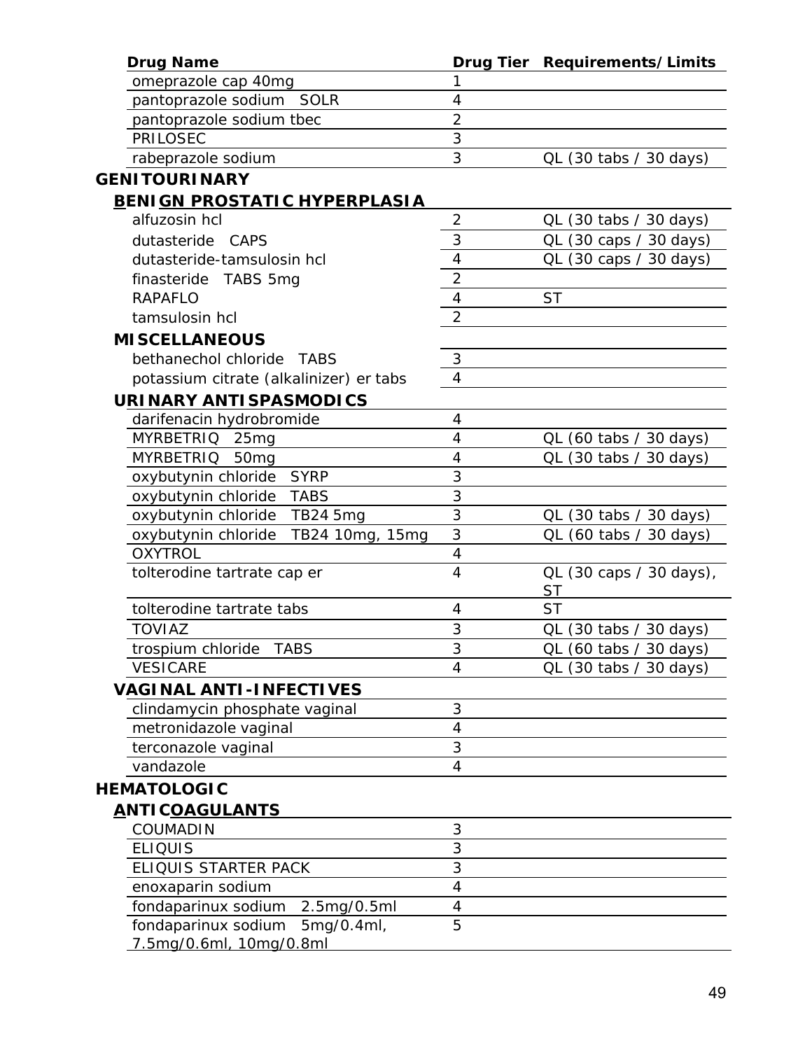| Drug Name | Drug Tier | Requirements/Limits |
|---|---|---|
| omeprazole cap 40mg | 1 | |
| pantoprazole sodium SOLR | 4 | |
| pantoprazole sodium tbec | 2 | |
| PRILOSEC | 3 | |
| rabeprazole sodium | 3 | QL (30 tabs / 30 days) |

## GENITOURINARY

### BENIGN PROSTATIC HYPERPLASIA

| Drug Name | Drug Tier | Requirements/Limits |
|---|---|---|
| alfuzosin hcl | 2 | QL (30 tabs / 30 days) |
| dutasteride CAPS | 3 | QL (30 caps / 30 days) |
| dutasteride-tamsulosin hcl | 4 | QL (30 caps / 30 days) |
| finasteride TABS 5mg | 2 | |
| RAPAFLO | 4 | ST |
| tamsulosin hcl | 2 | |

### MISCELLANEOUS

| Drug Name | Drug Tier | Requirements/Limits |
|---|---|---|
| bethanechol chloride TABS | 3 | |
| potassium citrate (alkalinizer) er tabs | 4 | |

### URINARY ANTISPASMODICS

| Drug Name | Drug Tier | Requirements/Limits |
|---|---|---|
| darifenacin hydrobromide | 4 | |
| MYRBETRIQ 25mg | 4 | QL (60 tabs / 30 days) |
| MYRBETRIQ 50mg | 4 | QL (30 tabs / 30 days) |
| oxybutynin chloride SYRP | 3 | |
| oxybutynin chloride TABS | 3 | |
| oxybutynin chloride TB24 5mg | 3 | QL (30 tabs / 30 days) |
| oxybutynin chloride TB24 10mg, 15mg | 3 | QL (60 tabs / 30 days) |
| OXYTROL | 4 | |
| tolterodine tartrate cap er | 4 | QL (30 caps / 30 days), ST |
| tolterodine tartrate tabs | 4 | ST |
| TOVIAZ | 3 | QL (30 tabs / 30 days) |
| trospium chloride TABS | 3 | QL (60 tabs / 30 days) |
| VESICARE | 4 | QL (30 tabs / 30 days) |

### VAGINAL ANTI-INFECTIVES

| Drug Name | Drug Tier | Requirements/Limits |
|---|---|---|
| clindamycin phosphate vaginal | 3 | |
| metronidazole vaginal | 4 | |
| terconazole vaginal | 3 | |
| vandazole | 4 | |

## HEMATOLOGIC

### ANTICOAGULANTS

| Drug Name | Drug Tier | Requirements/Limits |
|---|---|---|
| COUMADIN | 3 | |
| ELIQUIS | 3 | |
| ELIQUIS STARTER PACK | 3 | |
| enoxaparin sodium | 4 | |
| fondaparinux sodium 2.5mg/0.5ml | 4 | |
| fondaparinux sodium 5mg/0.4ml, 7.5mg/0.6ml, 10mg/0.8ml | 5 | |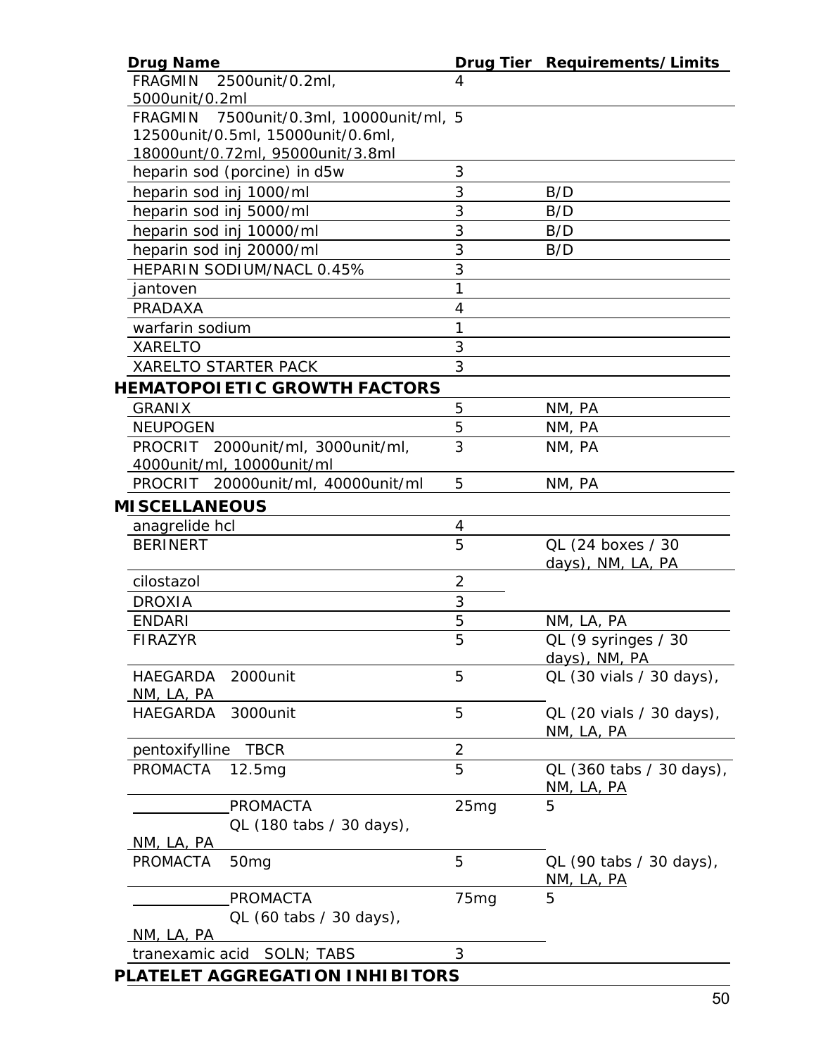| Drug Name | Drug Tier | Requirements/Limits |
|---|---|---|
| FRAGMIN 2500unit/0.2ml, 5000unit/0.2ml | 4 | |
| FRAGMIN 7500unit/0.3ml, 10000unit/ml, 12500unit/0.5ml, 15000unit/0.6ml, 18000unt/0.72ml, 95000unit/3.8ml | 5 | |
| heparin sod (porcine) in d5w | 3 | |
| heparin sod inj 1000/ml | 3 | B/D |
| heparin sod inj 5000/ml | 3 | B/D |
| heparin sod inj 10000/ml | 3 | B/D |
| heparin sod inj 20000/ml | 3 | B/D |
| HEPARIN SODIUM/NACL 0.45% | 3 | |
| jantoven | 1 | |
| PRADAXA | 4 | |
| warfarin sodium | 1 | |
| XARELTO | 3 | |
| XARELTO STARTER PACK | 3 | |
| **HEMATOPOIETIC GROWTH FACTORS** | | |
| GRANIX | 5 | NM, PA |
| NEUPOGEN | 5 | NM, PA |
| PROCRIT 2000unit/ml, 3000unit/ml, 4000unit/ml, 10000unit/ml | 3 | NM, PA |
| PROCRIT 20000unit/ml, 40000unit/ml | 5 | NM, PA |
| **MISCELLANEOUS** | | |
| anagrelide hcl | 4 | |
| BERINERT | 5 | QL (24 boxes / 30 days), NM, LA, PA |
| cilostazol | 2 | |
| DROXIA | 3 | |
| ENDARI | 5 | NM, LA, PA |
| FIRAZYR | 5 | QL (9 syringes / 30 days), NM, PA |
| HAEGARDA 2000unit | 5 | QL (30 vials / 30 days), NM, LA, PA |
| HAEGARDA 3000unit | 5 | QL (20 vials / 30 days), NM, LA, PA |
| pentoxifylline TBCR | 2 | |
| PROMACTA 12.5mg | 5 | QL (360 tabs / 30 days), NM, LA, PA |
| PROMACTA 25mg | 5 | QL (180 tabs / 30 days), NM, LA, PA |
| PROMACTA 50mg | 5 | QL (90 tabs / 30 days), NM, LA, PA |
| PROMACTA 75mg | 5 | QL (60 tabs / 30 days), NM, LA, PA |
| tranexamic acid SOLN; TABS | 3 | |
| **PLATELET AGGREGATION INHIBITORS** | | |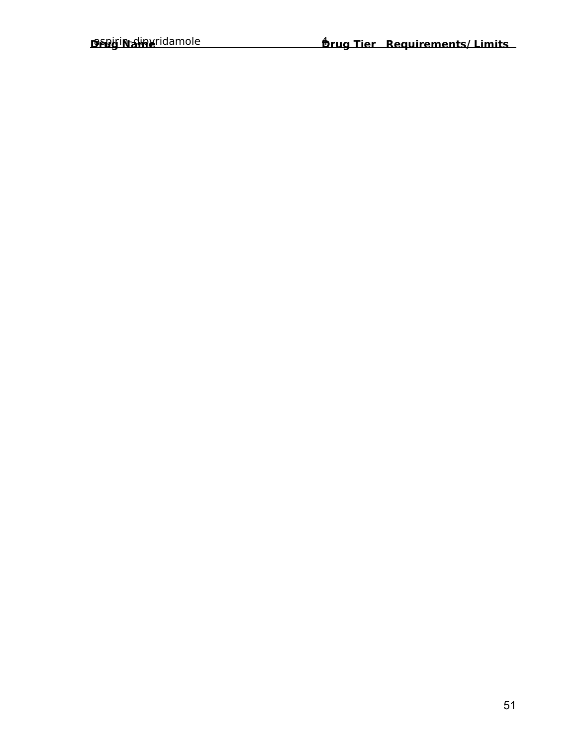| Drug Name | Drug Tier | Requirements/Limits |
| --- | --- | --- |
| aspirin-dipyridamole | 4 | |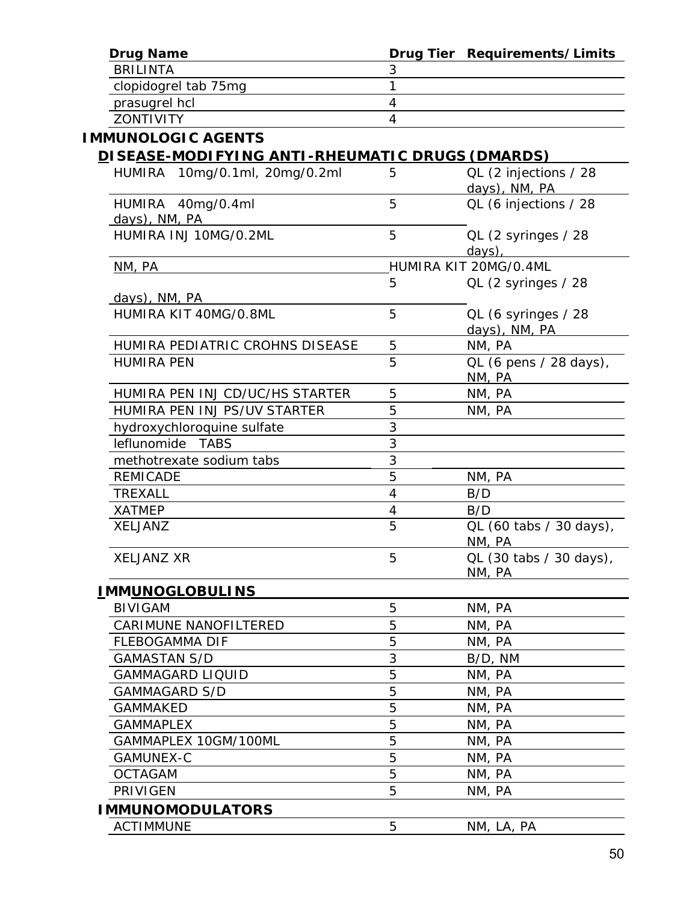| Drug Name | Drug Tier | Requirements/Limits |
|---|---|---|
| BRILINTA | 3 | |
| clopidogrel tab 75mg | 1 | |
| prasugrel hcl | 4 | |
| ZONTIVITY | 4 | |

## IMMUNOLOGIC AGENTS

### DISEASE-MODIFYING ANTI-RHEUMATIC DRUGS (DMARDS)

| Drug Name | Drug Tier | Requirements/Limits |
|---|---|---|
| HUMIRA 10mg/0.1ml, 20mg/0.2ml | 5 | QL (2 injections / 28 days), NM, PA |
| HUMIRA 40mg/0.4ml | 5 | QL (6 injections / 28 days), NM, PA |
| HUMIRA INJ 10MG/0.2ML | 5 | QL (2 syringes / 28 days), NM, PA |
| HUMIRA KIT 20MG/0.4ML | 5 | QL (2 syringes / 28 days), NM, PA |
| HUMIRA KIT 40MG/0.8ML | 5 | QL (6 syringes / 28 days), NM, PA |
| HUMIRA PEDIATRIC CROHNS DISEASE | 5 | NM, PA |
| HUMIRA PEN | 5 | QL (6 pens / 28 days), NM, PA |
| HUMIRA PEN INJ CD/UC/HS STARTER | 5 | NM, PA |
| HUMIRA PEN INJ PS/UV STARTER | 5 | NM, PA |
| hydroxychloroquine sulfate | 3 | |
| leflunomide TABS | 3 | |
| methotrexate sodium tabs | 3 | |
| REMICADE | 5 | NM, PA |
| TREXALL | 4 | B/D |
| XATMEP | 4 | B/D |
| XELJANZ | 5 | QL (60 tabs / 30 days), NM, PA |
| XELJANZ XR | 5 | QL (30 tabs / 30 days), NM, PA |

### IMMUNOGLOBULINS

| Drug Name | Drug Tier | Requirements/Limits |
|---|---|---|
| BIVIGAM | 5 | NM, PA |
| CARIMUNE NANOFILTERED | 5 | NM, PA |
| FLEBOGAMMA DIF | 5 | NM, PA |
| GAMASTAN S/D | 3 | B/D, NM |
| GAMMAGARD LIQUID | 5 | NM, PA |
| GAMMAGARD S/D | 5 | NM, PA |
| GAMMAKED | 5 | NM, PA |
| GAMMAPLEX | 5 | NM, PA |
| GAMMAPLEX 10GM/100ML | 5 | NM, PA |
| GAMUNEX-C | 5 | NM, PA |
| OCTAGAM | 5 | NM, PA |
| PRIVIGEN | 5 | NM, PA |

### IMMUNOMODULATORS

| Drug Name | Drug Tier | Requirements/Limits |
|---|---|---|
| ACTIMMUNE | 5 | NM, LA, PA |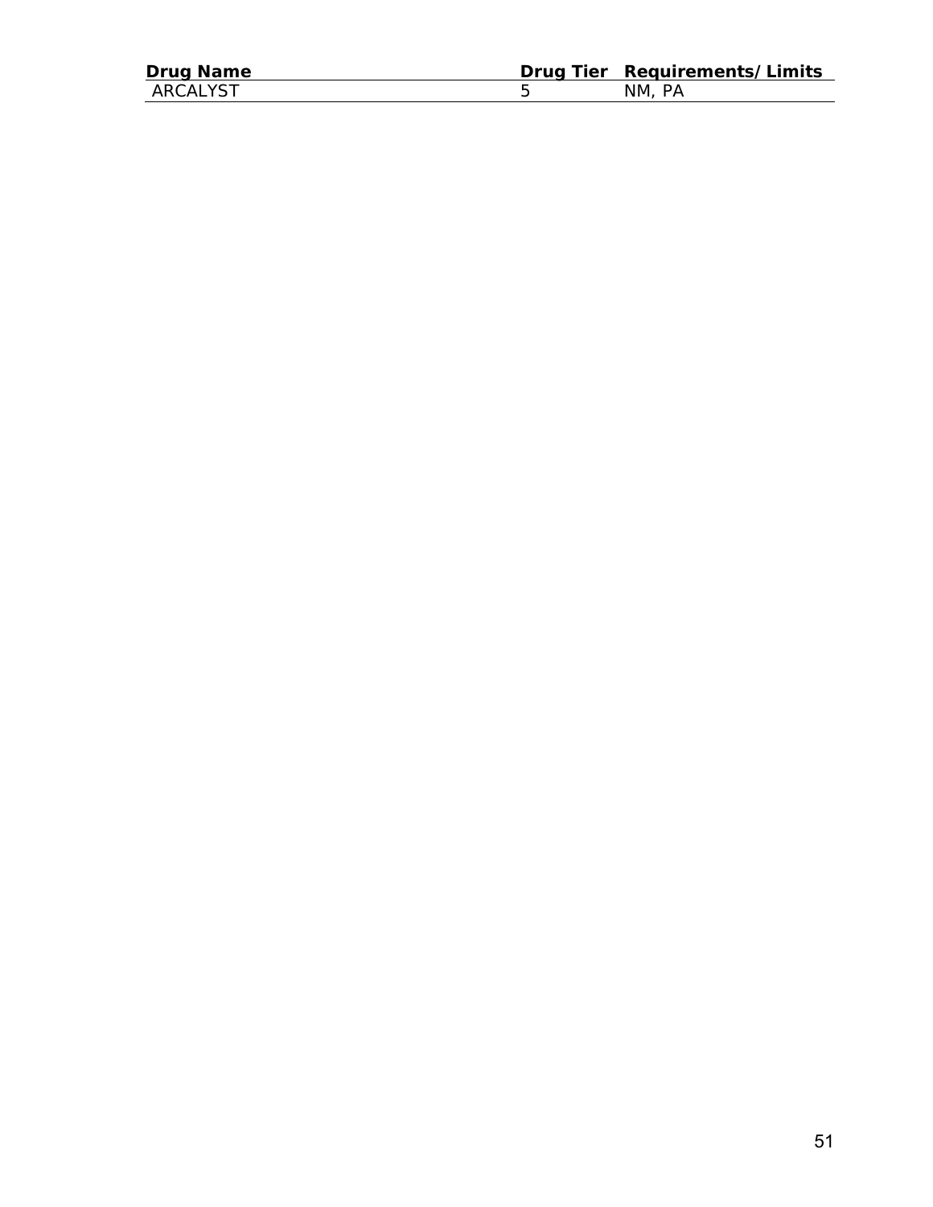| Drug Name | Drug Tier | Requirements/Limits |
| --- | --- | --- |
| ARCALYST | 5 | NM, PA |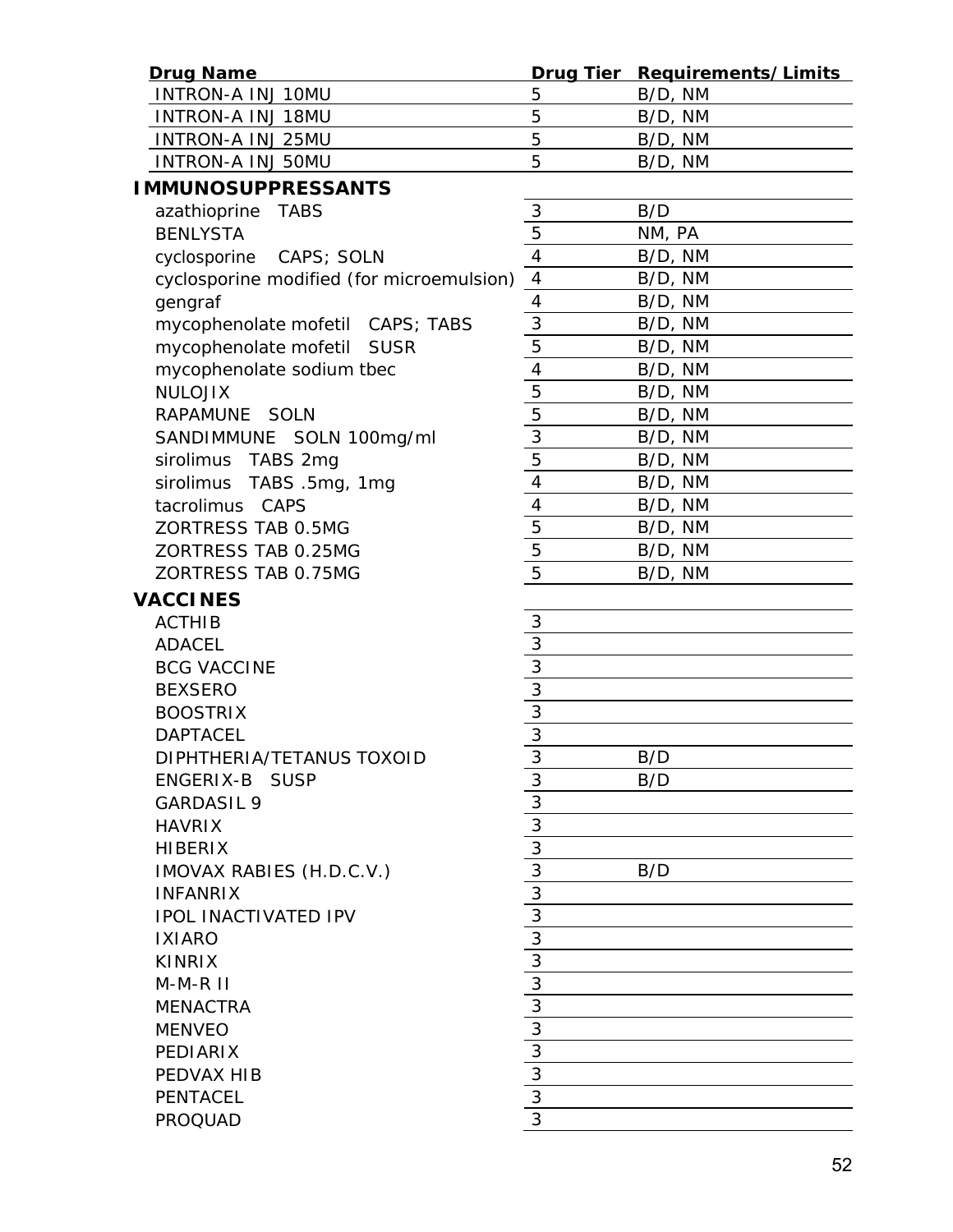| Drug Name | Drug Tier | Requirements/Limits |
|---|---|---|
| INTRON-A INJ 10MU | 5 | B/D, NM |
| INTRON-A INJ 18MU | 5 | B/D, NM |
| INTRON-A INJ 25MU | 5 | B/D, NM |
| INTRON-A INJ 50MU | 5 | B/D, NM |
| **IMMUNOSUPPRESSANTS** | | |
| azathioprine TABS | 3 | B/D |
| BENLYSTA | 5 | NM, PA |
| cyclosporine CAPS; SOLN | 4 | B/D, NM |
| cyclosporine modified (for microemulsion) | 4 | B/D, NM |
| gengraf | 4 | B/D, NM |
| mycophenolate mofetil CAPS; TABS | 3 | B/D, NM |
| mycophenolate mofetil SUSR | 5 | B/D, NM |
| mycophenolate sodium tbec | 4 | B/D, NM |
| NULOJIX | 5 | B/D, NM |
| RAPAMUNE SOLN | 5 | B/D, NM |
| SANDIMMUNE SOLN 100mg/ml | 3 | B/D, NM |
| sirolimus TABS 2mg | 5 | B/D, NM |
| sirolimus TABS .5mg, 1mg | 4 | B/D, NM |
| tacrolimus CAPS | 4 | B/D, NM |
| ZORTRESS TAB 0.5MG | 5 | B/D, NM |
| ZORTRESS TAB 0.25MG | 5 | B/D, NM |
| ZORTRESS TAB 0.75MG | 5 | B/D, NM |
| **VACCINES** | | |
| ACTHIB | 3 | |
| ADACEL | 3 | |
| BCG VACCINE | 3 | |
| BEXSERO | 3 | |
| BOOSTRIX | 3 | |
| DAPTACEL | 3 | |
| DIPHTHERIA/TETANUS TOXOID | 3 | B/D |
| ENGERIX-B SUSP | 3 | B/D |
| GARDASIL 9 | 3 | |
| HAVRIX | 3 | |
| HIBERIX | 3 | |
| IMOVAX RABIES (H.D.C.V.) | 3 | B/D |
| INFANRIX | 3 | |
| IPOL INACTIVATED IPV | 3 | |
| IXIARO | 3 | |
| KINRIX | 3 | |
| M-M-R II | 3 | |
| MENACTRA | 3 | |
| MENVEO | 3 | |
| PEDIARIX | 3 | |
| PEDVAX HIB | 3 | |
| PENTACEL | 3 | |
| PROQUAD | 3 | |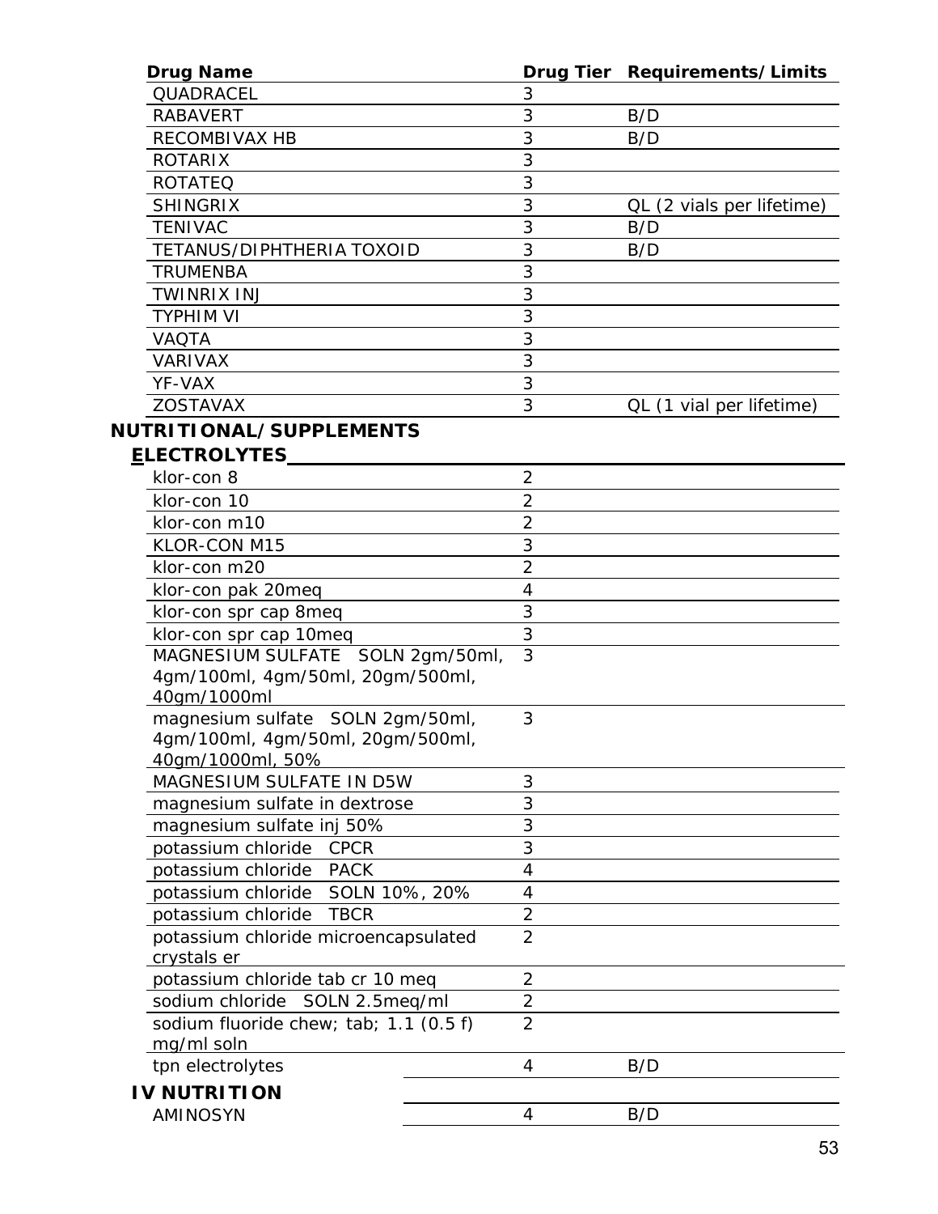| Drug Name | Drug Tier | Requirements/Limits |
|---|---|---|
| QUADRACEL | 3 | |
| RABAVERT | 3 | B/D |
| RECOMBIVAX HB | 3 | B/D |
| ROTARIX | 3 | |
| ROTATEQ | 3 | |
| SHINGRIX | 3 | QL (2 vials per lifetime) |
| TENIVAC | 3 | B/D |
| TETANUS/DIPHTHERIA TOXOID | 3 | B/D |
| TRUMENBA | 3 | |
| TWINRIX INJ | 3 | |
| TYPHIM VI | 3 | |
| VAQTA | 3 | |
| VARIVAX | 3 | |
| YF-VAX | 3 | |
| ZOSTAVAX | 3 | QL (1 vial per lifetime) |

## NUTRITIONAL/SUPPLEMENTS

### ELECTROLYTES

| Drug Name | Drug Tier | Requirements/Limits |
|---|---|---|
| klor-con 8 | 2 | |
| klor-con 10 | 2 | |
| klor-con m10 | 2 | |
| KLOR-CON M15 | 3 | |
| klor-con m20 | 2 | |
| klor-con pak 20meq | 4 | |
| klor-con spr cap 8meq | 3 | |
| klor-con spr cap 10meq | 3 | |
| MAGNESIUM SULFATE SOLN 2gm/50ml, 4gm/100ml, 4gm/50ml, 20gm/500ml, 40gm/1000ml | 3 | |
| magnesium sulfate SOLN 2gm/50ml, 4gm/100ml, 4gm/50ml, 20gm/500ml, 40gm/1000ml, 50% | 3 | |
| MAGNESIUM SULFATE IN D5W | 3 | |
| magnesium sulfate in dextrose | 3 | |
| magnesium sulfate inj 50% | 3 | |
| potassium chloride CPCR | 3 | |
| potassium chloride PACK | 4 | |
| potassium chloride SOLN 10%, 20% | 4 | |
| potassium chloride TBCR | 2 | |
| potassium chloride microencapsulated crystals er | 2 | |
| potassium chloride tab cr 10 meq | 2 | |
| sodium chloride SOLN 2.5meq/ml | 2 | |
| sodium fluoride chew; tab; 1.1 (0.5 f) mg/ml soln | 2 | |
| tpn electrolytes | 4 | B/D |

### IV NUTRITION

| Drug Name | Drug Tier | Requirements/Limits |
|---|---|---|
| AMINOSYN | 4 | B/D |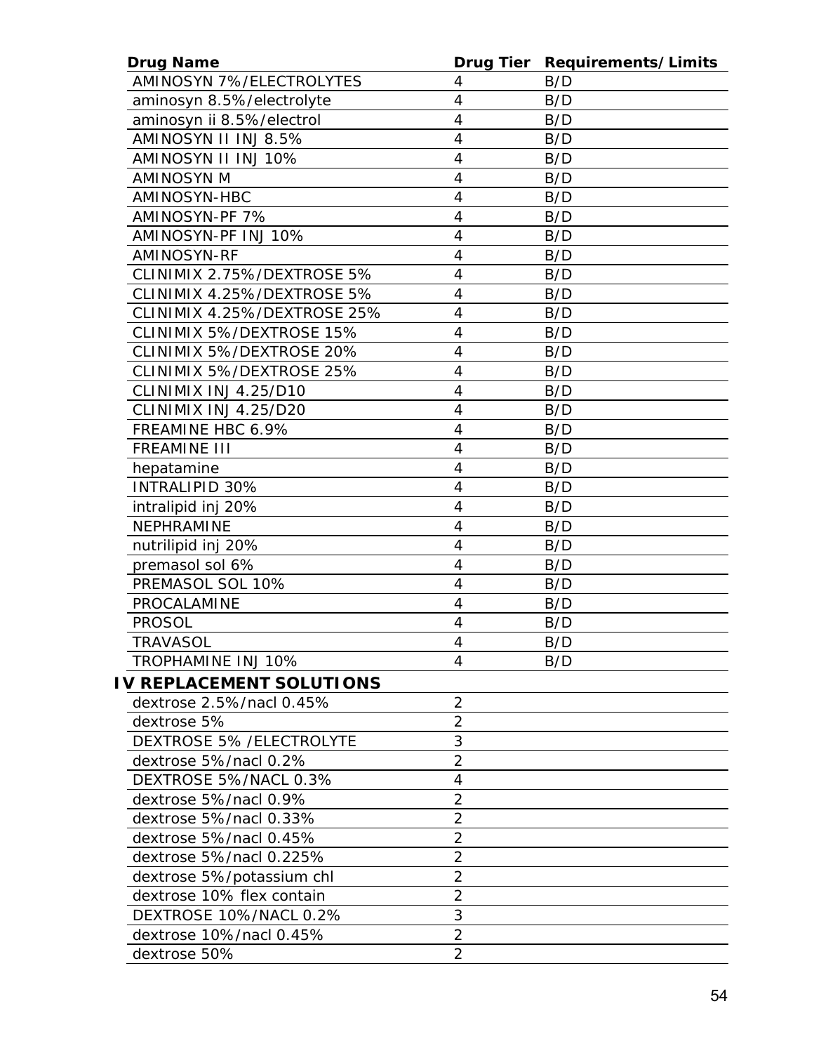| Drug Name | Drug Tier | Requirements/Limits |
|---|---|---|
| AMINOSYN 7%/ELECTROLYTES | 4 | B/D |
| aminosyn 8.5%/electrolyte | 4 | B/D |
| aminosyn ii 8.5%/electrol | 4 | B/D |
| AMINOSYN II INJ 8.5% | 4 | B/D |
| AMINOSYN II INJ 10% | 4 | B/D |
| AMINOSYN M | 4 | B/D |
| AMINOSYN-HBC | 4 | B/D |
| AMINOSYN-PF 7% | 4 | B/D |
| AMINOSYN-PF INJ 10% | 4 | B/D |
| AMINOSYN-RF | 4 | B/D |
| CLINIMIX 2.75%/DEXTROSE 5% | 4 | B/D |
| CLINIMIX 4.25%/DEXTROSE 5% | 4 | B/D |
| CLINIMIX 4.25%/DEXTROSE 25% | 4 | B/D |
| CLINIMIX 5%/DEXTROSE 15% | 4 | B/D |
| CLINIMIX 5%/DEXTROSE 20% | 4 | B/D |
| CLINIMIX 5%/DEXTROSE 25% | 4 | B/D |
| CLINIMIX INJ 4.25/D10 | 4 | B/D |
| CLINIMIX INJ 4.25/D20 | 4 | B/D |
| FREAMINE HBC 6.9% | 4 | B/D |
| FREAMINE III | 4 | B/D |
| hepatamine | 4 | B/D |
| INTRALIPID 30% | 4 | B/D |
| intralipid inj 20% | 4 | B/D |
| NEPHRAMINE | 4 | B/D |
| nutrilipid inj 20% | 4 | B/D |
| premasol sol 6% | 4 | B/D |
| PREMASOL SOL 10% | 4 | B/D |
| PROCALAMINE | 4 | B/D |
| PROSOL | 4 | B/D |
| TRAVASOL | 4 | B/D |
| TROPHAMINE INJ 10% | 4 | B/D |
| **IV REPLACEMENT SOLUTIONS** | | |
| dextrose 2.5%/nacl 0.45% | 2 | |
| dextrose 5% | 2 | |
| DEXTROSE 5% /ELECTROLYTE | 3 | |
| dextrose 5%/nacl 0.2% | 2 | |
| DEXTROSE 5%/NACL 0.3% | 4 | |
| dextrose 5%/nacl 0.9% | 2 | |
| dextrose 5%/nacl 0.33% | 2 | |
| dextrose 5%/nacl 0.45% | 2 | |
| dextrose 5%/nacl 0.225% | 2 | |
| dextrose 5%/potassium chl | 2 | |
| dextrose 10% flex contain | 2 | |
| DEXTROSE 10%/NACL 0.2% | 3 | |
| dextrose 10%/nacl 0.45% | 2 | |
| dextrose 50% | 2 | |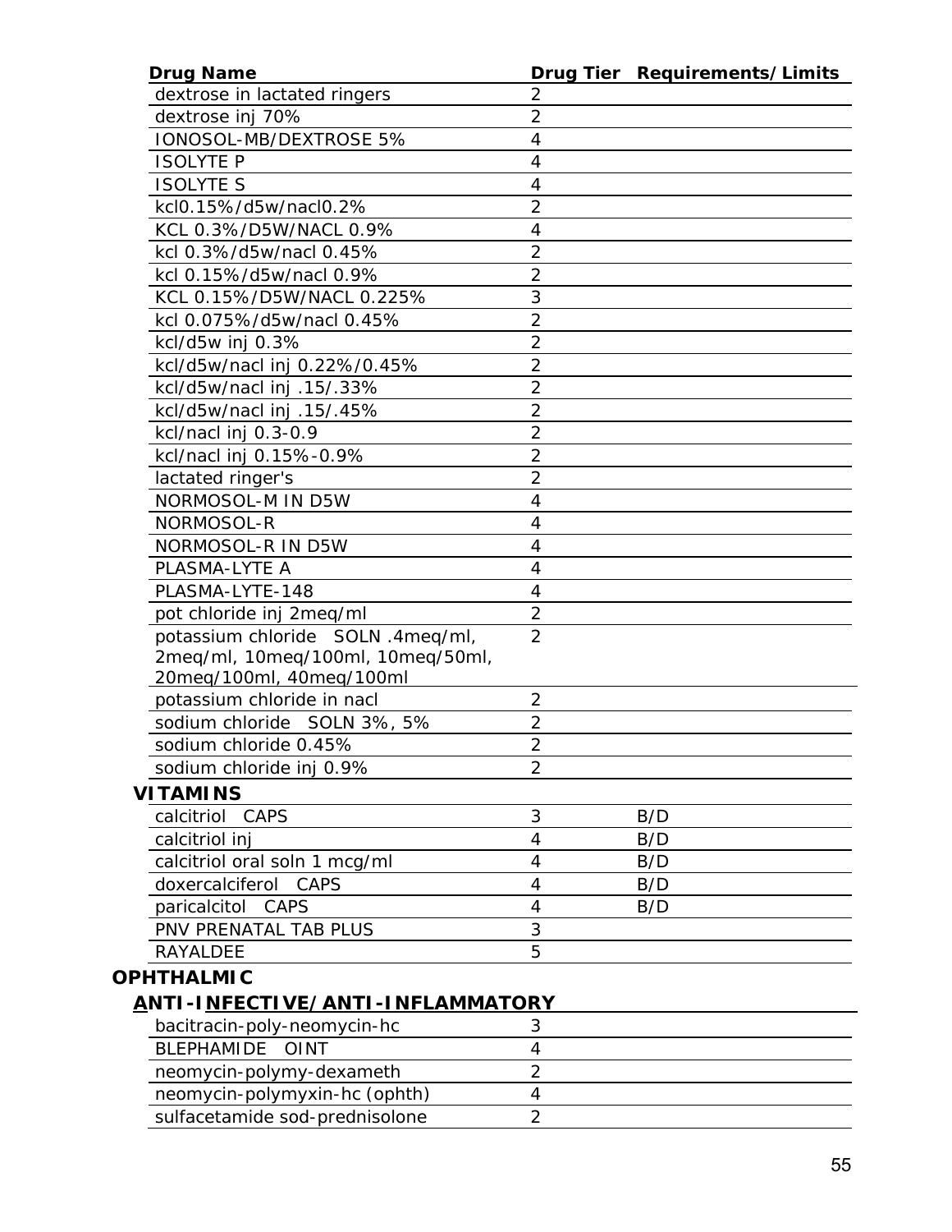| Drug Name | Drug Tier | Requirements/Limits |
|---|---|---|
| dextrose in lactated ringers | 2 | |
| dextrose inj 70% | 2 | |
| IONOSOL-MB/DEXTROSE 5% | 4 | |
| ISOLYTE P | 4 | |
| ISOLYTE S | 4 | |
| kcl0.15%/d5w/nacl0.2% | 2 | |
| KCL 0.3%/D5W/NACL 0.9% | 4 | |
| kcl 0.3%/d5w/nacl 0.45% | 2 | |
| kcl 0.15%/d5w/nacl 0.9% | 2 | |
| KCL 0.15%/D5W/NACL 0.225% | 3 | |
| kcl 0.075%/d5w/nacl 0.45% | 2 | |
| kcl/d5w inj 0.3% | 2 | |
| kcl/d5w/nacl inj 0.22%/0.45% | 2 | |
| kcl/d5w/nacl inj .15/.33% | 2 | |
| kcl/d5w/nacl inj .15/.45% | 2 | |
| kcl/nacl inj 0.3-0.9 | 2 | |
| kcl/nacl inj 0.15%-0.9% | 2 | |
| lactated ringer's | 2 | |
| NORMOSOL-M IN D5W | 4 | |
| NORMOSOL-R | 4 | |
| NORMOSOL-R IN D5W | 4 | |
| PLASMA-LYTE A | 4 | |
| PLASMA-LYTE-148 | 4 | |
| pot chloride inj 2meq/ml | 2 | |
| potassium chloride SOLN .4meq/ml, 2meq/ml, 10meq/100ml, 10meq/50ml, 20meq/100ml, 40meq/100ml | 2 | |
| potassium chloride in nacl | 2 | |
| sodium chloride SOLN 3%, 5% | 2 | |
| sodium chloride 0.45% | 2 | |
| sodium chloride inj 0.9% | 2 | |
| **VITAMINS** | | |
| calcitriol CAPS | 3 | B/D |
| calcitriol inj | 4 | B/D |
| calcitriol oral soln 1 mcg/ml | 4 | B/D |
| doxercalciferol CAPS | 4 | B/D |
| paricalcitol CAPS | 4 | B/D |
| PNV PRENATAL TAB PLUS | 3 | |
| RAYALDEE | 5 | |

## OPHTHALMIC

### ANTI-INFECTIVE/ANTI-INFLAMMATORY

| Drug Name | Drug Tier | Requirements/Limits |
|---|---|---|
| bacitracin-poly-neomycin-hc | 3 | |
| BLEPHAMIDE OINT | 4 | |
| neomycin-polymy-dexameth | 2 | |
| neomycin-polymyxin-hc (ophth) | 4 | |
| sulfacetamide sod-prednisolone | 2 | |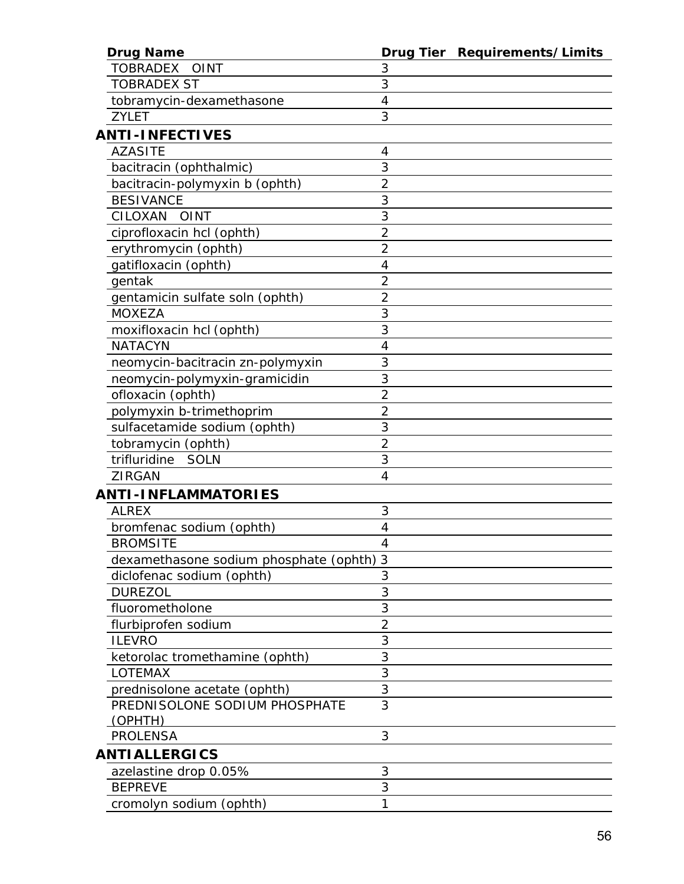| Drug Name | Drug Tier | Requirements/Limits |
|---|---|---|
| TOBRADEX OINT | 3 | |
| TOBRADEX ST | 3 | |
| tobramycin-dexamethasone | 4 | |
| ZYLET | 3 | |
| **ANTI-INFECTIVES** | | |
| AZASITE | 4 | |
| bacitracin (ophthalmic) | 3 | |
| bacitracin-polymyxin b (ophth) | 2 | |
| BESIVANCE | 3 | |
| CILOXAN OINT | 3 | |
| ciprofloxacin hcl (ophth) | 2 | |
| erythromycin (ophth) | 2 | |
| gatifloxacin (ophth) | 4 | |
| gentak | 2 | |
| gentamicin sulfate soln (ophth) | 2 | |
| MOXEZA | 3 | |
| moxifloxacin hcl (ophth) | 3 | |
| NATACYN | 4 | |
| neomycin-bacitracin zn-polymyxin | 3 | |
| neomycin-polymyxin-gramicidin | 3 | |
| ofloxacin (ophth) | 2 | |
| polymyxin b-trimethoprim | 2 | |
| sulfacetamide sodium (ophth) | 3 | |
| tobramycin (ophth) | 2 | |
| trifluridine SOLN | 3 | |
| ZIRGAN | 4 | |
| **ANTI-INFLAMMATORIES** | | |
| ALREX | 3 | |
| bromfenac sodium (ophth) | 4 | |
| BROMSITE | 4 | |
| dexamethasone sodium phosphate (ophth) | 3 | |
| diclofenac sodium (ophth) | 3 | |
| DUREZOL | 3 | |
| fluorometholone | 3 | |
| flurbiprofen sodium | 2 | |
| ILEVRO | 3 | |
| ketorolac tromethamine (ophth) | 3 | |
| LOTEMAX | 3 | |
| prednisolone acetate (ophth) | 3 | |
| PREDNISOLONE SODIUM PHOSPHATE (OPHTH) | 3 | |
| PROLENSA | 3 | |
| **ANTIALLERGICS** | | |
| azelastine drop 0.05% | 3 | |
| BEPREVE | 3 | |
| cromolyn sodium (ophth) | 1 | |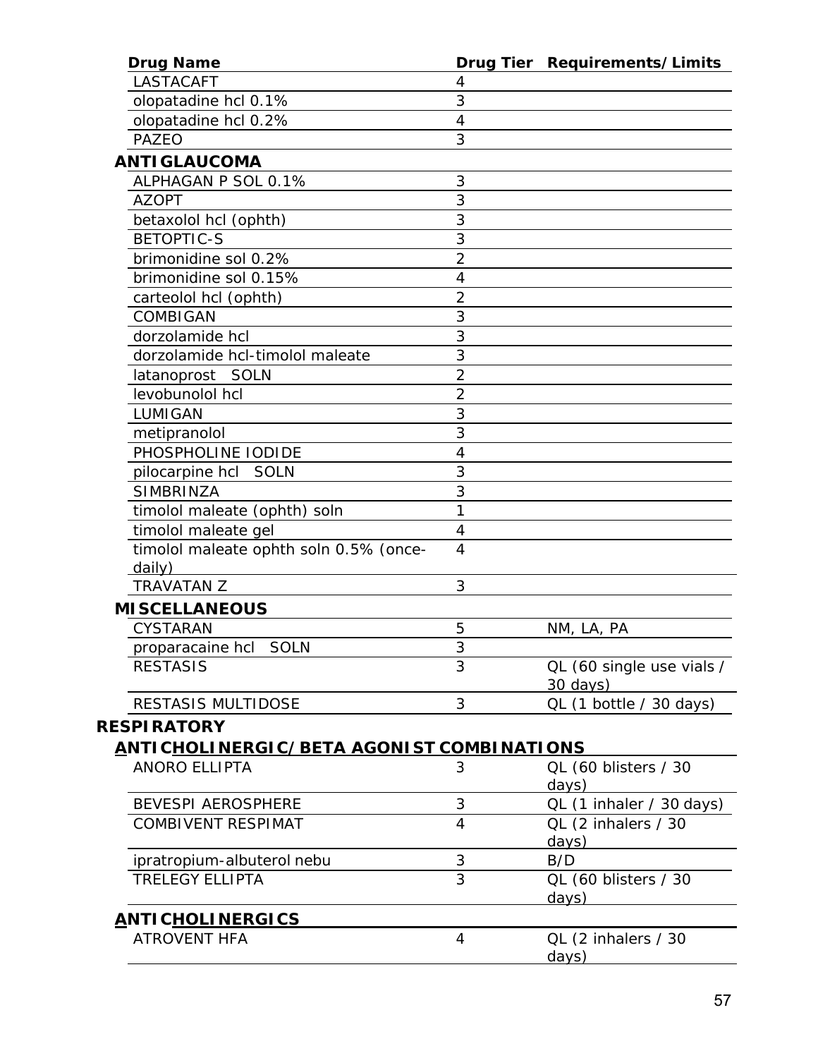| Drug Name | Drug Tier | Requirements/Limits |
|---|---|---|
| LASTACAFT | 4 | |
| olopatadine hcl 0.1% | 3 | |
| olopatadine hcl 0.2% | 4 | |
| PAZEO | 3 | |
| **ANTIGLAUCOMA** | | |
| ALPHAGAN P SOL 0.1% | 3 | |
| AZOPT | 3 | |
| betaxolol hcl (ophth) | 3 | |
| BETOPTIC-S | 3 | |
| brimonidine sol 0.2% | 2 | |
| brimonidine sol 0.15% | 4 | |
| carteolol hcl (ophth) | 2 | |
| COMBIGAN | 3 | |
| dorzolamide hcl | 3 | |
| dorzolamide hcl-timolol maleate | 3 | |
| latanoprost SOLN | 2 | |
| levobunolol hcl | 2 | |
| LUMIGAN | 3 | |
| metipranolol | 3 | |
| PHOSPHOLINE IODIDE | 4 | |
| pilocarpine hcl SOLN | 3 | |
| SIMBRINZA | 3 | |
| timolol maleate (ophth) soln | 1 | |
| timolol maleate gel | 4 | |
| timolol maleate ophth soln 0.5% (once-daily) | 4 | |
| TRAVATAN Z | 3 | |
| **MISCELLANEOUS** | | |
| CYSTARAN | 5 | NM, LA, PA |
| proparacaine hcl SOLN | 3 | |
| RESTASIS | 3 | QL (60 single use vials / 30 days) |
| RESTASIS MULTIDOSE | 3 | QL (1 bottle / 30 days) |
| **RESPIRATORY** | | |
| **ANTICHOLINERGIC/BETA AGONIST COMBINATIONS** | | |
| ANORO ELLIPTA | 3 | QL (60 blisters / 30 days) |
| BEVESPI AEROSPHERE | 3 | QL (1 inhaler / 30 days) |
| COMBIVENT RESPIMAT | 4 | QL (2 inhalers / 30 days) |
| ipratropium-albuterol nebu | 3 | B/D |
| TRELEGY ELLIPTA | 3 | QL (60 blisters / 30 days) |
| **ANTICHOLINERGICS** | | |
| ATROVENT HFA | 4 | QL (2 inhalers / 30 days) |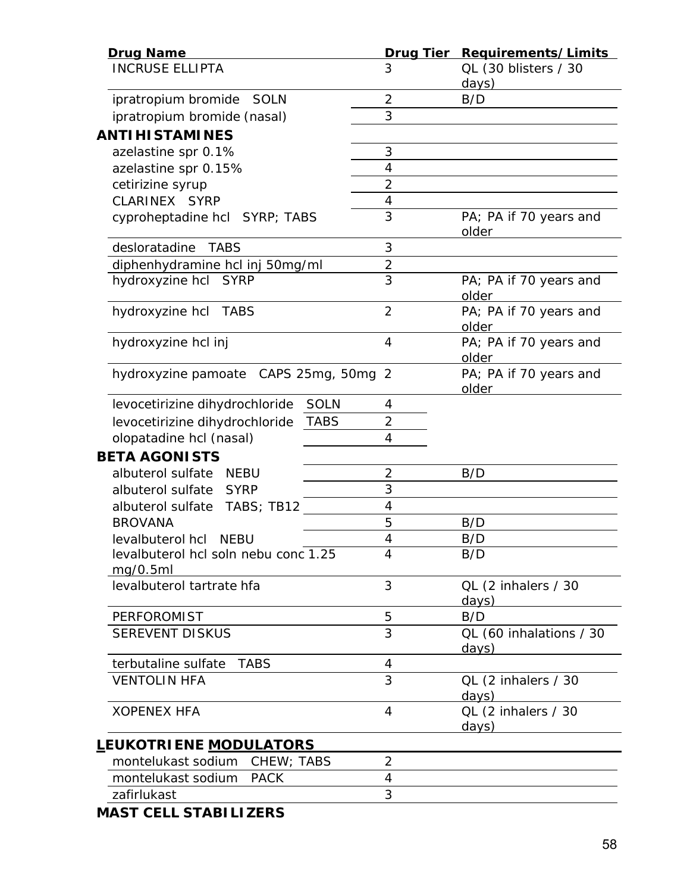| Drug Name | Drug Tier | Requirements/Limits |
|---|---|---|
| INCRUSE ELLIPTA | 3 | QL (30 blisters / 30 days) |
| ipratropium bromide SOLN | 2 | B/D |
| ipratropium bromide (nasal) | 3 | |
| **ANTIHISTAMINES** | | |
| azelastine spr 0.1% | 3 | |
| azelastine spr 0.15% | 4 | |
| cetirizine syrup | 2 | |
| CLARINEX SYRP | 4 | |
| cyproheptadine hcl SYRP; TABS | 3 | PA; PA if 70 years and older |
| desloratadine TABS | 3 | |
| diphenhydramine hcl inj 50mg/ml | 2 | |
| hydroxyzine hcl SYRP | 3 | PA; PA if 70 years and older |
| hydroxyzine hcl TABS | 2 | PA; PA if 70 years and older |
| hydroxyzine hcl inj | 4 | PA; PA if 70 years and older |
| hydroxyzine pamoate CAPS 25mg, 50mg | 2 | PA; PA if 70 years and older |
| levocetirizine dihydrochloride SOLN | 4 | |
| levocetirizine dihydrochloride TABS | 2 | |
| olopatadine hcl (nasal) | 4 | |
| **BETA AGONISTS** | | |
| albuterol sulfate NEBU | 2 | B/D |
| albuterol sulfate SYRP | 3 | |
| albuterol sulfate TABS; TB12 | 4 | |
| BROVANA | 5 | B/D |
| levalbuterol hcl NEBU | 4 | B/D |
| levalbuterol hcl soln nebu conc 1.25 mg/0.5ml | 4 | B/D |
| levalbuterol tartrate hfa | 3 | QL (2 inhalers / 30 days) |
| PERFOROMIST | 5 | B/D |
| SEREVENT DISKUS | 3 | QL (60 inhalations / 30 days) |
| terbutaline sulfate TABS | 4 | |
| VENTOLIN HFA | 3 | QL (2 inhalers / 30 days) |
| XOPENEX HFA | 4 | QL (2 inhalers / 30 days) |
| **LEUKOTRIENE MODULATORS** | | |
| montelukast sodium CHEW; TABS | 2 | |
| montelukast sodium PACK | 4 | |
| zafirlukast | 3 | |
| **MAST CELL STABILIZERS** | | |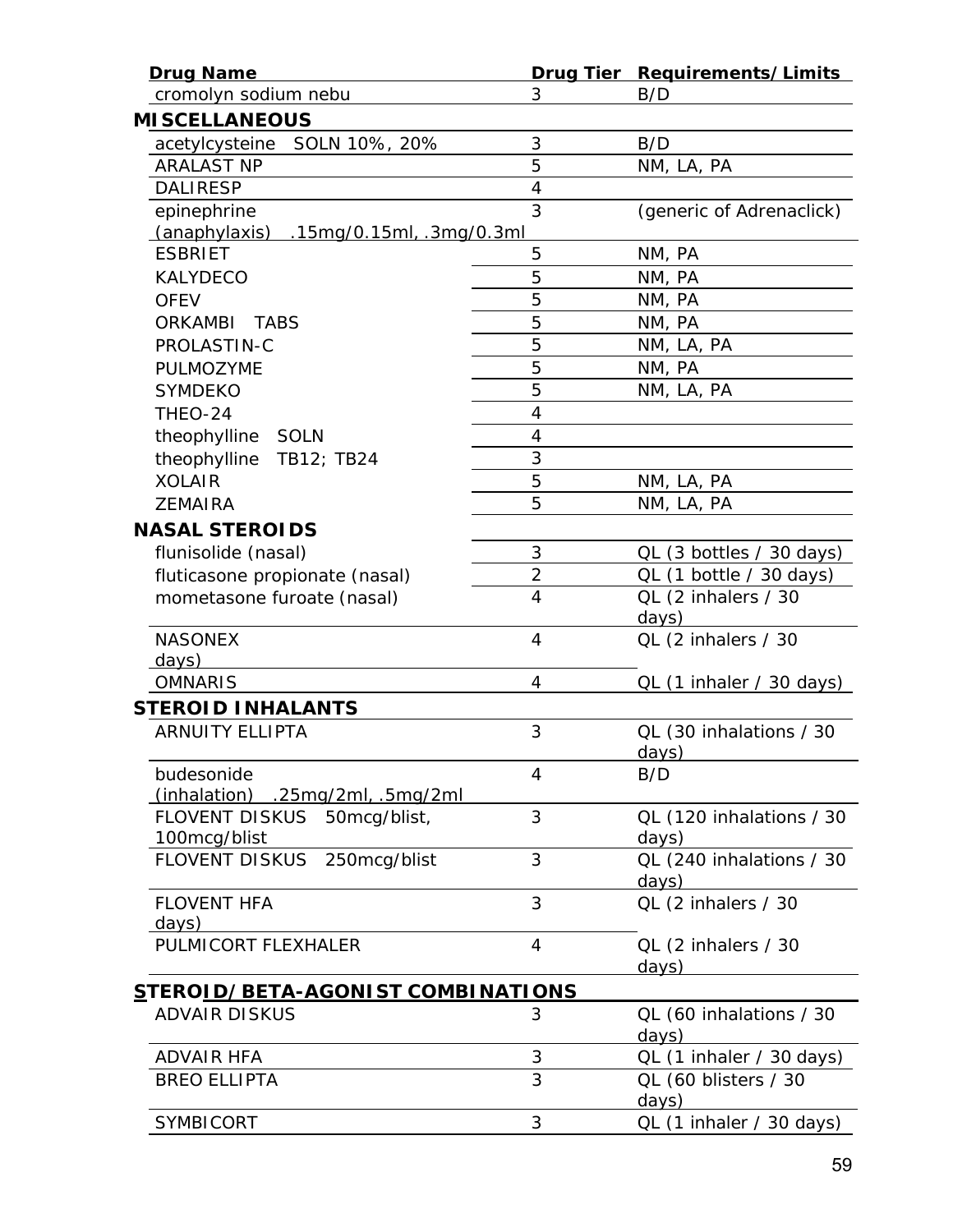| Drug Name | Drug Tier | Requirements/Limits |
| --- | --- | --- |
| cromolyn sodium nebu | 3 | B/D |
| **MISCELLANEOUS** | | |
| acetylcysteine SOLN 10%, 20% | 3 | B/D |
| ARALAST NP | 5 | NM, LA, PA |
| DALIRESP | 4 | |
| epinephrine (anaphylaxis) .15mg/0.15ml, .3mg/0.3ml | 3 | (generic of Adrenaclick) |
| ESBRIET | 5 | NM, PA |
| KALYDECO | 5 | NM, PA |
| OFEV | 5 | NM, PA |
| ORKAMBI TABS | 5 | NM, PA |
| PROLASTIN-C | 5 | NM, LA, PA |
| PULMOZYME | 5 | NM, PA |
| SYMDEKO | 5 | NM, LA, PA |
| THEO-24 | 4 | |
| theophylline SOLN | 4 | |
| theophylline TB12; TB24 | 3 | |
| XOLAIR | 5 | NM, LA, PA |
| ZEMAIRA | 5 | NM, LA, PA |
| **NASAL STEROIDS** | | |
| flunisolide (nasal) | 3 | QL (3 bottles / 30 days) |
| fluticasone propionate (nasal) | 2 | QL (1 bottle / 30 days) |
| mometasone furoate (nasal) | 4 | QL (2 inhalers / 30 days) |
| NASONEX | 4 | QL (2 inhalers / 30 days) |
| OMNARIS | 4 | QL (1 inhaler / 30 days) |
| **STEROID INHALANTS** | | |
| ARNUITY ELLIPTA | 3 | QL (30 inhalations / 30 days) |
| budesonide (inhalation) .25mg/2ml, .5mg/2ml | 4 | B/D |
| FLOVENT DISKUS 50mcg/blist, 100mcg/blist | 3 | QL (120 inhalations / 30 days) |
| FLOVENT DISKUS 250mcg/blist | 3 | QL (240 inhalations / 30 days) |
| FLOVENT HFA | 3 | QL (2 inhalers / 30 days) |
| PULMICORT FLEXHALER | 4 | QL (2 inhalers / 30 days) |
| **STEROID/BETA-AGONIST COMBINATIONS** | | |
| ADVAIR DISKUS | 3 | QL (60 inhalations / 30 days) |
| ADVAIR HFA | 3 | QL (1 inhaler / 30 days) |
| BREO ELLIPTA | 3 | QL (60 blisters / 30 days) |
| SYMBICORT | 3 | QL (1 inhaler / 30 days) |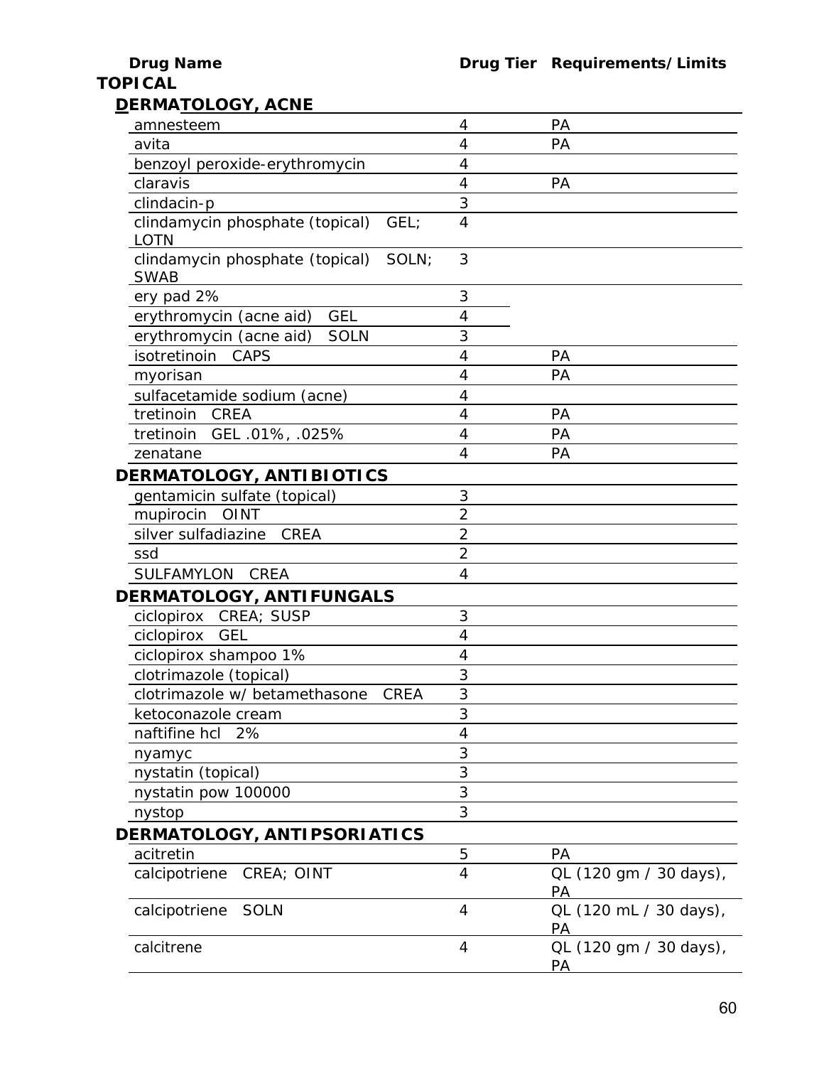| Drug Name | Drug Tier | Requirements/Limits |
|---|---|---|
| **TOPICAL** | | |
| **DERMATOLOGY, ACNE** | | |
| amnesteem | 4 | PA |
| avita | 4 | PA |
| benzoyl peroxide-erythromycin | 4 | |
| claravis | 4 | PA |
| clindacin-p | 3 | |
| clindamycin phosphate (topical) GEL; LOTN | 4 | |
| clindamycin phosphate (topical) SOLN; SWAB | 3 | |
| ery pad 2% | 3 | |
| erythromycin (acne aid) GEL | 4 | |
| erythromycin (acne aid) SOLN | 3 | |
| isotretinoin CAPS | 4 | PA |
| myorisan | 4 | PA |
| sulfacetamide sodium (acne) | 4 | |
| tretinoin CREA | 4 | PA |
| tretinoin GEL .01%, .025% | 4 | PA |
| zenatane | 4 | PA |
| **DERMATOLOGY, ANTIBIOTICS** | | |
| gentamicin sulfate (topical) | 3 | |
| mupirocin OINT | 2 | |
| silver sulfadiazine CREA | 2 | |
| ssd | 2 | |
| SULFAMYLON CREA | 4 | |
| **DERMATOLOGY, ANTIFUNGALS** | | |
| ciclopirox CREA; SUSP | 3 | |
| ciclopirox GEL | 4 | |
| ciclopirox shampoo 1% | 4 | |
| clotrimazole (topical) | 3 | |
| clotrimazole w/ betamethasone CREA | 3 | |
| ketoconazole cream | 3 | |
| naftifine hcl 2% | 4 | |
| nyamyc | 3 | |
| nystatin (topical) | 3 | |
| nystatin pow 100000 | 3 | |
| nystop | 3 | |
| **DERMATOLOGY, ANTIPSORIATICS** | | |
| acitretin | 5 | PA |
| calcipotriene CREA; OINT | 4 | QL (120 gm / 30 days), PA |
| calcipotriene SOLN | 4 | QL (120 mL / 30 days), PA |
| calcitrene | 4 | QL (120 gm / 30 days), PA |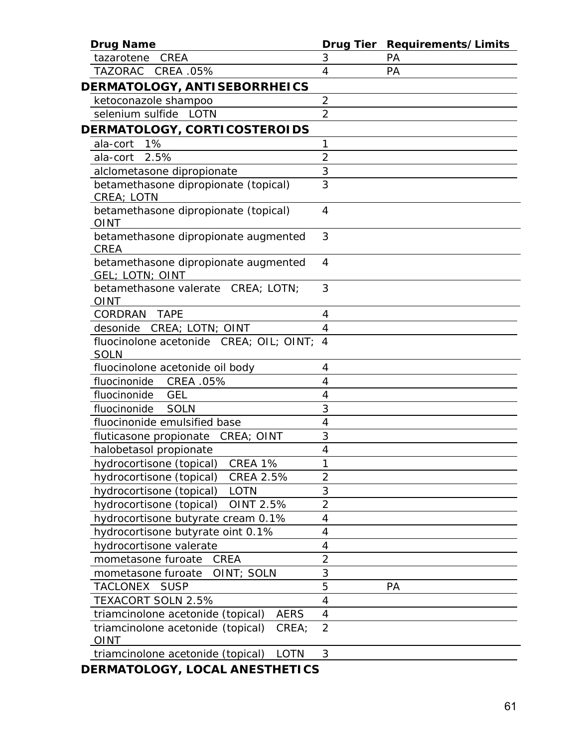| Drug Name | Drug Tier | Requirements/Limits |
|---|---|---|
| tazarotene CREA | 3 | PA |
| TAZORAC CREA .05% | 4 | PA |
| **DERMATOLOGY, ANTISEBORRHEICS** | | |
| ketoconazole shampoo | 2 | |
| selenium sulfide LOTN | 2 | |
| **DERMATOLOGY, CORTICOSTEROIDS** | | |
| ala-cort 1% | 1 | |
| ala-cort 2.5% | 2 | |
| alclometasone dipropionate | 3 | |
| betamethasone dipropionate (topical) CREA; LOTN | 3 | |
| betamethasone dipropionate (topical) OINT | 4 | |
| betamethasone dipropionate augmented CREA | 3 | |
| betamethasone dipropionate augmented GEL; LOTN; OINT | 4 | |
| betamethasone valerate CREA; LOTN; OINT | 3 | |
| CORDRAN TAPE | 4 | |
| desonide CREA; LOTN; OINT | 4 | |
| fluocinolone acetonide CREA; OIL; OINT; SOLN | 4 | |
| fluocinolone acetonide oil body | 4 | |
| fluocinonide CREA .05% | 4 | |
| fluocinonide GEL | 4 | |
| fluocinonide SOLN | 3 | |
| fluocinonide emulsified base | 4 | |
| fluticasone propionate CREA; OINT | 3 | |
| halobetasol propionate | 4 | |
| hydrocortisone (topical) CREA 1% | 1 | |
| hydrocortisone (topical) CREA 2.5% | 2 | |
| hydrocortisone (topical) LOTN | 3 | |
| hydrocortisone (topical) OINT 2.5% | 2 | |
| hydrocortisone butyrate cream 0.1% | 4 | |
| hydrocortisone butyrate oint 0.1% | 4 | |
| hydrocortisone valerate | 4 | |
| mometasone furoate CREA | 2 | |
| mometasone furoate OINT; SOLN | 3 | |
| TACLONEX SUSP | 5 | PA |
| TEXACORT SOLN 2.5% | 4 | |
| triamcinolone acetonide (topical) AERS | 4 | |
| triamcinolone acetonide (topical) CREA; OINT | 2 | |
| triamcinolone acetonide (topical) LOTN | 3 | |
| **DERMATOLOGY, LOCAL ANESTHETICS** | | |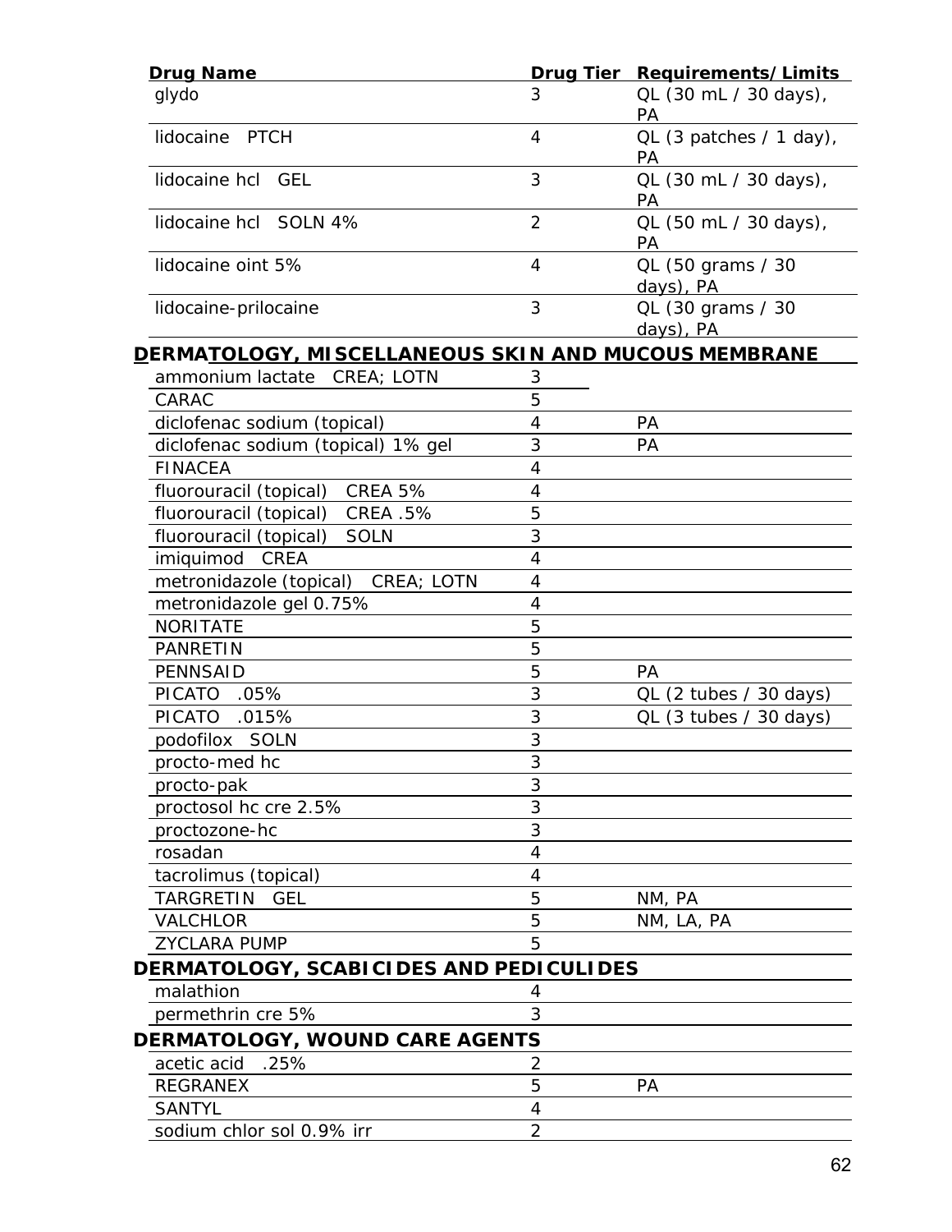| Drug Name | Drug Tier | Requirements/Limits |
|---|---|---|
| glydo | 3 | QL (30 mL / 30 days), PA |
| lidocaine PTCH | 4 | QL (3 patches / 1 day), PA |
| lidocaine hcl GEL | 3 | QL (30 mL / 30 days), PA |
| lidocaine hcl SOLN 4% | 2 | QL (50 mL / 30 days), PA |
| lidocaine oint 5% | 4 | QL (50 grams / 30 days), PA |
| lidocaine-prilocaine | 3 | QL (30 grams / 30 days), PA |
| **DERMATOLOGY, MISCELLANEOUS SKIN AND MUCOUS MEMBRANE** | | |
| ammonium lactate CREA; LOTN | 3 | |
| CARAC | 5 | |
| diclofenac sodium (topical) | 4 | PA |
| diclofenac sodium (topical) 1% gel | 3 | PA |
| FINACEA | 4 | |
| fluorouracil (topical) CREA 5% | 4 | |
| fluorouracil (topical) CREA .5% | 5 | |
| fluorouracil (topical) SOLN | 3 | |
| imiquimod CREA | 4 | |
| metronidazole (topical) CREA; LOTN | 4 | |
| metronidazole gel 0.75% | 4 | |
| NORITATE | 5 | |
| PANRETIN | 5 | |
| PENNSAID | 5 | PA |
| PICATO .05% | 3 | QL (2 tubes / 30 days) |
| PICATO .015% | 3 | QL (3 tubes / 30 days) |
| podofilox SOLN | 3 | |
| procto-med hc | 3 | |
| procto-pak | 3 | |
| proctosol hc cre 2.5% | 3 | |
| proctozone-hc | 3 | |
| rosadan | 4 | |
| tacrolimus (topical) | 4 | |
| TARGRETIN GEL | 5 | NM, PA |
| VALCHLOR | 5 | NM, LA, PA |
| ZYCLARA PUMP | 5 | |
| **DERMATOLOGY, SCABICIDES AND PEDICULIDES** | | |
| malathion | 4 | |
| permethrin cre 5% | 3 | |
| **DERMATOLOGY, WOUND CARE AGENTS** | | |
| acetic acid .25% | 2 | |
| REGRANEX | 5 | PA |
| SANTYL | 4 | |
| sodium chlor sol 0.9% irr | 2 | |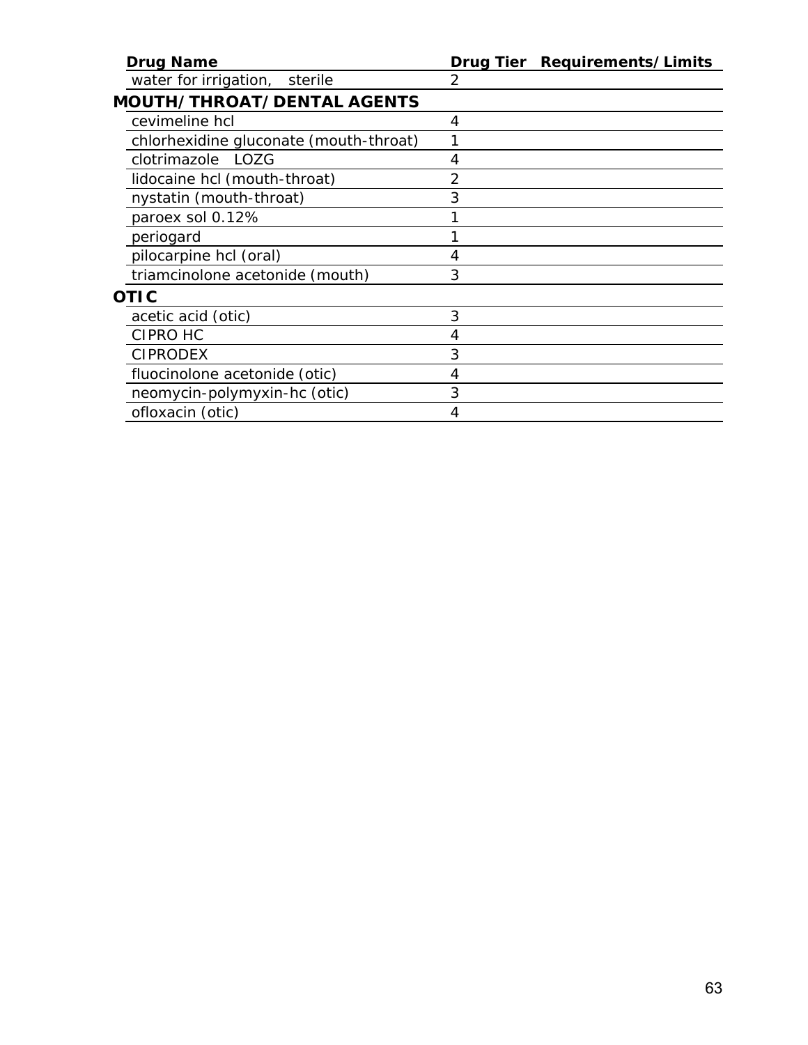| Drug Name | Drug Tier | Requirements/Limits |
|---|---|---|
| water for irrigation, sterile | 2 | |
| **MOUTH/THROAT/DENTAL AGENTS** | | |
| cevimeline hcl | 4 | |
| chlorhexidine gluconate (mouth-throat) | 1 | |
| clotrimazole LOZG | 4 | |
| lidocaine hcl (mouth-throat) | 2 | |
| nystatin (mouth-throat) | 3 | |
| paroex sol 0.12% | 1 | |
| periogard | 1 | |
| pilocarpine hcl (oral) | 4 | |
| triamcinolone acetonide (mouth) | 3 | |
| **OTIC** | | |
| acetic acid (otic) | 3 | |
| CIPRO HC | 4 | |
| CIPRODEX | 3 | |
| fluocinolone acetonide (otic) | 4 | |
| neomycin-polymyxin-hc (otic) | 3 | |
| ofloxacin (otic) | 4 | |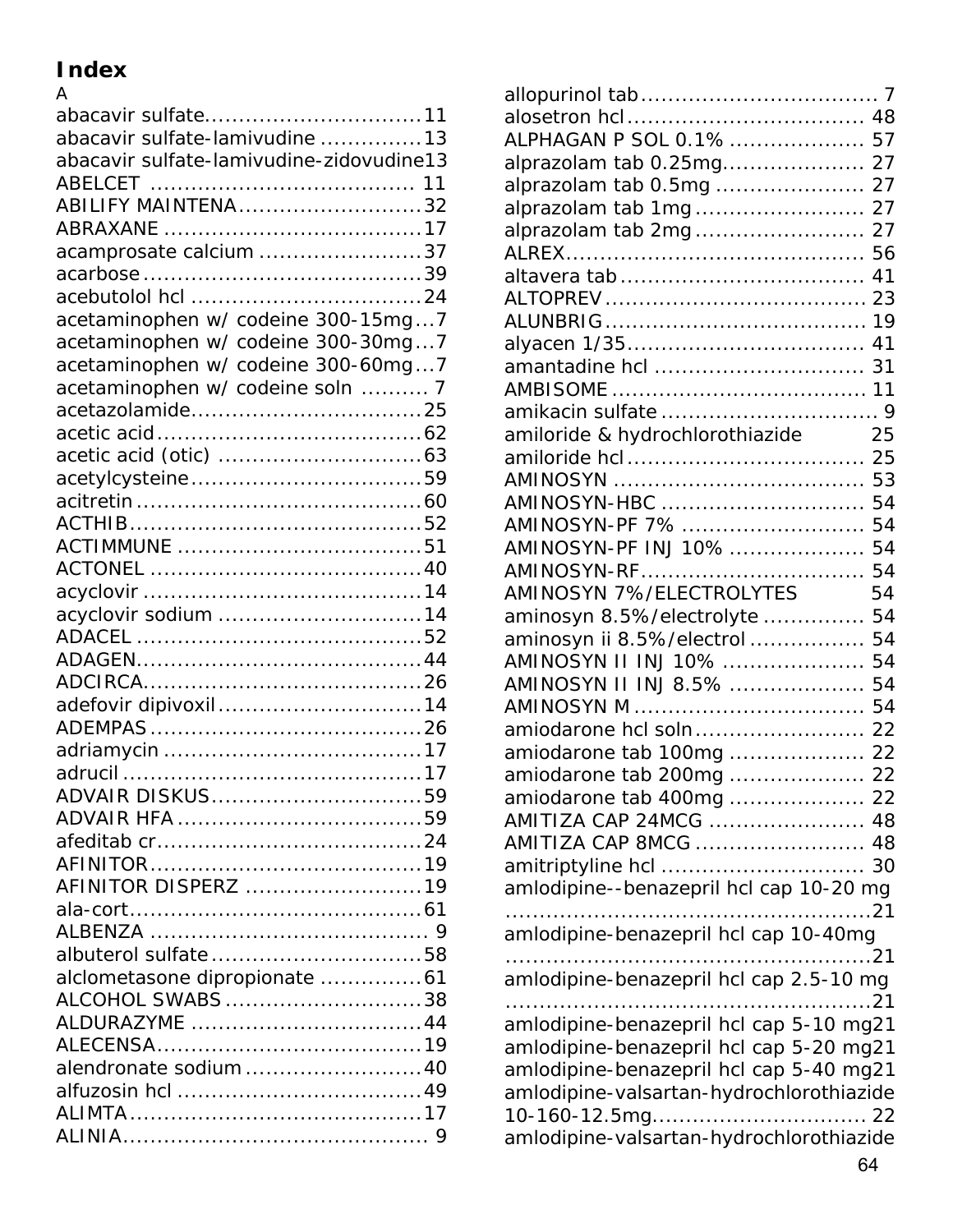# Index

A

abacavir sulfate................................11
abacavir sulfate-lamivudine ...............13
abacavir sulfate-lamivudine-zidovudine13
ABELCET ........................................ 11
ABILIFY MAINTENA...........................32
ABRAXANE ......................................17
acamprosate calcium ........................37
acarbose.........................................39
acebutolol hcl ..................................24
acetaminophen w/ codeine 300-15mg...7
acetaminophen w/ codeine 300-30mg...7
acetaminophen w/ codeine 300-60mg...7
acetaminophen w/ codeine soln .......... 7
acetazolamide..................................25
acetic acid.......................................62
acetic acid (otic) ..............................63
acetylcysteine..................................59
acitretin..........................................60
ACTHIB...........................................52
ACTIMMUNE ....................................51
ACTONEL ........................................40
acyclovir .........................................14
acyclovir sodium ..............................14
ADACEL ..........................................52
ADAGEN..........................................44
ADCIRCA.........................................26
adefovir dipivoxil..............................14
ADEMPAS ........................................26
adriamycin ......................................17
adrucil ............................................17
ADVAIR DISKUS...............................59
ADVAIR HFA ....................................59
afeditab cr.......................................24
AFINITOR........................................19
AFINITOR DISPERZ ..........................19
ala-cort...........................................61
ALBENZA ......................................... 9
albuterol sulfate...............................58
alclometasone dipropionate ...............61
ALCOHOL SWABS .............................38
ALDURAZYME ..................................44
ALECENSA.......................................19
alendronate sodium..........................40
alfuzosin hcl ....................................49
ALIMTA...........................................17
ALINIA............................................. 9
allopurinol tab.................................. 7
alosetron hcl.................................. 48
ALPHAGAN P SOL 0.1% ................... 57
alprazolam tab 0.25mg.................... 27
alprazolam tab 0.5mg ..................... 27
alprazolam tab 1mg ........................ 27
alprazolam tab 2mg ........................ 27
ALREX........................................... 56
altavera tab ................................... 41
ALTOPREV ...................................... 23
ALUNBRIG...................................... 19
alyacen 1/35................................... 41
amantadine hcl .............................. 31
AMBISOME ..................................... 11
amikacin sulfate ................................ 9
amiloride & hydrochlorothiazide 25
amiloride hcl .................................. 25
AMINOSYN .................................... 53
AMINOSYN-HBC ............................. 54
AMINOSYN-PF 7% .......................... 54
AMINOSYN-PF INJ 10% ................... 54
AMINOSYN-RF................................ 54
AMINOSYN 7%/ELECTROLYTES 54
aminosyn 8.5%/electrolyte .............. 54
aminosyn ii 8.5%/electrol ................ 54
AMINOSYN II INJ 10% .................... 54
AMINOSYN II INJ 8.5% ................... 54
AMINOSYN M ................................. 54
amiodarone hcl soln......................... 22
amiodarone tab 100mg ................... 22
amiodarone tab 200mg ................... 22
amiodarone tab 400mg ................... 22
AMITIZA CAP 24MCG ...................... 48
AMITIZA CAP 8MCG ........................ 48
amitriptyline hcl ............................. 30
amlodipine--benazepril hcl cap 10-20 mg .....................................................21
amlodipine-benazepril hcl cap 10-40mg .....................................................21
amlodipine-benazepril hcl cap 2.5-10 mg .....................................................21
amlodipine-benazepril hcl cap 5-10 mg21
amlodipine-benazepril hcl cap 5-20 mg21
amlodipine-benazepril hcl cap 5-40 mg21
amlodipine-valsartan-hydrochlorothiazide 10-160-12.5mg................................ 22
amlodipine-valsartan-hydrochlorothiazide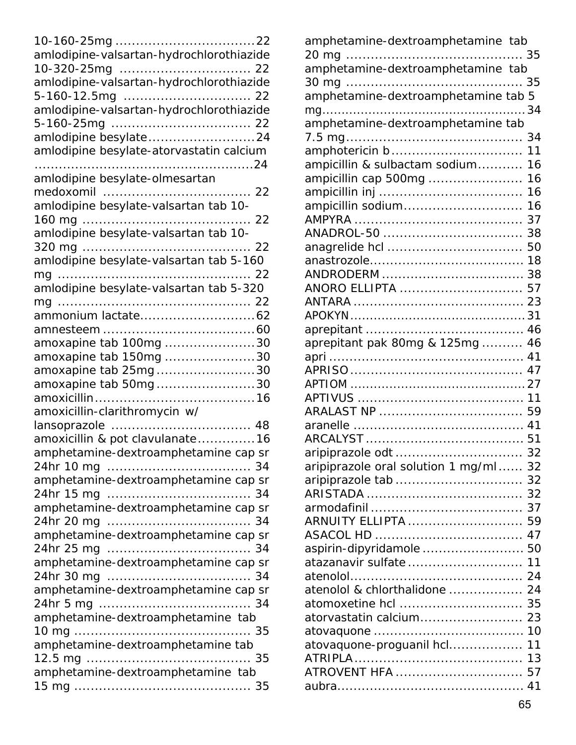10-160-25mg ................................ 22
amlodipine-valsartan-hydrochlorothiazide 10-320-25mg ................................ 22
amlodipine-valsartan-hydrochlorothiazide 5-160-12.5mg ................................ 22
amlodipine-valsartan-hydrochlorothiazide 5-160-25mg ................................ 22
amlodipine besylate ................................ 24
amlodipine besylate-atorvastatin calcium ................................ 24
amlodipine besylate-olmesartan medoxomil ................................ 22
amlodipine besylate-valsartan tab 10-160 mg ................................ 22
amlodipine besylate-valsartan tab 10-320 mg ................................ 22
amlodipine besylate-valsartan tab 5-160 mg ................................ 22
amlodipine besylate-valsartan tab 5-320 mg ................................ 22
ammonium lactate ................................ 62
amnesteem ................................ 60
amoxapine tab 100mg ................................ 30
amoxapine tab 150mg ................................ 30
amoxapine tab 25mg ................................ 30
amoxapine tab 50mg ................................ 30
amoxicillin ................................ 16
amoxicillin-clarithromycin w/ lansoprazole ................................ 48
amoxicillin & pot clavulanate ................................ 16
amphetamine-dextroamphetamine cap sr 24hr 10 mg ................................ 34
amphetamine-dextroamphetamine cap sr 24hr 15 mg ................................ 34
amphetamine-dextroamphetamine cap sr 24hr 20 mg ................................ 34
amphetamine-dextroamphetamine cap sr 24hr 25 mg ................................ 34
amphetamine-dextroamphetamine cap sr 24hr 30 mg ................................ 34
amphetamine-dextroamphetamine cap sr 24hr 5 mg ................................ 34
amphetamine-dextroamphetamine tab 10 mg ................................ 35
amphetamine-dextroamphetamine tab 12.5 mg ................................ 35
amphetamine-dextroamphetamine tab 15 mg ................................ 35
amphetamine-dextroamphetamine tab 20 mg ................................ 35
amphetamine-dextroamphetamine tab 30 mg ................................ 35
amphetamine-dextroamphetamine tab 5 mg ................................ 34
amphetamine-dextroamphetamine tab 7.5 mg ................................ 34
amphotericin b ................................ 11
ampicillin & sulbactam sodium ................................ 16
ampicillin cap 500mg ................................ 16
ampicillin inj ................................ 16
ampicillin sodium ................................ 16
AMPYRA ................................ 37
ANADROL-50 ................................ 38
anagrelide hcl ................................ 50
anastrozole ................................ 18
ANDRODERM ................................ 38
ANORO ELLIPTA ................................ 57
ANTARA ................................ 23
APOKYN ................................ 31
aprepitant ................................ 46
aprepitant pak 80mg & 125mg ................................ 46
apri ................................ 41
APRISO ................................ 47
APTIOM ................................ 27
APTIVUS ................................ 11
ARALAST NP ................................ 59
aranelle ................................ 41
ARCALYST ................................ 51
aripiprazole odt ................................ 32
aripiprazole oral solution 1 mg/ml ................................ 32
aripiprazole tab ................................ 32
ARISTADA ................................ 32
armodafinil ................................ 37
ARNUITY ELLIPTA ................................ 59
ASACOL HD ................................ 47
aspirin-dipyridamole ................................ 50
atazanavir sulfate ................................ 11
atenolol ................................ 24
atenolol & chlorthalidone ................................ 24
atomoxetine hcl ................................ 35
atorvastatin calcium ................................ 23
atovaquone ................................ 10
atovaquone-proguanil hcl ................................ 11
ATRIPLA ................................ 13
ATROVENT HFA ................................ 57
aubra ................................ 41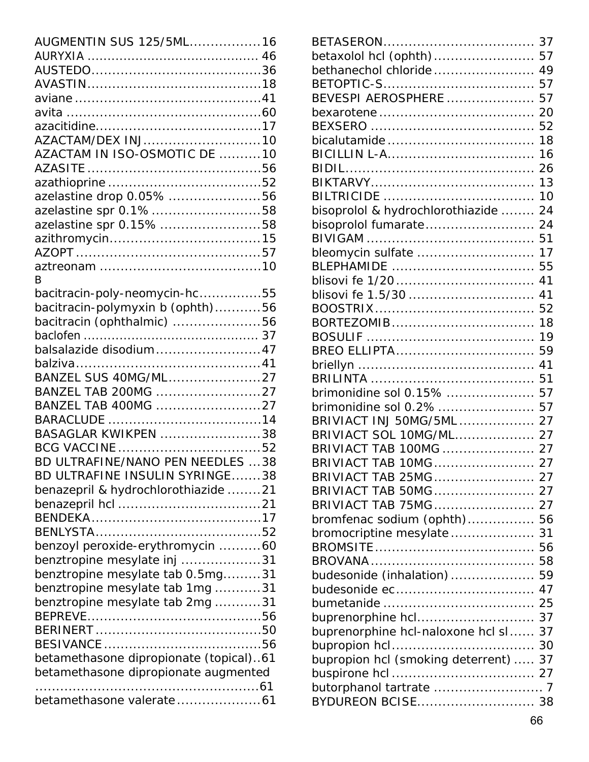AUGMENTIN SUS 125/5ML.................16
AURYXIA ......................................... 46
AUSTEDO........................................36
AVASTIN.........................................18
aviane ............................................41
avita ..............................................60
azacitidine.......................................17
AZACTAM/DEX INJ...........................10
AZACTAM IN ISO-OSMOTIC DE .........10
AZASITE .........................................56
azathioprine ....................................52
azelastine drop 0.05% .....................56
azelastine spr 0.1% .........................58
azelastine spr 0.15% .......................58
azithromycin....................................15
AZOPT ...........................................57
aztreonam ......................................10

B

bacitracin-poly-neomycin-hc..............55
bacitracin-polymyxin b (ophth)...........56
bacitracin (ophthalmic) ....................56
baclofen ........................................... 37
balsalazide disodium.........................47
balziva............................................41
BANZEL SUS 40MG/ML.....................27
BANZEL TAB 200MG .........................27
BANZEL TAB 400MG .........................27
BARACLUDE ....................................14
BASAGLAR KWIKPEN ........................38
BCG VACCINE..................................52
BD ULTRAFINE/NANO PEN NEEDLES ...38
BD ULTRAFINE INSULIN SYRINGE.......38
benazepril & hydrochlorothiazide ........21
benazepril hcl ..................................21
BENDEKA.........................................17
BENLYSTA........................................52
benzoyl peroxide-erythromycin ..........60
benztropine mesylate inj ...................31
benztropine mesylate tab 0.5mg.........31
benztropine mesylate tab 1mg ...........31
benztropine mesylate tab 2mg ...........31
BEPREVE..........................................56
BERINERT ........................................50
BESIVANCE ......................................56
betamethasone dipropionate (topical)..61
betamethasone dipropionate augmented ......................................................61
betamethasone valerate....................61
BETASERON.................................... 37
betaxolol hcl (ophth)........................ 57
bethanechol chloride ........................ 49
BETOPTIC-S.................................... 57
BEVESPI AEROSPHERE .................... 57
bexarotene ..................................... 20
BEXSERO ....................................... 52
bicalutamide ................................... 18
BICILLIN L-A................................... 16
BIDIL............................................. 26
BIKTARVY....................................... 13
BILTRICIDE ................................... 10
bisoprolol & hydrochlorothiazide ........ 24
bisoprolol fumarate.......................... 24
BIVIGAM ....................................... 51
bleomycin sulfate ............................ 17
BLEPHAMIDE ................................. 55
blisovi fe 1/20................................ 41
blisovi fe 1.5/30 ............................. 41
BOOSTRIX...................................... 52
BORTEZOMIB................................. 18
BOSULIF ....................................... 19
BREO ELLIPTA................................ 59
briellyn ......................................... 41
BRILINTA ...................................... 51
brimonidine sol 0.15% .................... 57
brimonidine sol 0.2% ...................... 57
BRIVIACT INJ 50MG/5ML................. 27
BRIVIACT SOL 10MG/ML.................. 27
BRIVIACT TAB 100MG ..................... 27
BRIVIACT TAB 10MG....................... 27
BRIVIACT TAB 25MG....................... 27
BRIVIACT TAB 50MG....................... 27
BRIVIACT TAB 75MG....................... 27
bromfenac sodium (ophth)................ 56
bromocriptine mesylate.................... 31
BROMSITE...................................... 56
BROVANA....................................... 58
budesonide (inhalation) .................... 59
budesonide ec................................ 47
bumetanide .................................... 25
buprenorphine hcl............................ 37
buprenorphine hcl-naloxone hcl sl...... 37
bupropion hcl.................................. 30
bupropion hcl (smoking deterrent) ..... 37
buspirone hcl .................................. 27
butorphanol tartrate .......................... 7
BYDUREON BCISE............................ 38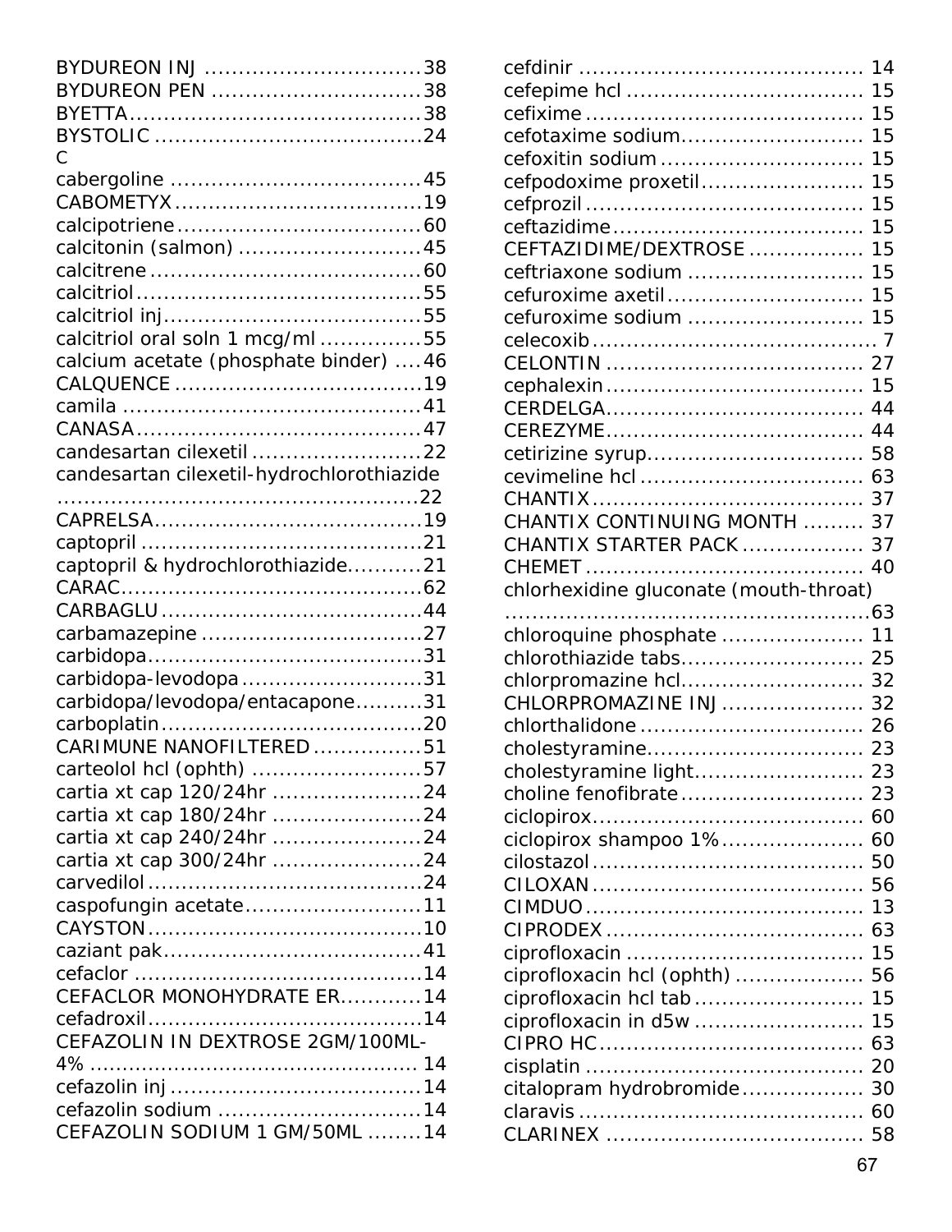BYDUREON INJ ....................................38
BYDUREON PEN ...................................38
BYETTA..................................................38
BYSTOLIC ...........................................24

C

cabergoline ..........................................45
CABOMETYX .........................................19
calcipotriene.........................................60
calcitonin (salmon) ..............................45
calcitrene .............................................60
calcitriol ...............................................55
calcitriol inj...........................................55
calcitriol oral soln 1 mcg/ml .................55
calcium acetate (phosphate binder) ....46
CALQUENCE .........................................19
camila ..................................................41
CANASA................................................47
candesartan cilexetil .............................22
candesartan cilexetil-hydrochlorothiazide ..........................................................22
CAPRELSA.............................................19
captopril ...............................................21
captopril & hydrochlorothiazide............21
CARAC..................................................62
CARBAGLU ...........................................44
carbamazepine .....................................27
carbidopa..............................................31
carbidopa-levodopa ..............................31
carbidopa/levodopa/entacapone..........31
carboplatin............................................20
CARIMUNE NANOFILTERED .................51
carteolol hcl (ophth) .............................57
cartia xt cap 120/24hr ..........................24
cartia xt cap 180/24hr ..........................24
cartia xt cap 240/24hr ..........................24
cartia xt cap 300/24hr ..........................24
carvedilol ..............................................24
caspofungin acetate..............................11
CAYSTON..............................................10
caziant pak...........................................41
cefaclor ................................................14
CEFACLOR MONOHYDRATE ER............14
cefadroxil..............................................14
CEFAZOLIN IN DEXTROSE 2GM/100ML-4% .......................................................14
cefazolin inj ..........................................14
cefazolin sodium ..................................14
CEFAZOLIN SODIUM 1 GM/50ML ........14
cefdinir ................................................14
cefepime hcl .........................................15
cefixime ...............................................15
cefotaxime sodium................................15
cefoxitin sodium ...................................15
cefpodoxime proxetil............................15
cefprozil ...............................................15
ceftazidime...........................................15
CEFTAZIDIME/DEXTROSE .....................15
ceftriaxone sodium ...............................15
cefuroxime axetil ..................................15
cefuroxime sodium ...............................15
celecoxib ................................................7
CELONTIN ............................................27
cephalexin ............................................15
CERDELGA............................................44
CEREZYME............................................44
cetirizine syrup.....................................58
cevimeline hcl .......................................63
CHANTIX ..............................................37
CHANTIX CONTINUING MONTH ...........37
CHANTIX STARTER PACK ......................37
CHEMET ...............................................40
chlorhexidine gluconate (mouth-throat) ..........................................................63
chloroquine phosphate .........................11
chlorothiazide tabs...............................25
chlorpromazine hcl................................32
CHLORPROMAZINE INJ ........................32
chlorthalidone ......................................26
cholestyramine.....................................23
cholestyramine light..............................23
choline fenofibrate ................................23
ciclopirox..............................................60
ciclopirox shampoo 1%.........................60
cilostazol ..............................................50
CILOXAN ..............................................56
CIMDUO ...............................................13
CIPRODEX ............................................63
ciprofloxacin ........................................15
ciprofloxacin hcl (ophth) .......................56
ciprofloxacin hcl tab ..............................15
ciprofloxacin in d5w ..............................15
CIPRO HC.............................................63
cisplatin ...............................................20
citalopram hydrobromide......................30
claravis ................................................60
CLARINEX ............................................58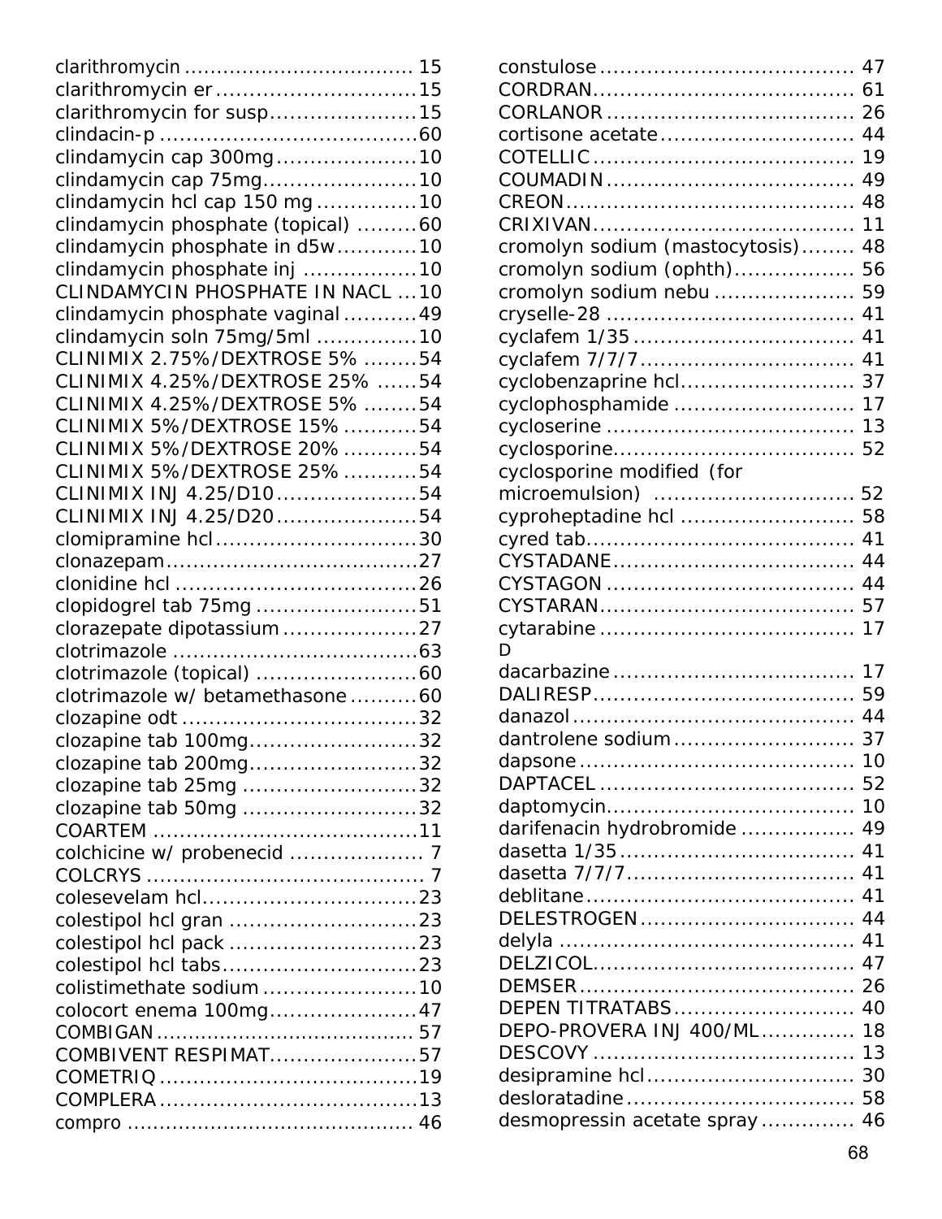clarithromycin ................................... 15
clarithromycin er ............................. 15
clarithromycin for susp ...................... 15
clindacin-p ....................................... 60
clindamycin cap 300mg ..................... 10
clindamycin cap 75mg ....................... 10
clindamycin hcl cap 150 mg ............... 10
clindamycin phosphate (topical) ......... 60
clindamycin phosphate in d5w ............ 10
clindamycin phosphate inj ................. 10
CLINDAMYCIN PHOSPHATE IN NACL ... 10
clindamycin phosphate vaginal ........... 49
clindamycin soln 75mg/5ml ............... 10
CLINIMIX 2.75%/DEXTROSE 5% ........ 54
CLINIMIX 4.25%/DEXTROSE 25% ...... 54
CLINIMIX 4.25%/DEXTROSE 5% ........ 54
CLINIMIX 5%/DEXTROSE 15% ........... 54
CLINIMIX 5%/DEXTROSE 20% ........... 54
CLINIMIX 5%/DEXTROSE 25% ........... 54
CLINIMIX INJ 4.25/D10 ..................... 54
CLINIMIX INJ 4.25/D20 ..................... 54
clomipramine hcl .............................. 30
clonazepam ...................................... 27
clonidine hcl .................................... 26
clopidogrel tab 75mg ........................ 51
clorazepate dipotassium .................... 27
clotrimazole ..................................... 63
clotrimazole (topical) ........................ 60
clotrimazole w/ betamethasone .......... 60
clozapine odt ................................... 32
clozapine tab 100mg ......................... 32
clozapine tab 200mg ......................... 32
clozapine tab 25mg .......................... 32
clozapine tab 50mg .......................... 32
COARTEM ........................................ 11
colchicine w/ probenecid .................... 7
COLCRYS .......................................... 7
colesevelam hcl ................................ 23
colestipol hcl gran ............................ 23
colestipol hcl pack ............................ 23
colestipol hcl tabs ............................. 23
colistimethate sodium ....................... 10
colocort enema 100mg ...................... 47
COMBIGAN ....................................... 57
COMBIVENT RESPIMAT ...................... 57
COMETRIQ ....................................... 19
COMPLERA ....................................... 13
compro ............................................ 46
constulose ....................................... 47
CORDRAN ........................................ 61
CORLANOR ...................................... 26
cortisone acetate ............................. 44
COTELLIC ........................................ 19
COUMADIN ...................................... 49
CREON ............................................ 48
CRIXIVAN ........................................ 11
cromolyn sodium (mastocytosis) ........ 48
cromolyn sodium (ophth) .................. 56
cromolyn sodium nebu ..................... 59
cryselle-28 ..................................... 41
cyclafem 1/35 ................................. 41
cyclafem 7/7/7 ................................ 41
cyclobenzaprine hcl .......................... 37
cyclophosphamide ........................... 17
cycloserine ..................................... 13
cyclosporine .................................... 52
cyclosporine modified (for microemulsion) ............................. 52
cyproheptadine hcl .......................... 58
cyred tab ........................................ 41
CYSTADANE .................................... 44
CYSTAGON ..................................... 44
CYSTARAN ...................................... 57
cytarabine ...................................... 17

D

dacarbazine .................................... 17
DALIRESP ....................................... 59
danazol .......................................... 44
dantrolene sodium ........................... 37
dapsone ......................................... 10
DAPTACEL ...................................... 52
daptomycin ..................................... 10
darifenacin hydrobromide ................. 49
dasetta 1/35 ................................... 41
dasetta 7/7/7 .................................. 41
deblitane ........................................ 41
DELESTROGEN ................................ 44
delyla ............................................ 41
DELZICOL ....................................... 47
DEMSER ......................................... 26
DEPEN TITRATABS ........................... 40
DEPO-PROVERA INJ 400/ML .............. 18
DESCOVY ....................................... 13
desipramine hcl ............................... 30
desloratadine .................................. 58
desmopressin acetate spray .............. 46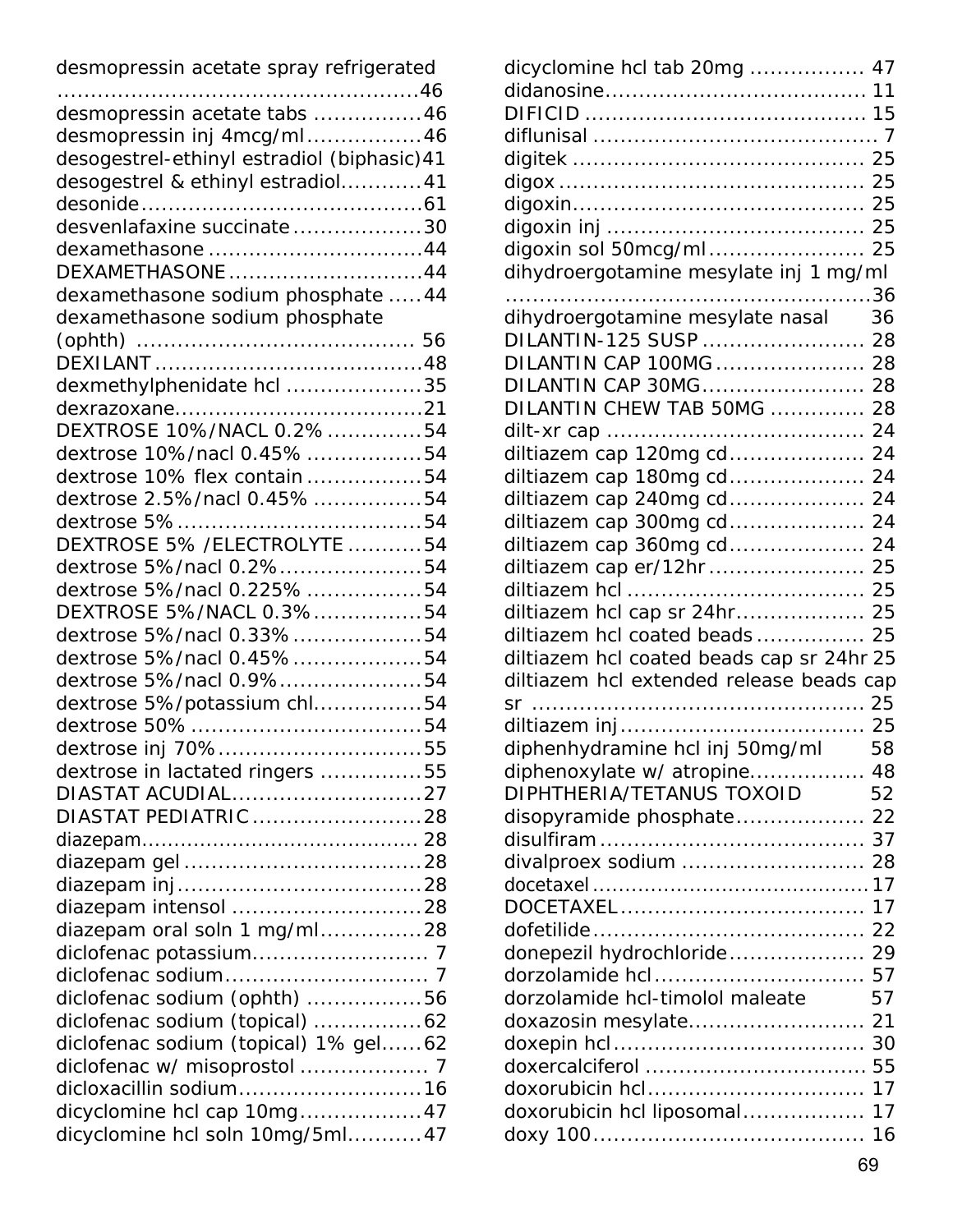desmopressin acetate spray refrigerated ....................................................46
desmopressin acetate tabs ................46
desmopressin inj 4mcg/ml.................46
desogestrel-ethinyl estradiol (biphasic)41
desogestrel & ethinyl estradiol............41
desonide..........................................61
desvenlafaxine succinate...................30
dexamethasone ................................44
DEXAMETHASONE.............................44
dexamethasone sodium phosphate .....44
dexamethasone sodium phosphate (ophth) ......................................... 56
DEXILANT........................................48
dexmethylphenidate hcl ....................35
dexrazoxane.....................................21
DEXTROSE 10%/NACL 0.2% ..............54
dextrose 10%/nacl 0.45% .................54
dextrose 10% flex contain .................54
dextrose 2.5%/nacl 0.45% ................54
dextrose 5% ....................................54
DEXTROSE 5% /ELECTROLYTE ...........54
dextrose 5%/nacl 0.2%.....................54
dextrose 5%/nacl 0.225% .................54
DEXTROSE 5%/NACL 0.3%................54
dextrose 5%/nacl 0.33% ...................54
dextrose 5%/nacl 0.45% ...................54
dextrose 5%/nacl 0.9%.....................54
dextrose 5%/potassium chl................54
dextrose 50% ..................................54
dextrose inj 70%..............................55
dextrose in lactated ringers ...............55
DIASTAT ACUDIAL............................27
DIASTAT PEDIATRIC.........................28
diazepam.......................................... 28
diazepam gel ...................................28
diazepam inj....................................28
diazepam intensol ............................28
diazepam oral soln 1 mg/ml...............28
diclofenac potassium.......................... 7
diclofenac sodium.............................. 7
diclofenac sodium (ophth) .................56
diclofenac sodium (topical) ................62
diclofenac sodium (topical) 1% gel......62
diclofenac w/ misoprostol ................... 7
dicloxacillin sodium...........................16
dicyclomine hcl cap 10mg..................47
dicyclomine hcl soln 10mg/5ml...........47
dicyclomine hcl tab 20mg ................. 47
didanosine...................................... 11
DIFICID .......................................... 15
diflunisal .......................................... 7
digitek ............................................ 25
digox .............................................. 25
digoxin............................................ 25
digoxin inj ....................................... 25
digoxin sol 50mcg/ml....................... 25
dihydroergotamine mesylate inj 1 mg/ml ......................................................36
dihydroergotamine mesylate nasal 36
DILANTIN-125 SUSP ........................ 28
DILANTIN CAP 100MG...................... 28
DILANTIN CAP 30MG........................ 28
DILANTIN CHEW TAB 50MG ............. 28
dilt-xr cap ....................................... 24
diltiazem cap 120mg cd.................... 24
diltiazem cap 180mg cd.................... 24
diltiazem cap 240mg cd.................... 24
diltiazem cap 300mg cd.................... 24
diltiazem cap 360mg cd.................... 24
diltiazem cap er/12hr....................... 25
diltiazem hcl ................................... 25
diltiazem hcl cap sr 24hr................... 25
diltiazem hcl coated beads ................ 25
diltiazem hcl coated beads cap sr 24hr 25
diltiazem hcl extended release beads cap sr ................................................ 25
diltiazem inj.................................... 25
diphenhydramine hcl inj 50mg/ml 58
diphenoxylate w/ atropine................. 48
DIPHTHERIA/TETANUS TOXOID 52
disopyramide phosphate................... 22
disulfiram ....................................... 37
divalproex sodium ........................... 28
docetaxel.........................................17
DOCETAXEL.................................... 17
dofetilide........................................ 22
donepezil hydrochloride.................... 29
dorzolamide hcl............................... 57
dorzolamide hcl-timolol maleate 57
doxazosin mesylate.......................... 21
doxepin hcl..................................... 30
doxercalciferol ................................. 55
doxorubicin hcl................................ 17
doxorubicin hcl liposomal.................. 17
doxy 100........................................ 16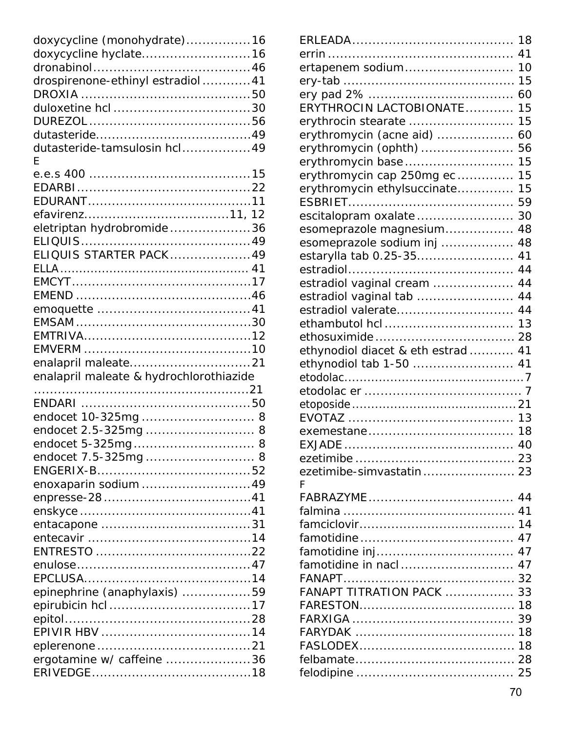doxycycline (monohydrate)................16
doxycycline hyclate...........................16
dronabinol.......................................46
drospirenone-ethinyl estradiol ............41
DROXIA ..........................................50
duloxetine hcl ..................................30
DUREZOL........................................56
dutasteride.......................................49
dutasteride-tamsulosin hcl.................49

E

e.e.s 400 ........................................15
EDARBI ...........................................22
EDURANT........................................11
efavirenz...................................11, 12
eletriptan hydrobromide....................36
ELIQUIS..........................................49
ELIQUIS STARTER PACK....................49
ELLA.................................................41
EMCYT.............................................17
EMEND ............................................46
emoquette ......................................41
EMSAM............................................30
EMTRIVA..........................................12
EMVERM ..........................................10
enalapril maleate..............................21
enalapril maleate & hydrochlorothiazide ......................................................21
ENDARI ...........................................50
endocet 10-325mg ............................8
endocet 2.5-325mg ...........................8
endocet 5-325mg..............................8
endocet 7.5-325mg ...........................8
ENGERIX-B......................................52
enoxaparin sodium ...........................49
enpresse-28.....................................41
enskyce...........................................41
entacapone .....................................31
entecavir .........................................14
ENTRESTO .......................................22
enulose...........................................47
EPCLUSA..........................................14
epinephrine (anaphylaxis) .................59
epirubicin hcl ...................................17
epitol...............................................28
EPIVIR HBV .....................................14
eplerenone......................................21
ergotamine w/ caffeine .....................36
ERIVEDGE........................................18
ERLEADA.........................................18
errin ...............................................41
ertapenem sodium............................10
ery-tab ...........................................15
ery pad 2% .....................................60
ERYTHROCIN LACTOBIONATE............15
erythrocin stearate ..........................15
erythromycin (acne aid) ...................60
erythromycin (ophth) .......................56
erythromycin base...........................15
erythromycin cap 250mg ec..............15
erythromycin ethylsuccinate..............15
ESBRIET..........................................59
escitalopram oxalate........................30
esomeprazole magnesium.................48
esomeprazole sodium inj ..................48
estarylla tab 0.25-35........................41
estradiol..........................................44
estradiol vaginal cream ....................44
estradiol vaginal tab ........................44
estradiol valerate.............................44
ethambutol hcl ................................13
ethosuximide...................................28
ethynodiol diacet & eth estrad ...........41
ethynodiol tab 1-50 .........................41
etodolac............................................7
etodolac er .......................................7
etoposide........................................21
EVOTAZ ..........................................13
exemestane.....................................18
EXJADE...........................................40
ezetimibe........................................23
ezetimibe-simvastatin.......................23

F

FABRAZYME.....................................44
falmina ...........................................41
famciclovir.......................................14
famotidine.......................................47
famotidine inj...................................47
famotidine in nacl ............................47
FANAPT...........................................32
FANAPT TITRATION PACK .................33
FARESTON.......................................18
FARXIGA .........................................39
FARYDAK .........................................18
FASLODEX.......................................18
felbamate........................................28
felodipine ........................................25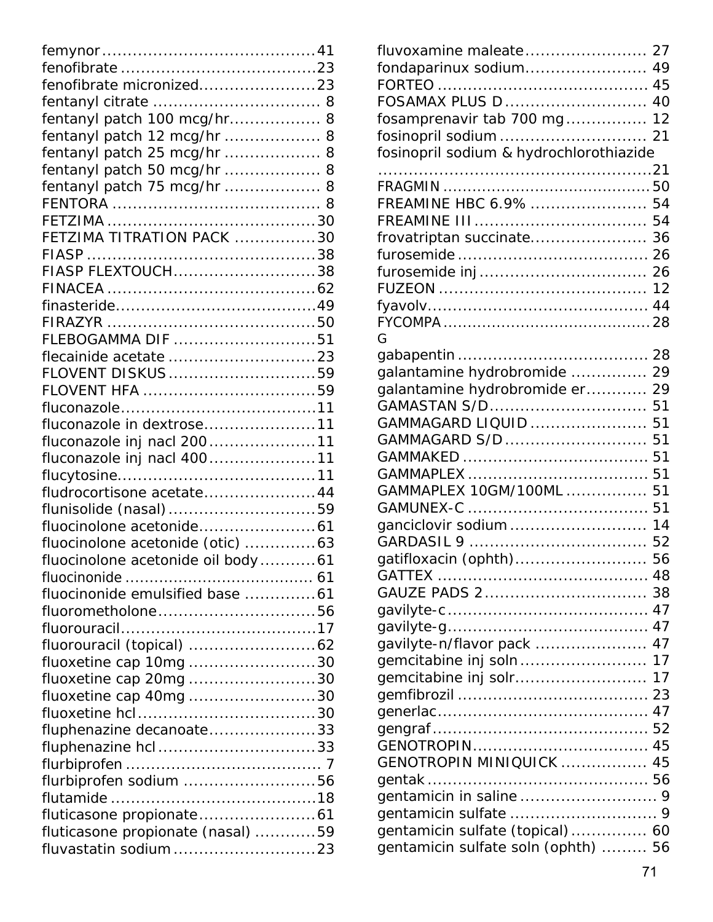femynor........................................41
fenofibrate......................................23
fenofibrate micronized.......................23
fentanyl citrate ................................ 8
fentanyl patch 100 mcg/hr.................. 8
fentanyl patch 12 mcg/hr ................... 8
fentanyl patch 25 mcg/hr ................... 8
fentanyl patch 50 mcg/hr ................... 8
fentanyl patch 75 mcg/hr ................... 8
FENTORA ........................................ 8
FETZIMA ........................................30
FETZIMA TITRATION PACK ................30
FIASP ............................................38
FIASP FLEXTOUCH............................38
FINACEA ........................................62
finasteride.......................................49
FIRAZYR ........................................50
FLEBOGAMMA DIF ............................51
flecainide acetate .............................23
FLOVENT DISKUS.............................59
FLOVENT HFA ..................................59
fluconazole......................................11
fluconazole in dextrose......................11
fluconazole inj nacl 200.....................11
fluconazole inj nacl 400.....................11
flucytosine.......................................11
fludrocortisone acetate......................44
flunisolide (nasal).............................59
fluocinolone acetonide.......................61
fluocinolone acetonide (otic) .............63
fluocinolone acetonide oil body...........61
fluocinonide ...................................... 61
fluocinonide emulsified base .............61
fluorometholone...............................56
fluorouracil.......................................17
fluorouracil (topical) .........................62
fluoxetine cap 10mg .........................30
fluoxetine cap 20mg .........................30
fluoxetine cap 40mg .........................30
fluoxetine hcl...................................30
fluphenazine decanoate.....................33
fluphenazine hcl...............................33
flurbiprofen ....................................... 7
flurbiprofen sodium ..........................56
flutamide ........................................18
fluticasone propionate.......................61
fluticasone propionate (nasal) ............59
fluvastatin sodium............................23
fluvoxamine maleate........................ 27
fondaparinux sodium........................ 49
FORTEO ......................................... 45
FOSAMAX PLUS D ............................ 40
fosamprenavir tab 700 mg ................ 12
fosinopril sodium ............................. 21
fosinopril sodium & hydrochlorothiazide
......................................................21
FRAGMIN .........................................50
FREAMINE HBC 6.9% ....................... 54
FREAMINE III .................................. 54
frovatriptan succinate....................... 36
furosemide ...................................... 26
furosemide inj ................................. 26
FUZEON ......................................... 12
fyavolv............................................ 44
FYCOMPA .........................................28

G

gabapentin ...................................... 28
galantamine hydrobromide .............. 29
galantamine hydrobromide er............ 29
GAMASTAN S/D.............................. 51
GAMMAGARD LIQUID ....................... 51
GAMMAGARD S/D ............................ 51
GAMMAKED ..................................... 51
GAMMAPLEX .................................... 51
GAMMAPLEX 10GM/100ML ................ 51
GAMUNEX-C .................................... 51
ganciclovir sodium ........................... 14
GARDASIL 9 .................................. 52
gatifloxacin (ophth).......................... 56
GATTEX .......................................... 48
GAUZE PADS 2 ................................ 38
gavilyte-c........................................ 47
gavilyte-g........................................ 47
gavilyte-n/flavor pack ...................... 47
gemcitabine inj soln ......................... 17
gemcitabine inj solr.......................... 17
gemfibrozil ...................................... 23
generlac.......................................... 47
gengraf ........................................... 52
GENOTROPIN................................... 45
GENOTROPIN MINIQUICK ................. 45
gentak ............................................ 56
gentamicin in saline ........................... 9
gentamicin sulfate ............................. 9
gentamicin sulfate (topical)............... 60
gentamicin sulfate soln (ophth) ......... 56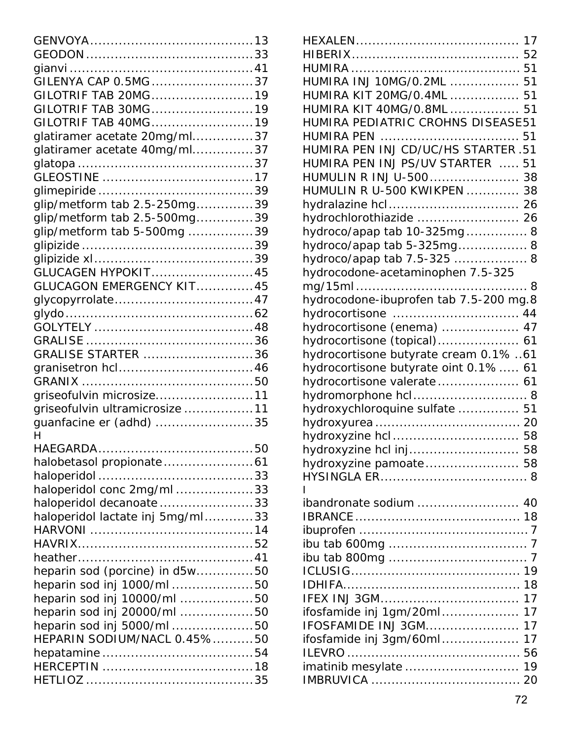GENVOYA........................................13
GEODON........................................33
gianvi............................................41
GILENYA CAP 0.5MG.........................37
GILOTRIF TAB 20MG.........................19
GILOTRIF TAB 30MG.........................19
GILOTRIF TAB 40MG.........................19
glatiramer acetate 20mg/ml...............37
glatiramer acetate 40mg/ml...............37
glatopa..........................................37
GLEOSTINE....................................17
glimepiride.....................................39
glip/metform tab 2.5-250mg.............39
glip/metform tab 2.5-500mg.............39
glip/metform tab 5-500mg ................39
glipizide.........................................39
glipizide xl......................................39
GLUCAGEN HYPOKIT.........................45
GLUCAGON EMERGENCY KIT.............45
glycopyrrolate..................................47
glydo.............................................62
GOLYTELY......................................48
GRALISE........................................36
GRALISE STARTER ...........................36
granisetron hcl.................................46
GRANIX..........................................50
griseofulvin microsize........................11
griseofulvin ultramicrosize .................11
guanfacine er (adhd) ........................35

H

HAEGARDA......................................50
halobetasol propionate......................61
haloperidol.....................................33
haloperidol conc 2mg/ml ...................33
haloperidol decanoate.......................33
haloperidol lactate inj 5mg/ml............33
HARVONI ........................................14
HAVRIX..........................................52
heather..........................................41
heparin sod (porcine) in d5w..............50
heparin sod inj 1000/ml....................50
heparin sod inj 10000/ml ..................50
heparin sod inj 20000/ml ..................50
heparin sod inj 5000/ml....................50
HEPARIN SODIUM/NACL 0.45%..........50
hepatamine....................................54
HERCEPTIN ....................................18
HETLIOZ........................................35
HEXALEN....................................... 17
HIBERIX......................................... 52
HUMIRA......................................... 51
HUMIRA INJ 10MG/0.2ML ................ 51
HUMIRA KIT 20MG/0.4ML................ 51
HUMIRA KIT 40MG/0.8ML................ 51
HUMIRA PEDIATRIC CROHNS DISEASE51
HUMIRA PEN ................................. 51
HUMIRA PEN INJ CD/UC/HS STARTER .51
HUMIRA PEN INJ PS/UV STARTER ..... 51
HUMULIN R INJ U-500...................... 38
HUMULIN R U-500 KWIKPEN............ 38
hydralazine hcl................................ 26
hydrochlorothiazide ......................... 26
hydroco/apap tab 10-325mg.............. 8
hydroco/apap tab 5-325mg................ 8
hydroco/apap tab 7.5-325 ................. 8
hydrocodone-acetaminophen 7.5-325 mg/15ml......................................... 8
hydrocodone-ibuprofen tab 7.5-200 mg.8
hydrocortisone .............................. 44
hydrocortisone (enema) .................. 47
hydrocortisone (topical)................... 61
hydrocortisone butyrate cream 0.1% ..61
hydrocortisone butyrate oint 0.1% ..... 61
hydrocortisone valerate................... 61
hydromorphone hcl........................... 8
hydroxychloroquine sulfate .............. 51
hydroxyurea................................... 20
hydroxyzine hcl.............................. 58
hydroxyzine hcl inj.......................... 58
hydroxyzine pamoate....................... 58
HYSINGLA ER................................... 8

I

ibandronate sodium ........................ 40
IBRANCE........................................ 18
ibuprofen......................................... 7
ibu tab 600mg ................................. 7
ibu tab 800mg ................................. 7
ICLUSIG......................................... 19
IDHIFA........................................... 18
IFEX INJ 3GM.................................. 17
ifosfamide inj 1gm/20ml................... 17
IFOSFAMIDE INJ 3GM....................... 17
ifosfamide inj 3gm/60ml................... 17
ILEVRO.......................................... 56
imatinib mesylate ........................... 19
IMBRUVICA .................................... 20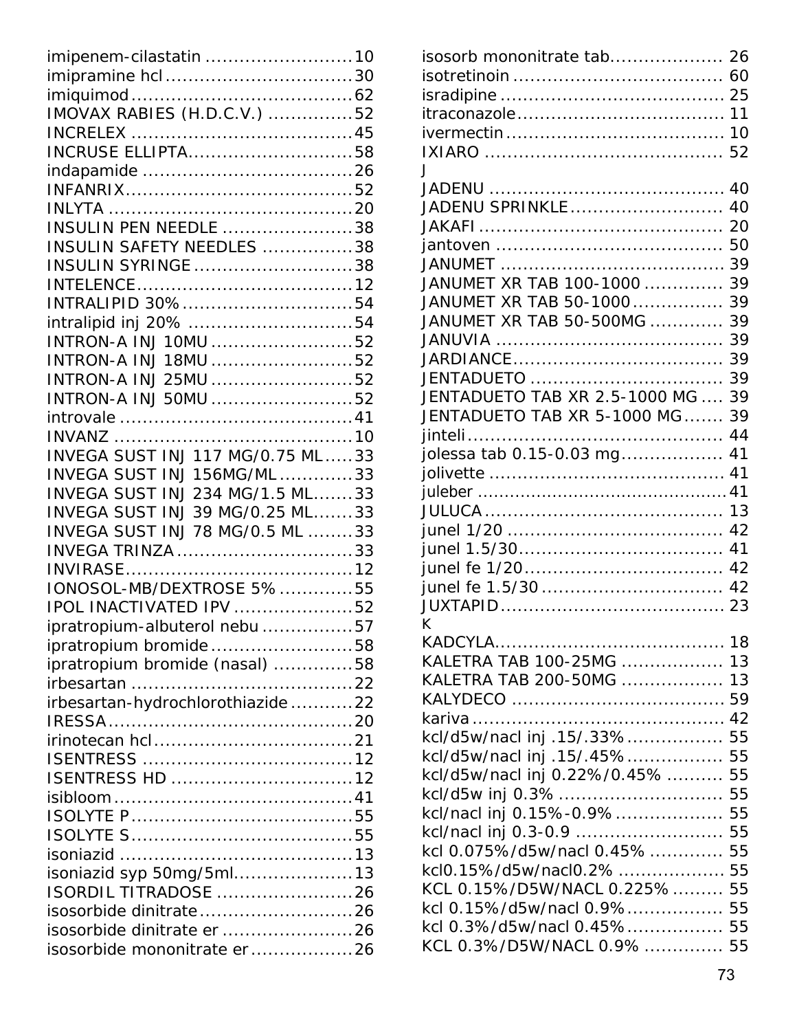imipenem-cilastatin ..........................10
imipramine hcl ................................30
imiquimod ......................................62
IMOVAX RABIES (H.D.C.V.) ..............52
INCRELEX .......................................45
INCRUSE ELLIPTA.............................58
indapamide .....................................26
INFANRIX........................................52
INLYTA ...........................................20
INSULIN PEN NEEDLE .......................38
INSULIN SAFETY NEEDLES ................38
INSULIN SYRINGE ............................38
INTELENCE......................................12
INTRALIPID 30% ..............................54
intralipid inj 20% .............................54
INTRON-A INJ 10MU .........................52
INTRON-A INJ 18MU .........................52
INTRON-A INJ 25MU .........................52
INTRON-A INJ 50MU .........................52
introvale .........................................41
INVANZ ..........................................10
INVEGA SUST INJ 117 MG/0.75 ML.....33
INVEGA SUST INJ 156MG/ML .............33
INVEGA SUST INJ 234 MG/1.5 ML.......33
INVEGA SUST INJ 39 MG/0.25 ML.......33
INVEGA SUST INJ 78 MG/0.5 ML ........33
INVEGA TRINZA ...............................33
INVIRASE........................................12
IONOSOL-MB/DEXTROSE 5% .............55
IPOL INACTIVATED IPV .....................52
ipratropium-albuterol nebu ................57
ipratropium bromide .........................58
ipratropium bromide (nasal) ..............58
irbesartan .......................................22
irbesartan-hydrochlorothiazide ...........22
IRESSA...........................................20
irinotecan hcl ...................................21
ISENTRESS .....................................12
ISENTRESS HD ................................12
isibloom ..........................................41
ISOLYTE P.......................................55
ISOLYTE S.......................................55
isoniazid .........................................13
isoniazid syp 50mg/5ml.....................13
ISORDIL TITRADOSE ........................26
isosorbide dinitrate ...........................26
isosorbide dinitrate er .......................26
isosorbide mononitrate er ..................26
isosorb mononitrate tab.................... 26
isotretinoin ..................................... 60
isradipine ....................................... 25
itraconazole .................................... 11
ivermectin ...................................... 10
IXIARO .......................................... 52

J

JADENU .......................................... 40
JADENU SPRINKLE ........................... 40
JAKAFI ........................................... 20
jantoven ......................................... 50
JANUMET ....................................... 39
JANUMET XR TAB 100-1000 .............. 39
JANUMET XR TAB 50-1000 ................ 39
JANUMET XR TAB 50-500MG ............. 39
JANUVIA ........................................ 39
JARDIANCE ..................................... 39
JENTADUETO .................................. 39
JENTADUETO TAB XR 2.5-1000 MG .... 39
JENTADUETO TAB XR 5-1000 MG....... 39
jinteli .............................................. 44
jolessa tab 0.15-0.03 mg.................. 41
jolivette .......................................... 41
juleber ............................................. 41
JULUCA .......................................... 13
junel 1/20 ...................................... 42
junel 1.5/30.................................... 41
junel fe 1/20................................... 42
junel fe 1.5/30 ................................ 42
JUXTAPID ....................................... 23

K

KADCYLA......................................... 18
KALETRA TAB 100-25MG .................. 13
KALETRA TAB 200-50MG .................. 13
KALYDECO ...................................... 59
kariva ............................................. 42
kcl/d5w/nacl inj .15/.33% ................. 55
kcl/d5w/nacl inj .15/.45% ................. 55
kcl/d5w/nacl inj 0.22%/0.45% .......... 55
kcl/d5w inj 0.3% ............................ 55
kcl/nacl inj 0.15%-0.9% ................... 55
kcl/nacl inj 0.3-0.9 .......................... 55
kcl 0.075%/d5w/nacl 0.45% ............. 55
kcl0.15%/d5w/nacl0.2% ................... 55
KCL 0.15%/D5W/NACL 0.225% ......... 55
kcl 0.15%/d5w/nacl 0.9%................. 55
kcl 0.3%/d5w/nacl 0.45%................. 55
KCL 0.3%/D5W/NACL 0.9% ............. 55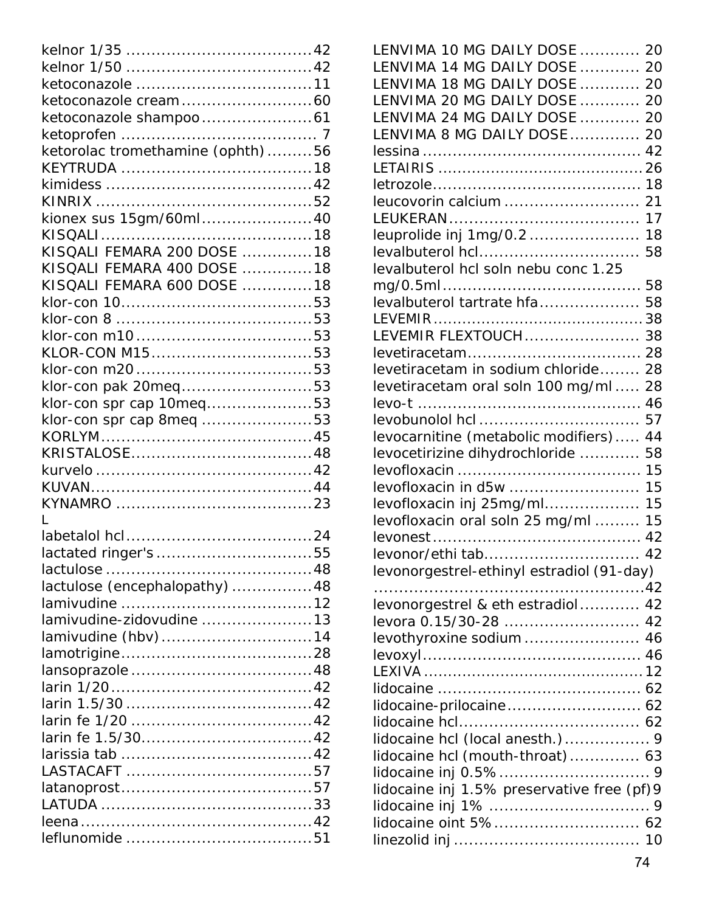kelnor 1/35 ....................................42
kelnor 1/50 ....................................42
ketoconazole ..................................11
ketoconazole cream ..........................60
ketoconazole shampoo ......................61
ketoprofen ...................................... 7
ketorolac tromethamine (ophth) .........56
KEYTRUDA .....................................18
kimidess ........................................42
KINRIX ..........................................52
kionex sus 15gm/60ml ......................40
KISQALI .........................................18
KISQALI FEMARA 200 DOSE .............18
KISQALI FEMARA 400 DOSE .............18
KISQALI FEMARA 600 DOSE .............18
klor-con 10 .....................................53
klor-con 8 ......................................53
klor-con m10 ..................................53
KLOR-CON M15 ...............................53
klor-con m20 ..................................53
klor-con pak 20meq ..........................53
klor-con spr cap 10meq .....................53
klor-con spr cap 8meq ......................53
KORLYM .........................................45
KRISTALOSE ...................................48
kurvelo ..........................................42
KUVAN ...........................................44
KYNAMRO ......................................23

L

labetalol hcl ....................................24
lactated ringer's ..............................55
lactulose ........................................48
lactulose (encephalopathy) ................48
lamivudine .....................................12
lamivudine-zidovudine ......................13
lamivudine (hbv) .............................14
lamotrigine .....................................28
lansoprazole ...................................48
larin 1/20 .......................................42
larin 1.5/30 ....................................42
larin fe 1/20 ...................................42
larin fe 1.5/30 .................................42
larissia tab .....................................42
LASTACAFT ....................................57
latanoprost .....................................57
LATUDA .........................................33
leena .............................................42
leflunomide ....................................51
LENVIMA 10 MG DAILY DOSE ............ 20
LENVIMA 14 MG DAILY DOSE ............ 20
LENVIMA 18 MG DAILY DOSE ............ 20
LENVIMA 20 MG DAILY DOSE ............ 20
LENVIMA 24 MG DAILY DOSE ............ 20
LENVIMA 8 MG DAILY DOSE .............. 20
lessina ........................................... 42
LETAIRIS ........................................ 26
letrozole ......................................... 18
leucovorin calcium ........................... 21
LEUKERAN ..................................... 17
leuprolide inj 1mg/0.2 ...................... 18
levalbuterol hcl ............................... 58
levalbuterol hcl soln nebu conc 1.25 mg/0.5ml ....................................... 58
levalbuterol tartrate hfa .................... 58
LEVEMIR ......................................... 38
LEVEMIR FLEXTOUCH ...................... 38
levetiracetam .................................. 28
levetiracetam in sodium chloride ........ 28
levetiracetam oral soln 100 mg/ml ..... 28
levo-t ............................................ 46
levobunolol hcl ............................... 57
levocarnitine (metabolic modifiers) ..... 44
levocetirizine dihydrochloride ............ 58
levofloxacin .................................... 15
levofloxacin in d5w ......................... 15
levofloxacin inj 25mg/ml .................. 15
levofloxacin oral soln 25 mg/ml ......... 15
levonest ......................................... 42
levonor/ethi tab .............................. 42
levonorgestrel-ethinyl estradiol (91-day) ......................................................42
levonorgestrel & eth estradiol ............ 42
levora 0.15/30-28 ........................... 42
levothyroxine sodium ....................... 46
levoxyl ........................................... 46
LEXIVA ...........................................12
lidocaine ........................................ 62
lidocaine-prilocaine .......................... 62
lidocaine hcl ................................... 62
lidocaine hcl (local anesth.) ................. 9
lidocaine hcl (mouth-throat) ............. 63
lidocaine inj 0.5% .............................. 9
lidocaine inj 1.5% preservative free (pf) 9
lidocaine inj 1% ................................ 9
lidocaine oint 5% ............................ 62
linezolid inj .................................... 10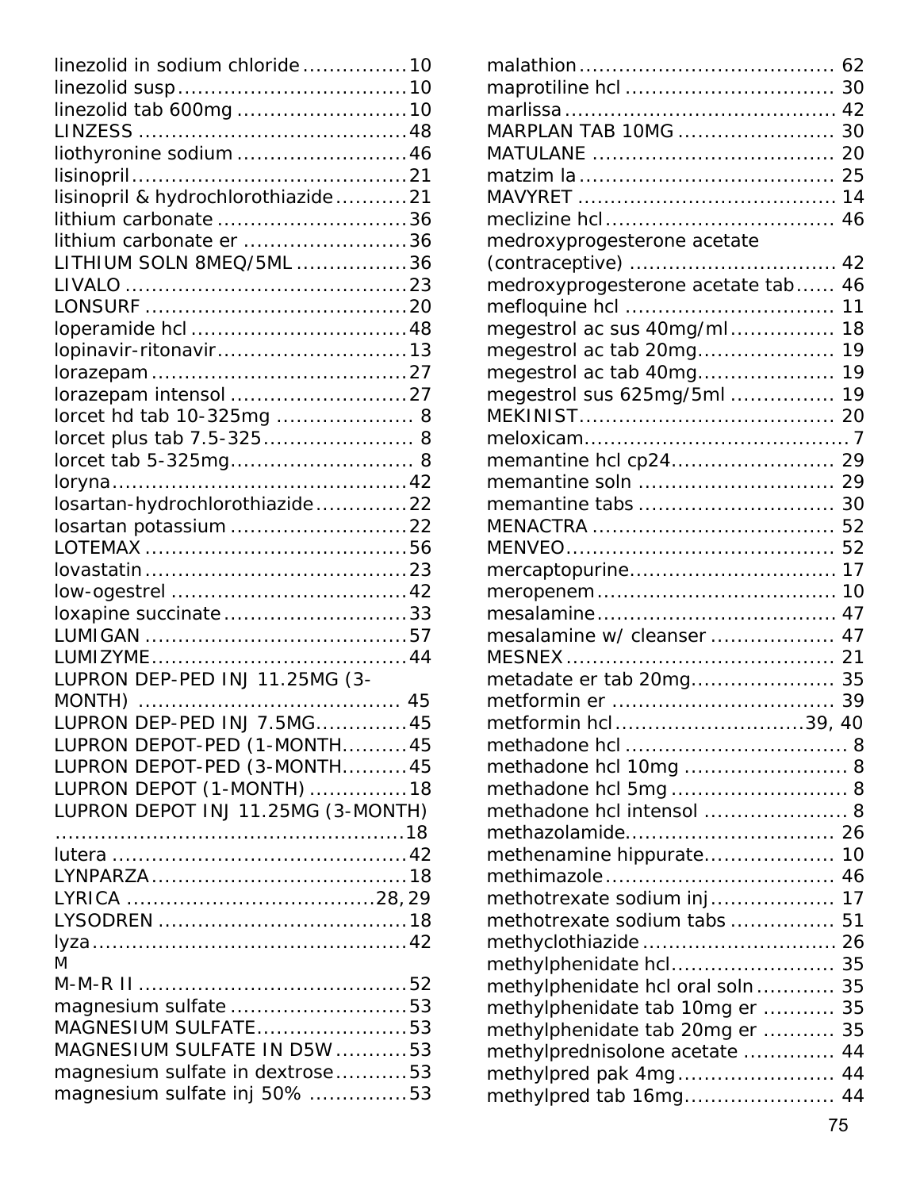linezolid in sodium chloride ................ 10
linezolid susp .................................. 10
linezolid tab 600mg .......................... 10
LINZESS ........................................ 48
liothyronine sodium .......................... 46
lisinopril .......................................... 21
lisinopril & hydrochlorothiazide ........... 21
lithium carbonate ............................. 36
lithium carbonate er ......................... 36
LITHIUM SOLN 8MEQ/5ML ................. 36
LIVALO ........................................... 23
LONSURF ........................................ 20
loperamide hcl ................................. 48
lopinavir-ritonavir ............................. 13
lorazepam ....................................... 27
lorazepam intensol ........................... 27
lorcet hd tab 10-325mg ..................... 8
lorcet plus tab 7.5-325 ....................... 8
lorcet tab 5-325mg ............................ 8
loryna ............................................. 42
losartan-hydrochlorothiazide .............. 22
losartan potassium ........................... 22
LOTEMAX ........................................ 56
lovastatin ........................................ 23
low-ogestrel .................................... 42
loxapine succinate ............................ 33
LUMIGAN ........................................ 57
LUMIZYME ....................................... 44
LUPRON DEP-PED INJ 11.25MG (3-MONTH) ........................................ 45
LUPRON DEP-PED INJ 7.5MG .............. 45
LUPRON DEPOT-PED (1-MONTH .......... 45
LUPRON DEPOT-PED (3-MONTH .......... 45
LUPRON DEPOT (1-MONTH) ............... 18
LUPRON DEPOT INJ 11.25MG (3-MONTH) ...................................................... 18
lutera ............................................. 42
LYNPARZA ....................................... 18
LYRICA ...................................... 28, 29
LYSODREN ...................................... 18
lyza ................................................ 42

M

M-M-R II ......................................... 52
magnesium sulfate ........................... 53
MAGNESIUM SULFATE ....................... 53
MAGNESIUM SULFATE IN D5W ........... 53
magnesium sulfate in dextrose ........... 53
magnesium sulfate inj 50% ............... 53
malathion ....................................... 62
maprotiline hcl ................................ 30
marlissa ......................................... 42
MARPLAN TAB 10MG ........................ 30
MATULANE ..................................... 20
matzim la ....................................... 25
MAVYRET ....................................... 14
meclizine hcl ................................... 46
medroxyprogesterone acetate (contraceptive) ................................ 42
medroxyprogesterone acetate tab ...... 46
mefloquine hcl ................................ 11
megestrol ac sus 40mg/ml ................ 18
megestrol ac tab 20mg ..................... 19
megestrol ac tab 40mg ..................... 19
megestrol sus 625mg/5ml ................ 19
MEKINIST ....................................... 20
meloxicam ......................................... 7
memantine hcl cp24 ......................... 29
memantine soln .............................. 29
memantine tabs .............................. 30
MENACTRA ..................................... 52
MENVEO ......................................... 52
mercaptopurine ................................ 17
meropenem ..................................... 10
mesalamine ..................................... 47
mesalamine w/ cleanser ................... 47
MESNEX ......................................... 21
metadate er tab 20mg ...................... 35
metformin er ................................... 39
metformin hcl ............................ 39, 40
methadone hcl ................................... 8
methadone hcl 10mg .......................... 8
methadone hcl 5mg ............................ 8
methadone hcl intensol ...................... 8
methazolamide ................................ 26
methenamine hippurate .................... 10
methimazole ................................... 46
methotrexate sodium inj ................... 17
methotrexate sodium tabs ................ 51
methyclothiazide ............................. 26
methylphenidate hcl ......................... 35
methylphenidate hcl oral soln ............ 35
methylphenidate tab 10mg er ........... 35
methylphenidate tab 20mg er ........... 35
methylprednisolone acetate .............. 44
methylpred pak 4mg ......................... 44
methylpred tab 16mg ....................... 44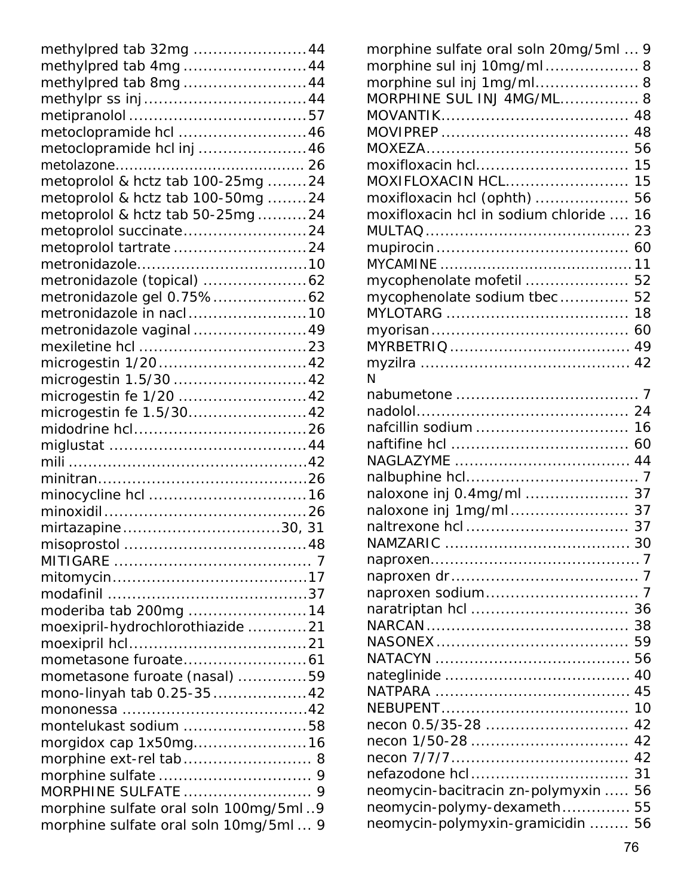methylpred tab 32mg .......................44
methylpred tab 4mg .........................44
methylpred tab 8mg .........................44
methylpr ss inj .................................44
metipranolol ....................................57
metoclopramide hcl ..........................46
metoclopramide hcl inj ......................46
metolazone........................................ 26
metoprolol & hctz tab 100-25mg ........24
metoprolol & hctz tab 100-50mg ........24
metoprolol & hctz tab 50-25mg ..........24
metoprolol succinate.........................24
metoprolol tartrate ...........................24
metronidazole..................................10
metronidazole (topical) .....................62
metronidazole gel 0.75% ...................62
metronidazole in nacl ........................10
metronidazole vaginal .......................49
mexiletine hcl ..................................23
microgestin 1/20 ..............................42
microgestin 1.5/30 ...........................42
microgestin fe 1/20 ..........................42
microgestin fe 1.5/30........................42
midodrine hcl...................................26
miglustat ........................................44
mili .................................................42
minitran...........................................26
minocycline hcl ................................16
minoxidil .........................................26
mirtazapine................................30, 31
misoprostol .....................................48
MITIGARE ........................................ 7
mitomycin........................................17
modafinil .........................................37
moderiba tab 200mg ........................14
moexipril-hydrochlorothiazide ............21
moexipril hcl....................................21
mometasone furoate.........................61
mometasone furoate (nasal) ..............59
mono-linyah tab 0.25-35 ...................42
mononessa ......................................42
montelukast sodium .........................58
morgidox cap 1x50mg.......................16
morphine ext-rel tab .......................... 8
morphine sulfate ............................... 9
MORPHINE SULFATE .......................... 9
morphine sulfate oral soln 100mg/5ml ..9
morphine sulfate oral soln 10mg/5ml ... 9
morphine sulfate oral soln 20mg/5ml ... 9
morphine sul inj 10mg/ml................... 8
morphine sul inj 1mg/ml..................... 8
MORPHINE SUL INJ 4MG/ML............... 8
MOVANTIK..................................... 48
MOVIPREP ..................................... 48
MOXEZA........................................ 56
moxifloxacin hcl.............................. 15
MOXIFLOXACIN HCL......................... 15
moxifloxacin hcl (ophth) ................... 56
moxifloxacin hcl in sodium chloride .... 16
MULTAQ ......................................... 23
mupirocin ...................................... 60
MYCAMINE ....................................... 11
mycophenolate mofetil ..................... 52
mycophenolate sodium tbec ............. 52
MYLOTARG .................................... 18
myorisan ....................................... 60
MYRBETRIQ .................................... 49
myzilra .......................................... 42

N

nabumetone .................................... 7
nadolol.......................................... 24
nafcillin sodium .............................. 16
naftifine hcl ................................... 60
NAGLAZYME ................................... 44
nalbuphine hcl.................................. 7
naloxone inj 0.4mg/ml ..................... 37
naloxone inj 1mg/ml ........................ 37
naltrexone hcl ................................ 37
NAMZARIC ..................................... 30
naproxen.......................................... 7
naproxen dr ...................................... 7
naproxen sodium............................... 7
naratriptan hcl ................................ 36
NARCAN ......................................... 38
NASONEX ....................................... 59
NATACYN ....................................... 56
nateglinide ..................................... 40
NATPARA ....................................... 45
NEBUPENT...................................... 10
necon 0.5/35-28 ............................. 42
necon 1/50-28 ................................ 42
necon 7/7/7.................................... 42
nefazodone hcl ................................ 31
neomycin-bacitracin zn-polymyxin ..... 56
neomycin-polymy-dexameth.............. 55
neomycin-polymyxin-gramicidin ........ 56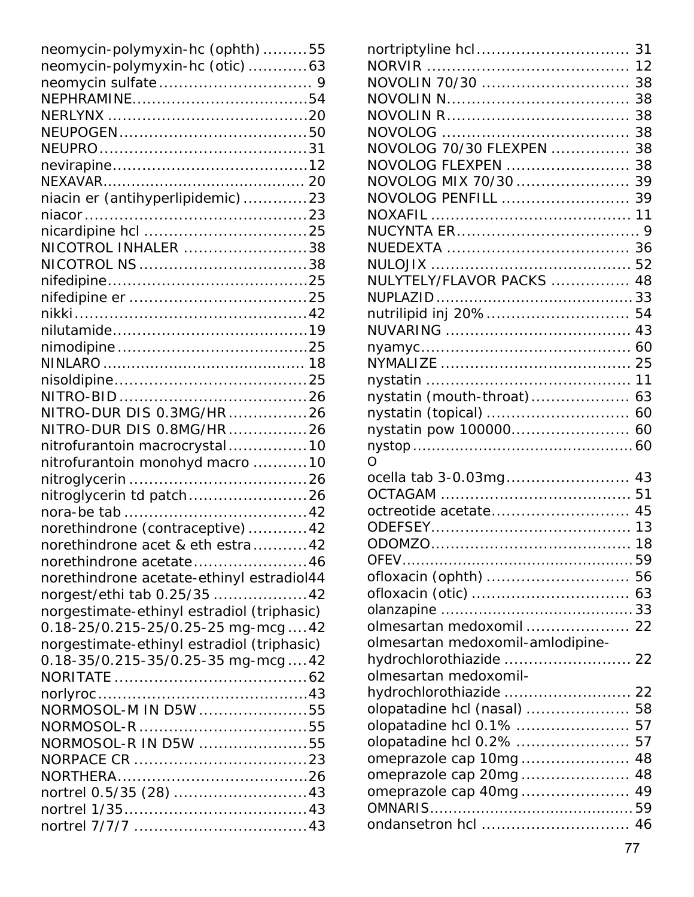neomycin-polymyxin-hc (ophth) .........55
neomycin-polymyxin-hc (otic) ............63
neomycin sulfate ............................... 9
NEPHRAMINE...................................54
NERLYNX .........................................20
NEUPOGEN......................................50
NEUPRO...........................................31
nevirapine........................................12
NEXAVAR.......................................... 20
niacin er (antihyperlipidemic) .............23
niacor .............................................23
nicardipine hcl .................................25
NICOTROL INHALER .........................38
NICOTROL NS ..................................38
nifedipine.........................................25
nifedipine er ....................................25
nikki...............................................42
nilutamide........................................19
nimodipine .......................................25
NINLARO .......................................... 18
nisoldipine.......................................25
NITRO-BID .......................................26
NITRO-DUR DIS 0.3MG/HR ................26
NITRO-DUR DIS 0.8MG/HR ................26
nitrofurantoin macrocrystal ................10
nitrofurantoin monohyd macro ...........10
nitroglycerin ....................................26
nitroglycerin td patch........................26
nora-be tab .....................................42
norethindrone (contraceptive) ............42
norethindrone acet & eth estra ...........42
norethindrone acetate.......................46
norethindrone acetate-ethinyl estradiol44
norgest/ethi tab 0.25/35 ...................42
norgestimate-ethinyl estradiol (triphasic) 0.18-25/0.215-25/0.25-25 mg-mcg ....42
norgestimate-ethinyl estradiol (triphasic) 0.18-35/0.215-35/0.25-35 mg-mcg ....42
NORITATE .......................................62
norlyroc...........................................43
NORMOSOL-M IN D5W ......................55
NORMOSOL-R ..................................55
NORMOSOL-R IN D5W ......................55
NORPACE CR ...................................23
NORTHERA.......................................26
nortrel 0.5/35 (28) ...........................43
nortrel 1/35.....................................43
nortrel 7/7/7 ...................................43
nortriptyline hcl.............................. 31
NORVIR ........................................ 12
NOVOLIN 70/30 ............................. 38
NOVOLIN N.................................... 38
NOVOLIN R.................................... 38
NOVOLOG ..................................... 38
NOVOLOG 70/30 FLEXPEN ............... 38
NOVOLOG FLEXPEN ........................ 38
NOVOLOG MIX 70/30 ....................... 39
NOVOLOG PENFILL .......................... 39
NOXAFIL ........................................ 11
NUCYNTA ER..................................... 9
NUEDEXTA ..................................... 36
NULOJIX ........................................ 52
NULYTELY/FLAVOR PACKS ............... 48
NUPLAZID.........................................33
nutrilipid inj 20% ............................ 54
NUVARING ..................................... 43
nyamyc........................................... 60
NYMALIZE ...................................... 25
nystatin .......................................... 11
nystatin (mouth-throat).................... 63
nystatin (topical) ............................. 60
nystatin pow 100000........................ 60
nystop..............................................60

O

ocella tab 3-0.03mg......................... 43
OCTAGAM ....................................... 51
octreotide acetate............................ 45
ODEFSEY......................................... 13
ODOMZO......................................... 18
OFEV................................................59
ofloxacin (ophth) ............................. 56
ofloxacin (otic) ................................ 63
olanzapine ........................................33
olmesartan medoxomil ..................... 22
olmesartan medoxomil-amlodipine-hydrochlorothiazide .......................... 22
olmesartan medoxomil-hydrochlorothiazide .......................... 22
olopatadine hcl (nasal) ..................... 58
olopatadine hcl 0.1% ....................... 57
olopatadine hcl 0.2% ....................... 57
omeprazole cap 10mg ...................... 48
omeprazole cap 20mg ...................... 48
omeprazole cap 40mg ...................... 49
OMNARIS...........................................59
ondansetron hcl .............................. 46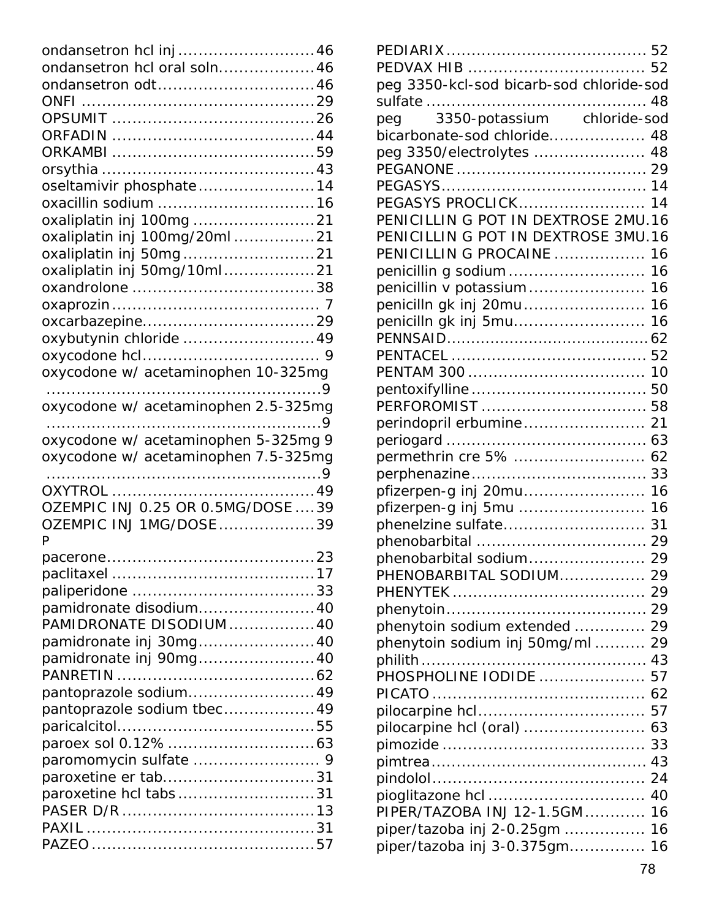ondansetron hcl inj ........................... 46
ondansetron hcl oral soln................... 46
ondansetron odt............................... 46
ONFI ............................................. 29
OPSUMIT ........................................ 26
ORFADIN ........................................ 44
ORKAMBI ........................................ 59
orsythia .......................................... 43
oseltamivir phosphate....................... 14
oxacillin sodium ............................... 16
oxaliplatin inj 100mg ........................ 21
oxaliplatin inj 100mg/20ml ................ 21
oxaliplatin inj 50mg .......................... 21
oxaliplatin inj 50mg/10ml .................. 21
oxandrolone .................................... 38
oxaprozin ......................................... 7
oxcarbazepine.................................. 29
oxybutynin chloride .......................... 49
oxycodone hcl.................................... 9
oxycodone w/ acetaminophen 10-325mg ....................................................9
oxycodone w/ acetaminophen 2.5-325mg ....................................................9
oxycodone w/ acetaminophen 5-325mg 9
oxycodone w/ acetaminophen 7.5-325mg ....................................................9
OXYTROL ........................................ 49
OZEMPIC INJ 0.25 OR 0.5MG/DOSE .... 39
OZEMPIC INJ 1MG/DOSE ................... 39

P

pacerone......................................... 23
paclitaxel ........................................ 17
paliperidone .................................... 33
pamidronate disodium....................... 40
PAMIDRONATE DISODIUM ................. 40
pamidronate inj 30mg....................... 40
pamidronate inj 90mg....................... 40
PANRETIN ....................................... 62
pantoprazole sodium......................... 49
pantoprazole sodium tbec.................. 49
paricalcitol....................................... 55
paroex sol 0.12% ............................. 63
paromomycin sulfate ......................... 9
paroxetine er tab.............................. 31
paroxetine hcl tabs ........................... 31
PASER D/R ...................................... 13
PAXIL ............................................. 31
PAZEO ............................................ 57
PEDIARIX ........................................ 52
PEDVAX HIB .................................... 52
peg 3350-kcl-sod bicarb-sod chloride-sod sulfate ............................................ 48
peg 3350-potassium chloride-sod bicarbonate-sod chloride.................. 48
peg 3350/electrolytes ...................... 48
PEGANONE ...................................... 29
PEGASYS......................................... 14
PEGASYS PROCLICK......................... 14
PENICILLIN G POT IN DEXTROSE 2MU.16
PENICILLIN G POT IN DEXTROSE 3MU.16
PENICILLIN G PROCAINE .................. 16
penicillin g sodium ........................... 16
penicillin v potassium ....................... 16
penicilln gk inj 20mu........................ 16
penicilln gk inj 5mu.......................... 16
PENNSAID........................................ 62
PENTACEL ....................................... 52
PENTAM 300 ................................... 10
pentoxifylline ................................... 50
PERFOROMIST ................................. 58
perindopril erbumine........................ 21
periogard ........................................ 63
permethrin cre 5% .......................... 62
perphenazine................................... 33
pfizerpen-g inj 20mu........................ 16
pfizerpen-g inj 5mu ......................... 16
phenelzine sulfate............................ 31
phenobarbital .................................. 29
phenobarbital sodium....................... 29
PHENOBARBITAL SODIUM................. 29
PHENYTEK ...................................... 29
phenytoin........................................ 29
phenytoin sodium extended ............. 29
phenytoin sodium inj 50mg/ml .......... 29
philith ............................................ 43
PHOSPHOLINE IODIDE ..................... 57
PICATO .......................................... 62
pilocarpine hcl................................. 57
pilocarpine hcl (oral) ........................ 63
pimozide ........................................ 33
pimtrea.......................................... 43
pindolol.......................................... 24
pioglitazone hcl ............................... 40
PIPER/TAZOBA INJ 12-1.5GM ............ 16
piper/tazoba inj 2-0.25gm ................ 16
piper/tazoba inj 3-0.375gm............... 16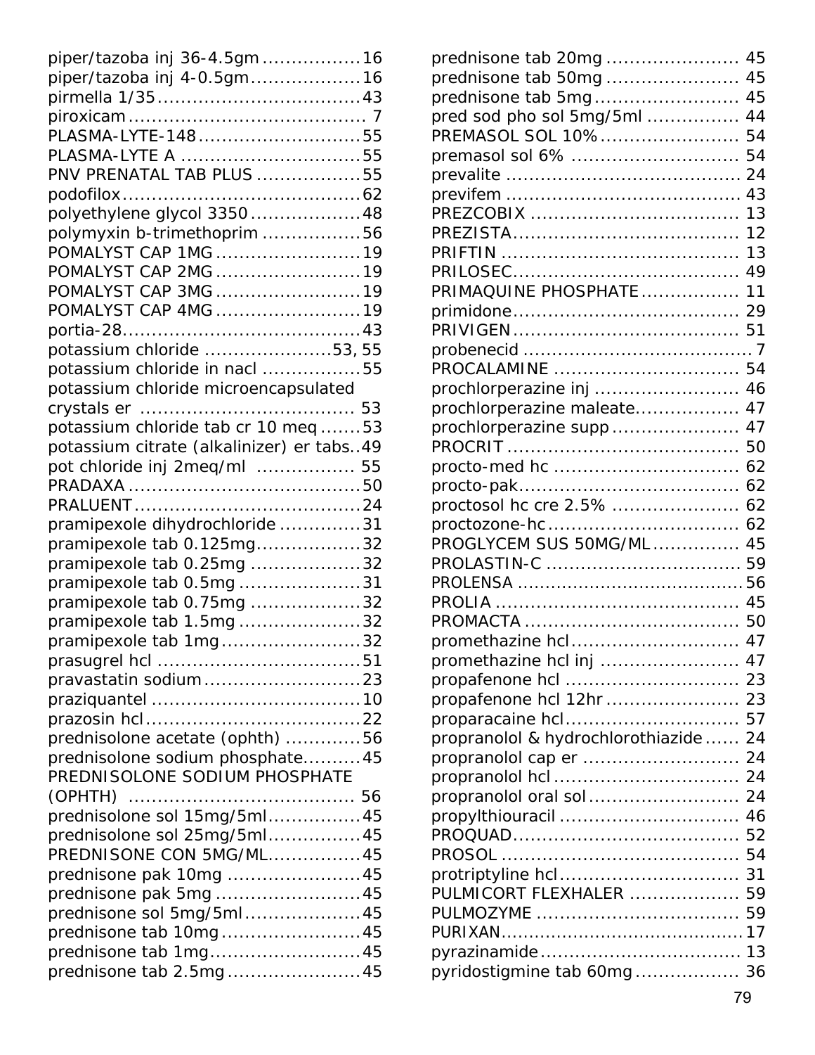piper/tazoba inj 36-4.5gm ................. 16
piper/tazoba inj 4-0.5gm ................... 16
pirmella 1/35 .................................. 43
piroxicam ........................................ 7
PLASMA-LYTE-148 ............................ 55
PLASMA-LYTE A .............................. 55
PNV PRENATAL TAB PLUS .................. 55
podofilox ......................................... 62
polyethylene glycol 3350 ................... 48
polymyxin b-trimethoprim ................. 56
POMALYST CAP 1MG ......................... 19
POMALYST CAP 2MG ......................... 19
POMALYST CAP 3MG ......................... 19
POMALYST CAP 4MG ......................... 19
portia-28 ........................................ 43
potassium chloride ...................... 53, 55
potassium chloride in nacl ................. 55
potassium chloride microencapsulated crystals er ..................................... 53
potassium chloride tab cr 10 meq ....... 53
potassium citrate (alkalinizer) er tabs .. 49
pot chloride inj 2meq/ml ................. 55
PRADAXA ........................................ 50
PRALUENT ....................................... 24
pramipexole dihydrochloride .............. 31
pramipexole tab 0.125mg .................. 32
pramipexole tab 0.25mg ................... 32
pramipexole tab 0.5mg ..................... 31
pramipexole tab 0.75mg ................... 32
pramipexole tab 1.5mg ..................... 32
pramipexole tab 1mg ........................ 32
prasugrel hcl ................................... 51
pravastatin sodium ........................... 23
praziquantel .................................... 10
prazosin hcl ..................................... 22
prednisolone acetate (ophth) ............. 56
prednisolone sodium phosphate .......... 45
PREDNISOLONE SODIUM PHOSPHATE (OPHTH) ...................................... 56
prednisolone sol 15mg/5ml ................ 45
prednisolone sol 25mg/5ml ................ 45
PREDNISONE CON 5MG/ML ................ 45
prednisone pak 10mg ....................... 45
prednisone pak 5mg ......................... 45
prednisone sol 5mg/5ml .................... 45
prednisone tab 10mg ........................ 45
prednisone tab 1mg .......................... 45
prednisone tab 2.5mg ....................... 45
prednisone tab 20mg ....................... 45
prednisone tab 50mg ....................... 45
prednisone tab 5mg ......................... 45
pred sod pho sol 5mg/5ml ................ 44
PREMASOL SOL 10% ........................ 54
premasol sol 6% ............................. 54
prevalite ........................................ 24
previfem ........................................ 43
PREZCOBIX .................................... 13
PREZISTA ....................................... 12
PRIFTIN ......................................... 13
PRILOSEC ...................................... 49
PRIMAQUINE PHOSPHATE ................. 11
primidone ...................................... 29
PRIVIGEN ...................................... 51
probenecid ....................................... 7
PROCALAMINE ................................ 54
prochlorperazine inj ......................... 46
prochlorperazine maleate .................. 47
prochlorperazine supp ...................... 47
PROCRIT ........................................ 50
procto-med hc ................................ 62
procto-pak ...................................... 62
proctosol hc cre 2.5% ...................... 62
proctozone-hc ................................. 62
PROGLYCEM SUS 50MG/ML .............. 45
PROLASTIN-C ................................. 59
PROLENSA ...................................... 56
PROLIA .......................................... 45
PROMACTA .................................... 50
promethazine hcl ............................ 47
promethazine hcl inj ....................... 47
propafenone hcl ............................. 23
propafenone hcl 12hr ...................... 23
proparacaine hcl ............................. 57
propranolol & hydrochlorothiazide ...... 24
propranolol cap er ........................... 24
propranolol hcl ................................ 24
propranolol oral sol .......................... 24
propylthiouracil ............................... 46
PROQUAD ....................................... 52
PROSOL ......................................... 54
protriptyline hcl ............................... 31
PULMICORT FLEXHALER ................... 59
PULMOZYME ................................... 59
PURIXAN ........................................ 17
pyrazinamide .................................. 13
pyridostigmine tab 60mg .................. 36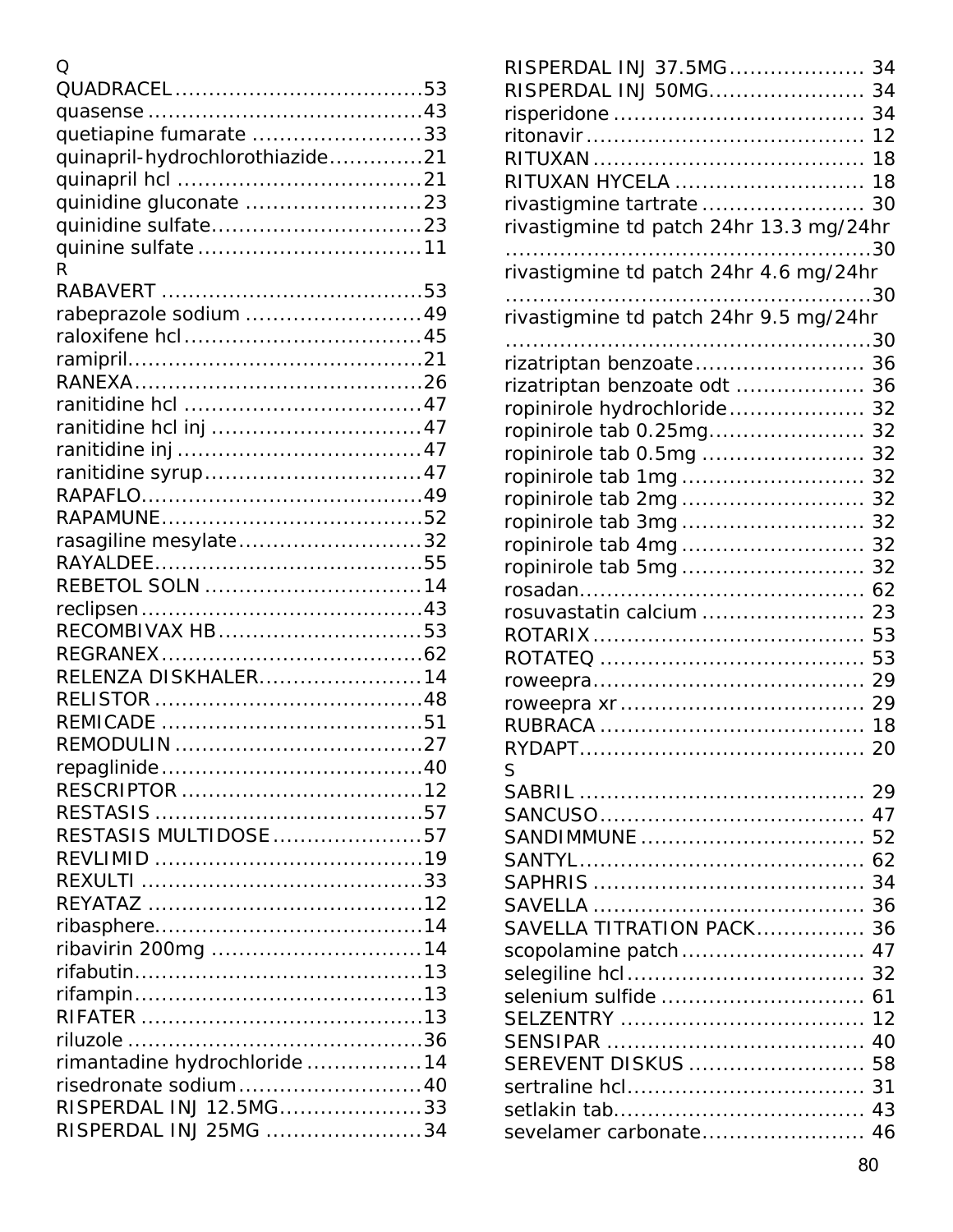Q

QUADRACEL ................................... 53
quasense ....................................... 43
quetiapine fumarate ........................ 33
quinapril-hydrochlorothiazide............. 21
quinapril hcl .................................. 21
quinidine gluconate ......................... 23
quinidine sulfate.............................. 23
quinine sulfate ................................ 11

R

RABAVERT ..................................... 53
rabeprazole sodium ......................... 49
raloxifene hcl .................................. 45
ramipril........................................... 21
RANEXA.......................................... 26
ranitidine hcl ................................... 47
ranitidine hcl inj .............................. 47
ranitidine inj ................................... 47
ranitidine syrup ............................... 47
RAPAFLO......................................... 49
RAPAMUNE...................................... 52
rasagiline mesylate .......................... 32
RAYALDEE....................................... 55
REBETOL SOLN ............................... 14
reclipsen ......................................... 43
RECOMBIVAX HB ............................. 53
REGRANEX ...................................... 62
RELENZA DISKHALER........................ 14
RELISTOR ....................................... 48
REMICADE ...................................... 51
REMODULIN .................................... 27
repaglinide ...................................... 40
RESCRIPTOR ................................... 12
RESTASIS ....................................... 57
RESTASIS MULTIDOSE ...................... 57
REVLIMID ....................................... 19
REXULTI ......................................... 33
REYATAZ ........................................ 12
ribasphere....................................... 14
ribavirin 200mg .............................. 14
rifabutin.......................................... 13
rifampin.......................................... 13
RIFATER ......................................... 13
riluzole ........................................... 36
rimantadine hydrochloride ................. 14
risedronate sodium ........................... 40
RISPERDAL INJ 12.5MG..................... 33
RISPERDAL INJ 25MG ....................... 34
RISPERDAL INJ 37.5MG..................... 34
RISPERDAL INJ 50MG........................ 34
risperidone ..................................... 34
ritonavir .......................................... 12
RITUXAN ........................................ 18
RITUXAN HYCELA ............................ 18
rivastigmine tartrate ........................ 30
rivastigmine td patch 24hr 13.3 mg/24hr ...................................................... 30
rivastigmine td patch 24hr 4.6 mg/24hr ...................................................... 30
rivastigmine td patch 24hr 9.5 mg/24hr ...................................................... 30
rizatriptan benzoate ......................... 36
rizatriptan benzoate odt ................... 36
ropinirole hydrochloride .................... 32
ropinirole tab 0.25mg....................... 32
ropinirole tab 0.5mg ........................ 32
ropinirole tab 1mg ........................... 32
ropinirole tab 2mg ........................... 32
ropinirole tab 3mg ........................... 32
ropinirole tab 4mg ........................... 32
ropinirole tab 5mg ........................... 32
rosadan.......................................... 62
rosuvastatin calcium ........................ 23
ROTARIX ........................................ 53
ROTATEQ ....................................... 53
roweepra ........................................ 29
roweepra xr .................................... 29
RUBRACA ....................................... 18
RYDAPT.......................................... 20

S

SABRIL .......................................... 29
SANCUSO ....................................... 47
SANDIMMUNE ................................. 52
SANTYL .......................................... 62
SAPHRIS ........................................ 34
SAVELLA ........................................ 36
SAVELLA TITRATION PACK................ 36
scopolamine patch ........................... 47
selegiline hcl ................................... 32
selenium sulfide .............................. 61
SELZENTRY .................................... 12
SENSIPAR ...................................... 40
SEREVENT DISKUS .......................... 58
sertraline hcl ................................... 31
setlakin tab..................................... 43
sevelamer carbonate ........................ 46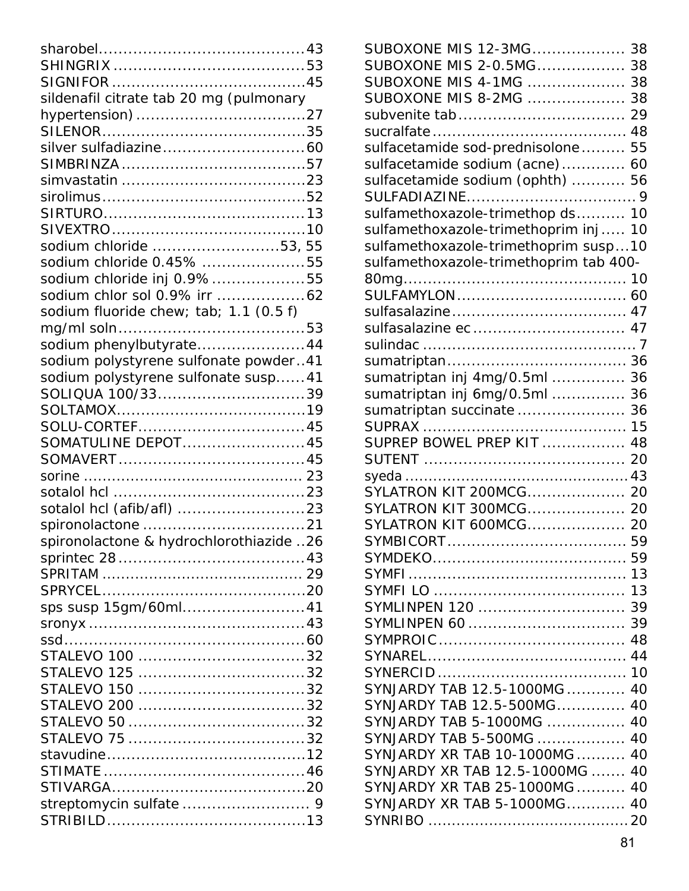sharobel....................................43
SHINGRIX....................................53
SIGNIFOR....................................45
sildenafil citrate tab 20 mg (pulmonary hypertension)....................................27
SILENOR....................................35
silver sulfadiazine....................................60
SIMBRINZA....................................57
simvastatin....................................23
sirolimus....................................52
SIRTURO....................................13
SIVEXTRO....................................10
sodium chloride....................................53, 55
sodium chloride 0.45%....................................55
sodium chloride inj 0.9%....................................55
sodium chlor sol 0.9% irr....................................62
sodium fluoride chew; tab; 1.1 (0.5 f) mg/ml soln....................................53
sodium phenylbutyrate....................................44
sodium polystyrene sulfonate powder..41
sodium polystyrene sulfonate susp......41
SOLIQUA 100/33....................................39
SOLTAMOX....................................19
SOLU-CORTEF....................................45
SOMATULINE DEPOT....................................45
SOMAVERT....................................45
sorine....................................23
sotalol hcl....................................23
sotalol hcl (afib/afl)....................................23
spironolactone....................................21
spironolactone & hydrochlorothiazide..26
sprintec 28....................................43
SPRITAM....................................29
SPRYCEL....................................20
sps susp 15gm/60ml....................................41
sronyx....................................43
ssd....................................60
STALEVO 100....................................32
STALEVO 125....................................32
STALEVO 150....................................32
STALEVO 200....................................32
STALEVO 50....................................32
STALEVO 75....................................32
stavudine....................................12
STIMATE....................................46
STIVARGA....................................20
streptomycin sulfate....................................9
STRIBILD....................................13
SUBOXONE MIS 12-3MG....................................38
SUBOXONE MIS 2-0.5MG....................................38
SUBOXONE MIS 4-1MG....................................38
SUBOXONE MIS 8-2MG....................................38
subvenite tab....................................29
sucralfate....................................48
sulfacetamide sod-prednisolone....................................55
sulfacetamide sodium (acne)....................................60
sulfacetamide sodium (ophth)....................................56
SULFADIAZINE....................................9
sulfamethoxazole-trimethop ds....................................10
sulfamethoxazole-trimethoprim inj....................................10
sulfamethoxazole-trimethoprim susp...10
sulfamethoxazole-trimethoprim tab 400-80mg....................................10
SULFAMYLON....................................60
sulfasalazine....................................47
sulfasalazine ec....................................47
sulindac....................................7
sumatriptan....................................36
sumatriptan inj 4mg/0.5ml....................................36
sumatriptan inj 6mg/0.5ml....................................36
sumatriptan succinate....................................36
SUPRAX....................................15
SUPREP BOWEL PREP KIT....................................48
SUTENT....................................20
syeda....................................43
SYLATRON KIT 200MCG....................................20
SYLATRON KIT 300MCG....................................20
SYLATRON KIT 600MCG....................................20
SYMBICORT....................................59
SYMDEKO....................................59
SYMFI....................................13
SYMFI LO....................................13
SYMLINPEN 120....................................39
SYMLINPEN 60....................................39
SYMPROIC....................................48
SYNAREL....................................44
SYNERCID....................................10
SYNJARDY TAB 12.5-1000MG....................................40
SYNJARDY TAB 12.5-500MG....................................40
SYNJARDY TAB 5-1000MG....................................40
SYNJARDY TAB 5-500MG....................................40
SYNJARDY XR TAB 10-1000MG....................................40
SYNJARDY XR TAB 12.5-1000MG....................................40
SYNJARDY XR TAB 25-1000MG....................................40
SYNJARDY XR TAB 5-1000MG....................................40
SYNRIBO....................................20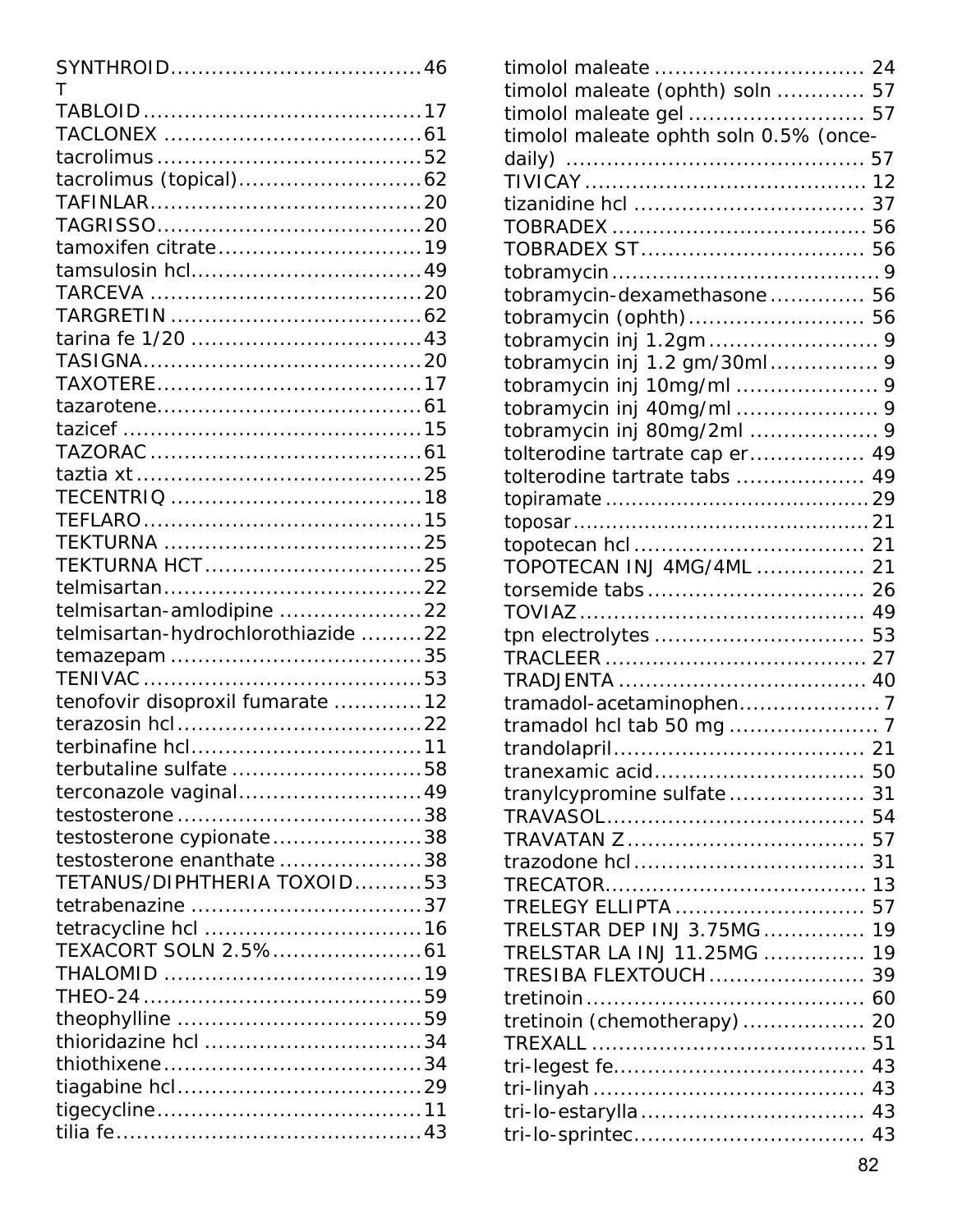SYNTHROID....................................46

T

TABLOID.........................................17
TACLONEX .....................................61
tacrolimus......................................52
tacrolimus (topical)..........................62
TAFINLAR.......................................20
TAGRISSO......................................20
tamoxifen citrate.............................19
tamsulosin hcl.................................49
TARCEVA .......................................20
TARGRETIN ....................................62
tarina fe 1/20 .................................43
TASIGNA........................................20
TAXOTERE......................................17
tazarotene......................................61
tazicef ...........................................15
TAZORAC .......................................61
taztia xt .........................................25
TECENTRIQ ....................................18
TEFLARO........................................15
TEKTURNA .....................................25
TEKTURNA HCT...............................25
telmisartan.....................................22
telmisartan-amlodipine ....................22
telmisartan-hydrochlorothiazide .........22
temazepam ....................................35
TENIVAC ........................................53
tenofovir disoproxil fumarate ............12
terazosin hcl...................................22
terbinafine hcl.................................11
terbutaline sulfate ...........................58
terconazole vaginal..........................49
testosterone ...................................38
testosterone cypionate......................38
testosterone enanthate .....................38
TETANUS/DIPHTHERIA TOXOID..........53
tetrabenazine .................................37
tetracycline hcl ...............................16
TEXACORT SOLN 2.5%......................61
THALOMID .....................................19
THEO-24 ........................................59
theophylline ...................................59
thioridazine hcl ...............................34
thiothixene.....................................34
tiagabine hcl...................................29
tigecycline......................................11
tilia fe............................................43
timolol maleate .............................. 24
timolol maleate (ophth) soln ............ 57
timolol maleate gel ......................... 57
timolol maleate ophth soln 0.5% (once-daily) ........................................... 57
TIVICAY ........................................ 12
tizanidine hcl ................................. 37
TOBRADEX ..................................... 56
TOBRADEX ST................................ 56
tobramycin....................................... 9
tobramycin-dexamethasone ............. 56
tobramycin (ophth) ......................... 56
tobramycin inj 1.2gm ......................... 9
tobramycin inj 1.2 gm/30ml ............... 9
tobramycin inj 10mg/ml ..................... 9
tobramycin inj 40mg/ml ..................... 9
tobramycin inj 80mg/2ml ................... 9
tolterodine tartrate cap er................ 49
tolterodine tartrate tabs .................. 49
topiramate ...................................... 29
toposar........................................... 21
topotecan hcl ................................. 21
TOPOTECAN INJ 4MG/4ML ............... 21
torsemide tabs ............................... 26
TOVIAZ .......................................... 49
tpn electrolytes .............................. 53
TRACLEER ...................................... 27
TRADJENTA .................................... 40
tramadol-acetaminophen..................... 7
tramadol hcl tab 50 mg ...................... 7
trandolapril.................................... 21
tranexamic acid.............................. 50
tranylcypromine sulfate ................... 31
TRAVASOL...................................... 54
TRAVATAN Z .................................. 57
trazodone hcl ................................. 31
TRECATOR...................................... 13
TRELEGY ELLIPTA ........................... 57
TRELSTAR DEP INJ 3.75MG.............. 19
TRELSTAR LA INJ 11.25MG .............. 19
TRESIBA FLEXTOUCH ....................... 39
tretinoin ........................................ 60
tretinoin (chemotherapy) ................. 20
TREXALL ........................................ 51
tri-legest fe.................................... 43
tri-linyah ....................................... 43
tri-lo-estarylla ................................ 43
tri-lo-sprintec................................. 43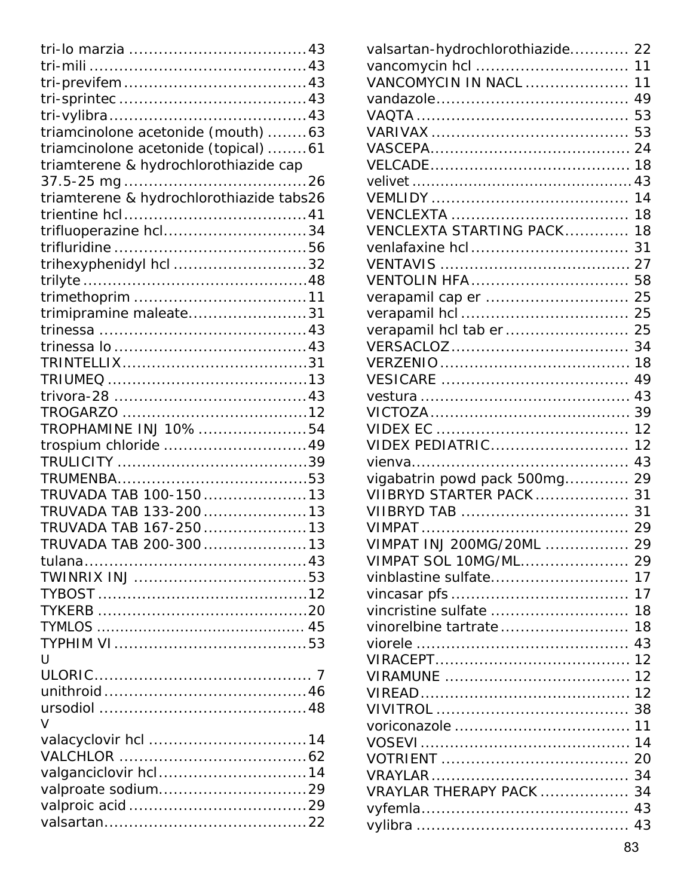tri-lo marzia ....................................43
tri-mili ............................................43
tri-previfem.....................................43
tri-sprintec ......................................43
tri-vylibra........................................43
triamcinolone acetonide (mouth) ........63
triamcinolone acetonide (topical) ........61
triamterene & hydrochlorothiazide cap 37.5-25 mg .....................................26
triamterene & hydrochlorothiazide tabs26
trientine hcl.....................................41
trifluoperazine hcl.............................34
trifluridine .......................................56
trihexyphenidyl hcl ...........................32
trilyte .............................................48
trimethoprim ...................................11
trimipramine maleate........................31
trinessa ..........................................43
trinessa lo .......................................43
TRINTELLIX......................................31
TRIUMEQ .........................................13
trivora-28 .......................................43
TROGARZO ......................................12
TROPHAMINE INJ 10% ......................54
trospium chloride .............................49
TRULICITY .......................................39
TRUMENBA.......................................53
TRUVADA TAB 100-150.....................13
TRUVADA TAB 133-200.....................13
TRUVADA TAB 167-250.....................13
TRUVADA TAB 200-300.....................13
tulana.............................................43
TWINRIX INJ ...................................53
TYBOST ...........................................12
TYKERB ...........................................20
TYMLOS ............................................ 45
TYPHIM VI .......................................53

U

ULORIC............................................ 7
unithroid .........................................46
ursodiol ..........................................48

V

valacyclovir hcl ................................14
VALCHLOR .......................................62
valganciclovir hcl..............................14
valproate sodium..............................29
valproic acid ....................................29
valsartan.........................................22
valsartan-hydrochlorothiazide............ 22
vancomycin hcl .............................. 11
VANCOMYCIN IN NACL .................... 11
vandazole....................................... 49
VAQTA ........................................... 53
VARIVAX ........................................ 53
VASCEPA......................................... 24
VELCADE......................................... 18
velivet ............................................43
VEMLIDY ........................................ 14
VENCLEXTA ................................... 18
VENCLEXTA STARTING PACK............ 18
venlafaxine hcl ............................... 31
VENTAVIS ...................................... 27
VENTOLIN HFA ............................... 58
verapamil cap er ............................ 25
verapamil hcl ................................. 25
verapamil hcl tab er ........................ 25
VERSACLOZ.................................... 34
VERZENIO ...................................... 18
VESICARE ..................................... 49
vestura .......................................... 43
VICTOZA......................................... 39
VIDEX EC ...................................... 12
VIDEX PEDIATRIC........................... 12
vienva............................................ 43
vigabatrin powd pack 500mg............ 29
VIIBRYD STARTER PACK .................. 31
VIIBRYD TAB ................................. 31
VIMPAT .......................................... 29
VIMPAT INJ 200MG/20ML ................ 29
VIMPAT SOL 10MG/ML..................... 29
vinblastine sulfate........................... 17
vincasar pfs .................................... 17
vincristine sulfate ........................... 18
vinorelbine tartrate ......................... 18
viorele ........................................... 43
VIRACEPT....................................... 12
VIRAMUNE ..................................... 12
VIREAD.......................................... 12
VIVITROL ....................................... 38
voriconazole ................................... 11
VOSEVI .......................................... 14
VOTRIENT ...................................... 20
VRAYLAR ....................................... 34
VRAYLAR THERAPY PACK .................. 34
vyfemla.......................................... 43
vylibra ........................................... 43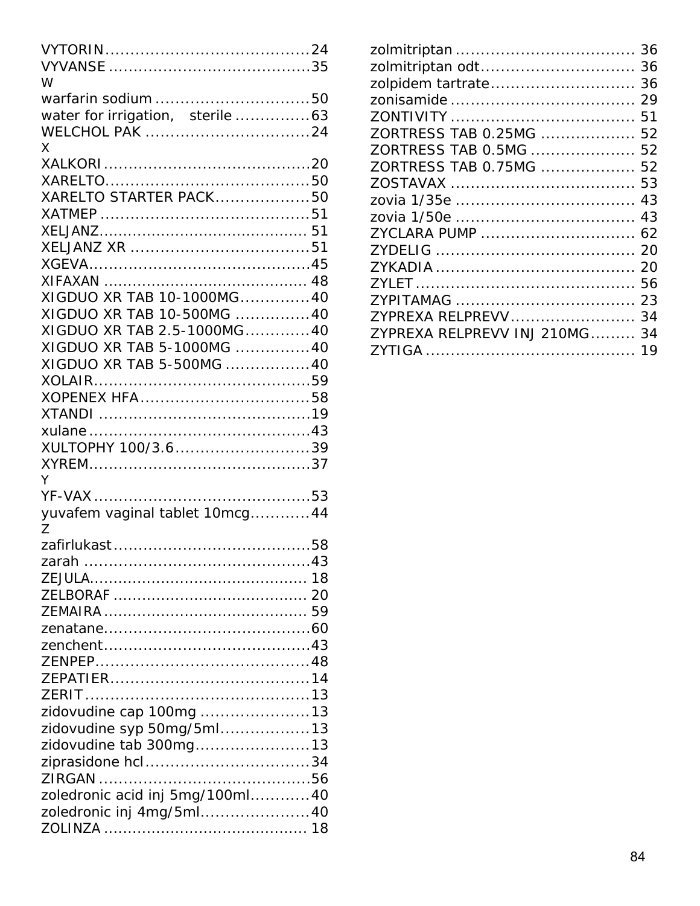VYTORIN ........................................24
VYVANSE ........................................35

W

warfarin sodium ...............................50
water for irrigation, sterile ...............63
WELCHOL PAK .................................24

X

XALKORI ..........................................20
XARELTO.........................................50
XARELTO STARTER PACK...................50
XATMEP ..........................................51
XELJANZ........................................... 51
XELJANZ XR ....................................51
XGEVA.............................................45
XIFAXAN .......................................... 48
XIGDUO XR TAB 10-1000MG.............40
XIGDUO XR TAB 10-500MG ...............40
XIGDUO XR TAB 2.5-1000MG.............40
XIGDUO XR TAB 5-1000MG ...............40
XIGDUO XR TAB 5-500MG .................40
XOLAIR............................................59
XOPENEX HFA..................................58
XTANDI ...........................................19
xulane .............................................43
XULTOPHY 100/3.6...........................39
XYREM.............................................37

Y

YF-VAX ............................................53
yuvafem vaginal tablet 10mcg............44

Z

zafirlukast ........................................58
zarah ..............................................43
ZEJULA............................................. 18
ZELBORAF ........................................ 20
ZEMAIRA .......................................... 59
zenatane..........................................60
zenchent..........................................43
ZENPEP...........................................48
ZEPATIER........................................14
ZERIT .............................................13
zidovudine cap 100mg ......................13
zidovudine syp 50mg/5ml..................13
zidovudine tab 300mg.......................13
ziprasidone hcl.................................34
ZIRGAN ...........................................56
zoledronic acid inj 5mg/100ml............40
zoledronic inj 4mg/5ml......................40
ZOLINZA ........................................... 18
zolmitriptan .................................... 36
zolmitriptan odt............................... 36
zolpidem tartrate............................. 36
zonisamide ..................................... 29
ZONTIVITY ..................................... 51
ZORTRESS TAB 0.25MG ................... 52
ZORTRESS TAB 0.5MG ..................... 52
ZORTRESS TAB 0.75MG ................... 52
ZOSTAVAX ..................................... 53
zovia 1/35e .................................... 43
zovia 1/50e .................................... 43
ZYCLARA PUMP ............................... 62
ZYDELIG ........................................ 20
ZYKADIA ........................................ 20
ZYLET ............................................ 56
ZYPITAMAG .................................... 23
ZYPREXA RELPREVV......................... 34
ZYPREXA RELPREVV INJ 210MG......... 34
ZYTIGA .......................................... 19